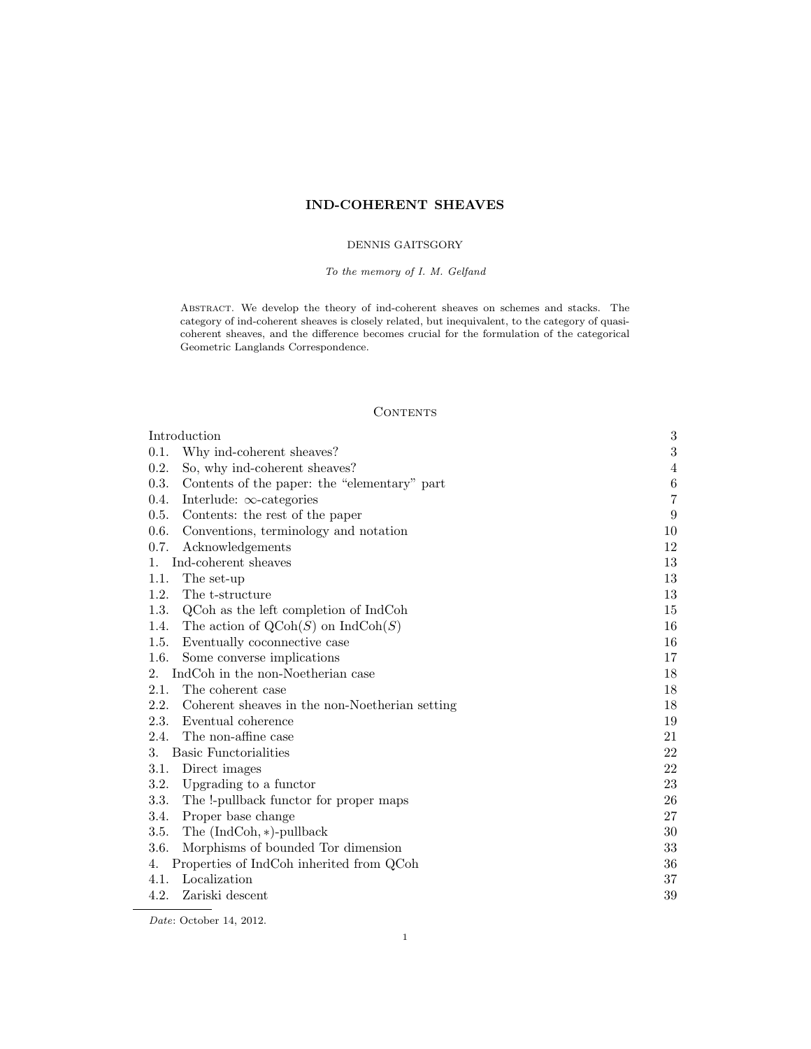# IND-COHERENT SHEAVES

DENNIS GAITSGORY

*To the memory of I. M. Gelfand*

Abstract. We develop the theory of ind-coherent sheaves on schemes and stacks. The category of ind-coherent sheaves is closely related, but inequivalent, to the category of quasi-coherent sheaves, and the difference becomes crucial for the formulation of the categorical Geometric Langlands Correspondence.

## Contents

| | |
|---|---|
| Introduction | 3 |
| 0.1. Why ind-coherent sheaves? | 3 |
| 0.2. So, why ind-coherent sheaves? | 4 |
| 0.3. Contents of the paper: the "elementary" part | 6 |
| 0.4. Interlude: $\infty$-categories | 7 |
| 0.5. Contents: the rest of the paper | 9 |
| 0.6. Conventions, terminology and notation | 10 |
| 0.7. Acknowledgements | 12 |
| 1. Ind-coherent sheaves | 13 |
| 1.1. The set-up | 13 |
| 1.2. The t-structure | 13 |
| 1.3. QCoh as the left completion of IndCoh | 15 |
| 1.4. The action of $\mathrm{QCoh}(S)$ on $\mathrm{IndCoh}(S)$ | 16 |
| 1.5. Eventually coconnective case | 16 |
| 1.6. Some converse implications | 17 |
| 2. IndCoh in the non-Noetherian case | 18 |
| 2.1. The coherent case | 18 |
| 2.2. Coherent sheaves in the non-Noetherian setting | 18 |
| 2.3. Eventual coherence | 19 |
| 2.4. The non-affine case | 21 |
| 3. Basic Functorialities | 22 |
| 3.1. Direct images | 22 |
| 3.2. Upgrading to a functor | 23 |
| 3.3. The !-pullback functor for proper maps | 26 |
| 3.4. Proper base change | 27 |
| 3.5. The $(\mathrm{IndCoh}, *)$-pullback | 30 |
| 3.6. Morphisms of bounded Tor dimension | 33 |
| 4. Properties of IndCoh inherited from QCoh | 36 |
| 4.1. Localization | 37 |
| 4.2. Zariski descent | 39 |

*Date*: October 14, 2012.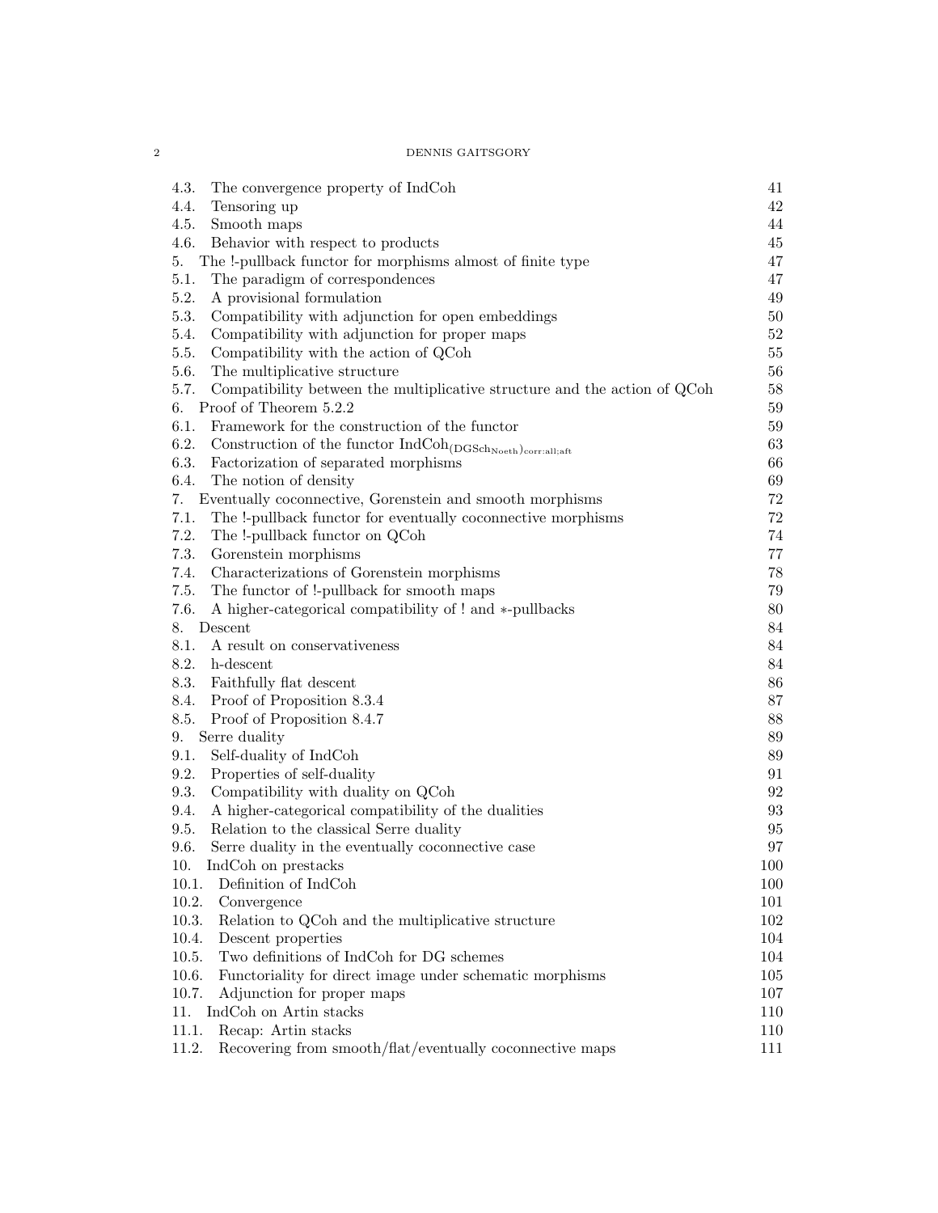4.3. The convergence property of IndCoh 41
4.4. Tensoring up 42
4.5. Smooth maps 44
4.6. Behavior with respect to products 45
5. The !-pullback functor for morphisms almost of finite type 47
5.1. The paradigm of correspondences 47
5.2. A provisional formulation 49
5.3. Compatibility with adjunction for open embeddings 50
5.4. Compatibility with adjunction for proper maps 52
5.5. Compatibility with the action of QCoh 55
5.6. The multiplicative structure 56
5.7. Compatibility between the multiplicative structure and the action of QCoh 58
6. Proof of Theorem 5.2.2 59
6.1. Framework for the construction of the functor 59
6.2. Construction of the functor $\text{IndCoh}_{(\text{DGSch}_{\text{Noeth}})_{\text{corr:all;aft}}}$ 63
6.3. Factorization of separated morphisms 66
6.4. The notion of density 69
7. Eventually coconnective, Gorenstein and smooth morphisms 72
7.1. The !-pullback functor for eventually coconnective morphisms 72
7.2. The !-pullback functor on QCoh 74
7.3. Gorenstein morphisms 77
7.4. Characterizations of Gorenstein morphisms 78
7.5. The functor of !-pullback for smooth maps 79
7.6. A higher-categorical compatibility of ! and $*$-pullbacks 80
8. Descent 84
8.1. A result on conservativeness 84
8.2. h-descent 84
8.3. Faithfully flat descent 86
8.4. Proof of Proposition 8.3.4 87
8.5. Proof of Proposition 8.4.7 88
9. Serre duality 89
9.1. Self-duality of IndCoh 89
9.2. Properties of self-duality 91
9.3. Compatibility with duality on QCoh 92
9.4. A higher-categorical compatibility of the dualities 93
9.5. Relation to the classical Serre duality 95
9.6. Serre duality in the eventually coconnective case 97
10. IndCoh on prestacks 100
10.1. Definition of IndCoh 100
10.2. Convergence 101
10.3. Relation to QCoh and the multiplicative structure 102
10.4. Descent properties 104
10.5. Two definitions of IndCoh for DG schemes 104
10.6. Functoriality for direct image under schematic morphisms 105
10.7. Adjunction for proper maps 107
11. IndCoh on Artin stacks 110
11.1. Recap: Artin stacks 110
11.2. Recovering from smooth/flat/eventually coconnective maps 111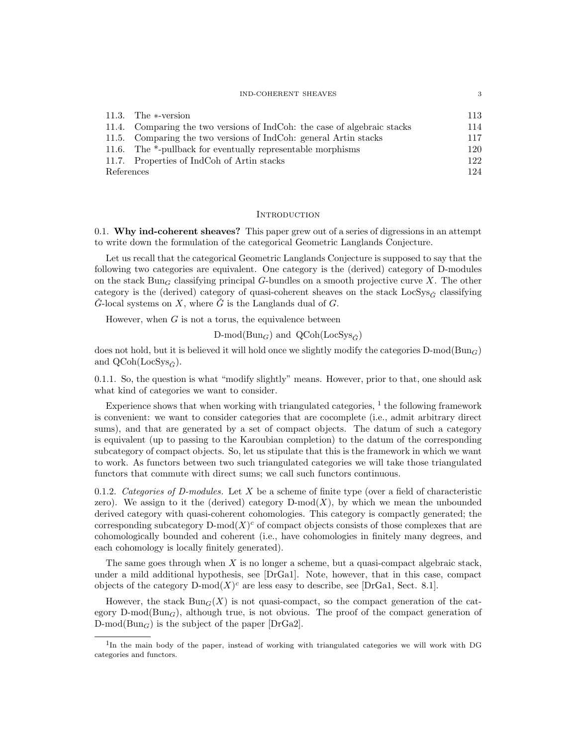| | |
|---|---|
| 11.3. The $*$-version | 113 |
| 11.4. Comparing the two versions of IndCoh: the case of algebraic stacks | 114 |
| 11.5. Comparing the two versions of IndCoh: general Artin stacks | 117 |
| 11.6. The *-pullback for eventually representable morphisms | 120 |
| 11.7. Properties of IndCoh of Artin stacks | 122 |
| References | 124 |

## Introduction

0.1. **Why ind-coherent sheaves?** This paper grew out of a series of digressions in an attempt to write down the formulation of the categorical Geometric Langlands Conjecture.

Let us recall that the categorical Geometric Langlands Conjecture is supposed to say that the following two categories are equivalent. One category is the (derived) category of D-modules on the stack $\mathrm{Bun}_G$ classifying principal $G$-bundles on a smooth projective curve $X$. The other category is the (derived) category of quasi-coherent sheaves on the stack $\mathrm{LocSys}_{\check{G}}$ classifying $\check{G}$-local systems on $X$, where $\check{G}$ is the Langlands dual of $G$.

However, when $G$ is not a torus, the equivalence between

$$\text{D-mod}(\mathrm{Bun}_G) \text{ and } \mathrm{QCoh}(\mathrm{LocSys}_{\check{G}})$$

does not hold, but it is believed it will hold once we slightly modify the categories $\text{D-mod}(\mathrm{Bun}_G)$ and $\mathrm{QCoh}(\mathrm{LocSys}_{\check{G}})$.

0.1.1. So, the question is what "modify slightly" means. However, prior to that, one should ask what kind of categories we want to consider.

Experience shows that when working with triangulated categories, [1] the following framework is convenient: we want to consider categories that are cocomplete (i.e., admit arbitrary direct sums), and that are generated by a set of compact objects. The datum of such a category is equivalent (up to passing to the Karoubian completion) to the datum of the corresponding subcategory of compact objects. So, let us stipulate that this is the framework in which we want to work. As functors between two such triangulated categories we will take those triangulated functors that commute with direct sums; we call such functors continuous.

0.1.2. *Categories of D-modules.* Let $X$ be a scheme of finite type (over a field of characteristic zero). We assign to it the (derived) category $\text{D-mod}(X)$, by which we mean the unbounded derived category with quasi-coherent cohomologies. This category is compactly generated; the corresponding subcategory $\text{D-mod}(X)^c$ of compact objects consists of those complexes that are cohomologically bounded and coherent (i.e., have cohomologies in finitely many degrees, and each cohomology is locally finitely generated).

The same goes through when $X$ is no longer a scheme, but a quasi-compact algebraic stack, under a mild additional hypothesis, see [DrGa1]. Note, however, that in this case, compact objects of the category $\text{D-mod}(X)^c$ are less easy to describe, see [DrGa1, Sect. 8.1].

However, the stack $\mathrm{Bun}_G(X)$ is not quasi-compact, so the compact generation of the category $\text{D-mod}(\mathrm{Bun}_G)$, although true, is not obvious. The proof of the compact generation of $\text{D-mod}(\mathrm{Bun}_G)$ is the subject of the paper [DrGa2].

[1] In the main body of the paper, instead of working with triangulated categories we will work with DG categories and functors.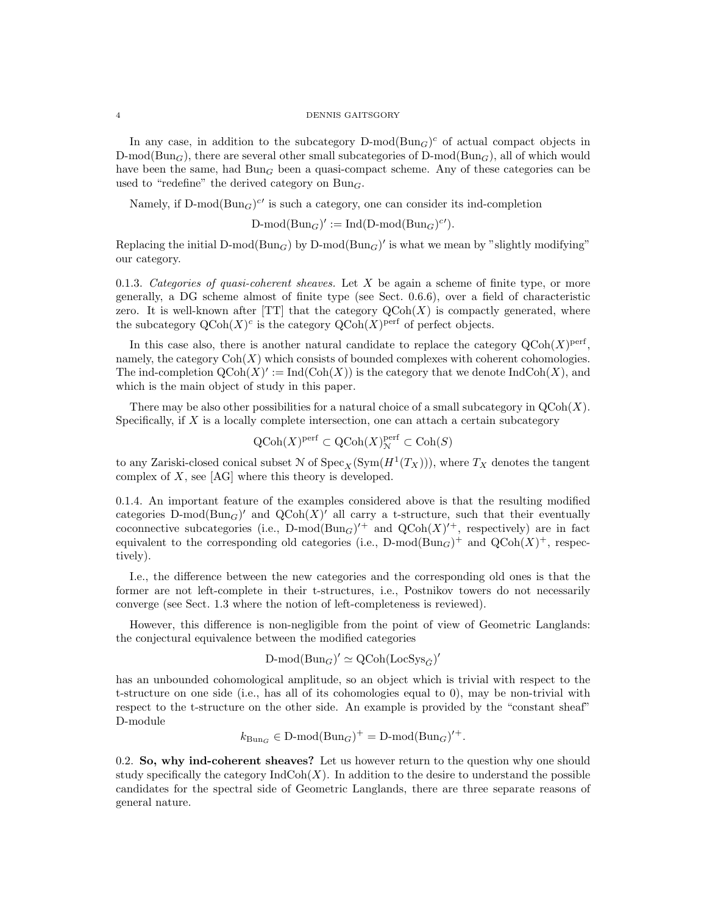In any case, in addition to the subcategory $\text{D-mod}(\text{Bun}_G)^c$ of actual compact objects in $\text{D-mod}(\text{Bun}_G)$, there are several other small subcategories of $\text{D-mod}(\text{Bun}_G)$, all of which would have been the same, had $\text{Bun}_G$ been a quasi-compact scheme. Any of these categories can be used to "redefine" the derived category on $\text{Bun}_G$.

Namely, if $\text{D-mod}(\text{Bun}_G)^{c\prime}$ is such a category, one can consider its ind-completion

$$\text{D-mod}(\text{Bun}_G)' := \text{Ind}(\text{D-mod}(\text{Bun}_G)^{c\prime}).$$

Replacing the initial $\text{D-mod}(\text{Bun}_G)$ by $\text{D-mod}(\text{Bun}_G)'$ is what we mean by "slightly modifying" our category.

0.1.3. *Categories of quasi-coherent sheaves.* Let $X$ be again a scheme of finite type, or more generally, a DG scheme almost of finite type (see Sect. 0.6.6), over a field of characteristic zero. It is well-known after [TT] that the category $\text{QCoh}(X)$ is compactly generated, where the subcategory $\text{QCoh}(X)^c$ is the category $\text{QCoh}(X)^{\text{perf}}$ of perfect objects.

In this case also, there is another natural candidate to replace the category $\text{QCoh}(X)^{\text{perf}}$, namely, the category $\text{Coh}(X)$ which consists of bounded complexes with coherent cohomologies. The ind-completion $\text{QCoh}(X)' := \text{Ind}(\text{Coh}(X))$ is the category that we denote $\text{IndCoh}(X)$, and which is the main object of study in this paper.

There may be also other possibilities for a natural choice of a small subcategory in $\text{QCoh}(X)$. Specifically, if $X$ is a locally complete intersection, one can attach a certain subcategory

$$\text{QCoh}(X)^{\text{perf}} \subset \text{QCoh}(X)^{\text{perf}}_{\mathcal{N}} \subset \text{Coh}(S)$$

to any Zariski-closed conical subset $\mathcal{N}$ of $\text{Spec}_X(\text{Sym}(H^1(T_X)))$, where $T_X$ denotes the tangent complex of $X$, see [AG] where this theory is developed.

0.1.4. An important feature of the examples considered above is that the resulting modified categories $\text{D-mod}(\text{Bun}_G)'$ and $\text{QCoh}(X)'$ all carry a t-structure, such that their eventually coconnective subcategories (i.e., $\text{D-mod}(\text{Bun}_G)'^{+}$ and $\text{QCoh}(X)'^{+}$, respectively) are in fact equivalent to the corresponding old categories (i.e., $\text{D-mod}(\text{Bun}_G)^+$ and $\text{QCoh}(X)^+$, respectively).

I.e., the difference between the new categories and the corresponding old ones is that the former are not left-complete in their t-structures, i.e., Postnikov towers do not necessarily converge (see Sect. 1.3 where the notion of left-completeness is reviewed).

However, this difference is non-negligible from the point of view of Geometric Langlands: the conjectural equivalence between the modified categories

$$\text{D-mod}(\text{Bun}_G)' \simeq \text{QCoh}(\text{LocSys}_{\check{G}})'$$

has an unbounded cohomological amplitude, so an object which is trivial with respect to the t-structure on one side (i.e., has all of its cohomologies equal to 0), may be non-trivial with respect to the t-structure on the other side. An example is provided by the "constant sheaf" D-module

$$k_{\text{Bun}_G} \in \text{D-mod}(\text{Bun}_G)^+ = \text{D-mod}(\text{Bun}_G)'^{+}.$$

0.2. **So, why ind-coherent sheaves?** Let us however return to the question why one should study specifically the category $\text{IndCoh}(X)$. In addition to the desire to understand the possible candidates for the spectral side of Geometric Langlands, there are three separate reasons of general nature.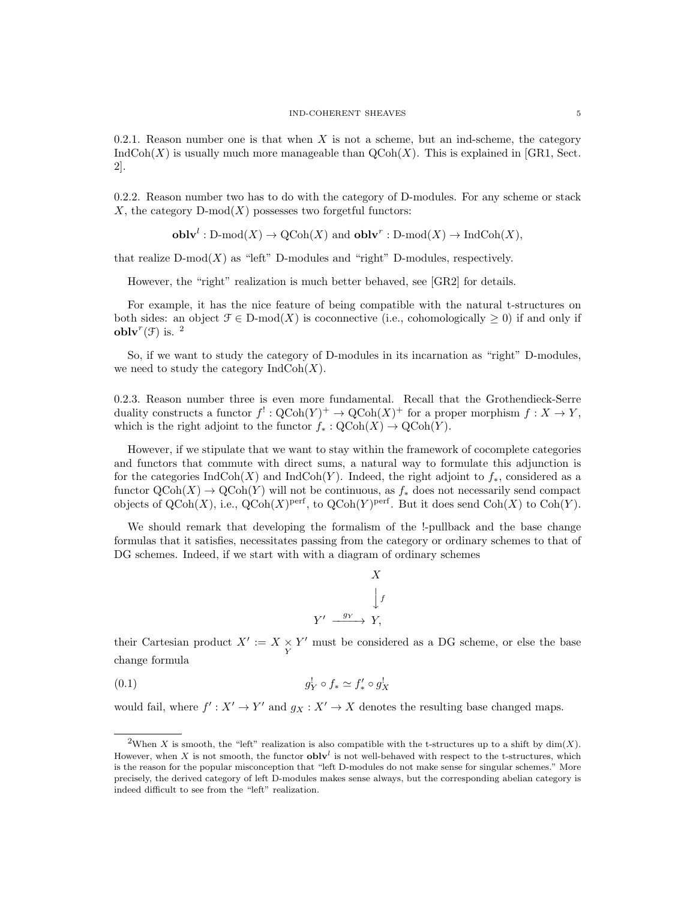0.2.1. Reason number one is that when $X$ is not a scheme, but an ind-scheme, the category $\operatorname{IndCoh}(X)$ is usually much more manageable than $\operatorname{QCoh}(X)$. This is explained in [GR1, Sect. 2].

0.2.2. Reason number two has to do with the category of D-modules. For any scheme or stack $X$, the category D-mod$(X)$ possesses two forgetful functors:

$$\mathbf{oblv}^l : \text{D-mod}(X) \to \operatorname{QCoh}(X) \text{ and } \mathbf{oblv}^r : \text{D-mod}(X) \to \operatorname{IndCoh}(X),$$

that realize D-mod$(X)$ as "left" D-modules and "right" D-modules, respectively.

However, the "right" realization is much better behaved, see [GR2] for details.

For example, it has the nice feature of being compatible with the natural t-structures on both sides: an object $\mathcal{F} \in \text{D-mod}(X)$ is coconnective (i.e., cohomologically $\geq 0$) if and only if $\mathbf{oblv}^r(\mathcal{F})$ is. [2]

So, if we want to study the category of D-modules in its incarnation as "right" D-modules, we need to study the category $\operatorname{IndCoh}(X)$.

0.2.3. Reason number three is even more fundamental. Recall that the Grothendieck-Serre duality constructs a functor $f^! : \operatorname{QCoh}(Y)^+ \to \operatorname{QCoh}(X)^+$ for a proper morphism $f : X \to Y$, which is the right adjoint to the functor $f_* : \operatorname{QCoh}(X) \to \operatorname{QCoh}(Y)$.

However, if we stipulate that we want to stay within the framework of cocomplete categories and functors that commute with direct sums, a natural way to formulate this adjunction is for the categories $\operatorname{IndCoh}(X)$ and $\operatorname{IndCoh}(Y)$. Indeed, the right adjoint to $f_*$, considered as a functor $\operatorname{QCoh}(X) \to \operatorname{QCoh}(Y)$ will not be continuous, as $f_*$ does not necessarily send compact objects of $\operatorname{QCoh}(X)$, i.e., $\operatorname{QCoh}(X)^{\text{perf}}$, to $\operatorname{QCoh}(Y)^{\text{perf}}$. But it does send $\operatorname{Coh}(X)$ to $\operatorname{Coh}(Y)$.

We should remark that developing the formalism of the !-pullback and the base change formulas that it satisfies, necessitates passing from the category or ordinary schemes to that of DG schemes. Indeed, if we start with with a diagram of ordinary schemes

$$\begin{array}{ccc} & & X \\ & & \downarrow f \\ Y' & \xrightarrow{g_Y} & Y, \end{array}$$

their Cartesian product $X' := X \underset{Y}{\times} Y'$ must be considered as a DG scheme, or else the base change formula

$$g_Y^! \circ f_* \simeq f'_* \circ g_X^! \tag{0.1}$$

would fail, where $f' : X' \to Y'$ and $g_X : X' \to X$ denotes the resulting base changed maps.

---

[2] When $X$ is smooth, the "left" realization is also compatible with the t-structures up to a shift by $\dim(X)$. However, when $X$ is not smooth, the functor $\mathbf{oblv}^l$ is not well-behaved with respect to the t-structures, which is the reason for the popular misconception that "left D-modules do not make sense for singular schemes." More precisely, the derived category of left D-modules makes sense always, but the corresponding abelian category is indeed difficult to see from the "left" realization.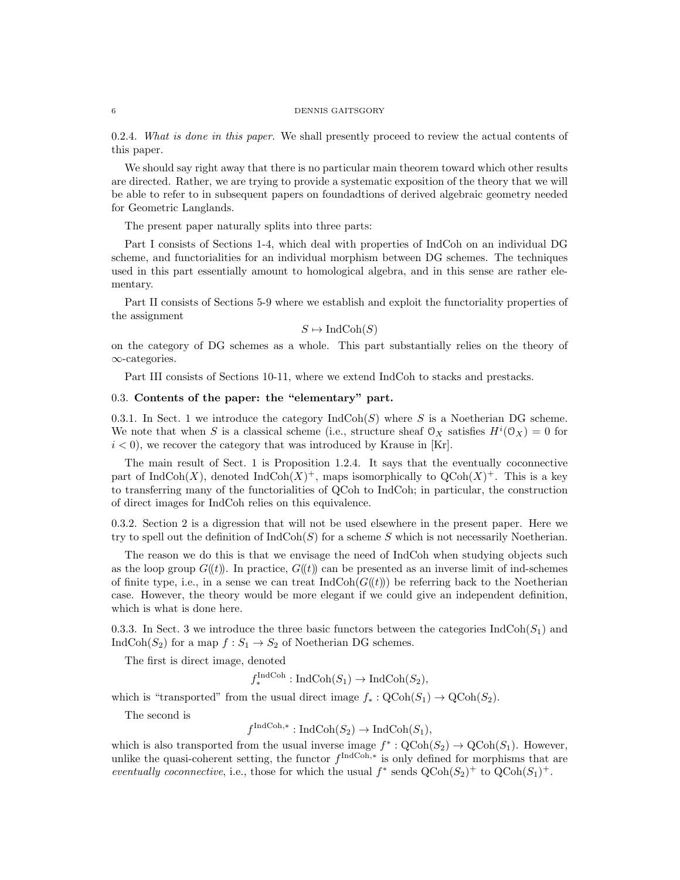0.2.4. *What is done in this paper.* We shall presently proceed to review the actual contents of this paper.

We should say right away that there is no particular main theorem toward which other results are directed. Rather, we are trying to provide a systematic exposition of the theory that we will be able to refer to in subsequent papers on foundadtions of derived algebraic geometry needed for Geometric Langlands.

The present paper naturally splits into three parts:

Part I consists of Sections 1-4, which deal with properties of IndCoh on an individual DG scheme, and functorialities for an individual morphism between DG schemes. The techniques used in this part essentially amount to homological algebra, and in this sense are rather elementary.

Part II consists of Sections 5-9 where we establish and exploit the functoriality properties of the assignment

$$S \mapsto \mathrm{IndCoh}(S)$$

on the category of DG schemes as a whole. This part substantially relies on the theory of $\infty$-categories.

Part III consists of Sections 10-11, where we extend IndCoh to stacks and prestacks.

## 0.3. Contents of the paper: the "elementary" part.

0.3.1. In Sect. 1 we introduce the category $\mathrm{IndCoh}(S)$ where $S$ is a Noetherian DG scheme. We note that when $S$ is a classical scheme (i.e., structure sheaf $\mathcal{O}_X$ satisfies $H^i(\mathcal{O}_X) = 0$ for $i < 0$), we recover the category that was introduced by Krause in [Kr].

The main result of Sect. 1 is Proposition 1.2.4. It says that the eventually coconnective part of $\mathrm{IndCoh}(X)$, denoted $\mathrm{IndCoh}(X)^+$, maps isomorphically to $\mathrm{QCoh}(X)^+$. This is a key to transferring many of the functorialities of QCoh to IndCoh; in particular, the construction of direct images for IndCoh relies on this equivalence.

0.3.2. Section 2 is a digression that will not be used elsewhere in the present paper. Here we try to spell out the definition of $\mathrm{IndCoh}(S)$ for a scheme $S$ which is not necessarily Noetherian.

The reason we do this is that we envisage the need of IndCoh when studying objects such as the loop group $G((t))$. In practice, $G((t))$ can be presented as an inverse limit of ind-schemes of finite type, i.e., in a sense we can treat $\mathrm{IndCoh}(G((t)))$ be referring back to the Noetherian case. However, the theory would be more elegant if we could give an independent definition, which is what is done here.

0.3.3. In Sect. 3 we introduce the three basic functors between the categories $\mathrm{IndCoh}(S_1)$ and $\mathrm{IndCoh}(S_2)$ for a map $f : S_1 \to S_2$ of Noetherian DG schemes.

The first is direct image, denoted

$$f_*^{\mathrm{IndCoh}} : \mathrm{IndCoh}(S_1) \to \mathrm{IndCoh}(S_2),$$

which is "transported" from the usual direct image $f_* : \mathrm{QCoh}(S_1) \to \mathrm{QCoh}(S_2)$.

The second is

$$f^{\mathrm{IndCoh},*} : \mathrm{IndCoh}(S_2) \to \mathrm{IndCoh}(S_1),$$

which is also transported from the usual inverse image $f^* : \mathrm{QCoh}(S_2) \to \mathrm{QCoh}(S_1)$. However, unlike the quasi-coherent setting, the functor $f^{\mathrm{IndCoh},*}$ is only defined for morphisms that are *eventually coconnective*, i.e., those for which the usual $f^*$ sends $\mathrm{QCoh}(S_2)^+$ to $\mathrm{QCoh}(S_1)^+$.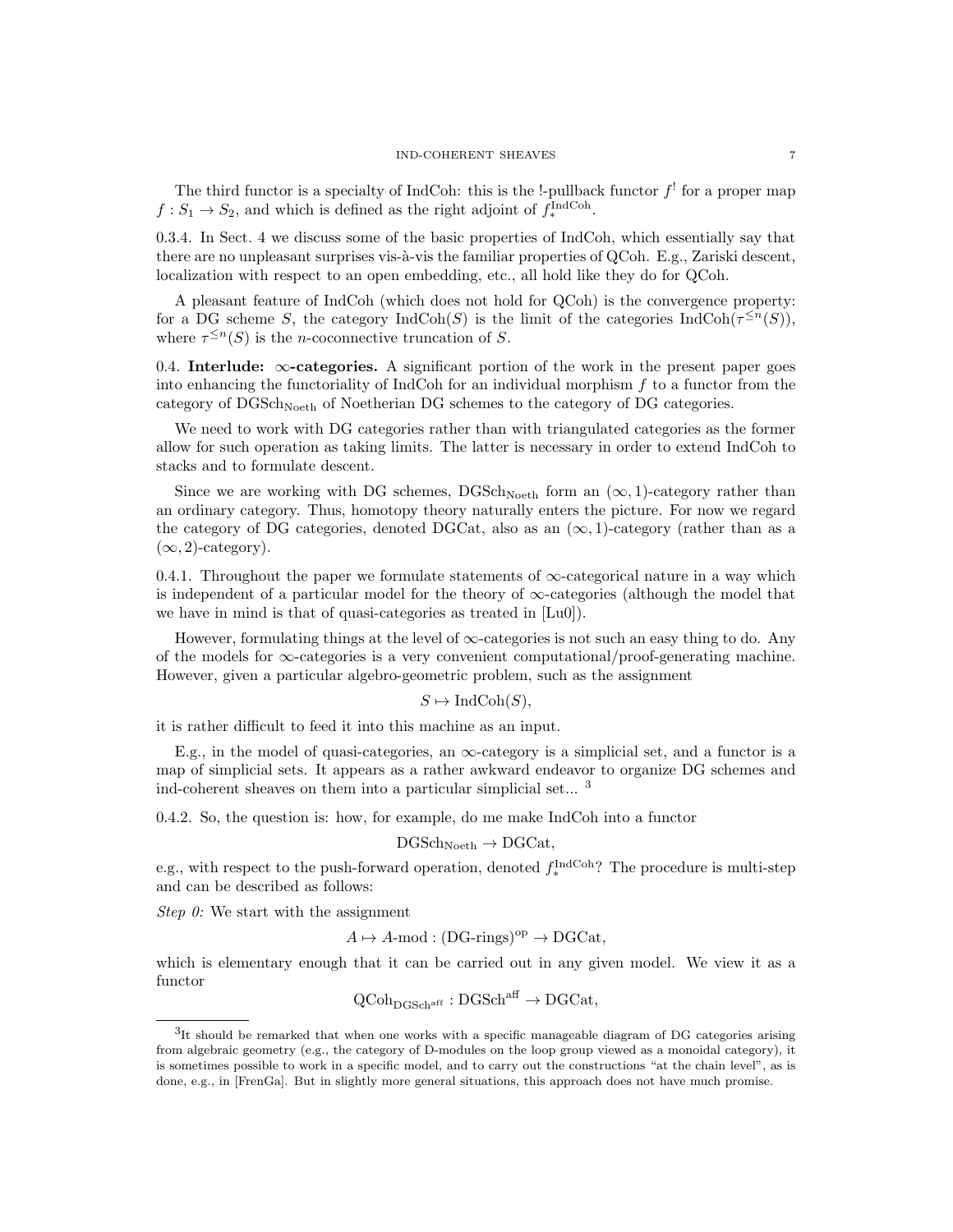The third functor is a specialty of IndCoh: this is the !-pullback functor $f^!$ for a proper map $f : S_1 \to S_2$, and which is defined as the right adjoint of $f_*^{\mathrm{IndCoh}}$.

0.3.4. In Sect. 4 we discuss some of the basic properties of IndCoh, which essentially say that there are no unpleasant surprises vis-à-vis the familiar properties of QCoh. E.g., Zariski descent, localization with respect to an open embedding, etc., all hold like they do for QCoh.

A pleasant feature of IndCoh (which does not hold for QCoh) is the convergence property: for a DG scheme $S$, the category $\mathrm{IndCoh}(S)$ is the limit of the categories $\mathrm{IndCoh}(\tau^{\leq n}(S))$, where $\tau^{\leq n}(S)$ is the $n$-coconnective truncation of $S$.

0.4. **Interlude: $\infty$-categories.** A significant portion of the work in the present paper goes into enhancing the functoriality of IndCoh for an individual morphism $f$ to a functor from the category of $\mathrm{DGSch}_{\mathrm{Noeth}}$ of Noetherian DG schemes to the category of DG categories.

We need to work with DG categories rather than with triangulated categories as the former allow for such operation as taking limits. The latter is necessary in order to extend IndCoh to stacks and to formulate descent.

Since we are working with DG schemes, $\mathrm{DGSch}_{\mathrm{Noeth}}$ form an $(\infty, 1)$-category rather than an ordinary category. Thus, homotopy theory naturally enters the picture. For now we regard the category of DG categories, denoted DGCat, also as an $(\infty, 1)$-category (rather than as a $(\infty, 2)$-category).

0.4.1. Throughout the paper we formulate statements of $\infty$-categorical nature in a way which is independent of a particular model for the theory of $\infty$-categories (although the model that we have in mind is that of quasi-categories as treated in [Lu0]).

However, formulating things at the level of $\infty$-categories is not such an easy thing to do. Any of the models for $\infty$-categories is a very convenient computational/proof-generating machine. However, given a particular algebro-geometric problem, such as the assignment

$$S \mapsto \mathrm{IndCoh}(S),$$

it is rather difficult to feed it into this machine as an input.

E.g., in the model of quasi-categories, an $\infty$-category is a simplicial set, and a functor is a map of simplicial sets. It appears as a rather awkward endeavor to organize DG schemes and ind-coherent sheaves on them into a particular simplicial set... [3]

0.4.2. So, the question is: how, for example, do me make IndCoh into a functor

$$\mathrm{DGSch}_{\mathrm{Noeth}} \to \mathrm{DGCat},$$

e.g., with respect to the push-forward operation, denoted $f_*^{\mathrm{IndCoh}}$? The procedure is multi-step and can be described as follows:

*Step 0:* We start with the assignment

$$A \mapsto A\text{-mod} : (\text{DG-rings})^{\mathrm{op}} \to \mathrm{DGCat},$$

which is elementary enough that it can be carried out in any given model. We view it as a functor

$$\mathrm{QCoh}_{\mathrm{DGSch}^{\mathrm{aff}}} : \mathrm{DGSch}^{\mathrm{aff}} \to \mathrm{DGCat},$$

[3]It should be remarked that when one works with a specific manageable diagram of DG categories arising from algebraic geometry (e.g., the category of D-modules on the loop group viewed as a monoidal category), it is sometimes possible to work in a specific model, and to carry out the constructions "at the chain level", as is done, e.g., in [FrenGa]. But in slightly more general situations, this approach does not have much promise.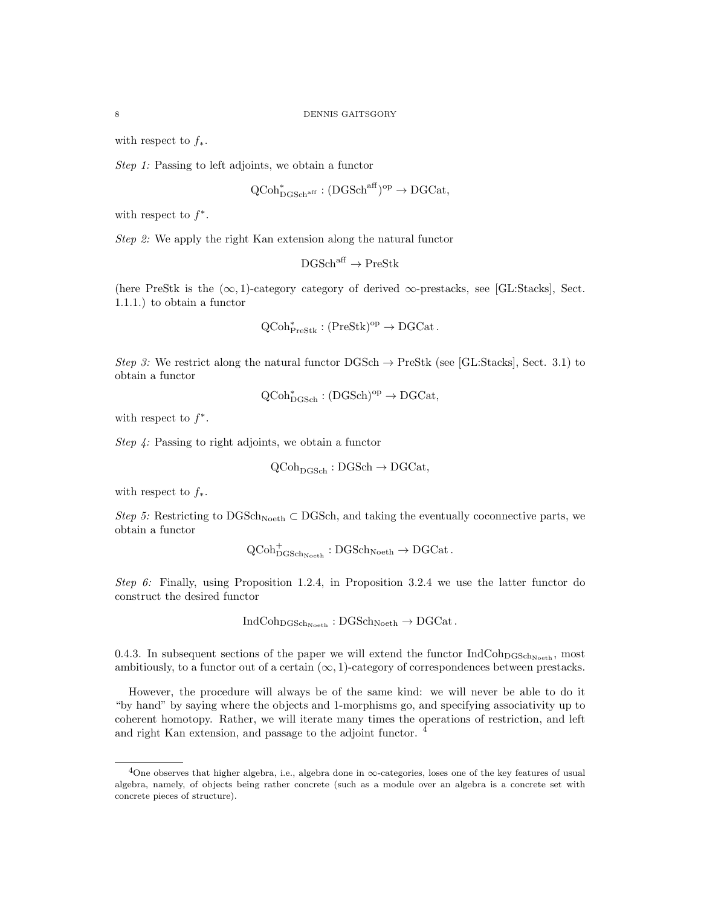with respect to $f_*$.

*Step 1:* Passing to left adjoints, we obtain a functor

$$\mathrm{QCoh}^*_{\mathrm{DGSch}^{\mathrm{aff}}} : (\mathrm{DGSch}^{\mathrm{aff}})^{\mathrm{op}} \to \mathrm{DGCat},$$

with respect to $f^*$.

*Step 2:* We apply the right Kan extension along the natural functor

$$\mathrm{DGSch}^{\mathrm{aff}} \to \mathrm{PreStk}$$

(here PreStk is the $(\infty, 1)$-category category of derived $\infty$-prestacks, see [GL:Stacks], Sect. 1.1.1.) to obtain a functor

$$\mathrm{QCoh}^*_{\mathrm{PreStk}} : (\mathrm{PreStk})^{\mathrm{op}} \to \mathrm{DGCat}.$$

*Step 3:* We restrict along the natural functor $\mathrm{DGSch} \to \mathrm{PreStk}$ (see [GL:Stacks], Sect. 3.1) to obtain a functor

$$\mathrm{QCoh}^*_{\mathrm{DGSch}} : (\mathrm{DGSch})^{\mathrm{op}} \to \mathrm{DGCat},$$

with respect to $f^*$.

*Step 4:* Passing to right adjoints, we obtain a functor

$$\mathrm{QCoh}_{\mathrm{DGSch}} : \mathrm{DGSch} \to \mathrm{DGCat},$$

with respect to $f_*$.

*Step 5:* Restricting to $\mathrm{DGSch}_{\mathrm{Noeth}} \subset \mathrm{DGSch}$, and taking the eventually coconnective parts, we obtain a functor

$$\mathrm{QCoh}^+_{\mathrm{DGSch}_{\mathrm{Noeth}}} : \mathrm{DGSch}_{\mathrm{Noeth}} \to \mathrm{DGCat}.$$

*Step 6:* Finally, using Proposition 1.2.4, in Proposition 3.2.4 we use the latter functor do construct the desired functor

$$\mathrm{IndCoh}_{\mathrm{DGSch}_{\mathrm{Noeth}}} : \mathrm{DGSch}_{\mathrm{Noeth}} \to \mathrm{DGCat}.$$

0.4.3. In subsequent sections of the paper we will extend the functor $\mathrm{IndCoh}_{\mathrm{DGSch}_{\mathrm{Noeth}}}$, most ambitiously, to a functor out of a certain $(\infty, 1)$-category of correspondences between prestacks.

However, the procedure will always be of the same kind: we will never be able to do it "by hand" by saying where the objects and 1-morphisms go, and specifying associativity up to coherent homotopy. Rather, we will iterate many times the operations of restriction, and left and right Kan extension, and passage to the adjoint functor. [4]

[4] One observes that higher algebra, i.e., algebra done in $\infty$-categories, loses one of the key features of usual algebra, namely, of objects being rather concrete (such as a module over an algebra is a concrete set with concrete pieces of structure).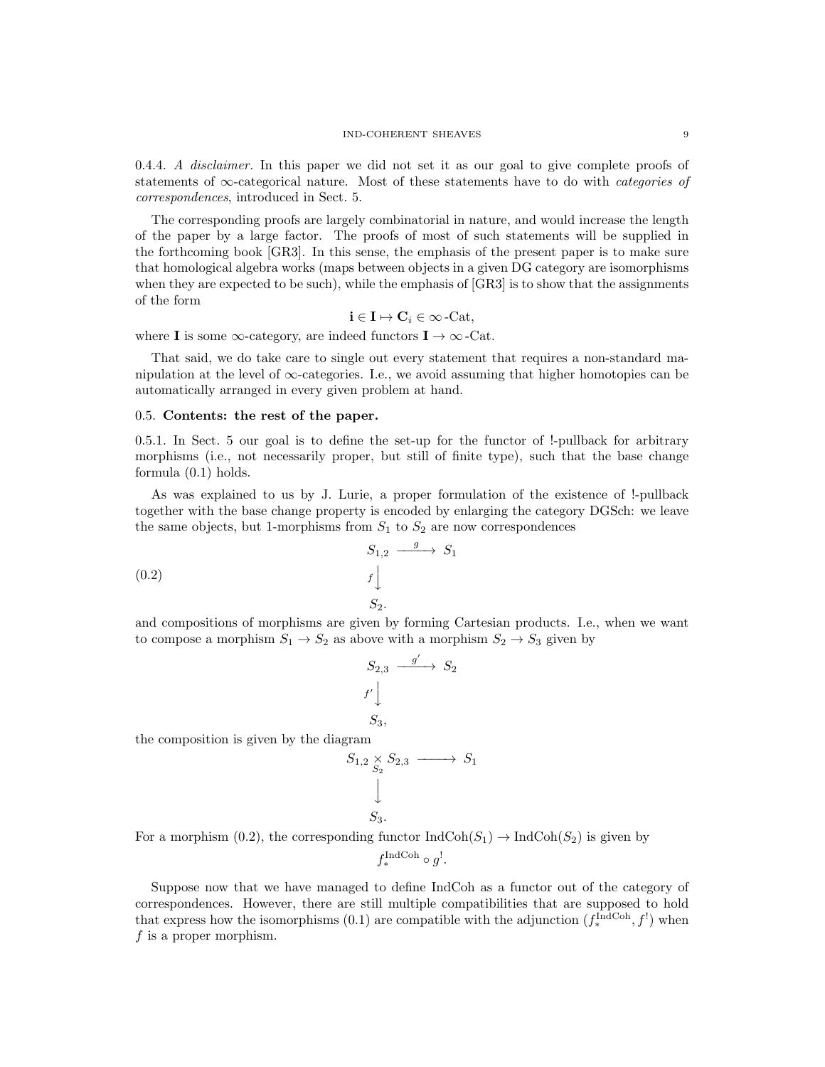0.4.4. *A disclaimer.* In this paper we did not set it as our goal to give complete proofs of statements of $\infty$-categorical nature. Most of these statements have to do with *categories of correspondences*, introduced in Sect. 5.

The corresponding proofs are largely combinatorial in nature, and would increase the length of the paper by a large factor. The proofs of most of such statements will be supplied in the forthcoming book [GR3]. In this sense, the emphasis of the present paper is to make sure that homological algebra works (maps between objects in a given DG category are isomorphisms when they are expected to be such), while the emphasis of [GR3] is to show that the assignments of the form

$$\mathbf{i} \in \mathbf{I} \mapsto \mathbf{C}_i \in \infty\text{-Cat},$$

where $\mathbf{I}$ is some $\infty$-category, are indeed functors $\mathbf{I} \to \infty\text{-Cat}$.

That said, we do take care to single out every statement that requires a non-standard manipulation at the level of $\infty$-categories. I.e., we avoid assuming that higher homotopies can be automatically arranged in every given problem at hand.

## 0.5. Contents: the rest of the paper.

0.5.1. In Sect. 5 our goal is to define the set-up for the functor of !-pullback for arbitrary morphisms (i.e., not necessarily proper, but still of finite type), such that the base change formula (0.1) holds.

As was explained to us by J. Lurie, a proper formulation of the existence of !-pullback together with the base change property is encoded by enlarging the category DGSch: we leave the same objects, but 1-morphisms from $S_1$ to $S_2$ are now correspondences

$$\begin{array}{ccc} S_{1,2} & \xrightarrow{g} & S_1 \\ {\scriptstyle f}\downarrow & & \\ S_2. & & \end{array} \tag{0.2}$$

and compositions of morphisms are given by forming Cartesian products. I.e., when we want to compose a morphism $S_1 \to S_2$ as above with a morphism $S_2 \to S_3$ given by

$$\begin{array}{ccc} S_{2,3} & \xrightarrow{g'} & S_2 \\ {\scriptstyle f'}\downarrow & & \\ S_3, & & \end{array}$$

the composition is given by the diagram

$$\begin{array}{ccc} S_{1,2} \underset{S_2}{\times} S_{2,3} & \longrightarrow & S_1 \\ \downarrow & & \\ S_3. & & \end{array}$$

For a morphism (0.2), the corresponding functor $\text{IndCoh}(S_1) \to \text{IndCoh}(S_2)$ is given by

$$f_*^{\text{IndCoh}} \circ g^!.$$

Suppose now that we have managed to define IndCoh as a functor out of the category of correspondences. However, there are still multiple compatibilities that are supposed to hold that express how the isomorphisms (0.1) are compatible with the adjunction $(f_*^{\text{IndCoh}}, f^!)$ when $f$ is a proper morphism.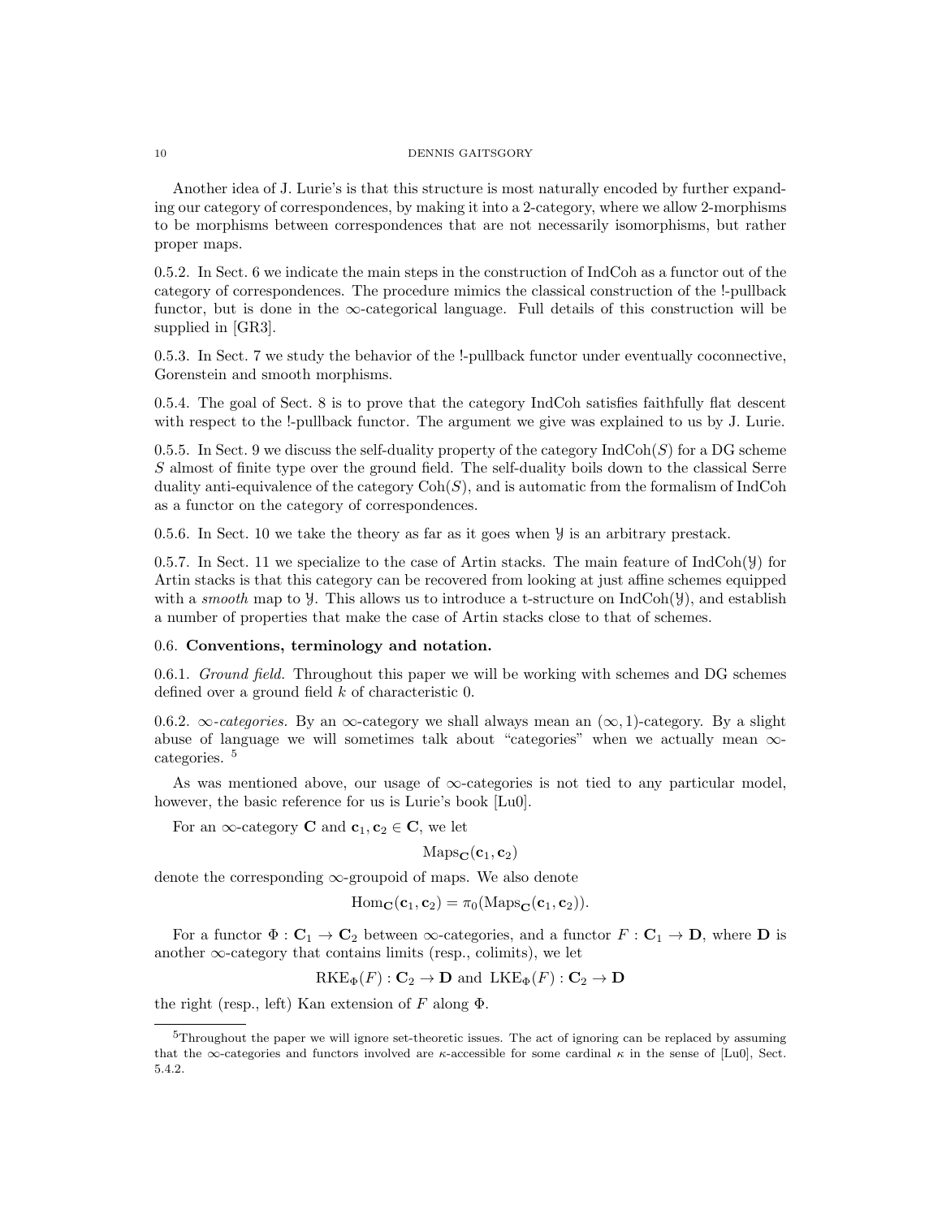Another idea of J. Lurie's is that this structure is most naturally encoded by further expanding our category of correspondences, by making it into a 2-category, where we allow 2-morphisms to be morphisms between correspondences that are not necessarily isomorphisms, but rather proper maps.

0.5.2. In Sect. 6 we indicate the main steps in the construction of IndCoh as a functor out of the category of correspondences. The procedure mimics the classical construction of the !-pullback functor, but is done in the $\infty$-categorical language. Full details of this construction will be supplied in [GR3].

0.5.3. In Sect. 7 we study the behavior of the !-pullback functor under eventually coconnective, Gorenstein and smooth morphisms.

0.5.4. The goal of Sect. 8 is to prove that the category IndCoh satisfies faithfully flat descent with respect to the !-pullback functor. The argument we give was explained to us by J. Lurie.

0.5.5. In Sect. 9 we discuss the self-duality property of the category $\operatorname{IndCoh}(S)$ for a DG scheme $S$ almost of finite type over the ground field. The self-duality boils down to the classical Serre duality anti-equivalence of the category $\operatorname{Coh}(S)$, and is automatic from the formalism of IndCoh as a functor on the category of correspondences.

0.5.6. In Sect. 10 we take the theory as far as it goes when $\mathcal{Y}$ is an arbitrary prestack.

0.5.7. In Sect. 11 we specialize to the case of Artin stacks. The main feature of $\operatorname{IndCoh}(\mathcal{Y})$ for Artin stacks is that this category can be recovered from looking at just affine schemes equipped with a *smooth* map to $\mathcal{Y}$. This allows us to introduce a t-structure on $\operatorname{IndCoh}(\mathcal{Y})$, and establish a number of properties that make the case of Artin stacks close to that of schemes.

## 0.6. Conventions, terminology and notation.

0.6.1. *Ground field.* Throughout this paper we will be working with schemes and DG schemes defined over a ground field $k$ of characteristic 0.

0.6.2. *$\infty$-categories.* By an $\infty$-category we shall always mean an $(\infty, 1)$-category. By a slight abuse of language we will sometimes talk about "categories" when we actually mean $\infty$-categories. [5]

As was mentioned above, our usage of $\infty$-categories is not tied to any particular model, however, the basic reference for us is Lurie's book [Lu0].

For an $\infty$-category $\mathbf{C}$ and $\mathbf{c}_1, \mathbf{c}_2 \in \mathbf{C}$, we let

$$\operatorname{Maps}_{\mathbf{C}}(\mathbf{c}_1, \mathbf{c}_2)$$

denote the corresponding $\infty$-groupoid of maps. We also denote

$$\operatorname{Hom}_{\mathbf{C}}(\mathbf{c}_1, \mathbf{c}_2) = \pi_0(\operatorname{Maps}_{\mathbf{C}}(\mathbf{c}_1, \mathbf{c}_2)).$$

For a functor $\Phi : \mathbf{C}_1 \to \mathbf{C}_2$ between $\infty$-categories, and a functor $F : \mathbf{C}_1 \to \mathbf{D}$, where $\mathbf{D}$ is another $\infty$-category that contains limits (resp., colimits), we let

$$\operatorname{RKE}_{\Phi}(F) : \mathbf{C}_2 \to \mathbf{D} \text{ and } \operatorname{LKE}_{\Phi}(F) : \mathbf{C}_2 \to \mathbf{D}$$

the right (resp., left) Kan extension of $F$ along $\Phi$.

---

[5] Throughout the paper we will ignore set-theoretic issues. The act of ignoring can be replaced by assuming that the $\infty$-categories and functors involved are $\kappa$-accessible for some cardinal $\kappa$ in the sense of [Lu0], Sect. 5.4.2.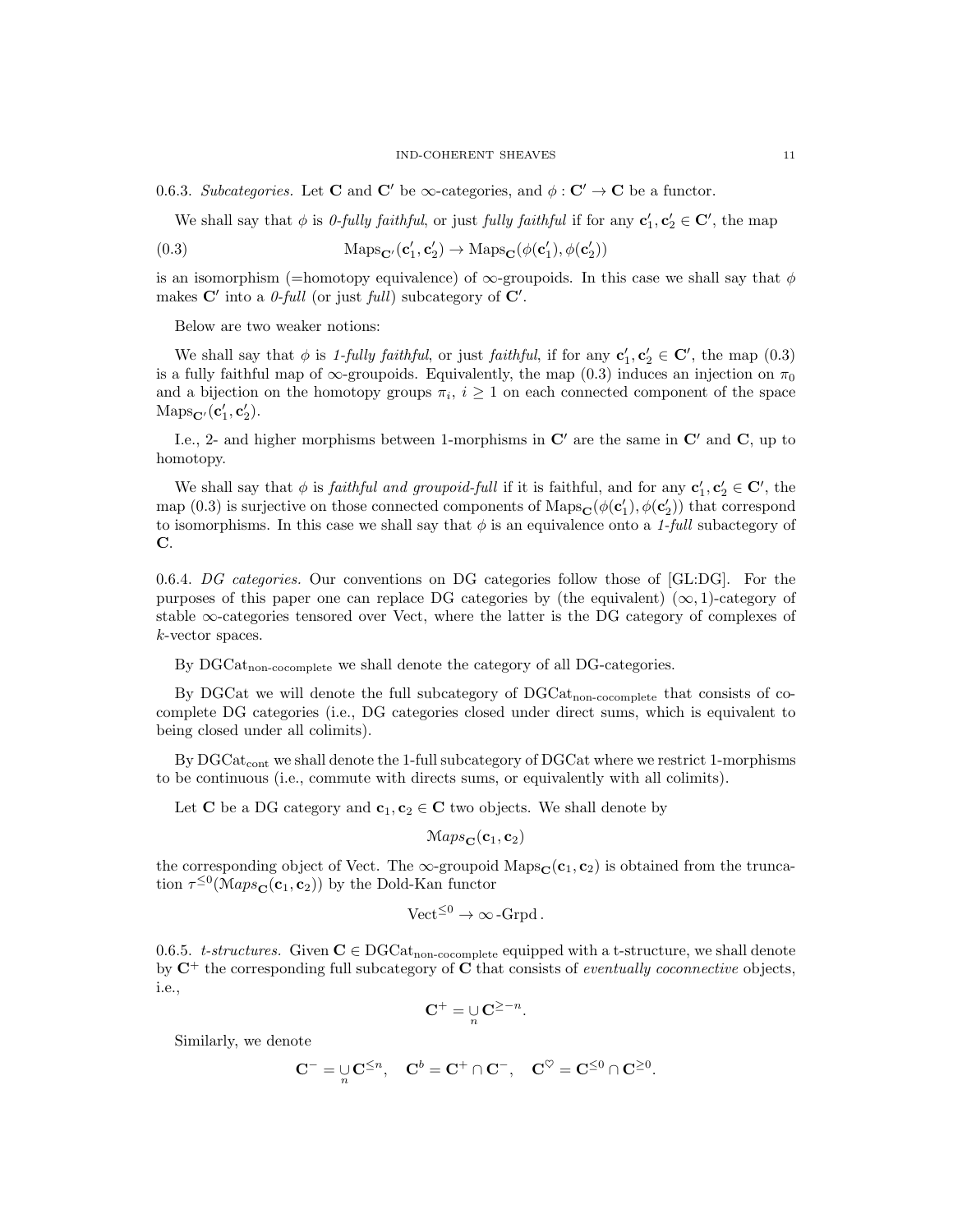0.6.3. *Subcategories.* Let $\mathbf{C}$ and $\mathbf{C}'$ be $\infty$-categories, and $\phi : \mathbf{C}' \to \mathbf{C}$ be a functor.

We shall say that $\phi$ is *0-fully faithful*, or just *fully faithful* if for any $\mathbf{c}'_1, \mathbf{c}'_2 \in \mathbf{C}'$, the map

$$\mathrm{Maps}_{\mathbf{C}'}(\mathbf{c}'_1, \mathbf{c}'_2) \to \mathrm{Maps}_{\mathbf{C}}(\phi(\mathbf{c}'_1), \phi(\mathbf{c}'_2)) \tag{0.3}$$

is an isomorphism (=homotopy equivalence) of $\infty$-groupoids. In this case we shall say that $\phi$ makes $\mathbf{C}'$ into a *0-full* (or just *full*) subcategory of $\mathbf{C}'$.

Below are two weaker notions:

We shall say that $\phi$ is *1-fully faithful*, or just *faithful*, if for any $\mathbf{c}'_1, \mathbf{c}'_2 \in \mathbf{C}'$, the map (0.3) is a fully faithful map of $\infty$-groupoids. Equivalently, the map (0.3) induces an injection on $\pi_0$ and a bijection on the homotopy groups $\pi_i$, $i \geq 1$ on each connected component of the space $\mathrm{Maps}_{\mathbf{C}'}(\mathbf{c}'_1, \mathbf{c}'_2)$.

I.e., 2- and higher morphisms between 1-morphisms in $\mathbf{C}'$ are the same in $\mathbf{C}'$ and $\mathbf{C}$, up to homotopy.

We shall say that $\phi$ is *faithful and groupoid-full* if it is faithful, and for any $\mathbf{c}'_1, \mathbf{c}'_2 \in \mathbf{C}'$, the map (0.3) is surjective on those connected components of $\mathrm{Maps}_{\mathbf{C}}(\phi(\mathbf{c}'_1), \phi(\mathbf{c}'_2))$ that correspond to isomorphisms. In this case we shall say that $\phi$ is an equivalence onto a *1-full* subacategory of $\mathbf{C}$.

0.6.4. *DG categories.* Our conventions on DG categories follow those of [GL:DG]. For the purposes of this paper one can replace DG categories by (the equivalent) $(\infty, 1)$-category of stable $\infty$-categories tensored over Vect, where the latter is the DG category of complexes of $k$-vector spaces.

By $\mathrm{DGCat}_{\text{non-cocomplete}}$ we shall denote the category of all DG-categories.

By DGCat we will denote the full subcategory of $\mathrm{DGCat}_{\text{non-cocomplete}}$ that consists of cocomplete DG categories (i.e., DG categories closed under direct sums, which is equivalent to being closed under all colimits).

By $\mathrm{DGCat}_{\text{cont}}$ we shall denote the 1-full subcategory of DGCat where we restrict 1-morphisms to be continuous (i.e., commute with directs sums, or equivalently with all colimits).

Let $\mathbf{C}$ be a DG category and $\mathbf{c}_1, \mathbf{c}_2 \in \mathbf{C}$ two objects. We shall denote by

$$\mathcal{M}aps_{\mathbf{C}}(\mathbf{c}_1, \mathbf{c}_2)$$

the corresponding object of Vect. The $\infty$-groupoid $\mathrm{Maps}_{\mathbf{C}}(\mathbf{c}_1, \mathbf{c}_2)$ is obtained from the truncation $\tau^{\leq 0}(\mathcal{M}aps_{\mathbf{C}}(\mathbf{c}_1, \mathbf{c}_2))$ by the Dold-Kan functor

$$\mathrm{Vect}^{\leq 0} \to \infty\text{-Grpd}.$$

0.6.5. *t-structures.* Given $\mathbf{C} \in \mathrm{DGCat}_{\text{non-cocomplete}}$ equipped with a t-structure, we shall denote by $\mathbf{C}^+$ the corresponding full subcategory of $\mathbf{C}$ that consists of *eventually coconnective* objects, i.e.,

$$\mathbf{C}^+ = \underset{n}{\cup} \mathbf{C}^{\geq -n}.$$

Similarly, we denote

$$\mathbf{C}^- = \underset{n}{\cup} \mathbf{C}^{\leq n}, \quad \mathbf{C}^b = \mathbf{C}^+ \cap \mathbf{C}^-, \quad \mathbf{C}^\heartsuit = \mathbf{C}^{\leq 0} \cap \mathbf{C}^{\geq 0}.$$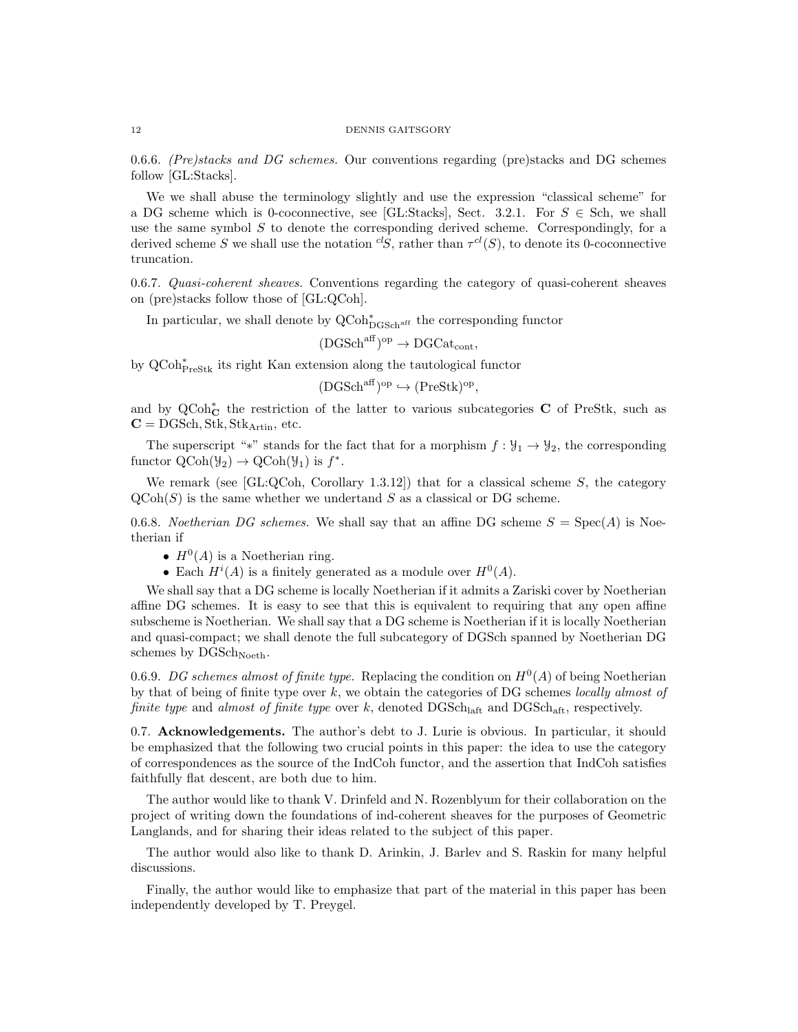0.6.6. *(Pre)stacks and DG schemes.* Our conventions regarding (pre)stacks and DG schemes follow [GL:Stacks].

We we shall abuse the terminology slightly and use the expression "classical scheme" for a DG scheme which is 0-coconnective, see [GL:Stacks], Sect. 3.2.1. For $S \in \mathrm{Sch}$, we shall use the same symbol $S$ to denote the corresponding derived scheme. Correspondingly, for a derived scheme $S$ we shall use the notation ${}^{cl}S$, rather than $\tau^{cl}(S)$, to denote its 0-coconnective truncation.

0.6.7. *Quasi-coherent sheaves.* Conventions regarding the category of quasi-coherent sheaves on (pre)stacks follow those of [GL:QCoh].

In particular, we shall denote by $\mathrm{QCoh}^*_{\mathrm{DGSch}^{\mathrm{aff}}}$ the corresponding functor

$$(\mathrm{DGSch}^{\mathrm{aff}})^{\mathrm{op}} \to \mathrm{DGCat}_{\mathrm{cont}},$$

by $\mathrm{QCoh}^*_{\mathrm{PreStk}}$ its right Kan extension along the tautological functor

$$(\mathrm{DGSch}^{\mathrm{aff}})^{\mathrm{op}} \hookrightarrow (\mathrm{PreStk})^{\mathrm{op}},$$

and by $\mathrm{QCoh}^*_{\mathbf{C}}$ the restriction of the latter to various subcategories $\mathbf{C}$ of PreStk, such as $\mathbf{C} = \mathrm{DGSch}, \mathrm{Stk}, \mathrm{Stk}_{\mathrm{Artin}}$, etc.

The superscript "$*$" stands for the fact that for a morphism $f : \mathcal{Y}_1 \to \mathcal{Y}_2$, the corresponding functor $\mathrm{QCoh}(\mathcal{Y}_2) \to \mathrm{QCoh}(\mathcal{Y}_1)$ is $f^*$.

We remark (see [GL:QCoh, Corollary 1.3.12]) that for a classical scheme $S$, the category $\mathrm{QCoh}(S)$ is the same whether we undertand $S$ as a classical or DG scheme.

0.6.8. *Noetherian DG schemes.* We shall say that an affine DG scheme $S = \mathrm{Spec}(A)$ is Noetherian if

- $H^0(A)$ is a Noetherian ring.
- Each $H^i(A)$ is a finitely generated as a module over $H^0(A)$.

We shall say that a DG scheme is locally Noetherian if it admits a Zariski cover by Noetherian affine DG schemes. It is easy to see that this is equivalent to requiring that any open affine subscheme is Noetherian. We shall say that a DG scheme is Noetherian if it is locally Noetherian and quasi-compact; we shall denote the full subcategory of DGSch spanned by Noetherian DG schemes by $\mathrm{DGSch}_{\mathrm{Noeth}}$.

0.6.9. *DG schemes almost of finite type.* Replacing the condition on $H^0(A)$ of being Noetherian by that of being of finite type over $k$, we obtain the categories of DG schemes *locally almost of finite type* and *almost of finite type* over $k$, denoted $\mathrm{DGSch}_{\mathrm{laft}}$ and $\mathrm{DGSch}_{\mathrm{aft}}$, respectively.

0.7. **Acknowledgements.** The author's debt to J. Lurie is obvious. In particular, it should be emphasized that the following two crucial points in this paper: the idea to use the category of correspondences as the source of the IndCoh functor, and the assertion that IndCoh satisfies faithfully flat descent, are both due to him.

The author would like to thank V. Drinfeld and N. Rozenblyum for their collaboration on the project of writing down the foundations of ind-coherent sheaves for the purposes of Geometric Langlands, and for sharing their ideas related to the subject of this paper.

The author would also like to thank D. Arinkin, J. Barlev and S. Raskin for many helpful discussions.

Finally, the author would like to emphasize that part of the material in this paper has been independently developed by T. Preygel.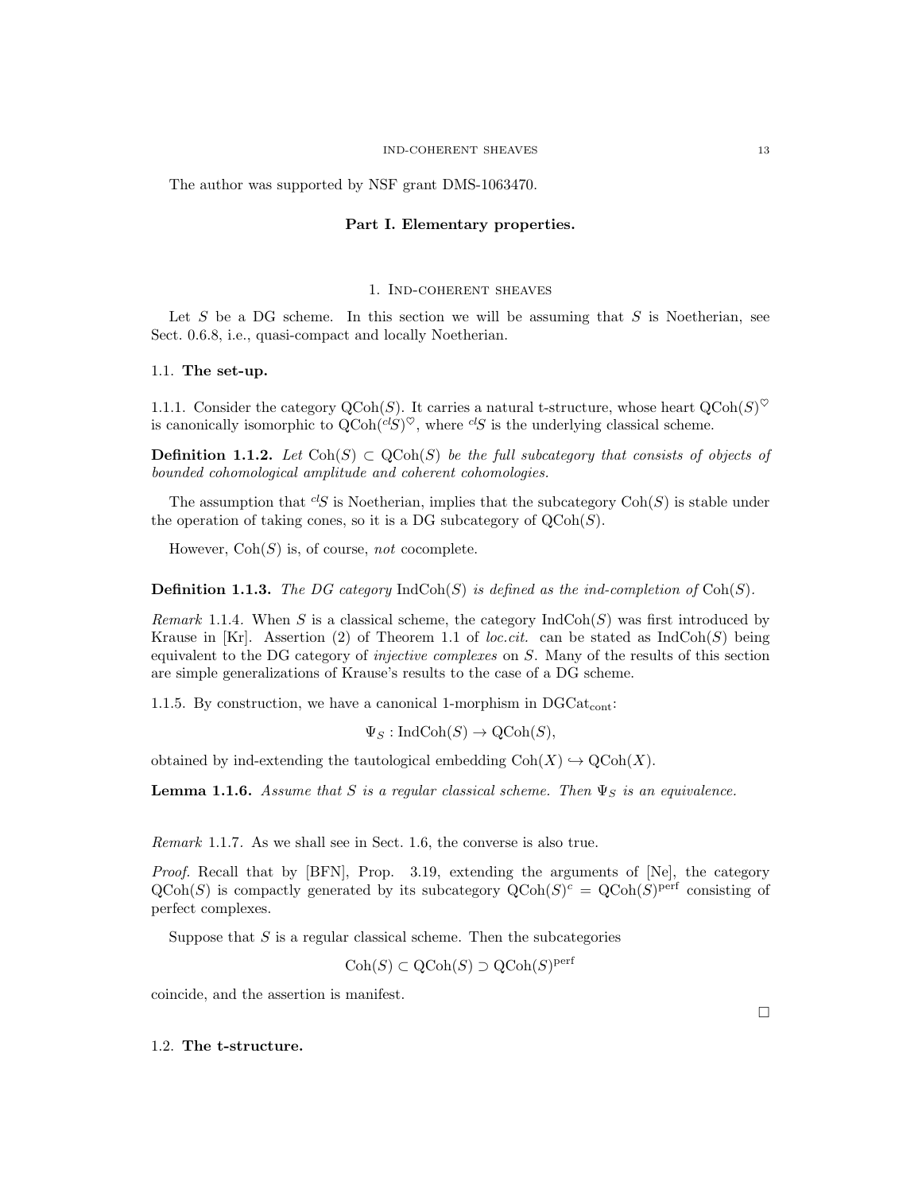The author was supported by NSF grant DMS-1063470.

## Part I. Elementary properties.

### 1. Ind-coherent sheaves

Let $S$ be a DG scheme. In this section we will be assuming that $S$ is Noetherian, see Sect. 0.6.8, i.e., quasi-compact and locally Noetherian.

#### 1.1. **The set-up.**

1.1.1. Consider the category $\mathrm{QCoh}(S)$. It carries a natural t-structure, whose heart $\mathrm{QCoh}(S)^{\heartsuit}$ is canonically isomorphic to $\mathrm{QCoh}({}^{cl}S)^{\heartsuit}$, where ${}^{cl}S$ is the underlying classical scheme.

**Definition 1.1.2.** *Let $\mathrm{Coh}(S) \subset \mathrm{QCoh}(S)$ be the full subcategory that consists of objects of bounded cohomological amplitude and coherent cohomologies.*

The assumption that ${}^{cl}S$ is Noetherian, implies that the subcategory $\mathrm{Coh}(S)$ is stable under the operation of taking cones, so it is a DG subcategory of $\mathrm{QCoh}(S)$.

However, $\mathrm{Coh}(S)$ is, of course, *not* cocomplete.

**Definition 1.1.3.** *The DG category* $\mathrm{IndCoh}(S)$ *is defined as the ind-completion of* $\mathrm{Coh}(S)$*.*

*Remark* 1.1.4. When $S$ is a classical scheme, the category $\mathrm{IndCoh}(S)$ was first introduced by Krause in [Kr]. Assertion (2) of Theorem 1.1 of *loc.cit.* can be stated as $\mathrm{IndCoh}(S)$ being equivalent to the DG category of *injective complexes* on $S$. Many of the results of this section are simple generalizations of Krause's results to the case of a DG scheme.

1.1.5. By construction, we have a canonical 1-morphism in $\mathrm{DGCat}_{\mathrm{cont}}$:

$$\Psi_S : \mathrm{IndCoh}(S) \to \mathrm{QCoh}(S),$$

obtained by ind-extending the tautological embedding $\mathrm{Coh}(X) \hookrightarrow \mathrm{QCoh}(X)$.

**Lemma 1.1.6.** *Assume that $S$ is a regular classical scheme. Then $\Psi_S$ is an equivalence.*

*Remark* 1.1.7. As we shall see in Sect. 1.6, the converse is also true.

*Proof.* Recall that by [BFN], Prop. 3.19, extending the arguments of [Ne], the category $\mathrm{QCoh}(S)$ is compactly generated by its subcategory $\mathrm{QCoh}(S)^c = \mathrm{QCoh}(S)^{\mathrm{perf}}$ consisting of perfect complexes.

Suppose that $S$ is a regular classical scheme. Then the subcategories

$$\mathrm{Coh}(S) \subset \mathrm{QCoh}(S) \supset \mathrm{QCoh}(S)^{\mathrm{perf}}$$

coincide, and the assertion is manifest.

□

#### 1.2. **The t-structure.**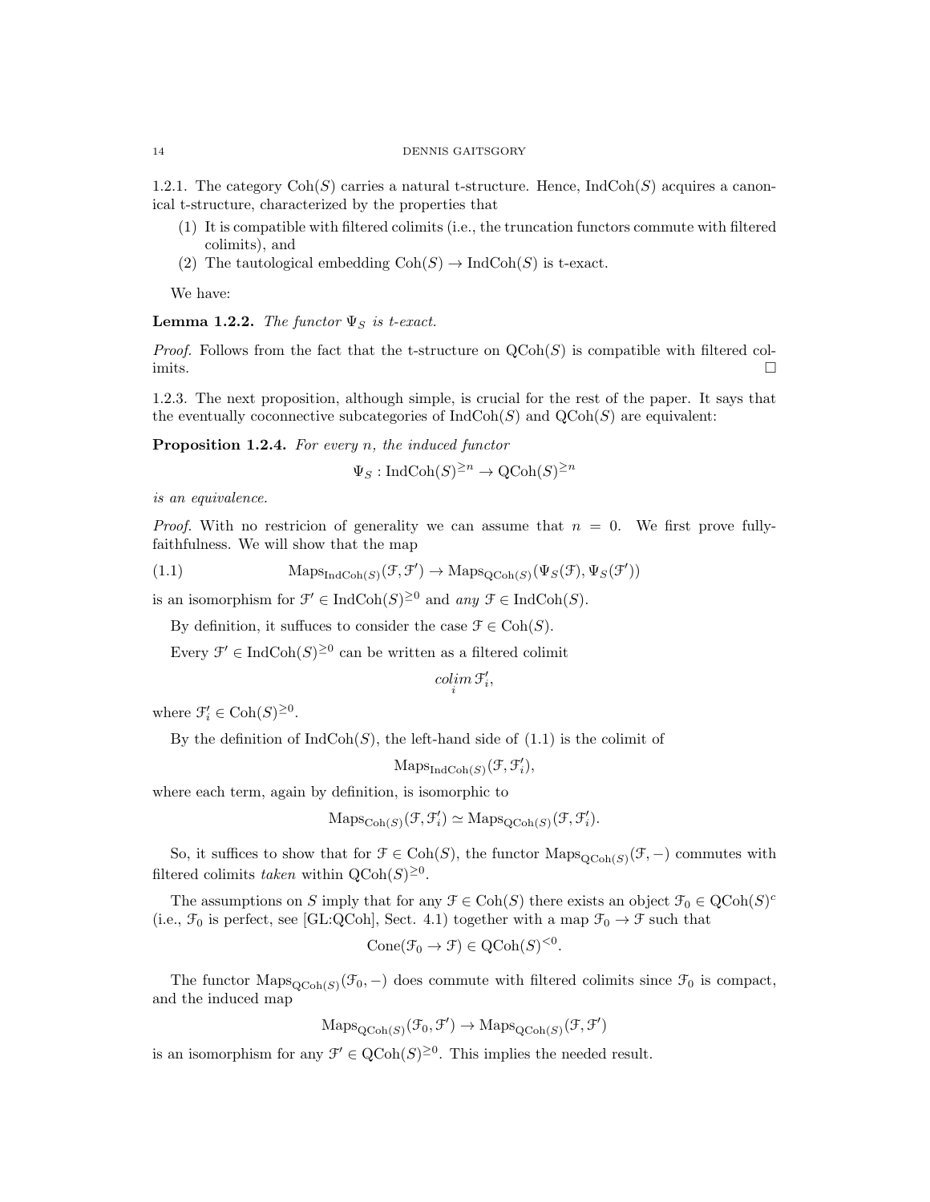1.2.1. The category $\mathrm{Coh}(S)$ carries a natural t-structure. Hence, $\mathrm{IndCoh}(S)$ acquires a canonical t-structure, characterized by the properties that

1. It is compatible with filtered colimits (i.e., the truncation functors commute with filtered colimits), and
2. The tautological embedding $\mathrm{Coh}(S) \to \mathrm{IndCoh}(S)$ is t-exact.

We have:

**Lemma 1.2.2.** *The functor $\Psi_S$ is t-exact.*

*Proof.* Follows from the fact that the t-structure on $\mathrm{QCoh}(S)$ is compatible with filtered colimits. □

1.2.3. The next proposition, although simple, is crucial for the rest of the paper. It says that the eventually coconnective subcategories of $\mathrm{IndCoh}(S)$ and $\mathrm{QCoh}(S)$ are equivalent:

**Proposition 1.2.4.** *For every $n$, the induced functor*

$$\Psi_S : \mathrm{IndCoh}(S)^{\geq n} \to \mathrm{QCoh}(S)^{\geq n}$$

*is an equivalence.*

*Proof.* With no restricion of generality we can assume that $n = 0$. We first prove fully-faithfulness. We will show that the map

$$\mathrm{Maps}_{\mathrm{IndCoh}(S)}(\mathcal{F}, \mathcal{F}') \to \mathrm{Maps}_{\mathrm{QCoh}(S)}(\Psi_S(\mathcal{F}), \Psi_S(\mathcal{F}')) \tag{1.1}$$

is an isomorphism for $\mathcal{F}' \in \mathrm{IndCoh}(S)^{\geq 0}$ and *any* $\mathcal{F} \in \mathrm{IndCoh}(S)$.

By definition, it suffuces to consider the case $\mathcal{F} \in \mathrm{Coh}(S)$.

Every $\mathcal{F}' \in \mathrm{IndCoh}(S)^{\geq 0}$ can be written as a filtered colimit

$$\underset{i}{colim}\, \mathcal{F}'_i,$$

where $\mathcal{F}'_i \in \mathrm{Coh}(S)^{\geq 0}$.

By the definition of $\mathrm{IndCoh}(S)$, the left-hand side of (1.1) is the colimit of

$$\mathrm{Maps}_{\mathrm{IndCoh}(S)}(\mathcal{F}, \mathcal{F}'_i),$$

where each term, again by definition, is isomorphic to

$$\mathrm{Maps}_{\mathrm{Coh}(S)}(\mathcal{F}, \mathcal{F}'_i) \simeq \mathrm{Maps}_{\mathrm{QCoh}(S)}(\mathcal{F}, \mathcal{F}'_i).$$

So, it suffices to show that for $\mathcal{F} \in \mathrm{Coh}(S)$, the functor $\mathrm{Maps}_{\mathrm{QCoh}(S)}(\mathcal{F}, -)$ commutes with filtered colimits *taken* within $\mathrm{QCoh}(S)^{\geq 0}$.

The assumptions on $S$ imply that for any $\mathcal{F} \in \mathrm{Coh}(S)$ there exists an object $\mathcal{F}_0 \in \mathrm{QCoh}(S)^c$ (i.e., $\mathcal{F}_0$ is perfect, see [GL:QCoh], Sect. 4.1) together with a map $\mathcal{F}_0 \to \mathcal{F}$ such that

$$\mathrm{Cone}(\mathcal{F}_0 \to \mathcal{F}) \in \mathrm{QCoh}(S)^{<0}.$$

The functor $\mathrm{Maps}_{\mathrm{QCoh}(S)}(\mathcal{F}_0, -)$ does commute with filtered colimits since $\mathcal{F}_0$ is compact, and the induced map

$$\mathrm{Maps}_{\mathrm{QCoh}(S)}(\mathcal{F}_0, \mathcal{F}') \to \mathrm{Maps}_{\mathrm{QCoh}(S)}(\mathcal{F}, \mathcal{F}')$$

is an isomorphism for any $\mathcal{F}' \in \mathrm{QCoh}(S)^{\geq 0}$. This implies the needed result.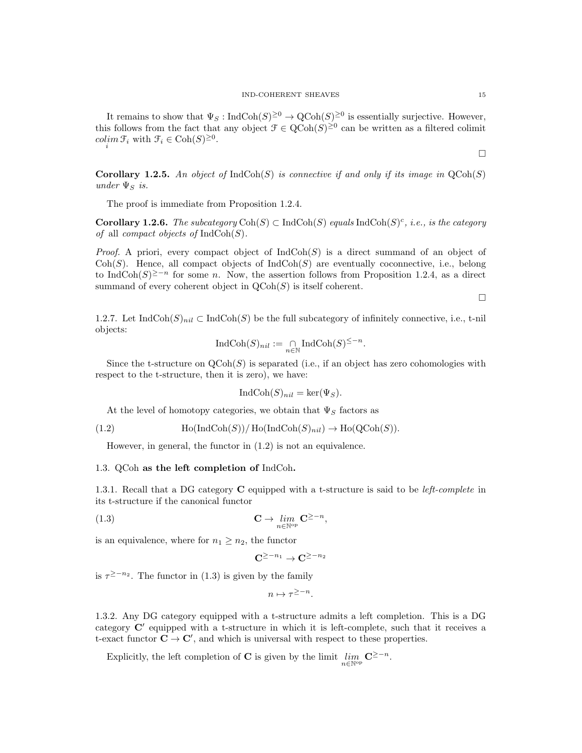It remains to show that $\Psi_S : \mathrm{IndCoh}(S)^{\geq 0} \to \mathrm{QCoh}(S)^{\geq 0}$ is essentially surjective. However, this follows from the fact that any object $\mathcal{F} \in \mathrm{QCoh}(S)^{\geq 0}$ can be written as a filtered colimit $\underset{i}{colim}\, \mathcal{F}_i$ with $\mathcal{F}_i \in \mathrm{Coh}(S)^{\geq 0}$.

□

**Corollary 1.2.5.** *An object of* $\mathrm{IndCoh}(S)$ *is connective if and only if its image in* $\mathrm{QCoh}(S)$ *under* $\Psi_S$ *is.*

The proof is immediate from Proposition 1.2.4.

**Corollary 1.2.6.** *The subcategory* $\mathrm{Coh}(S) \subset \mathrm{IndCoh}(S)$ *equals* $\mathrm{IndCoh}(S)^c$*, i.e., is the category of* all *compact objects of* $\mathrm{IndCoh}(S)$.

*Proof.* A priori, every compact object of $\mathrm{IndCoh}(S)$ is a direct summand of an object of $\mathrm{Coh}(S)$. Hence, all compact objects of $\mathrm{IndCoh}(S)$ are eventually coconnective, i.e., belong to $\mathrm{IndCoh}(S)^{\geq -n}$ for some $n$. Now, the assertion follows from Proposition 1.2.4, as a direct summand of every coherent object in $\mathrm{QCoh}(S)$ is itself coherent.

□

1.2.7. Let $\mathrm{IndCoh}(S)_{nil} \subset \mathrm{IndCoh}(S)$ be the full subcategory of infinitely connective, i.e., t-nil objects:

$$\mathrm{IndCoh}(S)_{nil} := \underset{n\in\mathbb{N}}{\cap} \mathrm{IndCoh}(S)^{\leq -n}.$$

Since the t-structure on $\mathrm{QCoh}(S)$ is separated (i.e., if an object has zero cohomologies with respect to the t-structure, then it is zero), we have:

$$\mathrm{IndCoh}(S)_{nil} = \ker(\Psi_S).$$

At the level of homotopy categories, we obtain that $\Psi_S$ factors as

$$\mathrm{Ho}(\mathrm{IndCoh}(S))/\mathrm{Ho}(\mathrm{IndCoh}(S)_{nil}) \to \mathrm{Ho}(\mathrm{QCoh}(S)). \tag{1.2}$$

However, in general, the functor in (1.2) is not an equivalence.

## 1.3. QCoh as the left completion of IndCoh.

1.3.1. Recall that a DG category $\mathbf{C}$ equipped with a t-structure is said to be *left-complete* in its t-structure if the canonical functor

$$\mathbf{C} \to \underset{n\in\mathbb{N}^{\mathrm{op}}}{lim} \mathbf{C}^{\geq -n}, \tag{1.3}$$

is an equivalence, where for $n_1 \geq n_2$, the functor

$$\mathbf{C}^{\geq -n_1} \to \mathbf{C}^{\geq -n_2}$$

is $\tau^{\geq -n_2}$. The functor in (1.3) is given by the family

$$n \mapsto \tau^{\geq -n}.$$

1.3.2. Any DG category equipped with a t-structure admits a left completion. This is a DG category $\mathbf{C}'$ equipped with a t-structure in which it is left-complete, such that it receives a t-exact functor $\mathbf{C} \to \mathbf{C}'$, and which is universal with respect to these properties.

Explicitly, the left completion of $\mathbf{C}$ is given by the limit $\underset{n\in\mathbb{N}^{\mathrm{op}}}{lim} \mathbf{C}^{\geq -n}$.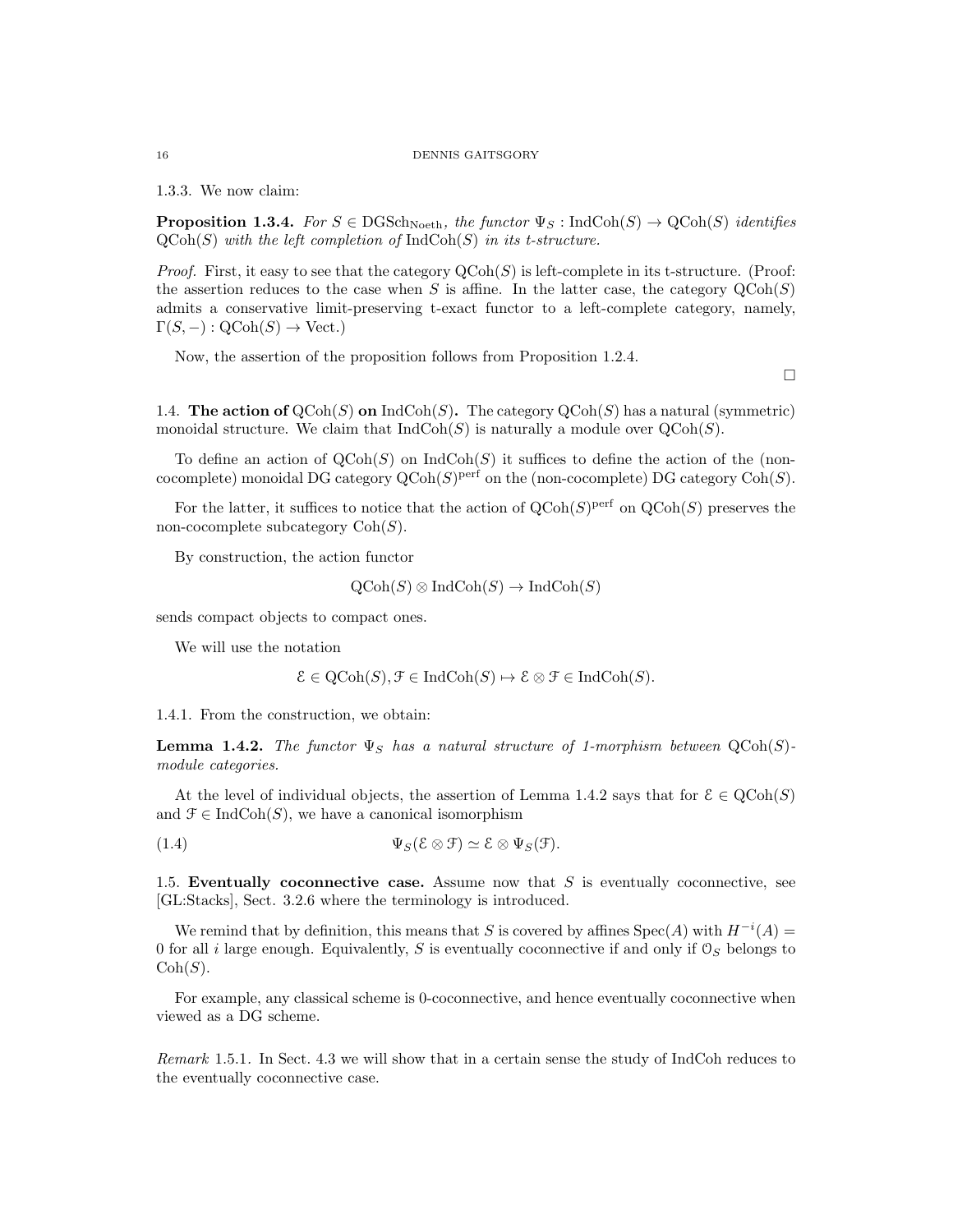1.3.3. We now claim:

**Proposition 1.3.4.** *For $S \in \mathrm{DGSch}_{\mathrm{Noeth}}$, the functor $\Psi_S : \mathrm{IndCoh}(S) \to \mathrm{QCoh}(S)$ identifies $\mathrm{QCoh}(S)$ with the left completion of $\mathrm{IndCoh}(S)$ in its t-structure.*

*Proof.* First, it easy to see that the category $\mathrm{QCoh}(S)$ is left-complete in its t-structure. (Proof: the assertion reduces to the case when $S$ is affine. In the latter case, the category $\mathrm{QCoh}(S)$ admits a conservative limit-preserving t-exact functor to a left-complete category, namely, $\Gamma(S, -) : \mathrm{QCoh}(S) \to \mathrm{Vect}$.)

Now, the assertion of the proposition follows from Proposition 1.2.4.

$\square$

1.4. **The action of $\mathrm{QCoh}(S)$ on $\mathrm{IndCoh}(S)$.** The category $\mathrm{QCoh}(S)$ has a natural (symmetric) monoidal structure. We claim that $\mathrm{IndCoh}(S)$ is naturally a module over $\mathrm{QCoh}(S)$.

To define an action of $\mathrm{QCoh}(S)$ on $\mathrm{IndCoh}(S)$ it suffices to define the action of the (non-cocomplete) monoidal DG category $\mathrm{QCoh}(S)^{\mathrm{perf}}$ on the (non-cocomplete) DG category $\mathrm{Coh}(S)$.

For the latter, it suffices to notice that the action of $\mathrm{QCoh}(S)^{\mathrm{perf}}$ on $\mathrm{QCoh}(S)$ preserves the non-cocomplete subcategory $\mathrm{Coh}(S)$.

By construction, the action functor

$$\mathrm{QCoh}(S) \otimes \mathrm{IndCoh}(S) \to \mathrm{IndCoh}(S)$$

sends compact objects to compact ones.

We will use the notation

$$\mathcal{E} \in \mathrm{QCoh}(S), \mathcal{F} \in \mathrm{IndCoh}(S) \mapsto \mathcal{E} \otimes \mathcal{F} \in \mathrm{IndCoh}(S).$$

1.4.1. From the construction, we obtain:

**Lemma 1.4.2.** *The functor $\Psi_S$ has a natural structure of 1-morphism between $\mathrm{QCoh}(S)$-module categories.*

At the level of individual objects, the assertion of Lemma 1.4.2 says that for $\mathcal{E} \in \mathrm{QCoh}(S)$ and $\mathcal{F} \in \mathrm{IndCoh}(S)$, we have a canonical isomorphism

$$\Psi_S(\mathcal{E} \otimes \mathcal{F}) \simeq \mathcal{E} \otimes \Psi_S(\mathcal{F}). \tag{1.4}$$

1.5. **Eventually coconnective case.** Assume now that $S$ is eventually coconnective, see [GL:Stacks], Sect. 3.2.6 where the terminology is introduced.

We remind that by definition, this means that $S$ is covered by affines $\mathrm{Spec}(A)$ with $H^{-i}(A) = 0$ for all $i$ large enough. Equivalently, $S$ is eventually coconnective if and only if $\mathcal{O}_S$ belongs to $\mathrm{Coh}(S)$.

For example, any classical scheme is 0-coconnective, and hence eventually coconnective when viewed as a DG scheme.

*Remark* 1.5.1. In Sect. 4.3 we will show that in a certain sense the study of IndCoh reduces to the eventually coconnective case.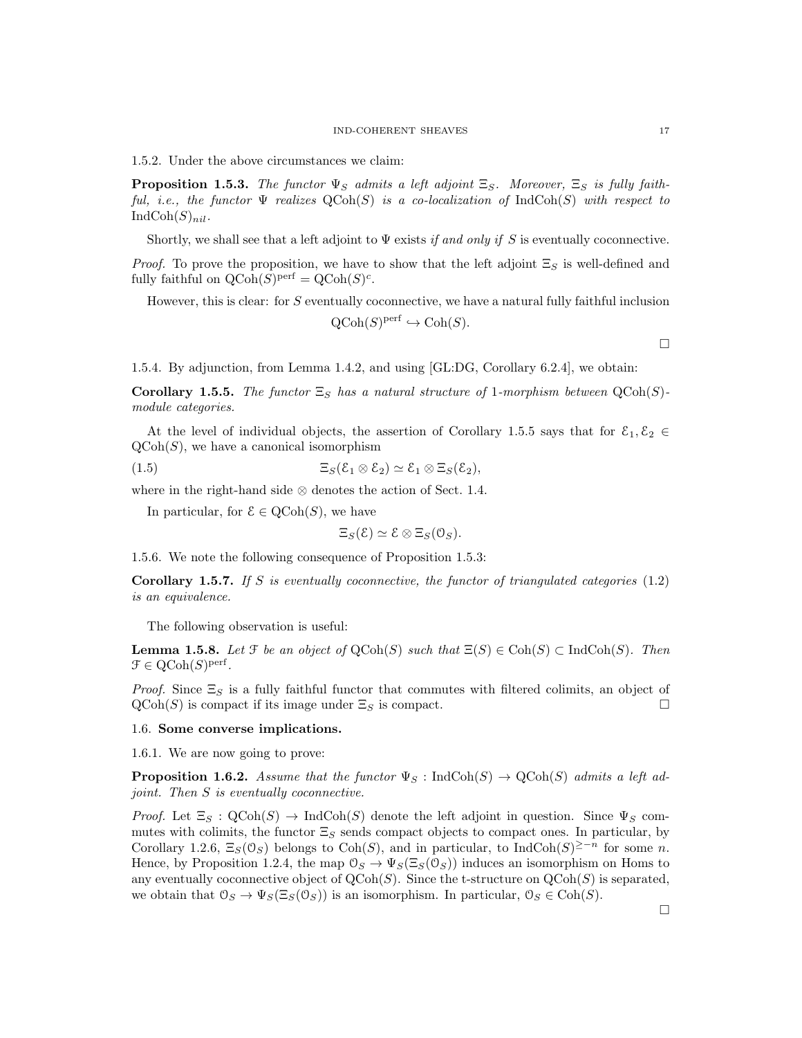1.5.2. Under the above circumstances we claim:

**Proposition 1.5.3.** *The functor $\Psi_S$ admits a left adjoint $\Xi_S$. Moreover, $\Xi_S$ is fully faithful, i.e., the functor $\Psi$ realizes $\mathrm{QCoh}(S)$ is a co-localization of $\mathrm{IndCoh}(S)$ with respect to $\mathrm{IndCoh}(S)_{nil}$.*

Shortly, we shall see that a left adjoint to $\Psi$ exists *if and only if* $S$ is eventually coconnective.

*Proof.* To prove the proposition, we have to show that the left adjoint $\Xi_S$ is well-defined and fully faithful on $\mathrm{QCoh}(S)^{\mathrm{perf}} = \mathrm{QCoh}(S)^c$.

However, this is clear: for $S$ eventually coconnective, we have a natural fully faithful inclusion

$$\mathrm{QCoh}(S)^{\mathrm{perf}} \hookrightarrow \mathrm{Coh}(S).$$

□

1.5.4. By adjunction, from Lemma 1.4.2, and using [GL:DG, Corollary 6.2.4], we obtain:

**Corollary 1.5.5.** *The functor $\Xi_S$ has a natural structure of 1-morphism between $\mathrm{QCoh}(S)$-module categories.*

At the level of individual objects, the assertion of Corollary 1.5.5 says that for $\mathcal{E}_1, \mathcal{E}_2 \in \mathrm{QCoh}(S)$, we have a canonical isomorphism

$$\Xi_S(\mathcal{E}_1 \otimes \mathcal{E}_2) \simeq \mathcal{E}_1 \otimes \Xi_S(\mathcal{E}_2), \tag{1.5}$$

where in the right-hand side $\otimes$ denotes the action of Sect. 1.4.

In particular, for $\mathcal{E} \in \mathrm{QCoh}(S)$, we have

$$\Xi_S(\mathcal{E}) \simeq \mathcal{E} \otimes \Xi_S(\mathcal{O}_S).$$

1.5.6. We note the following consequence of Proposition 1.5.3:

**Corollary 1.5.7.** *If $S$ is eventually coconnective, the functor of triangulated categories (1.2) is an equivalence.*

The following observation is useful:

**Lemma 1.5.8.** *Let $\mathcal{F}$ be an object of $\mathrm{QCoh}(S)$ such that $\Xi(S) \in \mathrm{Coh}(S) \subset \mathrm{IndCoh}(S)$. Then $\mathcal{F} \in \mathrm{QCoh}(S)^{\mathrm{perf}}$.*

*Proof.* Since $\Xi_S$ is a fully faithful functor that commutes with filtered colimits, an object of $\mathrm{QCoh}(S)$ is compact if its image under $\Xi_S$ is compact. □

## 1.6. Some converse implications.

1.6.1. We are now going to prove:

**Proposition 1.6.2.** *Assume that the functor $\Psi_S : \mathrm{IndCoh}(S) \to \mathrm{QCoh}(S)$ admits a left adjoint. Then $S$ is eventually coconnective.*

*Proof.* Let $\Xi_S : \mathrm{QCoh}(S) \to \mathrm{IndCoh}(S)$ denote the left adjoint in question. Since $\Psi_S$ commutes with colimits, the functor $\Xi_S$ sends compact objects to compact ones. In particular, by Corollary 1.2.6, $\Xi_S(\mathcal{O}_S)$ belongs to $\mathrm{Coh}(S)$, and in particular, to $\mathrm{IndCoh}(S)^{\geq -n}$ for some $n$. Hence, by Proposition 1.2.4, the map $\mathcal{O}_S \to \Psi_S(\Xi_S(\mathcal{O}_S))$ induces an isomorphism on Homs to any eventually coconnective object of $\mathrm{QCoh}(S)$. Since the t-structure on $\mathrm{QCoh}(S)$ is separated, we obtain that $\mathcal{O}_S \to \Psi_S(\Xi_S(\mathcal{O}_S))$ is an isomorphism. In particular, $\mathcal{O}_S \in \mathrm{Coh}(S)$.

□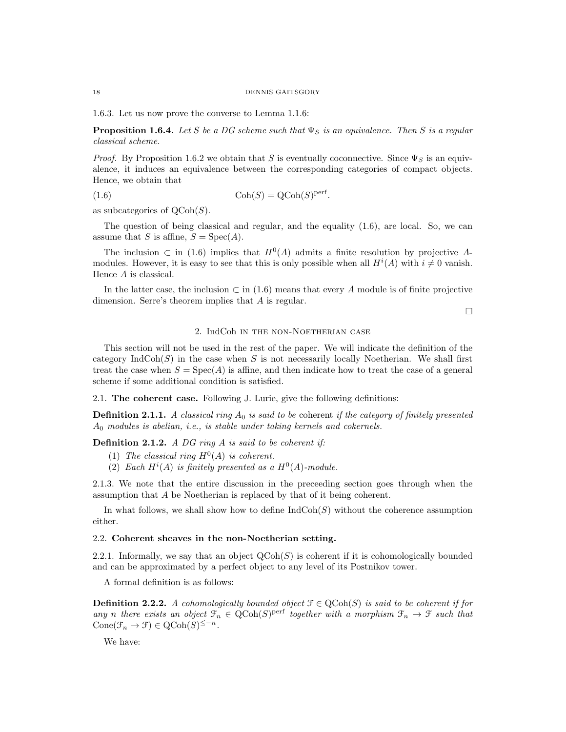1.6.3. Let us now prove the converse to Lemma 1.1.6:

**Proposition 1.6.4.** *Let $S$ be a DG scheme such that $\Psi_S$ is an equivalence. Then $S$ is a regular classical scheme.*

*Proof.* By Proposition 1.6.2 we obtain that $S$ is eventually coconnective. Since $\Psi_S$ is an equivalence, it induces an equivalence between the corresponding categories of compact objects. Hence, we obtain that

$$\mathrm{Coh}(S) = \mathrm{QCoh}(S)^{\mathrm{perf}}. \tag{1.6}$$

as subcategories of $\mathrm{QCoh}(S)$.

The question of being classical and regular, and the equality (1.6), are local. So, we can assume that $S$ is affine, $S = \mathrm{Spec}(A)$.

The inclusion $\subset$ in (1.6) implies that $H^0(A)$ admits a finite resolution by projective $A$-modules. However, it is easy to see that this is only possible when all $H^i(A)$ with $i \neq 0$ vanish. Hence $A$ is classical.

In the latter case, the inclusion $\subset$ in (1.6) means that every $A$ module is of finite projective dimension. Serre's theorem implies that $A$ is regular.

□

## 2. IndCoh in the non-Noetherian case

This section will not be used in the rest of the paper. We will indicate the definition of the category $\mathrm{IndCoh}(S)$ in the case when $S$ is not necessarily locally Noetherian. We shall first treat the case when $S = \mathrm{Spec}(A)$ is affine, and then indicate how to treat the case of a general scheme if some additional condition is satisfied.

### 2.1. The coherent case.

Following J. Lurie, give the following definitions:

**Definition 2.1.1.** *A classical ring $A_0$ is said to be* coherent *if the category of finitely presented $A_0$ modules is abelian, i.e., is stable under taking kernels and cokernels.*

**Definition 2.1.2.** *A DG ring $A$ is said to be coherent if:*

1. *The classical ring $H^0(A)$ is coherent.*
2. *Each $H^i(A)$ is finitely presented as a $H^0(A)$-module.*

2.1.3. We note that the entire discussion in the preceeding section goes through when the assumption that $A$ be Noetherian is replaced by that of it being coherent.

In what follows, we shall show how to define $\mathrm{IndCoh}(S)$ without the coherence assumption either.

### 2.2. Coherent sheaves in the non-Noetherian setting.

2.2.1. Informally, we say that an object $\mathrm{QCoh}(S)$ is coherent if it is cohomologically bounded and can be approximated by a perfect object to any level of its Postnikov tower.

A formal definition is as follows:

**Definition 2.2.2.** *A cohomologically bounded object $\mathcal{F} \in \mathrm{QCoh}(S)$ is said to be coherent if for any $n$ there exists an object $\mathcal{F}_n \in \mathrm{QCoh}(S)^{\mathrm{perf}}$ together with a morphism $\mathcal{F}_n \to \mathcal{F}$ such that $\mathrm{Cone}(\mathcal{F}_n \to \mathcal{F}) \in \mathrm{QCoh}(S)^{\leq -n}$.*

We have: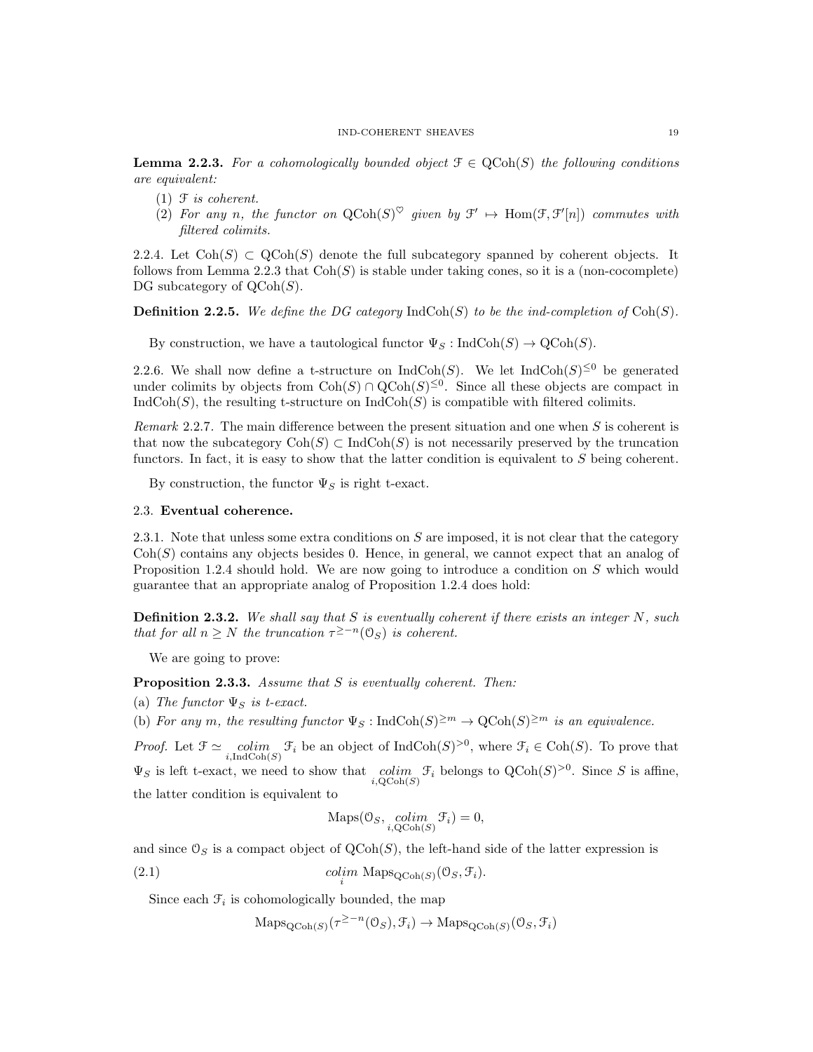**Lemma 2.2.3.** *For a cohomologically bounded object $\mathcal{F} \in \mathrm{QCoh}(S)$ the following conditions are equivalent:*

1. *$\mathcal{F}$ is coherent.*
2. *For any $n$, the functor on $\mathrm{QCoh}(S)^\heartsuit$ given by $\mathcal{F}' \mapsto \mathrm{Hom}(\mathcal{F}, \mathcal{F}'[n])$ commutes with filtered colimits.*

2.2.4. Let $\mathrm{Coh}(S) \subset \mathrm{QCoh}(S)$ denote the full subcategory spanned by coherent objects. It follows from Lemma 2.2.3 that $\mathrm{Coh}(S)$ is stable under taking cones, so it is a (non-cocomplete) DG subcategory of $\mathrm{QCoh}(S)$.

**Definition 2.2.5.** *We define the DG category $\mathrm{IndCoh}(S)$ to be the ind-completion of $\mathrm{Coh}(S)$.*

By construction, we have a tautological functor $\Psi_S : \mathrm{IndCoh}(S) \to \mathrm{QCoh}(S)$.

2.2.6. We shall now define a t-structure on $\mathrm{IndCoh}(S)$. We let $\mathrm{IndCoh}(S)^{\leq 0}$ be generated under colimits by objects from $\mathrm{Coh}(S) \cap \mathrm{QCoh}(S)^{\leq 0}$. Since all these objects are compact in $\mathrm{IndCoh}(S)$, the resulting t-structure on $\mathrm{IndCoh}(S)$ is compatible with filtered colimits.

*Remark* 2.2.7. The main difference between the present situation and one when $S$ is coherent is that now the subcategory $\mathrm{Coh}(S) \subset \mathrm{IndCoh}(S)$ is not necessarily preserved by the truncation functors. In fact, it is easy to show that the latter condition is equivalent to $S$ being coherent.

By construction, the functor $\Psi_S$ is right t-exact.

## 2.3. Eventual coherence.

2.3.1. Note that unless some extra conditions on $S$ are imposed, it is not clear that the category $\mathrm{Coh}(S)$ contains any objects besides 0. Hence, in general, we cannot expect that an analog of Proposition 1.2.4 should hold. We are now going to introduce a condition on $S$ which would guarantee that an appropriate analog of Proposition 1.2.4 does hold:

**Definition 2.3.2.** *We shall say that $S$ is eventually coherent if there exists an integer $N$, such that for all $n \geq N$ the truncation $\tau^{\geq -n}(\mathcal{O}_S)$ is coherent.*

We are going to prove:

**Proposition 2.3.3.** *Assume that $S$ is eventually coherent. Then:*

(a) *The functor $\Psi_S$ is t-exact.*

(b) *For any $m$, the resulting functor $\Psi_S : \mathrm{IndCoh}(S)^{\geq m} \to \mathrm{QCoh}(S)^{\geq m}$ is an equivalence.*

*Proof.* Let $\mathcal{F} \simeq \underset{i, \mathrm{IndCoh}(S)}{colim} \mathcal{F}_i$ be an object of $\mathrm{IndCoh}(S)^{>0}$, where $\mathcal{F}_i \in \mathrm{Coh}(S)$. To prove that $\Psi_S$ is left t-exact, we need to show that $\underset{i, \mathrm{QCoh}(S)}{colim} \mathcal{F}_i$ belongs to $\mathrm{QCoh}(S)^{>0}$. Since $S$ is affine, the latter condition is equivalent to

$$\mathrm{Maps}(\mathcal{O}_S, \underset{i, \mathrm{QCoh}(S)}{colim} \mathcal{F}_i) = 0,$$

and since $\mathcal{O}_S$ is a compact object of $\mathrm{QCoh}(S)$, the left-hand side of the latter expression is

$$\underset{i}{colim}\ \mathrm{Maps}_{\mathrm{QCoh}(S)}(\mathcal{O}_S, \mathcal{F}_i). \tag{2.1}$$

Since each $\mathcal{F}_i$ is cohomologically bounded, the map

$$\mathrm{Maps}_{\mathrm{QCoh}(S)}(\tau^{\geq -n}(\mathcal{O}_S), \mathcal{F}_i) \to \mathrm{Maps}_{\mathrm{QCoh}(S)}(\mathcal{O}_S, \mathcal{F}_i)$$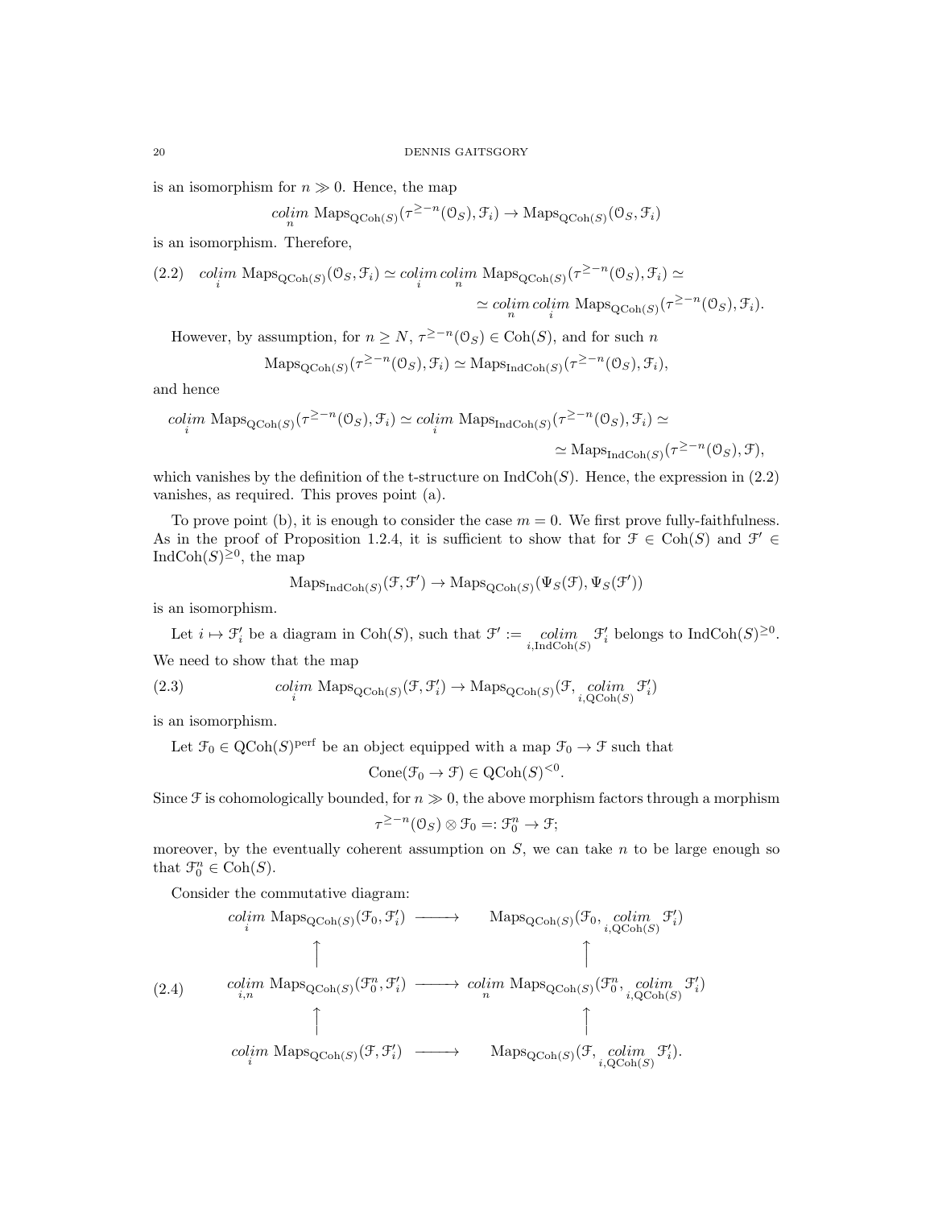is an isomorphism for $n \gg 0$. Hence, the map

$$\underset{n}{colim}\ \mathrm{Maps}_{\mathrm{QCoh}(S)}(\tau^{\geq -n}(\mathcal{O}_S), \mathcal{F}_i) \to \mathrm{Maps}_{\mathrm{QCoh}(S)}(\mathcal{O}_S, \mathcal{F}_i)$$

is an isomorphism. Therefore,

$$\underset{i}{colim}\ \mathrm{Maps}_{\mathrm{QCoh}(S)}(\mathcal{O}_S, \mathcal{F}_i) \simeq \underset{i}{colim}\ \underset{n}{colim}\ \mathrm{Maps}_{\mathrm{QCoh}(S)}(\tau^{\geq -n}(\mathcal{O}_S), \mathcal{F}_i) \simeq \simeq \underset{n}{colim}\ \underset{i}{colim}\ \mathrm{Maps}_{\mathrm{QCoh}(S)}(\tau^{\geq -n}(\mathcal{O}_S), \mathcal{F}_i). \tag{2.2}$$

However, by assumption, for $n \geq N$, $\tau^{\geq -n}(\mathcal{O}_S) \in \mathrm{Coh}(S)$, and for such $n$

$$\mathrm{Maps}_{\mathrm{QCoh}(S)}(\tau^{\geq -n}(\mathcal{O}_S), \mathcal{F}_i) \simeq \mathrm{Maps}_{\mathrm{IndCoh}(S)}(\tau^{\geq -n}(\mathcal{O}_S), \mathcal{F}_i),$$

and hence

$$\underset{i}{colim}\ \mathrm{Maps}_{\mathrm{QCoh}(S)}(\tau^{\geq -n}(\mathcal{O}_S), \mathcal{F}_i) \simeq \underset{i}{colim}\ \mathrm{Maps}_{\mathrm{IndCoh}(S)}(\tau^{\geq -n}(\mathcal{O}_S), \mathcal{F}_i) \simeq \simeq \mathrm{Maps}_{\mathrm{IndCoh}(S)}(\tau^{\geq -n}(\mathcal{O}_S), \mathcal{F}),$$

which vanishes by the definition of the t-structure on $\mathrm{IndCoh}(S)$. Hence, the expression in (2.2) vanishes, as required. This proves point (a).

To prove point (b), it is enough to consider the case $m = 0$. We first prove fully-faithfulness. As in the proof of Proposition 1.2.4, it is sufficient to show that for $\mathcal{F} \in \mathrm{Coh}(S)$ and $\mathcal{F}' \in \mathrm{IndCoh}(S)^{\geq 0}$, the map

$$\mathrm{Maps}_{\mathrm{IndCoh}(S)}(\mathcal{F}, \mathcal{F}') \to \mathrm{Maps}_{\mathrm{QCoh}(S)}(\Psi_S(\mathcal{F}), \Psi_S(\mathcal{F}'))$$

is an isomorphism.

Let $i \mapsto \mathcal{F}'_i$ be a diagram in $\mathrm{Coh}(S)$, such that $\mathcal{F}' := \underset{i,\mathrm{IndCoh}(S)}{colim}\ \mathcal{F}'_i$ belongs to $\mathrm{IndCoh}(S)^{\geq 0}$. We need to show that the map

$$\underset{i}{colim}\ \mathrm{Maps}_{\mathrm{QCoh}(S)}(\mathcal{F}, \mathcal{F}'_i) \to \mathrm{Maps}_{\mathrm{QCoh}(S)}(\mathcal{F}, \underset{i,\mathrm{QCoh}(S)}{colim}\ \mathcal{F}'_i) \tag{2.3}$$

is an isomorphism.

Let $\mathcal{F}_0 \in \mathrm{QCoh}(S)^{\mathrm{perf}}$ be an object equipped with a map $\mathcal{F}_0 \to \mathcal{F}$ such that

$$\mathrm{Cone}(\mathcal{F}_0 \to \mathcal{F}) \in \mathrm{QCoh}(S)^{<0}.$$

Since $\mathcal{F}$ is cohomologically bounded, for $n \gg 0$, the above morphism factors through a morphism

$$\tau^{\geq -n}(\mathcal{O}_S) \otimes \mathcal{F}_0 =: \mathcal{F}_0^n \to \mathcal{F};$$

moreover, by the eventually coherent assumption on $S$, we can take $n$ to be large enough so that $\mathcal{F}_0^n \in \mathrm{Coh}(S)$.

Consider the commutative diagram:

$$\begin{array}{ccc}
\underset{i}{colim}\ \mathrm{Maps}_{\mathrm{QCoh}(S)}(\mathcal{F}_0, \mathcal{F}'_i) & \longrightarrow & \mathrm{Maps}_{\mathrm{QCoh}(S)}(\mathcal{F}_0, \underset{i,\mathrm{QCoh}(S)}{colim}\ \mathcal{F}'_i) \\
\uparrow & & \uparrow \\
\underset{i,n}{colim}\ \mathrm{Maps}_{\mathrm{QCoh}(S)}(\mathcal{F}_0^n, \mathcal{F}'_i) & \longrightarrow & \underset{n}{colim}\ \mathrm{Maps}_{\mathrm{QCoh}(S)}(\mathcal{F}_0^n, \underset{i,\mathrm{QCoh}(S)}{colim}\ \mathcal{F}'_i) \\
\uparrow & & \uparrow \\
\underset{i}{colim}\ \mathrm{Maps}_{\mathrm{QCoh}(S)}(\mathcal{F}, \mathcal{F}'_i) & \longrightarrow & \mathrm{Maps}_{\mathrm{QCoh}(S)}(\mathcal{F}, \underset{i,\mathrm{QCoh}(S)}{colim}\ \mathcal{F}'_i).
\end{array} \tag{2.4}$$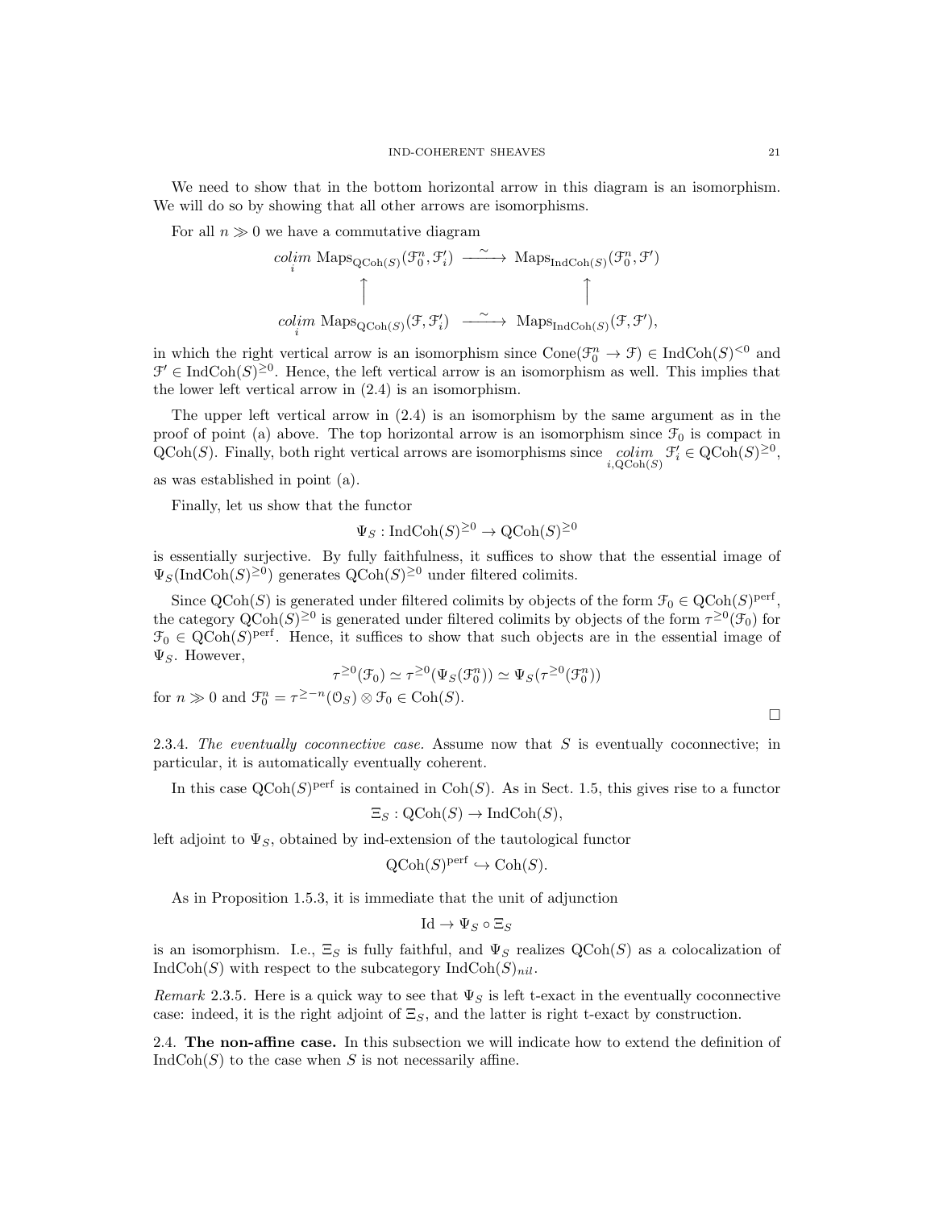We need to show that in the bottom horizontal arrow in this diagram is an isomorphism. We will do so by showing that all other arrows are isomorphisms.

For all $n \gg 0$ we have a commutative diagram

$$\begin{array}{ccc}
\underset{i}{colim}\ \mathrm{Maps}_{\mathrm{QCoh}(S)}(\mathcal{F}_0^n, \mathcal{F}'_i) & \xrightarrow{\sim} & \mathrm{Maps}_{\mathrm{IndCoh}(S)}(\mathcal{F}_0^n, \mathcal{F}') \\
\uparrow & & \uparrow \\
\underset{i}{colim}\ \mathrm{Maps}_{\mathrm{QCoh}(S)}(\mathcal{F}, \mathcal{F}'_i) & \xrightarrow{\sim} & \mathrm{Maps}_{\mathrm{IndCoh}(S)}(\mathcal{F}, \mathcal{F}'),
\end{array}$$

in which the right vertical arrow is an isomorphism since $\mathrm{Cone}(\mathcal{F}_0^n \to \mathcal{F}) \in \mathrm{IndCoh}(S)^{<0}$ and $\mathcal{F}' \in \mathrm{IndCoh}(S)^{\geq 0}$. Hence, the left vertical arrow is an isomorphism as well. This implies that the lower left vertical arrow in (2.4) is an isomorphism.

The upper left vertical arrow in (2.4) is an isomorphism by the same argument as in the proof of point (a) above. The top horizontal arrow is an isomorphism since $\mathcal{F}_0$ is compact in $\mathrm{QCoh}(S)$. Finally, both right vertical arrows are isomorphisms since $\underset{i,\mathrm{QCoh}(S)}{colim}\ \mathcal{F}'_i \in \mathrm{QCoh}(S)^{\geq 0}$, as was established in point (a).

Finally, let us show that the functor

$$\Psi_S : \mathrm{IndCoh}(S)^{\geq 0} \to \mathrm{QCoh}(S)^{\geq 0}$$

is essentially surjective. By fully faithfulness, it suffices to show that the essential image of $\Psi_S(\mathrm{IndCoh}(S)^{\geq 0})$ generates $\mathrm{QCoh}(S)^{\geq 0}$ under filtered colimits.

Since $\mathrm{QCoh}(S)$ is generated under filtered colimits by objects of the form $\mathcal{F}_0 \in \mathrm{QCoh}(S)^{\mathrm{perf}}$, the category $\mathrm{QCoh}(S)^{\geq 0}$ is generated under filtered colimits by objects of the form $\tau^{\geq 0}(\mathcal{F}_0)$ for $\mathcal{F}_0 \in \mathrm{QCoh}(S)^{\mathrm{perf}}$. Hence, it suffices to show that such objects are in the essential image of $\Psi_S$. However,

$$\tau^{\geq 0}(\mathcal{F}_0) \simeq \tau^{\geq 0}(\Psi_S(\mathcal{F}_0^n)) \simeq \Psi_S(\tau^{\geq 0}(\mathcal{F}_0^n))$$

for $n \gg 0$ and $\mathcal{F}_0^n = \tau^{\geq -n}(\mathcal{O}_S) \otimes \mathcal{F}_0 \in \mathrm{Coh}(S)$.

□

2.3.4. *The eventually coconnective case.* Assume now that $S$ is eventually coconnective; in particular, it is automatically eventually coherent.

In this case $\mathrm{QCoh}(S)^{\mathrm{perf}}$ is contained in $\mathrm{Coh}(S)$. As in Sect. 1.5, this gives rise to a functor

$$\Xi_S : \mathrm{QCoh}(S) \to \mathrm{IndCoh}(S),$$

left adjoint to $\Psi_S$, obtained by ind-extension of the tautological functor

$$\mathrm{QCoh}(S)^{\mathrm{perf}} \hookrightarrow \mathrm{Coh}(S).$$

As in Proposition 1.5.3, it is immediate that the unit of adjunction

$$\mathrm{Id} \to \Psi_S \circ \Xi_S$$

is an isomorphism. I.e., $\Xi_S$ is fully faithful, and $\Psi_S$ realizes $\mathrm{QCoh}(S)$ as a colocalization of $\mathrm{IndCoh}(S)$ with respect to the subcategory $\mathrm{IndCoh}(S)_{nil}$.

*Remark* 2.3.5. Here is a quick way to see that $\Psi_S$ is left t-exact in the eventually coconnective case: indeed, it is the right adjoint of $\Xi_S$, and the latter is right t-exact by construction.

2.4. **The non-affine case.** In this subsection we will indicate how to extend the definition of $\mathrm{IndCoh}(S)$ to the case when $S$ is not necessarily affine.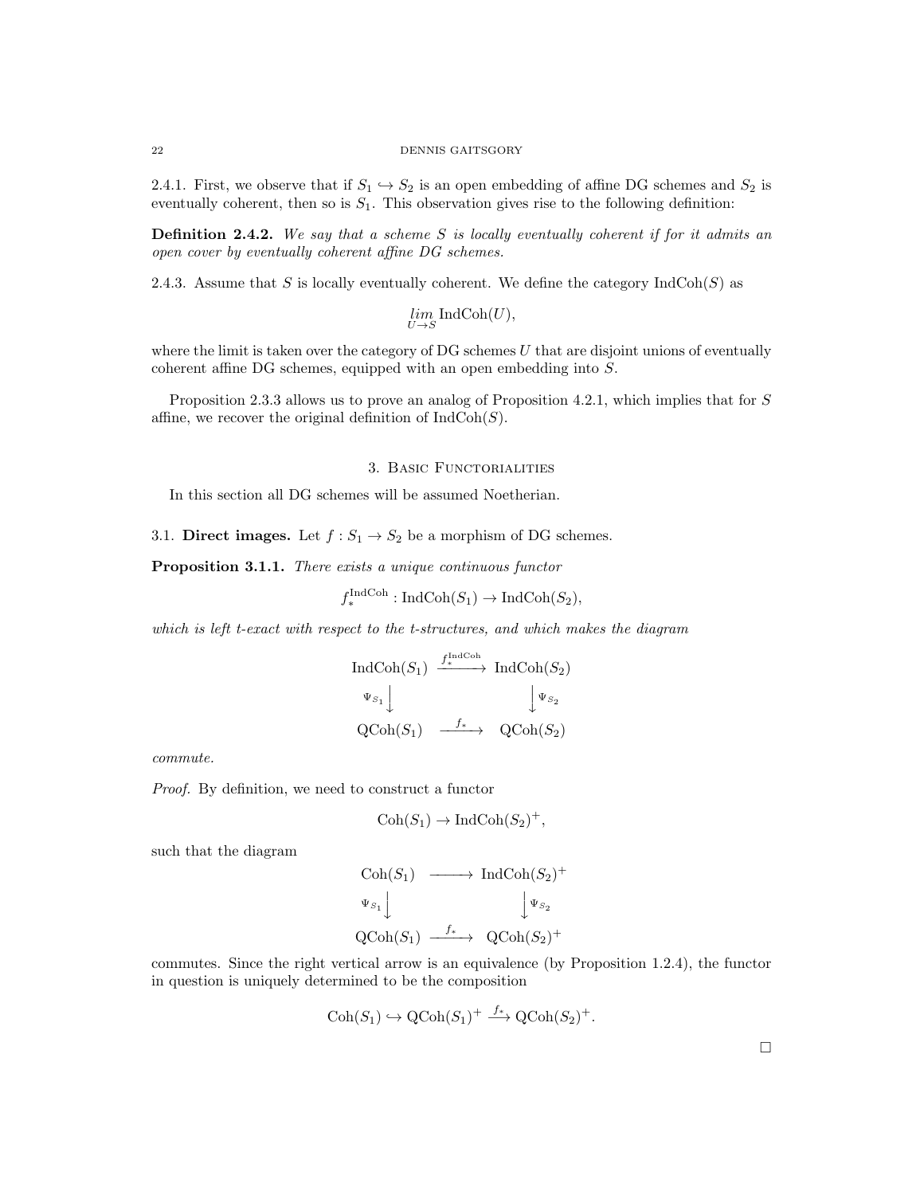2.4.1. First, we observe that if $S_1 \hookrightarrow S_2$ is an open embedding of affine DG schemes and $S_2$ is eventually coherent, then so is $S_1$. This observation gives rise to the following definition:

**Definition 2.4.2.** *We say that a scheme $S$ is locally eventually coherent if for it admits an open cover by eventually coherent affine DG schemes.*

2.4.3. Assume that $S$ is locally eventually coherent. We define the category $\text{IndCoh}(S)$ as

$$\underset{U \to S}{\lim} \text{IndCoh}(U),$$

where the limit is taken over the category of DG schemes $U$ that are disjoint unions of eventually coherent affine DG schemes, equipped with an open embedding into $S$.

Proposition 2.3.3 allows us to prove an analog of Proposition 4.2.1, which implies that for $S$ affine, we recover the original definition of $\text{IndCoh}(S)$.

## 3. Basic Functorialities

In this section all DG schemes will be assumed Noetherian.

3.1. **Direct images.** Let $f : S_1 \to S_2$ be a morphism of DG schemes.

**Proposition 3.1.1.** *There exists a unique continuous functor*

$$f_*^{\text{IndCoh}} : \text{IndCoh}(S_1) \to \text{IndCoh}(S_2),$$

*which is left t-exact with respect to the t-structures, and which makes the diagram*

$$\begin{array}{ccc} \text{IndCoh}(S_1) & \xrightarrow{f_*^{\text{IndCoh}}} & \text{IndCoh}(S_2) \\ {\scriptstyle \Psi_{S_1}} \downarrow & & \downarrow {\scriptstyle \Psi_{S_2}} \\ \text{QCoh}(S_1) & \xrightarrow{f_*} & \text{QCoh}(S_2) \end{array}$$

*commute.*

*Proof.* By definition, we need to construct a functor

$$\text{Coh}(S_1) \to \text{IndCoh}(S_2)^+,$$

such that the diagram

$$\begin{array}{ccc} \text{Coh}(S_1) & \longrightarrow & \text{IndCoh}(S_2)^+ \\ {\scriptstyle \Psi_{S_1}} \downarrow & & \downarrow {\scriptstyle \Psi_{S_2}} \\ \text{QCoh}(S_1) & \xrightarrow{f_*} & \text{QCoh}(S_2)^+ \end{array}$$

commutes. Since the right vertical arrow is an equivalence (by Proposition 1.2.4), the functor in question is uniquely determined to be the composition

$$\text{Coh}(S_1) \hookrightarrow \text{QCoh}(S_1)^+ \xrightarrow{f_*} \text{QCoh}(S_2)^+.$$

□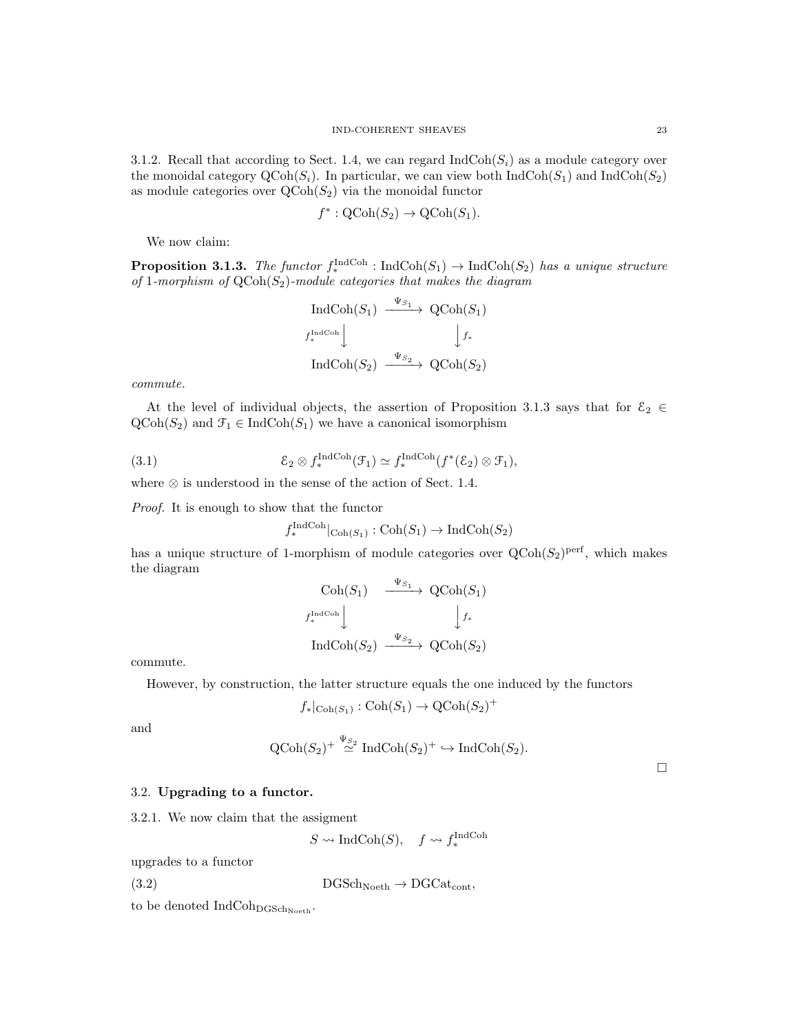3.1.2. Recall that according to Sect. 1.4, we can regard $\mathrm{IndCoh}(S_i)$ as a module category over the monoidal category $\mathrm{QCoh}(S_i)$. In particular, we can view both $\mathrm{IndCoh}(S_1)$ and $\mathrm{IndCoh}(S_2)$ as module categories over $\mathrm{QCoh}(S_2)$ via the monoidal functor

$$f^* : \mathrm{QCoh}(S_2) \to \mathrm{QCoh}(S_1).$$

We now claim:

**Proposition 3.1.3.** *The functor $f_*^{\mathrm{IndCoh}} : \mathrm{IndCoh}(S_1) \to \mathrm{IndCoh}(S_2)$ has a unique structure of 1-morphism of $\mathrm{QCoh}(S_2)$-module categories that makes the diagram*

$$\begin{array}{ccc} \mathrm{IndCoh}(S_1) & \xrightarrow{\Psi_{S_1}} & \mathrm{QCoh}(S_1) \\ {\scriptstyle f_*^{\mathrm{IndCoh}}}\downarrow & & \downarrow{\scriptstyle f_*} \\ \mathrm{IndCoh}(S_2) & \xrightarrow{\Psi_{S_2}} & \mathrm{QCoh}(S_2) \end{array}$$

*commute.*

At the level of individual objects, the assertion of Proposition 3.1.3 says that for $\mathcal{E}_2 \in \mathrm{QCoh}(S_2)$ and $\mathcal{F}_1 \in \mathrm{IndCoh}(S_1)$ we have a canonical isomorphism

$$\mathcal{E}_2 \otimes f_*^{\mathrm{IndCoh}}(\mathcal{F}_1) \simeq f_*^{\mathrm{IndCoh}}(f^*(\mathcal{E}_2) \otimes \mathcal{F}_1), \tag{3.1}$$

where $\otimes$ is understood in the sense of the action of Sect. 1.4.

*Proof.* It is enough to show that the functor

$$f_*^{\mathrm{IndCoh}}|_{\mathrm{Coh}(S_1)} : \mathrm{Coh}(S_1) \to \mathrm{IndCoh}(S_2)$$

has a unique structure of 1-morphism of module categories over $\mathrm{QCoh}(S_2)^{\mathrm{perf}}$, which makes the diagram

$$\begin{array}{ccc} \mathrm{Coh}(S_1) & \xrightarrow{\Psi_{S_1}} & \mathrm{QCoh}(S_1) \\ {\scriptstyle f_*^{\mathrm{IndCoh}}}\downarrow & & \downarrow{\scriptstyle f_*} \\ \mathrm{IndCoh}(S_2) & \xrightarrow{\Psi_{S_2}} & \mathrm{QCoh}(S_2) \end{array}$$

commute.

However, by construction, the latter structure equals the one induced by the functors

$$f_*|_{\mathrm{Coh}(S_1)} : \mathrm{Coh}(S_1) \to \mathrm{QCoh}(S_2)^+$$

and

$$\mathrm{QCoh}(S_2)^+ \overset{\Psi_{S_2}}{\simeq} \mathrm{IndCoh}(S_2)^+ \hookrightarrow \mathrm{IndCoh}(S_2).$$

□

## 3.2. Upgrading to a functor.

3.2.1. We now claim that the assigment

$$S \rightsquigarrow \mathrm{IndCoh}(S), \quad f \rightsquigarrow f_*^{\mathrm{IndCoh}}$$

upgrades to a functor

$$\mathrm{DGSch}_{\mathrm{Noeth}} \to \mathrm{DGCat}_{\mathrm{cont}}, \tag{3.2}$$

to be denoted $\mathrm{IndCoh}_{\mathrm{DGSch}_{\mathrm{Noeth}}}$.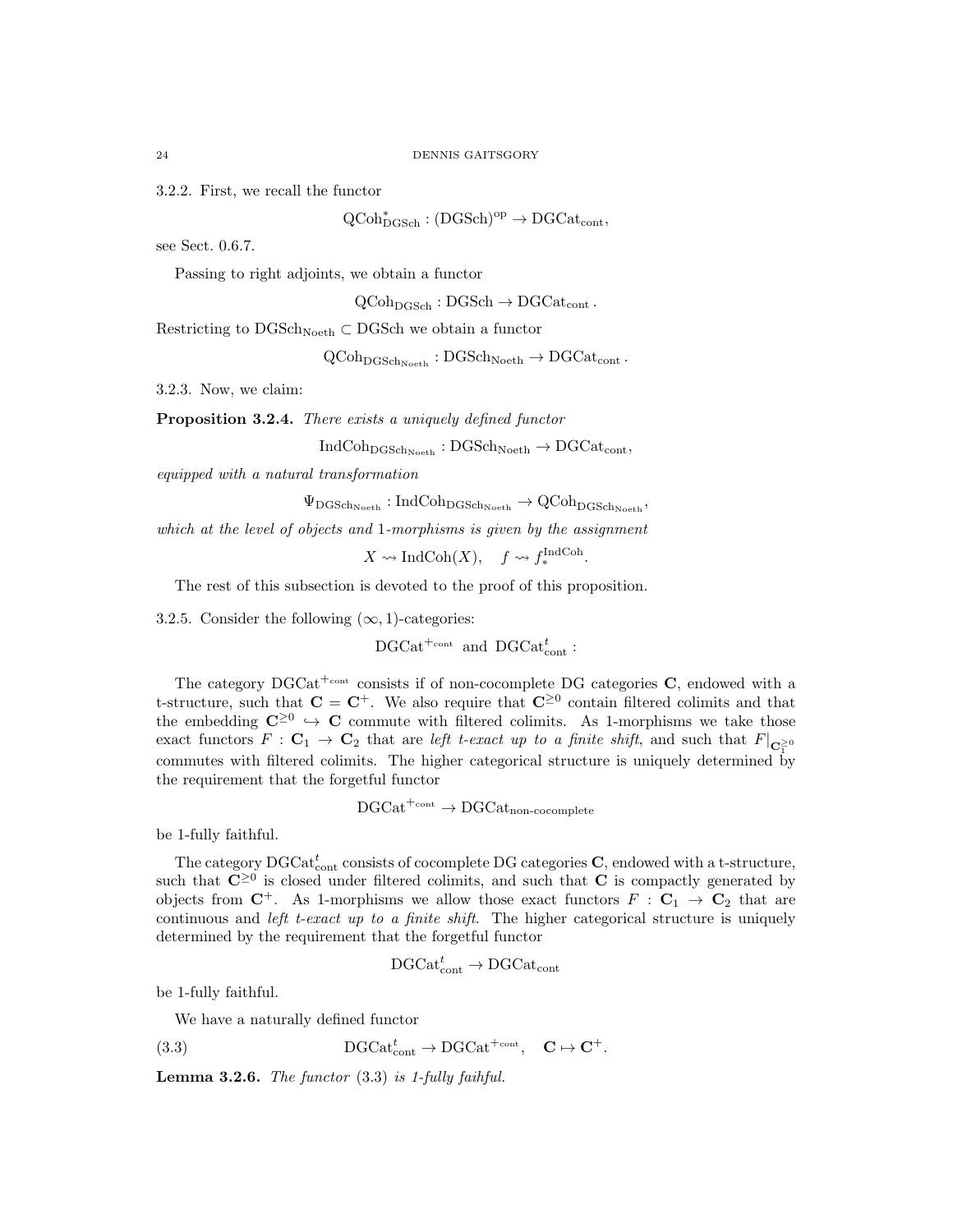3.2.2. First, we recall the functor

$$\mathrm{QCoh}^*_{\mathrm{DGSch}} : (\mathrm{DGSch})^{\mathrm{op}} \to \mathrm{DGCat}_{\mathrm{cont}},$$

see Sect. 0.6.7.

Passing to right adjoints, we obtain a functor

$$\mathrm{QCoh}_{\mathrm{DGSch}} : \mathrm{DGSch} \to \mathrm{DGCat}_{\mathrm{cont}}.$$

Restricting to $\mathrm{DGSch}_{\mathrm{Noeth}} \subset \mathrm{DGSch}$ we obtain a functor

$$\mathrm{QCoh}_{\mathrm{DGSch}_{\mathrm{Noeth}}} : \mathrm{DGSch}_{\mathrm{Noeth}} \to \mathrm{DGCat}_{\mathrm{cont}}.$$

3.2.3. Now, we claim:

**Proposition 3.2.4.** *There exists a uniquely defined functor*

$$\mathrm{IndCoh}_{\mathrm{DGSch}_{\mathrm{Noeth}}} : \mathrm{DGSch}_{\mathrm{Noeth}} \to \mathrm{DGCat}_{\mathrm{cont}},$$

*equipped with a natural transformation*

$$\Psi_{\mathrm{DGSch}_{\mathrm{Noeth}}} : \mathrm{IndCoh}_{\mathrm{DGSch}_{\mathrm{Noeth}}} \to \mathrm{QCoh}_{\mathrm{DGSch}_{\mathrm{Noeth}}},$$

*which at the level of objects and 1-morphisms is given by the assignment*

$$X \rightsquigarrow \mathrm{IndCoh}(X), \quad f \rightsquigarrow f_*^{\mathrm{IndCoh}}.$$

The rest of this subsection is devoted to the proof of this proposition.

3.2.5. Consider the following $(\infty,1)$-categories:

$$\mathrm{DGCat}^{+_{\mathrm{cont}}} \text{ and } \mathrm{DGCat}^t_{\mathrm{cont}}:$$

The category $\mathrm{DGCat}^{+_{\mathrm{cont}}}$ consists if of non-cocomplete DG categories $\mathbf{C}$, endowed with a t-structure, such that $\mathbf{C} = \mathbf{C}^+$. We also require that $\mathbf{C}^{\geq 0}$ contain filtered colimits and that the embedding $\mathbf{C}^{\geq 0} \hookrightarrow \mathbf{C}$ commute with filtered colimits. As 1-morphisms we take those exact functors $F : \mathbf{C}_1 \to \mathbf{C}_2$ that are *left t-exact up to a finite shift*, and such that $F|_{\mathbf{C}_1^{\geq 0}}$ commutes with filtered colimits. The higher categorical structure is uniquely determined by the requirement that the forgetful functor

$$\mathrm{DGCat}^{+_{\mathrm{cont}}} \to \mathrm{DGCat}_{\text{non-cocomplete}}$$

be 1-fully faithful.

The category $\mathrm{DGCat}^t_{\mathrm{cont}}$ consists of cocomplete DG categories $\mathbf{C}$, endowed with a t-structure, such that $\mathbf{C}^{\geq 0}$ is closed under filtered colimits, and such that $\mathbf{C}$ is compactly generated by objects from $\mathbf{C}^+$. As 1-morphisms we allow those exact functors $F : \mathbf{C}_1 \to \mathbf{C}_2$ that are continuous and *left t-exact up to a finite shift*. The higher categorical structure is uniquely determined by the requirement that the forgetful functor

$$\mathrm{DGCat}^t_{\mathrm{cont}} \to \mathrm{DGCat}_{\mathrm{cont}}$$

be 1-fully faithful.

We have a naturally defined functor

$$\mathrm{DGCat}^t_{\mathrm{cont}} \to \mathrm{DGCat}^{+_{\mathrm{cont}}}, \quad \mathbf{C} \mapsto \mathbf{C}^+. \tag{3.3}$$

**Lemma 3.2.6.** *The functor* (3.3) *is 1-fully faihful.*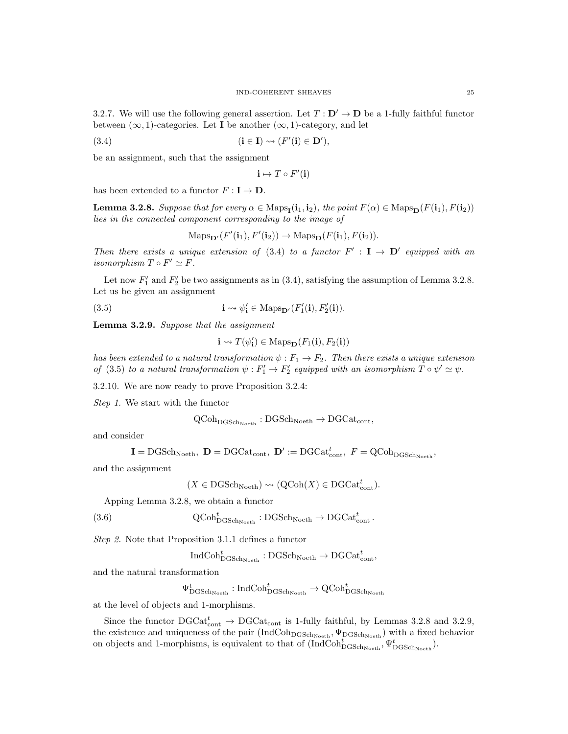3.2.7. We will use the following general assertion. Let $T : \mathbf{D}' \to \mathbf{D}$ be a 1-fully faithful functor between $(\infty,1)$-categories. Let $\mathbf{I}$ be another $(\infty,1)$-category, and let

$$(\mathbf{i} \in \mathbf{I}) \rightsquigarrow (F'(\mathbf{i}) \in \mathbf{D}'), \tag{3.4}$$

be an assignment, such that the assignment

$$\mathbf{i} \mapsto T \circ F'(\mathbf{i})$$

has been extended to a functor $F : \mathbf{I} \to \mathbf{D}$.

**Lemma 3.2.8.** *Suppose that for every $\alpha \in \operatorname{Maps}_{\mathbf{I}}(\mathbf{i}_1, \mathbf{i}_2)$, the point $F(\alpha) \in \operatorname{Maps}_{\mathbf{D}}(F(\mathbf{i}_1), F(\mathbf{i}_2))$ lies in the connected component corresponding to the image of*

$$\operatorname{Maps}_{\mathbf{D}'}(F'(\mathbf{i}_1), F'(\mathbf{i}_2)) \to \operatorname{Maps}_{\mathbf{D}}(F(\mathbf{i}_1), F(\mathbf{i}_2)).$$

*Then there exists a unique extension of* (3.4) *to a functor $F' : \mathbf{I} \to \mathbf{D}'$ equipped with an isomorphism $T \circ F' \simeq F$.*

Let now $F'_1$ and $F'_2$ be two assignments as in (3.4), satisfying the assumption of Lemma 3.2.8. Let us be given an assignment

$$\mathbf{i} \rightsquigarrow \psi'_{\mathbf{i}} \in \operatorname{Maps}_{\mathbf{D}'}(F'_1(\mathbf{i}), F'_2(\mathbf{i})). \tag{3.5}$$

**Lemma 3.2.9.** *Suppose that the assignment*

$$\mathbf{i} \rightsquigarrow T(\psi'_{\mathbf{i}}) \in \operatorname{Maps}_{\mathbf{D}}(F_1(\mathbf{i}), F_2(\mathbf{i}))$$

*has been extended to a natural transformation $\psi : F_1 \to F_2$. Then there exists a unique extension of* (3.5) *to a natural transformation $\psi : F'_1 \to F'_2$ equipped with an isomorphism $T \circ \psi' \simeq \psi$.*

3.2.10. We are now ready to prove Proposition 3.2.4:

*Step 1.* We start with the functor

$$\operatorname{QCoh}_{\operatorname{DGSch}_{\operatorname{Noeth}}} : \operatorname{DGSch}_{\operatorname{Noeth}} \to \operatorname{DGCat}_{\operatorname{cont}},$$

and consider

$$\mathbf{I} = \operatorname{DGSch}_{\operatorname{Noeth}},\ \mathbf{D} = \operatorname{DGCat}_{\operatorname{cont}},\ \mathbf{D}' := \operatorname{DGCat}^t_{\operatorname{cont}},\ F = \operatorname{QCoh}_{\operatorname{DGSch}_{\operatorname{Noeth}}},$$

and the assignment

$$(X \in \operatorname{DGSch}_{\operatorname{Noeth}}) \rightsquigarrow (\operatorname{QCoh}(X) \in \operatorname{DGCat}^t_{\operatorname{cont}}).$$

Apping Lemma 3.2.8, we obtain a functor

$$\operatorname{QCoh}^t_{\operatorname{DGSch}_{\operatorname{Noeth}}} : \operatorname{DGSch}_{\operatorname{Noeth}} \to \operatorname{DGCat}^t_{\operatorname{cont}}. \tag{3.6}$$

*Step 2.* Note that Proposition 3.1.1 defines a functor

$$\operatorname{IndCoh}^t_{\operatorname{DGSch}_{\operatorname{Noeth}}} : \operatorname{DGSch}_{\operatorname{Noeth}} \to \operatorname{DGCat}^t_{\operatorname{cont}},$$

and the natural transformation

$$\Psi^t_{\operatorname{DGSch}_{\operatorname{Noeth}}} : \operatorname{IndCoh}^t_{\operatorname{DGSch}_{\operatorname{Noeth}}} \to \operatorname{QCoh}^t_{\operatorname{DGSch}_{\operatorname{Noeth}}}$$

at the level of objects and 1-morphisms.

Since the functor $\operatorname{DGCat}^t_{\operatorname{cont}} \to \operatorname{DGCat}_{\operatorname{cont}}$ is 1-fully faithful, by Lemmas 3.2.8 and 3.2.9, the existence and uniqueness of the pair $(\operatorname{IndCoh}_{\operatorname{DGSch}_{\operatorname{Noeth}}}, \Psi_{\operatorname{DGSch}_{\operatorname{Noeth}}})$ with a fixed behavior on objects and 1-morphisms, is equivalent to that of $(\operatorname{IndCoh}^t_{\operatorname{DGSch}_{\operatorname{Noeth}}}, \Psi^t_{\operatorname{DGSch}_{\operatorname{Noeth}}})$.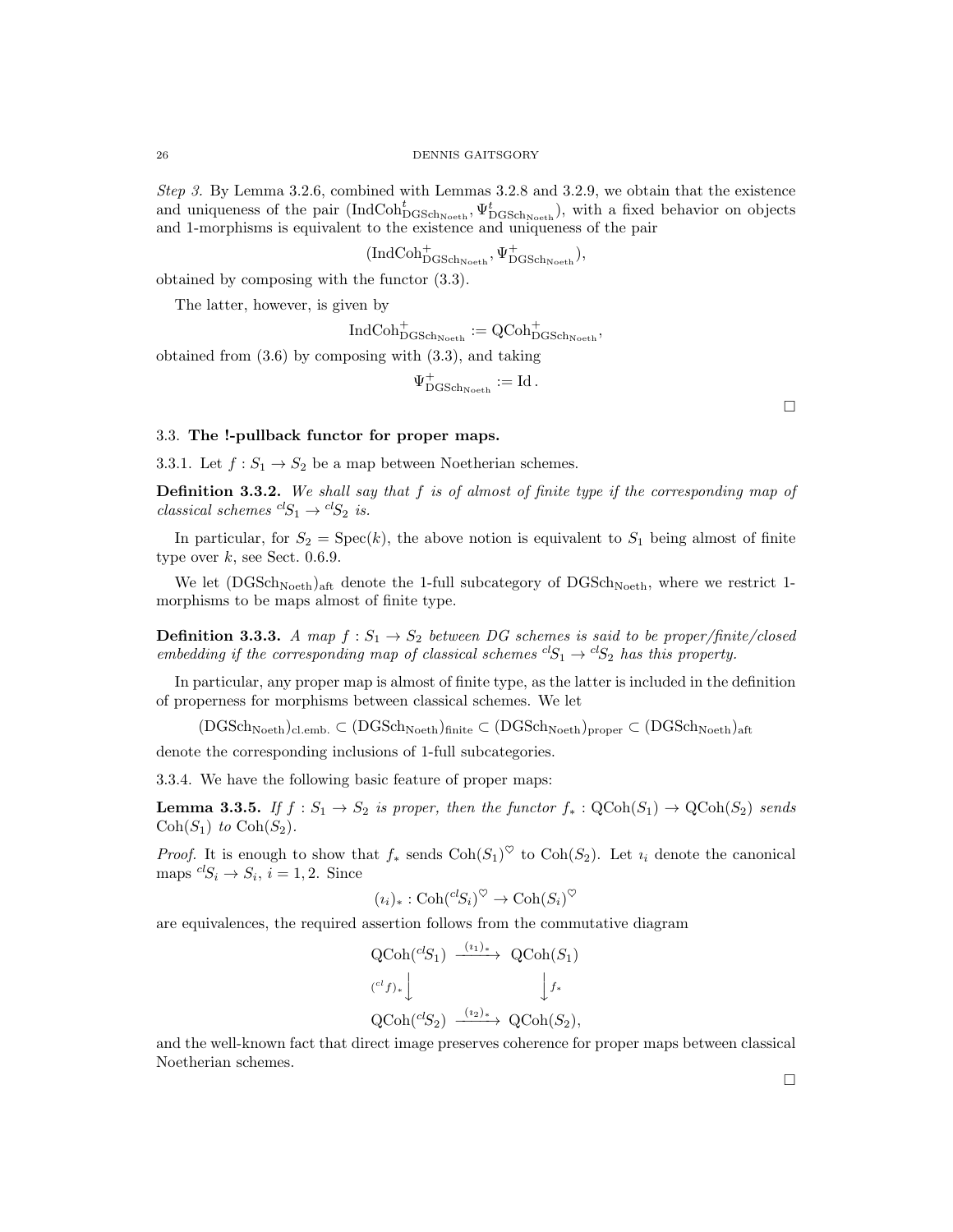*Step 3.* By Lemma 3.2.6, combined with Lemmas 3.2.8 and 3.2.9, we obtain that the existence and uniqueness of the pair $(\mathrm{IndCoh}^t_{\mathrm{DGSch_{Noeth}}}, \Psi^t_{\mathrm{DGSch_{Noeth}}})$, with a fixed behavior on objects and 1-morphisms is equivalent to the existence and uniqueness of the pair

$$(\mathrm{IndCoh}^+_{\mathrm{DGSch_{Noeth}}}, \Psi^+_{\mathrm{DGSch_{Noeth}}}),$$

obtained by composing with the functor (3.3).

The latter, however, is given by

$$\mathrm{IndCoh}^+_{\mathrm{DGSch_{Noeth}}} := \mathrm{QCoh}^+_{\mathrm{DGSch_{Noeth}}},$$

obtained from (3.6) by composing with (3.3), and taking

$$\Psi^+_{\mathrm{DGSch_{Noeth}}} := \mathrm{Id}\,.$$

□

## 3.3. The !-pullback functor for proper maps.

3.3.1. Let $f : S_1 \to S_2$ be a map between Noetherian schemes.

**Definition 3.3.2.** *We shall say that $f$ is of almost of finite type if the corresponding map of classical schemes ${}^{cl}S_1 \to {}^{cl}S_2$ is.*

In particular, for $S_2 = \mathrm{Spec}(k)$, the above notion is equivalent to $S_1$ being almost of finite type over $k$, see Sect. 0.6.9.

We let $(\mathrm{DGSch_{Noeth}})_{\mathrm{aft}}$ denote the 1-full subcategory of $\mathrm{DGSch_{Noeth}}$, where we restrict 1-morphisms to be maps almost of finite type.

**Definition 3.3.3.** *A map $f : S_1 \to S_2$ between DG schemes is said to be proper/finite/closed embedding if the corresponding map of classical schemes ${}^{cl}S_1 \to {}^{cl}S_2$ has this property.*

In particular, any proper map is almost of finite type, as the latter is included in the definition of properness for morphisms between classical schemes. We let

$$(\mathrm{DGSch_{Noeth}})_{\mathrm{cl.emb.}} \subset (\mathrm{DGSch_{Noeth}})_{\mathrm{finite}} \subset (\mathrm{DGSch_{Noeth}})_{\mathrm{proper}} \subset (\mathrm{DGSch_{Noeth}})_{\mathrm{aft}}$$

denote the corresponding inclusions of 1-full subcategories.

3.3.4. We have the following basic feature of proper maps:

**Lemma 3.3.5.** *If $f : S_1 \to S_2$ is proper, then the functor $f_* : \mathrm{QCoh}(S_1) \to \mathrm{QCoh}(S_2)$ sends $\mathrm{Coh}(S_1)$ to $\mathrm{Coh}(S_2)$.*

*Proof.* It is enough to show that $f_*$ sends $\mathrm{Coh}(S_1)^\heartsuit$ to $\mathrm{Coh}(S_2)$. Let $\imath_i$ denote the canonical maps ${}^{cl}S_i \to S_i$, $i = 1, 2$. Since

$$(\imath_i)_* : \mathrm{Coh}({}^{cl}S_i)^\heartsuit \to \mathrm{Coh}(S_i)^\heartsuit$$

are equivalences, the required assertion follows from the commutative diagram

$$\begin{array}{ccc} \mathrm{QCoh}({}^{cl}S_1) & \xrightarrow{(\imath_1)_*} & \mathrm{QCoh}(S_1) \\ {\scriptstyle ({}^{cl}f)_*}\downarrow & & \downarrow{\scriptstyle f_*} \\ \mathrm{QCoh}({}^{cl}S_2) & \xrightarrow{(\imath_2)_*} & \mathrm{QCoh}(S_2), \end{array}$$

and the well-known fact that direct image preserves coherence for proper maps between classical Noetherian schemes.

□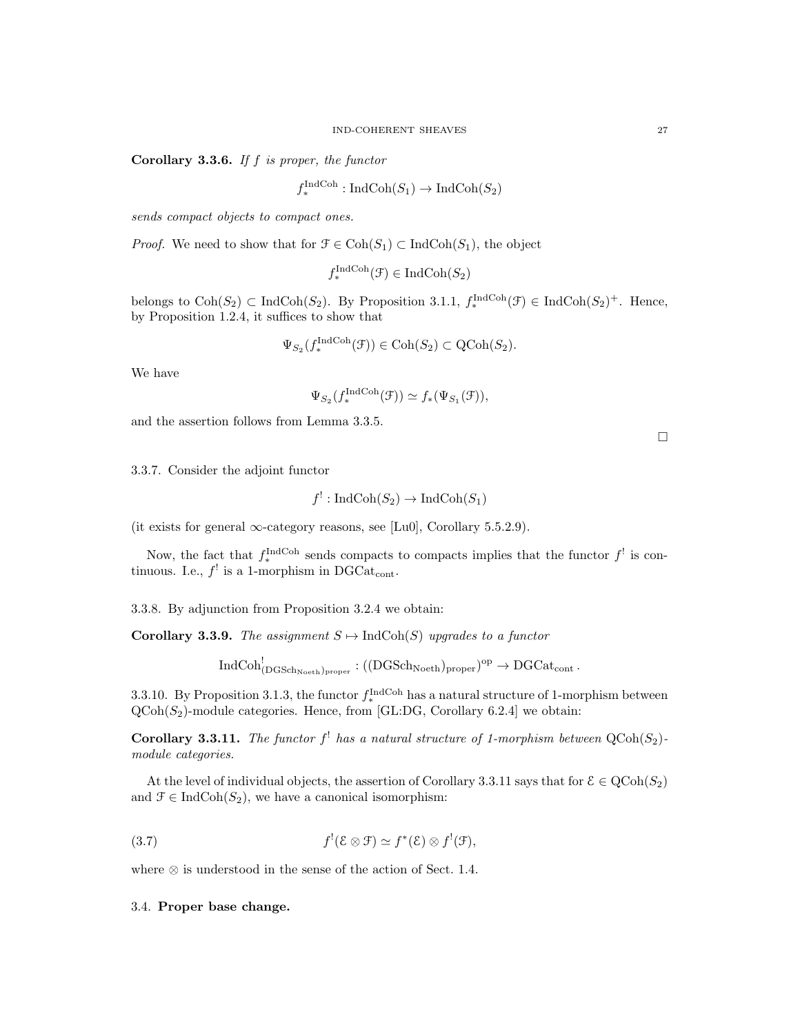**Corollary 3.3.6.** *If $f$ is proper, the functor*

$$f_*^{\mathrm{IndCoh}} : \mathrm{IndCoh}(S_1) \to \mathrm{IndCoh}(S_2)$$

*sends compact objects to compact ones.*

*Proof.* We need to show that for $\mathcal{F} \in \mathrm{Coh}(S_1) \subset \mathrm{IndCoh}(S_1)$, the object

$$f_*^{\mathrm{IndCoh}}(\mathcal{F}) \in \mathrm{IndCoh}(S_2)$$

belongs to $\mathrm{Coh}(S_2) \subset \mathrm{IndCoh}(S_2)$. By Proposition 3.1.1, $f_*^{\mathrm{IndCoh}}(\mathcal{F}) \in \mathrm{IndCoh}(S_2)^+$. Hence, by Proposition 1.2.4, it suffices to show that

$$\Psi_{S_2}(f_*^{\mathrm{IndCoh}}(\mathcal{F})) \in \mathrm{Coh}(S_2) \subset \mathrm{QCoh}(S_2).$$

We have

$$\Psi_{S_2}(f_*^{\mathrm{IndCoh}}(\mathcal{F})) \simeq f_*(\Psi_{S_1}(\mathcal{F})),$$

and the assertion follows from Lemma 3.3.5.

□

3.3.7. Consider the adjoint functor

$$f^! : \mathrm{IndCoh}(S_2) \to \mathrm{IndCoh}(S_1)$$

(it exists for general $\infty$-category reasons, see [Lu0], Corollary 5.5.2.9).

Now, the fact that $f_*^{\mathrm{IndCoh}}$ sends compacts to compacts implies that the functor $f^!$ is continuous. I.e., $f^!$ is a 1-morphism in $\mathrm{DGCat}_{\mathrm{cont}}$.

3.3.8. By adjunction from Proposition 3.2.4 we obtain:

**Corollary 3.3.9.** *The assignment $S \mapsto \mathrm{IndCoh}(S)$ upgrades to a functor*

$$\mathrm{IndCoh}^!_{(\mathrm{DGSch}_{\mathrm{Noeth}})_{\mathrm{proper}}} : ((\mathrm{DGSch}_{\mathrm{Noeth}})_{\mathrm{proper}})^{\mathrm{op}} \to \mathrm{DGCat}_{\mathrm{cont}}.$$

3.3.10. By Proposition 3.1.3, the functor $f_*^{\mathrm{IndCoh}}$ has a natural structure of 1-morphism between $\mathrm{QCoh}(S_2)$-module categories. Hence, from [GL:DG, Corollary 6.2.4] we obtain:

**Corollary 3.3.11.** *The functor $f^!$ has a natural structure of 1-morphism between $\mathrm{QCoh}(S_2)$-module categories.*

At the level of individual objects, the assertion of Corollary 3.3.11 says that for $\mathcal{E} \in \mathrm{QCoh}(S_2)$ and $\mathcal{F} \in \mathrm{IndCoh}(S_2)$, we have a canonical isomorphism:

$$f^!(\mathcal{E} \otimes \mathcal{F}) \simeq f^*(\mathcal{E}) \otimes f^!(\mathcal{F}), \tag{3.7}$$

where $\otimes$ is understood in the sense of the action of Sect. 1.4.

### 3.4. **Proper base change.**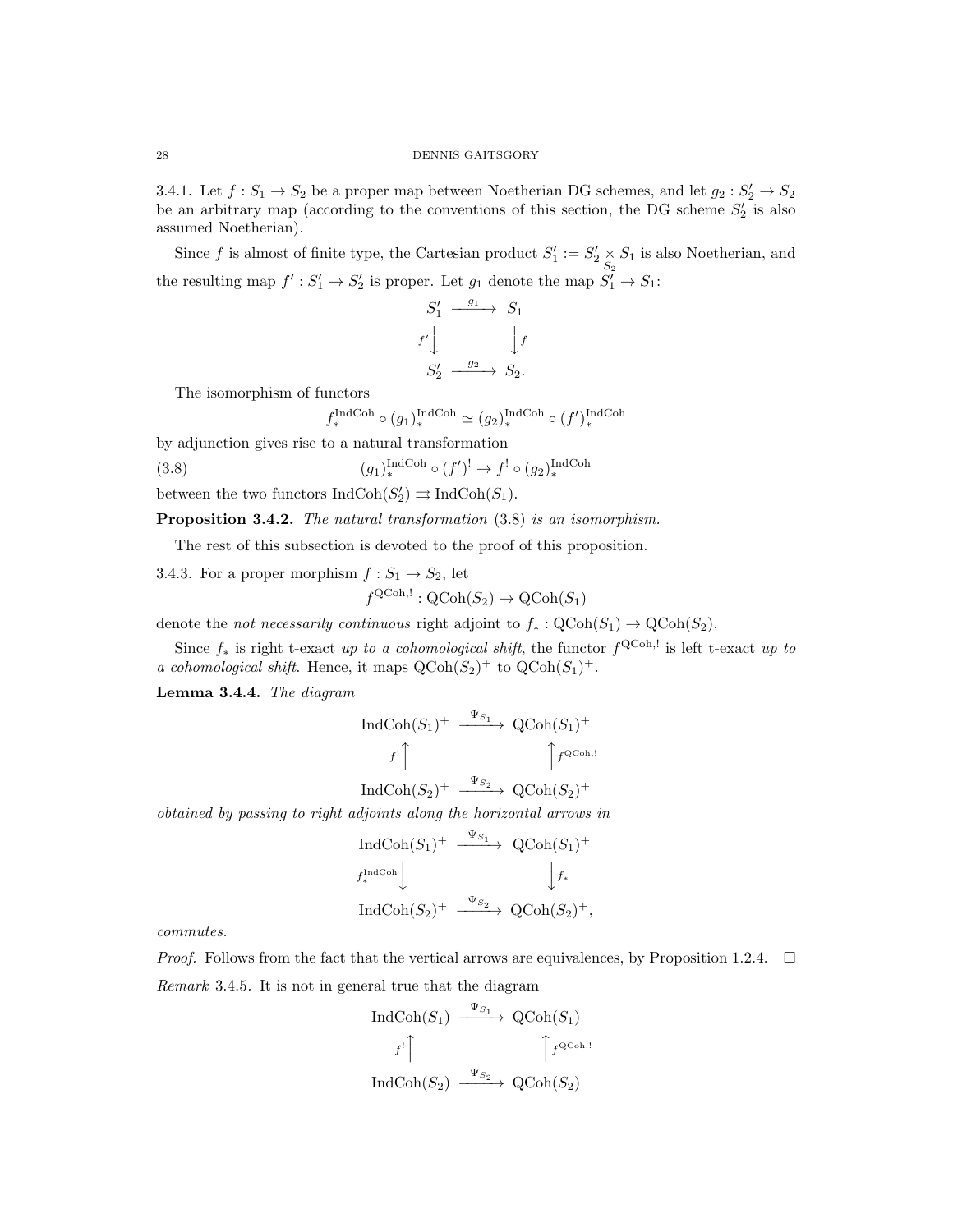3.4.1. Let $f : S_1 \to S_2$ be a proper map between Noetherian DG schemes, and let $g_2 : S_2' \to S_2$ be an arbitrary map (according to the conventions of this section, the DG scheme $S_2'$ is also assumed Noetherian).

Since $f$ is almost of finite type, the Cartesian product $S_1' := S_2' \underset{S_2}{\times} S_1$ is also Noetherian, and the resulting map $f' : S_1' \to S_2'$ is proper. Let $g_1$ denote the map $S_1' \to S_1$:

$$\begin{array}{ccc} S_1' & \xrightarrow{g_1} & S_1 \\ {\scriptstyle f'}\downarrow & & \downarrow{\scriptstyle f} \\ S_2' & \xrightarrow{g_2} & S_2. \end{array}$$

The isomorphism of functors

$$f_*^{\mathrm{IndCoh}} \circ (g_1)_*^{\mathrm{IndCoh}} \simeq (g_2)_*^{\mathrm{IndCoh}} \circ (f')_*^{\mathrm{IndCoh}}$$

by adjunction gives rise to a natural transformation

$$(g_1)_*^{\mathrm{IndCoh}} \circ (f')^! \to f^! \circ (g_2)_*^{\mathrm{IndCoh}} \tag{3.8}$$

between the two functors $\mathrm{IndCoh}(S_2') \rightrightarrows \mathrm{IndCoh}(S_1)$.

**Proposition 3.4.2.** *The natural transformation* (3.8) *is an isomorphism.*

The rest of this subsection is devoted to the proof of this proposition.

3.4.3. For a proper morphism $f : S_1 \to S_2$, let

$$f^{\mathrm{QCoh},!} : \mathrm{QCoh}(S_2) \to \mathrm{QCoh}(S_1)$$

denote the *not necessarily continuous* right adjoint to $f_* : \mathrm{QCoh}(S_1) \to \mathrm{QCoh}(S_2)$.

Since $f_*$ is right t-exact *up to a cohomological shift*, the functor $f^{\mathrm{QCoh},!}$ is left t-exact *up to a cohomological shift*. Hence, it maps $\mathrm{QCoh}(S_2)^+$ to $\mathrm{QCoh}(S_1)^+$.

**Lemma 3.4.4.** *The diagram*

$$\begin{array}{ccc} \mathrm{IndCoh}(S_1)^+ & \xrightarrow{\Psi_{S_1}} & \mathrm{QCoh}(S_1)^+ \\ {\scriptstyle f^!}\uparrow & & \uparrow{\scriptstyle f^{\mathrm{QCoh},!}} \\ \mathrm{IndCoh}(S_2)^+ & \xrightarrow{\Psi_{S_2}} & \mathrm{QCoh}(S_2)^+ \end{array}$$

*obtained by passing to right adjoints along the horizontal arrows in*

$$\begin{array}{ccc} \mathrm{IndCoh}(S_1)^+ & \xrightarrow{\Psi_{S_1}} & \mathrm{QCoh}(S_1)^+ \\ {\scriptstyle f_*^{\mathrm{IndCoh}}}\downarrow & & \downarrow{\scriptstyle f_*} \\ \mathrm{IndCoh}(S_2)^+ & \xrightarrow{\Psi_{S_2}} & \mathrm{QCoh}(S_2)^+, \end{array}$$

*commutes.*

*Proof.* Follows from the fact that the vertical arrows are equivalences, by Proposition 1.2.4. □

*Remark* 3.4.5. It is not in general true that the diagram

$$\begin{array}{ccc} \mathrm{IndCoh}(S_1) & \xrightarrow{\Psi_{S_1}} & \mathrm{QCoh}(S_1) \\ {\scriptstyle f^!}\uparrow & & \uparrow{\scriptstyle f^{\mathrm{QCoh},!}} \\ \mathrm{IndCoh}(S_2) & \xrightarrow{\Psi_{S_2}} & \mathrm{QCoh}(S_2) \end{array}$$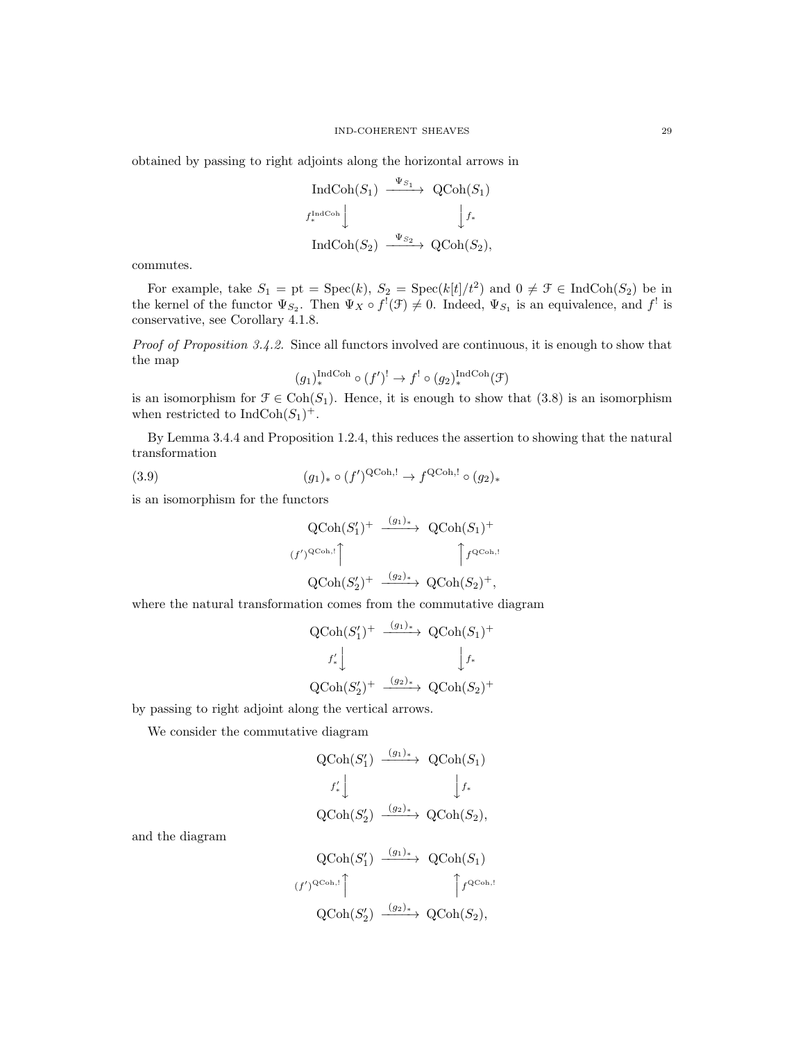obtained by passing to right adjoints along the horizontal arrows in

$$\begin{array}{ccc} \mathrm{IndCoh}(S_1) & \xrightarrow{\Psi_{S_1}} & \mathrm{QCoh}(S_1) \\ {\scriptstyle f_*^{\mathrm{IndCoh}}}\downarrow & & \downarrow{\scriptstyle f_*} \\ \mathrm{IndCoh}(S_2) & \xrightarrow{\Psi_{S_2}} & \mathrm{QCoh}(S_2), \end{array}$$

commutes.

For example, take $S_1 = \mathrm{pt} = \mathrm{Spec}(k)$, $S_2 = \mathrm{Spec}(k[t]/t^2)$ and $0 \neq \mathcal{F} \in \mathrm{IndCoh}(S_2)$ be in the kernel of the functor $\Psi_{S_2}$. Then $\Psi_X \circ f^!(\mathcal{F}) \neq 0$. Indeed, $\Psi_{S_1}$ is an equivalence, and $f^!$ is conservative, see Corollary 4.1.8.

*Proof of Proposition 3.4.2.* Since all functors involved are continuous, it is enough to show that the map

$$(g_1)_*^{\mathrm{IndCoh}} \circ (f')^! \to f^! \circ (g_2)_*^{\mathrm{IndCoh}}(\mathcal{F})$$

is an isomorphism for $\mathcal{F} \in \mathrm{Coh}(S_1)$. Hence, it is enough to show that (3.8) is an isomorphism when restricted to $\mathrm{IndCoh}(S_1)^+$.

By Lemma 3.4.4 and Proposition 1.2.4, this reduces the assertion to showing that the natural transformation

$$(g_1)_* \circ (f')^{\mathrm{QCoh},!} \to f^{\mathrm{QCoh},!} \circ (g_2)_* \tag{3.9}$$

is an isomorphism for the functors

$$\begin{array}{ccc} \mathrm{QCoh}(S_1')^+ & \xrightarrow{(g_1)_*} & \mathrm{QCoh}(S_1)^+ \\ {\scriptstyle (f')^{\mathrm{QCoh},!}}\uparrow & & \uparrow{\scriptstyle f^{\mathrm{QCoh},!}} \\ \mathrm{QCoh}(S_2')^+ & \xrightarrow{(g_2)_*} & \mathrm{QCoh}(S_2)^+, \end{array}$$

where the natural transformation comes from the commutative diagram

$$\begin{array}{ccc} \mathrm{QCoh}(S_1')^+ & \xrightarrow{(g_1)_*} & \mathrm{QCoh}(S_1)^+ \\ {\scriptstyle f'_*}\downarrow & & \downarrow{\scriptstyle f_*} \\ \mathrm{QCoh}(S_2')^+ & \xrightarrow{(g_2)_*} & \mathrm{QCoh}(S_2)^+ \end{array}$$

by passing to right adjoint along the vertical arrows.

We consider the commutative diagram

$$\begin{array}{ccc} \mathrm{QCoh}(S_1') & \xrightarrow{(g_1)_*} & \mathrm{QCoh}(S_1) \\ {\scriptstyle f'_*}\downarrow & & \downarrow{\scriptstyle f_*} \\ \mathrm{QCoh}(S_2') & \xrightarrow{(g_2)_*} & \mathrm{QCoh}(S_2), \end{array}$$

and the diagram

$$\begin{array}{ccc} \mathrm{QCoh}(S_1') & \xrightarrow{(g_1)_*} & \mathrm{QCoh}(S_1) \\ {\scriptstyle (f')^{\mathrm{QCoh},!}}\uparrow & & \uparrow{\scriptstyle f^{\mathrm{QCoh},!}} \\ \mathrm{QCoh}(S_2') & \xrightarrow{(g_2)_*} & \mathrm{QCoh}(S_2), \end{array}$$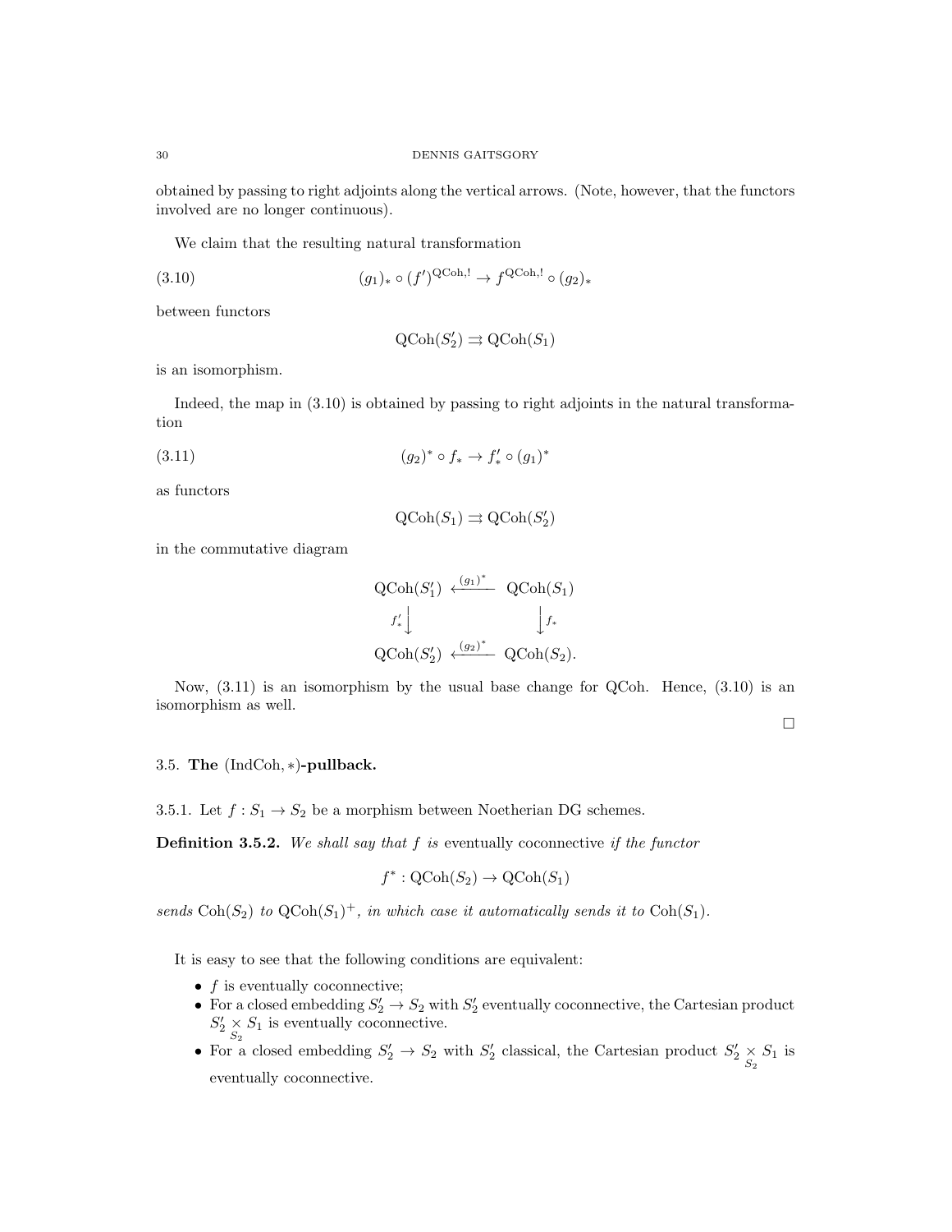obtained by passing to right adjoints along the vertical arrows. (Note, however, that the functors involved are no longer continuous).

We claim that the resulting natural transformation

$$(g_1)_* \circ (f')^{\mathrm{QCoh},!} \to f^{\mathrm{QCoh},!} \circ (g_2)_* \tag{3.10}$$

between functors

$$\mathrm{QCoh}(S'_2) \rightrightarrows \mathrm{QCoh}(S_1)$$

is an isomorphism.

Indeed, the map in (3.10) is obtained by passing to right adjoints in the natural transformation

$$(g_2)^* \circ f_* \to f'_* \circ (g_1)^* \tag{3.11}$$

as functors

$$\mathrm{QCoh}(S_1) \rightrightarrows \mathrm{QCoh}(S'_2)$$

in the commutative diagram

$$\begin{array}{ccc} \mathrm{QCoh}(S'_1) & \xleftarrow{(g_1)^*} & \mathrm{QCoh}(S_1) \\ {\scriptstyle f'_*}\downarrow & & \downarrow{\scriptstyle f_*} \\ \mathrm{QCoh}(S'_2) & \xleftarrow{(g_2)^*} & \mathrm{QCoh}(S_2). \end{array}$$

Now, (3.11) is an isomorphism by the usual base change for QCoh. Hence, (3.10) is an isomorphism as well.

□

### 3.5. The $(\mathrm{IndCoh}, *)$-pullback.

3.5.1. Let $f : S_1 \to S_2$ be a morphism between Noetherian DG schemes.

**Definition 3.5.2.** *We shall say that $f$ is* eventually coconnective *if the functor*

$$f^* : \mathrm{QCoh}(S_2) \to \mathrm{QCoh}(S_1)$$

*sends $\mathrm{Coh}(S_2)$ to $\mathrm{QCoh}(S_1)^+$, in which case it automatically sends it to $\mathrm{Coh}(S_1)$.*

It is easy to see that the following conditions are equivalent:

- $f$ is eventually coconnective;
- For a closed embedding $S'_2 \to S_2$ with $S'_2$ eventually coconnective, the Cartesian product $S'_2 \underset{S_2}{\times} S_1$ is eventually coconnective.
- For a closed embedding $S'_2 \to S_2$ with $S'_2$ classical, the Cartesian product $S'_2 \underset{S_2}{\times} S_1$ is eventually coconnective.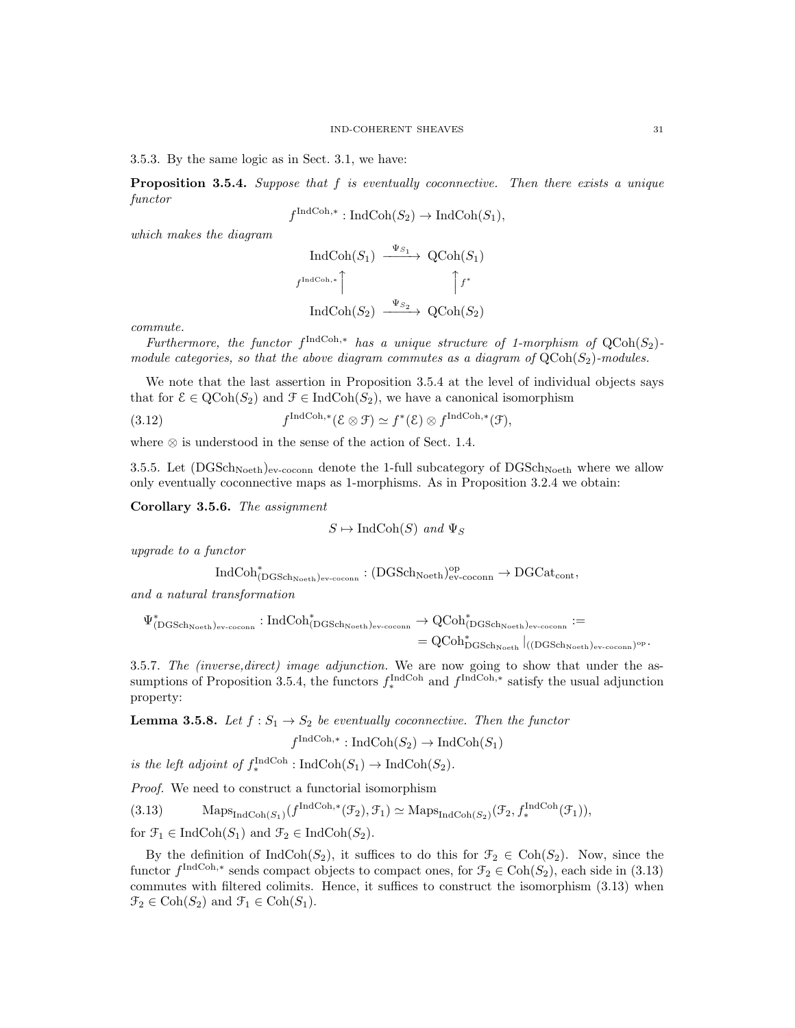3.5.3. By the same logic as in Sect. 3.1, we have:

**Proposition 3.5.4.** *Suppose that $f$ is eventually coconnective. Then there exists a unique functor*

$$f^{\mathrm{IndCoh},*} : \mathrm{IndCoh}(S_2) \to \mathrm{IndCoh}(S_1),$$

*which makes the diagram*

$$\begin{array}{ccc} \mathrm{IndCoh}(S_1) & \xrightarrow{\Psi_{S_1}} & \mathrm{QCoh}(S_1) \\ {\scriptstyle f^{\mathrm{IndCoh},*}}\uparrow & & \uparrow{\scriptstyle f^*} \\ \mathrm{IndCoh}(S_2) & \xrightarrow{\Psi_{S_2}} & \mathrm{QCoh}(S_2) \end{array}$$

*commute.*

*Furthermore, the functor $f^{\mathrm{IndCoh},*}$ has a unique structure of 1-morphism of $\mathrm{QCoh}(S_2)$-module categories, so that the above diagram commutes as a diagram of $\mathrm{QCoh}(S_2)$-modules.*

We note that the last assertion in Proposition 3.5.4 at the level of individual objects says that for $\mathcal{E} \in \mathrm{QCoh}(S_2)$ and $\mathcal{F} \in \mathrm{IndCoh}(S_2)$, we have a canonical isomorphism

$$f^{\mathrm{IndCoh},*}(\mathcal{E} \otimes \mathcal{F}) \simeq f^*(\mathcal{E}) \otimes f^{\mathrm{IndCoh},*}(\mathcal{F}), \tag{3.12}$$

where $\otimes$ is understood in the sense of the action of Sect. 1.4.

3.5.5. Let $(\mathrm{DGSch}_{\mathrm{Noeth}})_{\text{ev-coconn}}$ denote the 1-full subcategory of $\mathrm{DGSch}_{\mathrm{Noeth}}$ where we allow only eventually coconnective maps as 1-morphisms. As in Proposition 3.2.4 we obtain:

**Corollary 3.5.6.** *The assignment*

$$S \mapsto \mathrm{IndCoh}(S) \text{ and } \Psi_S$$

*upgrade to a functor*

$$\mathrm{IndCoh}^*_{(\mathrm{DGSch}_{\mathrm{Noeth}})_{\text{ev-coconn}}} : (\mathrm{DGSch}_{\mathrm{Noeth}})^{\mathrm{op}}_{\text{ev-coconn}} \to \mathrm{DGCat}_{\mathrm{cont}},$$

*and a natural transformation*

$$\Psi^*_{(\mathrm{DGSch}_{\mathrm{Noeth}})_{\text{ev-coconn}}} : \mathrm{IndCoh}^*_{(\mathrm{DGSch}_{\mathrm{Noeth}})_{\text{ev-coconn}}} \to \mathrm{QCoh}^*_{(\mathrm{DGSch}_{\mathrm{Noeth}})_{\text{ev-coconn}}} := \\ = \mathrm{QCoh}^*_{\mathrm{DGSch}_{\mathrm{Noeth}}}|_{((\mathrm{DGSch}_{\mathrm{Noeth}})_{\text{ev-coconn}})^{\mathrm{op}}}.$$

3.5.7. *The (inverse,direct) image adjunction.* We are now going to show that under the assumptions of Proposition 3.5.4, the functors $f^{\mathrm{IndCoh}}_*$ and $f^{\mathrm{IndCoh},*}$ satisfy the usual adjunction property:

**Lemma 3.5.8.** *Let $f : S_1 \to S_2$ be eventually coconnective. Then the functor*

$$f^{\mathrm{IndCoh},*} : \mathrm{IndCoh}(S_2) \to \mathrm{IndCoh}(S_1)$$

*is the left adjoint of $f^{\mathrm{IndCoh}}_* : \mathrm{IndCoh}(S_1) \to \mathrm{IndCoh}(S_2)$.*

*Proof.* We need to construct a functorial isomorphism

$$\mathrm{Maps}_{\mathrm{IndCoh}(S_1)}(f^{\mathrm{IndCoh},*}(\mathcal{F}_2), \mathcal{F}_1) \simeq \mathrm{Maps}_{\mathrm{IndCoh}(S_2)}(\mathcal{F}_2, f^{\mathrm{IndCoh}}_*(\mathcal{F}_1)), \tag{3.13}$$

for $\mathcal{F}_1 \in \mathrm{IndCoh}(S_1)$ and $\mathcal{F}_2 \in \mathrm{IndCoh}(S_2)$.

By the definition of $\mathrm{IndCoh}(S_2)$, it suffices to do this for $\mathcal{F}_2 \in \mathrm{Coh}(S_2)$. Now, since the functor $f^{\mathrm{IndCoh},*}$ sends compact objects to compact ones, for $\mathcal{F}_2 \in \mathrm{Coh}(S_2)$, each side in (3.13) commutes with filtered colimits. Hence, it suffices to construct the isomorphism (3.13) when $\mathcal{F}_2 \in \mathrm{Coh}(S_2)$ and $\mathcal{F}_1 \in \mathrm{Coh}(S_1)$.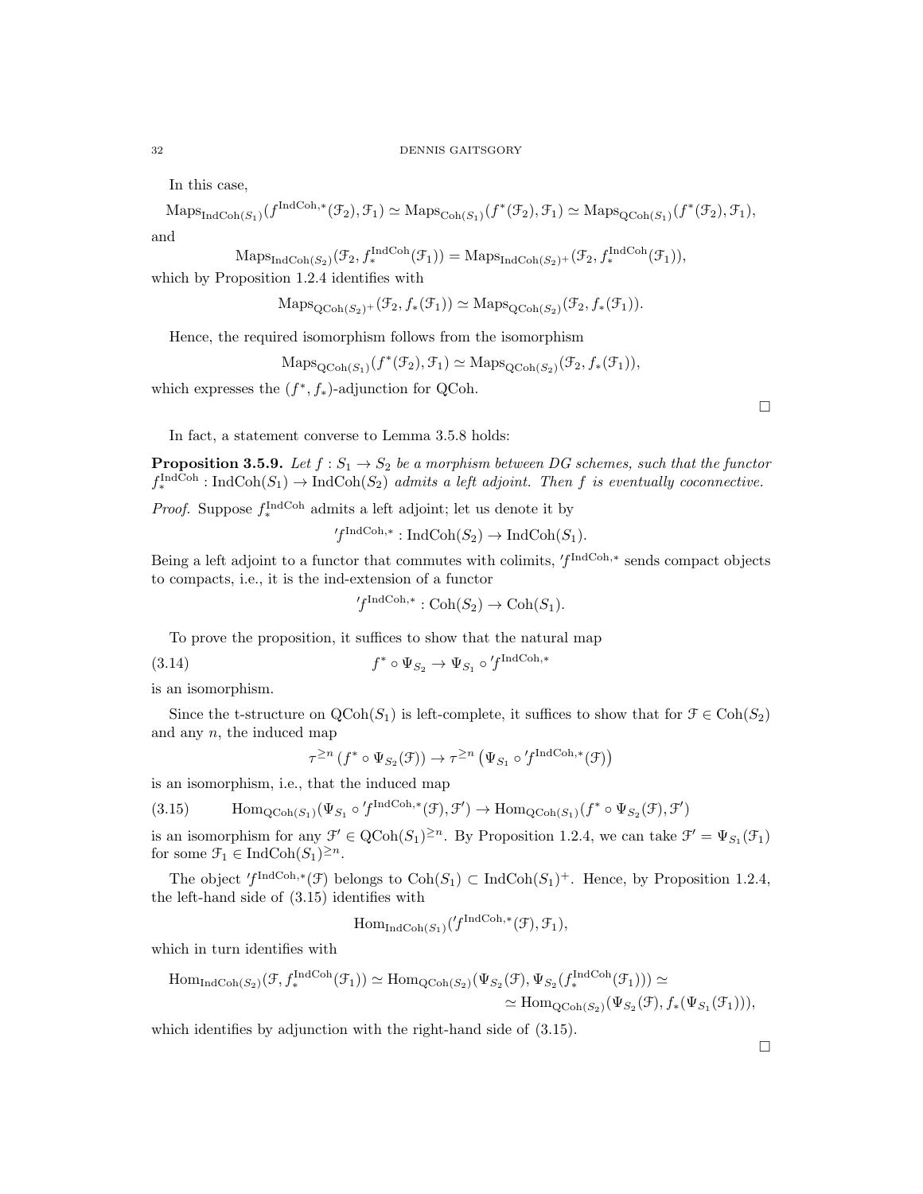In this case,

$$\mathrm{Maps}_{\mathrm{IndCoh}(S_1)}(f^{\mathrm{IndCoh},*}(\mathcal{F}_2), \mathcal{F}_1) \simeq \mathrm{Maps}_{\mathrm{Coh}(S_1)}(f^*(\mathcal{F}_2), \mathcal{F}_1) \simeq \mathrm{Maps}_{\mathrm{QCoh}(S_1)}(f^*(\mathcal{F}_2), \mathcal{F}_1),$$

and

$$\mathrm{Maps}_{\mathrm{IndCoh}(S_2)}(\mathcal{F}_2, f_*^{\mathrm{IndCoh}}(\mathcal{F}_1)) = \mathrm{Maps}_{\mathrm{IndCoh}(S_2)^+}(\mathcal{F}_2, f_*^{\mathrm{IndCoh}}(\mathcal{F}_1)),$$

which by Proposition 1.2.4 identifies with

$$\mathrm{Maps}_{\mathrm{QCoh}(S_2)^+}(\mathcal{F}_2, f_*(\mathcal{F}_1)) \simeq \mathrm{Maps}_{\mathrm{QCoh}(S_2)}(\mathcal{F}_2, f_*(\mathcal{F}_1)).$$

Hence, the required isomorphism follows from the isomorphism

$$\mathrm{Maps}_{\mathrm{QCoh}(S_1)}(f^*(\mathcal{F}_2), \mathcal{F}_1) \simeq \mathrm{Maps}_{\mathrm{QCoh}(S_2)}(\mathcal{F}_2, f_*(\mathcal{F}_1)),$$

which expresses the $(f^*, f_*)$-adjunction for QCoh.

□

In fact, a statement converse to Lemma 3.5.8 holds:

**Proposition 3.5.9.** *Let $f : S_1 \to S_2$ be a morphism between DG schemes, such that the functor $f_*^{\mathrm{IndCoh}} : \mathrm{IndCoh}(S_1) \to \mathrm{IndCoh}(S_2)$ admits a left adjoint. Then $f$ is eventually coconnective.*

*Proof.* Suppose $f_*^{\mathrm{IndCoh}}$ admits a left adjoint; let us denote it by

$$'f^{\mathrm{IndCoh},*} : \mathrm{IndCoh}(S_2) \to \mathrm{IndCoh}(S_1).$$

Being a left adjoint to a functor that commutes with colimits, $'f^{\mathrm{IndCoh},*}$ sends compact objects to compacts, i.e., it is the ind-extension of a functor

$$'f^{\mathrm{IndCoh},*} : \mathrm{Coh}(S_2) \to \mathrm{Coh}(S_1).$$

To prove the proposition, it suffices to show that the natural map

$$f^* \circ \Psi_{S_2} \to \Psi_{S_1} \circ {'f^{\mathrm{IndCoh},*}} \tag{3.14}$$

is an isomorphism.

Since the t-structure on $\mathrm{QCoh}(S_1)$ is left-complete, it suffices to show that for $\mathcal{F} \in \mathrm{Coh}(S_2)$ and any $n$, the induced map

$$\tau^{\geq n}\left(f^* \circ \Psi_{S_2}(\mathcal{F})\right) \to \tau^{\geq n}\left(\Psi_{S_1} \circ {'f^{\mathrm{IndCoh},*}}(\mathcal{F})\right)$$

is an isomorphism, i.e., that the induced map

$$\mathrm{Hom}_{\mathrm{QCoh}(S_1)}(\Psi_{S_1} \circ {'f^{\mathrm{IndCoh},*}}(\mathcal{F}), \mathcal{F}') \to \mathrm{Hom}_{\mathrm{QCoh}(S_1)}(f^* \circ \Psi_{S_2}(\mathcal{F}), \mathcal{F}') \tag{3.15}$$

is an isomorphism for any $\mathcal{F}' \in \mathrm{QCoh}(S_1)^{\geq n}$. By Proposition 1.2.4, we can take $\mathcal{F}' = \Psi_{S_1}(\mathcal{F}_1)$ for some $\mathcal{F}_1 \in \mathrm{IndCoh}(S_1)^{\geq n}$.

The object $'f^{\mathrm{IndCoh},*}(\mathcal{F})$ belongs to $\mathrm{Coh}(S_1) \subset \mathrm{IndCoh}(S_1)^+$. Hence, by Proposition 1.2.4, the left-hand side of (3.15) identifies with

$$\mathrm{Hom}_{\mathrm{IndCoh}(S_1)}({'f^{\mathrm{IndCoh},*}}(\mathcal{F}), \mathcal{F}_1),$$

which in turn identifies with

$$\begin{aligned}\mathrm{Hom}_{\mathrm{IndCoh}(S_2)}(\mathcal{F}, f_*^{\mathrm{IndCoh}}(\mathcal{F}_1)) &\simeq \mathrm{Hom}_{\mathrm{QCoh}(S_2)}(\Psi_{S_2}(\mathcal{F}), \Psi_{S_2}(f_*^{\mathrm{IndCoh}}(\mathcal{F}_1))) \simeq \\ &\simeq \mathrm{Hom}_{\mathrm{QCoh}(S_2)}(\Psi_{S_2}(\mathcal{F}), f_*(\Psi_{S_1}(\mathcal{F}_1))),\end{aligned}$$

which identifies by adjunction with the right-hand side of (3.15).

□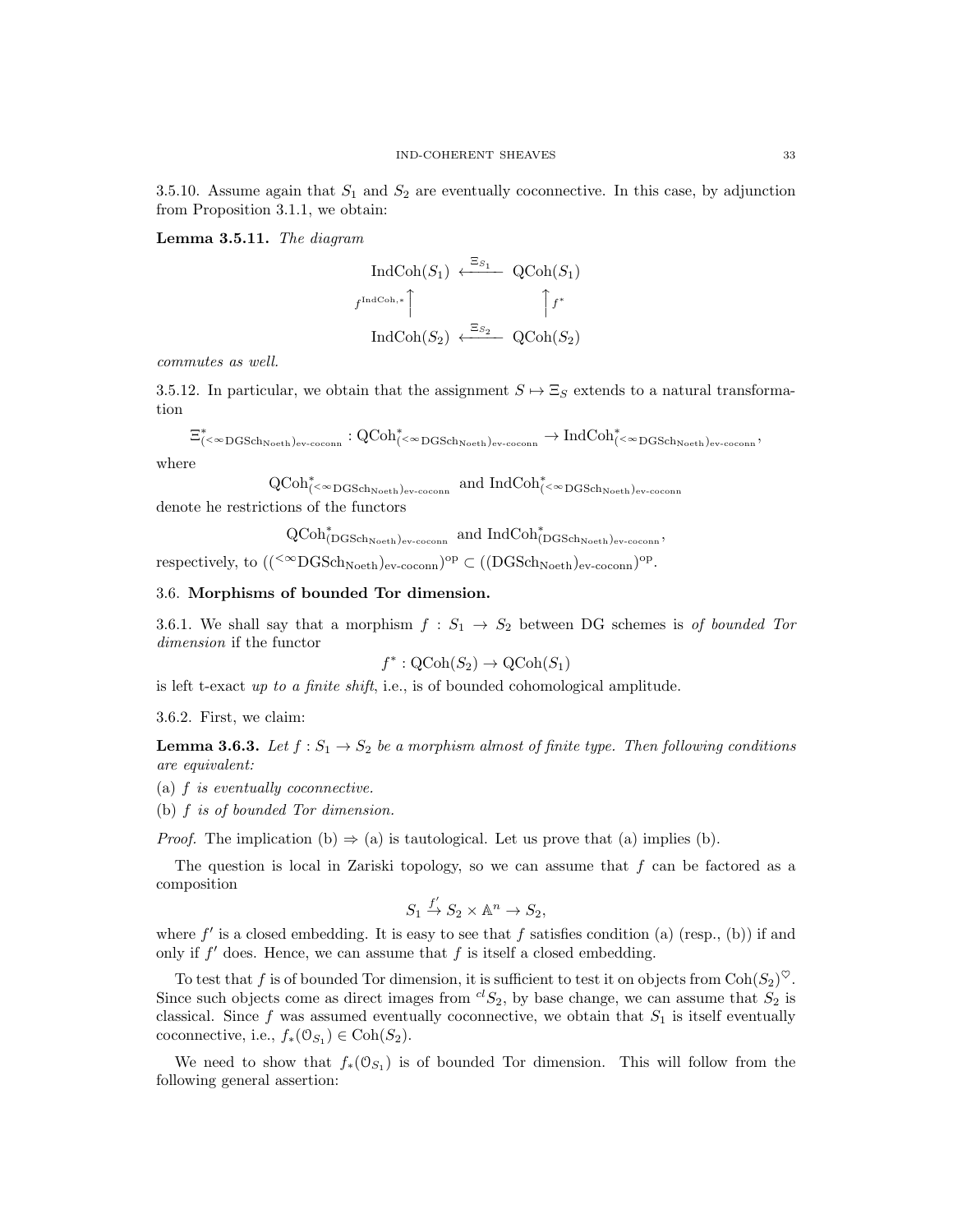3.5.10. Assume again that $S_1$ and $S_2$ are eventually coconnective. In this case, by adjunction from Proposition 3.1.1, we obtain:

**Lemma 3.5.11.** *The diagram*

$$\begin{array}{ccc} \mathrm{IndCoh}(S_1) & \xleftarrow{\Xi_{S_1}} & \mathrm{QCoh}(S_1) \\ {\scriptstyle f^{\mathrm{IndCoh},*}}\uparrow & & \uparrow{\scriptstyle f^*} \\ \mathrm{IndCoh}(S_2) & \xleftarrow{\Xi_{S_2}} & \mathrm{QCoh}(S_2) \end{array}$$

*commutes as well.*

3.5.12. In particular, we obtain that the assignment $S \mapsto \Xi_S$ extends to a natural transformation

$$\Xi^*_{({}^{<\infty}\mathrm{DGSch}_{\mathrm{Noeth}})_{\text{ev-coconn}}} : \mathrm{QCoh}^*_{({}^{<\infty}\mathrm{DGSch}_{\mathrm{Noeth}})_{\text{ev-coconn}}} \to \mathrm{IndCoh}^*_{({}^{<\infty}\mathrm{DGSch}_{\mathrm{Noeth}})_{\text{ev-coconn}}},$$

where

$$\mathrm{QCoh}^*_{({}^{<\infty}\mathrm{DGSch}_{\mathrm{Noeth}})_{\text{ev-coconn}}} \text{ and } \mathrm{IndCoh}^*_{({}^{<\infty}\mathrm{DGSch}_{\mathrm{Noeth}})_{\text{ev-coconn}}}$$

denote he restrictions of the functors

$$\mathrm{QCoh}^*_{(\mathrm{DGSch}_{\mathrm{Noeth}})_{\text{ev-coconn}}} \text{ and } \mathrm{IndCoh}^*_{(\mathrm{DGSch}_{\mathrm{Noeth}})_{\text{ev-coconn}}},$$

respectively, to $(({}^{<\infty}\mathrm{DGSch}_{\mathrm{Noeth}})_{\text{ev-coconn}})^{\mathrm{op}} \subset ((\mathrm{DGSch}_{\mathrm{Noeth}})_{\text{ev-coconn}})^{\mathrm{op}}$.

## 3.6. Morphisms of bounded Tor dimension.

3.6.1. We shall say that a morphism $f : S_1 \to S_2$ between DG schemes is *of bounded Tor dimension* if the functor

$$f^* : \mathrm{QCoh}(S_2) \to \mathrm{QCoh}(S_1)$$

is left t-exact *up to a finite shift*, i.e., is of bounded cohomological amplitude.

3.6.2. First, we claim:

**Lemma 3.6.3.** *Let $f : S_1 \to S_2$ be a morphism almost of finite type. Then following conditions are equivalent:*

*(a) $f$ is eventually coconnective.*

*(b) $f$ is of bounded Tor dimension.*

*Proof.* The implication (b) $\Rightarrow$ (a) is tautological. Let us prove that (a) implies (b).

The question is local in Zariski topology, so we can assume that $f$ can be factored as a composition

$$S_1 \xrightarrow{f'} S_2 \times \mathbb{A}^n \to S_2,$$

where $f'$ is a closed embedding. It is easy to see that $f$ satisfies condition (a) (resp., (b)) if and only if $f'$ does. Hence, we can assume that $f$ is itself a closed embedding.

To test that $f$ is of bounded Tor dimension, it is sufficient to test it on objects from $\mathrm{Coh}(S_2)^{\heartsuit}$. Since such objects come as direct images from ${}^{cl}S_2$, by base change, we can assume that $S_2$ is classical. Since $f$ was assumed eventually coconnective, we obtain that $S_1$ is itself eventually coconnective, i.e., $f_*(\mathcal{O}_{S_1}) \in \mathrm{Coh}(S_2)$.

We need to show that $f_*(\mathcal{O}_{S_1})$ is of bounded Tor dimension. This will follow from the following general assertion: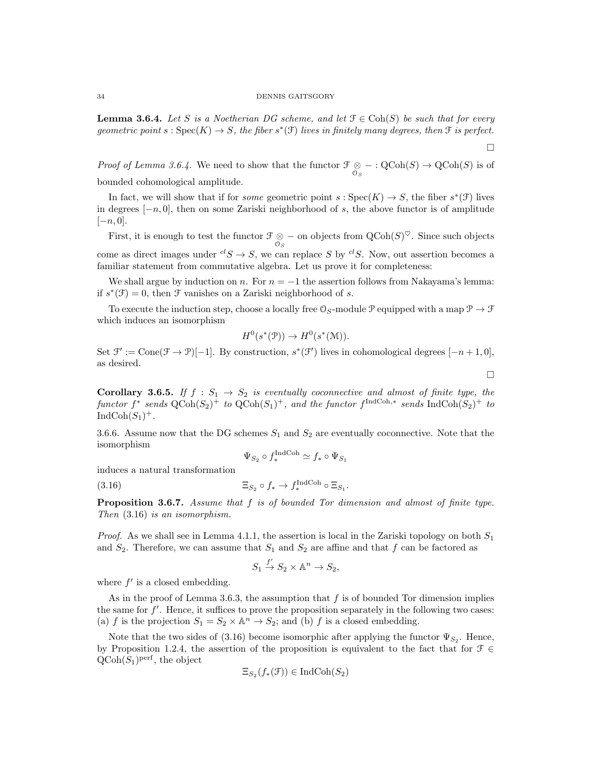**Lemma 3.6.4.** *Let $S$ is a Noetherian DG scheme, and let $\mathcal{F} \in \mathrm{Coh}(S)$ be such that for every geometric point $s : \mathrm{Spec}(K) \to S$, the fiber $s^*(\mathcal{F})$ lives in finitely many degrees, then $\mathcal{F}$ is perfect.*

$\square$

*Proof of Lemma 3.6.4.* We need to show that the functor $\mathcal{F} \underset{\mathcal{O}_S}{\otimes} - : \mathrm{QCoh}(S) \to \mathrm{QCoh}(S)$ is of bounded cohomological amplitude.

In fact, we will show that if for *some* geometric point $s : \mathrm{Spec}(K) \to S$, the fiber $s^*(\mathcal{F})$ lives in degrees $[-n, 0]$, then on some Zariski neighborhood of $s$, the above functor is of amplitude $[-n, 0]$.

First, it is enough to test the functor $\mathcal{F} \underset{\mathcal{O}_S}{\otimes} -$ on objects from $\mathrm{QCoh}(S)^\heartsuit$. Since such objects come as direct images under ${}^{cl}S \to S$, we can replace $S$ by ${}^{cl}S$. Now, out assertion becomes a familiar statement from commutative algebra. Let us prove it for completeness:

We shall argue by induction on $n$. For $n = -1$ the assertion follows from Nakayama's lemma: if $s^*(\mathcal{F}) = 0$, then $\mathcal{F}$ vanishes on a Zariski neighborhood of $s$.

To execute the induction step, choose a locally free $\mathcal{O}_S$-module $\mathcal{P}$ equipped with a map $\mathcal{P} \to \mathcal{F}$ which induces an isomorphism

$$H^0(s^*(\mathcal{P})) \to H^0(s^*(\mathcal{M})).$$

Set $\mathcal{F}' := \mathrm{Cone}(\mathcal{F} \to \mathcal{P})[-1]$. By construction, $s^*(\mathcal{F}')$ lives in cohomological degrees $[-n+1, 0]$, as desired.

$\square$

**Corollary 3.6.5.** *If $f : S_1 \to S_2$ is eventually coconnective and almost of finite type, the functor $f^*$ sends $\mathrm{QCoh}(S_2)^+$ to $\mathrm{QCoh}(S_1)^+$, and the functor $f^{\mathrm{IndCoh},*}$ sends $\mathrm{IndCoh}(S_2)^+$ to $\mathrm{IndCoh}(S_1)^+$.*

3.6.6. Assume now that the DG schemes $S_1$ and $S_2$ are eventually coconnective. Note that the isomorphism

$$\Psi_{S_2} \circ f_*^{\mathrm{IndCoh}} \simeq f_* \circ \Psi_{S_1}$$

induces a natural transformation

$$\Xi_{S_2} \circ f_* \to f_*^{\mathrm{IndCoh}} \circ \Xi_{S_1}. \tag{3.16}$$

**Proposition 3.6.7.** *Assume that $f$ is of bounded Tor dimension and almost of finite type. Then* (3.16) *is an isomorphism.*

*Proof.* As we shall see in Lemma 4.1.1, the assertion is local in the Zariski topology on both $S_1$ and $S_2$. Therefore, we can assume that $S_1$ and $S_2$ are affine and that $f$ can be factored as

$$S_1 \xrightarrow{f'} S_2 \times \mathbb{A}^n \to S_2,$$

where $f'$ is a closed embedding.

As in the proof of Lemma 3.6.3, the assumption that $f$ is of bounded Tor dimension implies the same for $f'$. Hence, it suffices to prove the proposition separately in the following two cases: (a) $f$ is the projection $S_1 = S_2 \times \mathbb{A}^n \to S_2$; and (b) $f$ is a closed embedding.

Note that the two sides of (3.16) become isomorphic after applying the functor $\Psi_{S_2}$. Hence, by Proposition 1.2.4, the assertion of the proposition is equivalent to the fact that for $\mathcal{F} \in \mathrm{QCoh}(S_1)^{\mathrm{perf}}$, the object

$$\Xi_{S_2}(f_*(\mathcal{F})) \in \mathrm{IndCoh}(S_2)$$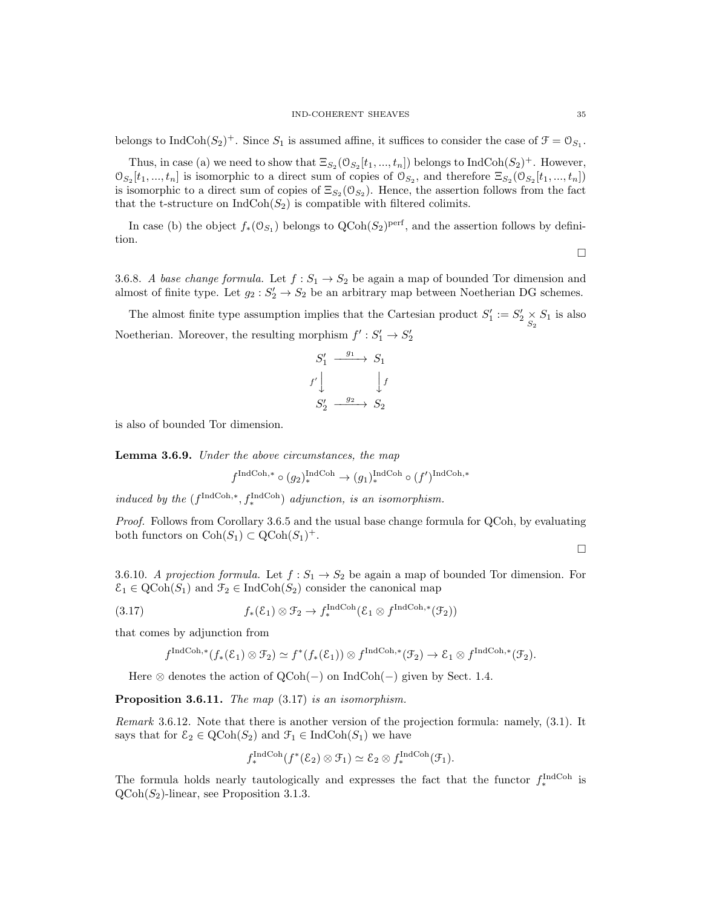belongs to $\mathrm{IndCoh}(S_2)^+$. Since $S_1$ is assumed affine, it suffices to consider the case of $\mathcal{F} = \mathcal{O}_{S_1}$.

Thus, in case (a) we need to show that $\Xi_{S_2}(\mathcal{O}_{S_2}[t_1, ..., t_n])$ belongs to $\mathrm{IndCoh}(S_2)^+$. However, $\mathcal{O}_{S_2}[t_1, ..., t_n]$ is isomorphic to a direct sum of copies of $\mathcal{O}_{S_2}$, and therefore $\Xi_{S_2}(\mathcal{O}_{S_2}[t_1, ..., t_n])$ is isomorphic to a direct sum of copies of $\Xi_{S_2}(\mathcal{O}_{S_2})$. Hence, the assertion follows from the fact that the t-structure on $\mathrm{IndCoh}(S_2)$ is compatible with filtered colimits.

In case (b) the object $f_*(\mathcal{O}_{S_1})$ belongs to $\mathrm{QCoh}(S_2)^{\mathrm{perf}}$, and the assertion follows by definition.

□

3.6.8. *A base change formula.* Let $f : S_1 \to S_2$ be again a map of bounded Tor dimension and almost of finite type. Let $g_2 : S_2' \to S_2$ be an arbitrary map between Noetherian DG schemes.

The almost finite type assumption implies that the Cartesian product $S_1' := S_2' \underset{S_2}{\times} S_1$ is also Noetherian. Moreover, the resulting morphism $f' : S_1' \to S_2'$

$$
\begin{array}{ccc}
S_1' & \xrightarrow{g_1} & S_1 \\
{\scriptstyle f'}\downarrow & & \downarrow{\scriptstyle f} \\
S_2' & \xrightarrow{g_2} & S_2
\end{array}
$$

is also of bounded Tor dimension.

**Lemma 3.6.9.** *Under the above circumstances, the map*

$$f^{\mathrm{IndCoh},*} \circ (g_2)_*^{\mathrm{IndCoh}} \to (g_1)_*^{\mathrm{IndCoh}} \circ (f')^{\mathrm{IndCoh},*}$$

*induced by the* $(f^{\mathrm{IndCoh},*}, f_*^{\mathrm{IndCoh}})$ *adjunction, is an isomorphism.*

*Proof.* Follows from Corollary 3.6.5 and the usual base change formula for QCoh, by evaluating both functors on $\mathrm{Coh}(S_1) \subset \mathrm{QCoh}(S_1)^+$.

□

3.6.10. *A projection formula.* Let $f : S_1 \to S_2$ be again a map of bounded Tor dimension. For $\mathcal{E}_1 \in \mathrm{QCoh}(S_1)$ and $\mathcal{F}_2 \in \mathrm{IndCoh}(S_2)$ consider the canonical map

$$f_*(\mathcal{E}_1) \otimes \mathcal{F}_2 \to f_*^{\mathrm{IndCoh}}(\mathcal{E}_1 \otimes f^{\mathrm{IndCoh},*}(\mathcal{F}_2)) \tag{3.17}$$

that comes by adjunction from

$$f^{\mathrm{IndCoh},*}(f_*(\mathcal{E}_1) \otimes \mathcal{F}_2) \simeq f^*(f_*(\mathcal{E}_1)) \otimes f^{\mathrm{IndCoh},*}(\mathcal{F}_2) \to \mathcal{E}_1 \otimes f^{\mathrm{IndCoh},*}(\mathcal{F}_2).$$

Here $\otimes$ denotes the action of $\mathrm{QCoh}(-)$ on $\mathrm{IndCoh}(-)$ given by Sect. 1.4.

**Proposition 3.6.11.** *The map* (3.17) *is an isomorphism.*

*Remark* 3.6.12. Note that there is another version of the projection formula: namely, (3.1). It says that for $\mathcal{E}_2 \in \mathrm{QCoh}(S_2)$ and $\mathcal{F}_1 \in \mathrm{IndCoh}(S_1)$ we have

$$f_*^{\mathrm{IndCoh}}(f^*(\mathcal{E}_2) \otimes \mathcal{F}_1) \simeq \mathcal{E}_2 \otimes f_*^{\mathrm{IndCoh}}(\mathcal{F}_1).$$

The formula holds nearly tautologically and expresses the fact that the functor $f_*^{\mathrm{IndCoh}}$ is $\mathrm{QCoh}(S_2)$-linear, see Proposition 3.1.3.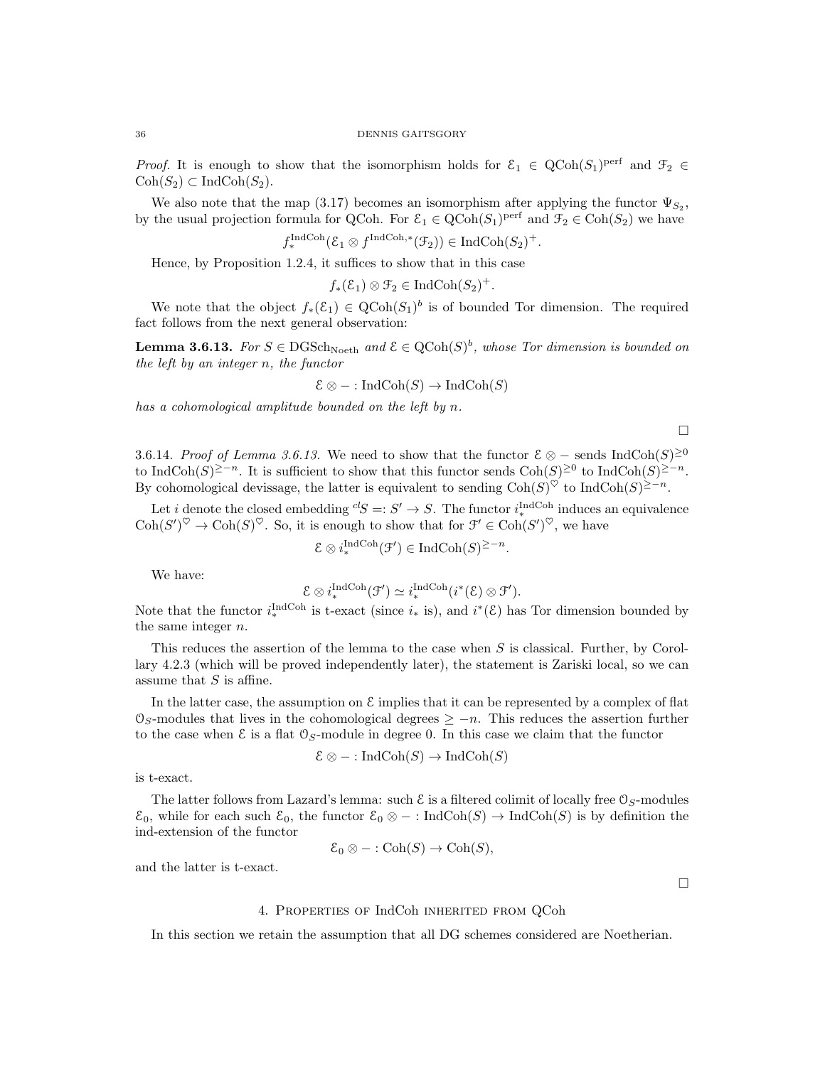*Proof.* It is enough to show that the isomorphism holds for $\mathcal{E}_1 \in \mathrm{QCoh}(S_1)^{\mathrm{perf}}$ and $\mathcal{F}_2 \in \mathrm{Coh}(S_2) \subset \mathrm{IndCoh}(S_2)$.

We also note that the map (3.17) becomes an isomorphism after applying the functor $\Psi_{S_2}$, by the usual projection formula for QCoh. For $\mathcal{E}_1 \in \mathrm{QCoh}(S_1)^{\mathrm{perf}}$ and $\mathcal{F}_2 \in \mathrm{Coh}(S_2)$ we have

$$f_*^{\mathrm{IndCoh}}(\mathcal{E}_1 \otimes f^{\mathrm{IndCoh},*}(\mathcal{F}_2)) \in \mathrm{IndCoh}(S_2)^+.$$

Hence, by Proposition 1.2.4, it suffices to show that in this case

$$f_*(\mathcal{E}_1) \otimes \mathcal{F}_2 \in \mathrm{IndCoh}(S_2)^+.$$

We note that the object $f_*(\mathcal{E}_1) \in \mathrm{QCoh}(S_1)^b$ is of bounded Tor dimension. The required fact follows from the next general observation:

**Lemma 3.6.13.** *For $S \in \mathrm{DGSch}_{\mathrm{Noeth}}$ and $\mathcal{E} \in \mathrm{QCoh}(S)^b$, whose Tor dimension is bounded on the left by an integer $n$, the functor*

$$\mathcal{E} \otimes - : \mathrm{IndCoh}(S) \to \mathrm{IndCoh}(S)$$

*has a cohomological amplitude bounded on the left by $n$.*

□

3.6.14. *Proof of Lemma 3.6.13.* We need to show that the functor $\mathcal{E} \otimes -$ sends $\mathrm{IndCoh}(S)^{\geq 0}$ to $\mathrm{IndCoh}(S)^{\geq -n}$. It is sufficient to show that this functor sends $\mathrm{Coh}(S)^{\geq 0}$ to $\mathrm{IndCoh}(S)^{\geq -n}$. By cohomological devissage, the latter is equivalent to sending $\mathrm{Coh}(S)^{\heartsuit}$ to $\mathrm{IndCoh}(S)^{\geq -n}$.

Let $i$ denote the closed embedding ${}^{cl}S =: S' \to S$. The functor $i_*^{\mathrm{IndCoh}}$ induces an equivalence $\mathrm{Coh}(S')^{\heartsuit} \to \mathrm{Coh}(S)^{\heartsuit}$. So, it is enough to show that for $\mathcal{F}' \in \mathrm{Coh}(S')^{\heartsuit}$, we have

$$\mathcal{E} \otimes i_*^{\mathrm{IndCoh}}(\mathcal{F}') \in \mathrm{IndCoh}(S)^{\geq -n}.$$

We have:

$$\mathcal{E} \otimes i_*^{\mathrm{IndCoh}}(\mathcal{F}') \simeq i_*^{\mathrm{IndCoh}}(i^*(\mathcal{E}) \otimes \mathcal{F}').$$

Note that the functor $i_*^{\mathrm{IndCoh}}$ is t-exact (since $i_*$ is), and $i^*(\mathcal{E})$ has Tor dimension bounded by the same integer $n$.

This reduces the assertion of the lemma to the case when $S$ is classical. Further, by Corollary 4.2.3 (which will be proved independently later), the statement is Zariski local, so we can assume that $S$ is affine.

In the latter case, the assumption on $\mathcal{E}$ implies that it can be represented by a complex of flat $\mathcal{O}_S$-modules that lives in the cohomological degrees $\geq -n$. This reduces the assertion further to the case when $\mathcal{E}$ is a flat $\mathcal{O}_S$-module in degree 0. In this case we claim that the functor

$$\mathcal{E} \otimes - : \mathrm{IndCoh}(S) \to \mathrm{IndCoh}(S)$$

is t-exact.

The latter follows from Lazard's lemma: such $\mathcal{E}$ is a filtered colimit of locally free $\mathcal{O}_S$-modules $\mathcal{E}_0$, while for each such $\mathcal{E}_0$, the functor $\mathcal{E}_0 \otimes - : \mathrm{IndCoh}(S) \to \mathrm{IndCoh}(S)$ is by definition the ind-extension of the functor

$$\mathcal{E}_0 \otimes - : \mathrm{Coh}(S) \to \mathrm{Coh}(S),$$

and the latter is t-exact.

□

## 4. Properties of IndCoh inherited from QCoh

In this section we retain the assumption that all DG schemes considered are Noetherian.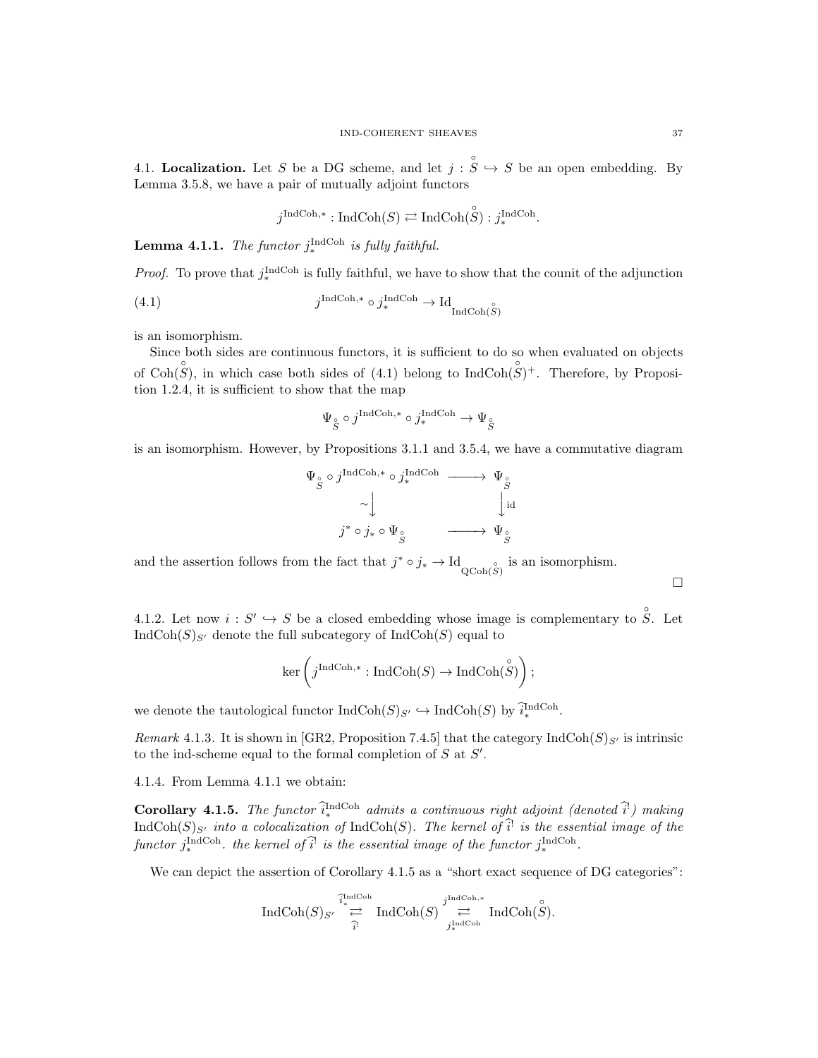4.1. **Localization.** Let $S$ be a DG scheme, and let $j : \overset{\circ}{S} \hookrightarrow S$ be an open embedding. By Lemma 3.5.8, we have a pair of mutually adjoint functors

$$j^{\mathrm{IndCoh},*} : \mathrm{IndCoh}(S) \rightleftarrows \mathrm{IndCoh}(\overset{\circ}{S}) : j_*^{\mathrm{IndCoh}}.$$

**Lemma 4.1.1.** *The functor $j_*^{\mathrm{IndCoh}}$ is fully faithful.*

*Proof.* To prove that $j_*^{\mathrm{IndCoh}}$ is fully faithful, we have to show that the counit of the adjunction

$$j^{\mathrm{IndCoh},*} \circ j_*^{\mathrm{IndCoh}} \to \mathrm{Id}_{\mathrm{IndCoh}(\overset{\circ}{S})} \tag{4.1}$$

is an isomorphism.

Since both sides are continuous functors, it is sufficient to do so when evaluated on objects of $\mathrm{Coh}(\overset{\circ}{S})$, in which case both sides of (4.1) belong to $\mathrm{IndCoh}(\overset{\circ}{S})^+$. Therefore, by Proposition 1.2.4, it is sufficient to show that the map

$$\Psi_{\overset{\circ}{S}} \circ j^{\mathrm{IndCoh},*} \circ j_*^{\mathrm{IndCoh}} \to \Psi_{\overset{\circ}{S}}$$

is an isomorphism. However, by Propositions 3.1.1 and 3.5.4, we have a commutative diagram

$$\begin{array}{ccc}
\Psi_{\overset{\circ}{S}} \circ j^{\mathrm{IndCoh},*} \circ j_*^{\mathrm{IndCoh}} & \longrightarrow & \Psi_{\overset{\circ}{S}} \\
\sim\downarrow & & \downarrow \mathrm{id} \\
j^* \circ j_* \circ \Psi_{\overset{\circ}{S}} & \longrightarrow & \Psi_{\overset{\circ}{S}}
\end{array}$$

and the assertion follows from the fact that $j^* \circ j_* \to \mathrm{Id}_{\mathrm{QCoh}(\overset{\circ}{S})}$ is an isomorphism. $\square$

4.1.2. Let now $i : S' \hookrightarrow S$ be a closed embedding whose image is complementary to $\overset{\circ}{S}$. Let $\mathrm{IndCoh}(S)_{S'}$ denote the full subcategory of $\mathrm{IndCoh}(S)$ equal to

$$\ker\left(j^{\mathrm{IndCoh},*} : \mathrm{IndCoh}(S) \to \mathrm{IndCoh}(\overset{\circ}{S})\right);$$

we denote the tautological functor $\mathrm{IndCoh}(S)_{S'} \hookrightarrow \mathrm{IndCoh}(S)$ by $\widehat{i}_*^{\mathrm{IndCoh}}$.

*Remark* 4.1.3. It is shown in [GR2, Proposition 7.4.5] that the category $\mathrm{IndCoh}(S)_{S'}$ is intrinsic to the ind-scheme equal to the formal completion of $S$ at $S'$.

4.1.4. From Lemma 4.1.1 we obtain:

**Corollary 4.1.5.** *The functor $\widehat{i}_*^{\mathrm{IndCoh}}$ admits a continuous right adjoint (denoted $\widehat{i}^!$) making $\mathrm{IndCoh}(S)_{S'}$ into a colocalization of $\mathrm{IndCoh}(S)$. The kernel of $\widehat{i}^!$ is the essential image of the functor $j_*^{\mathrm{IndCoh}}$. the kernel of $\widehat{i}^!$ is the essential image of the functor $j_*^{\mathrm{IndCoh}}$.*

We can depict the assertion of Corollary 4.1.5 as a "short exact sequence of DG categories":

$$\mathrm{IndCoh}(S)_{S'} \underset{\widehat{i}^!}{\overset{\widehat{i}_*^{\mathrm{IndCoh}}}{\rightleftarrows}} \mathrm{IndCoh}(S) \underset{j_*^{\mathrm{IndCoh}}}{\overset{j^{\mathrm{IndCoh},*}}{\rightleftarrows}} \mathrm{IndCoh}(\overset{\circ}{S}).$$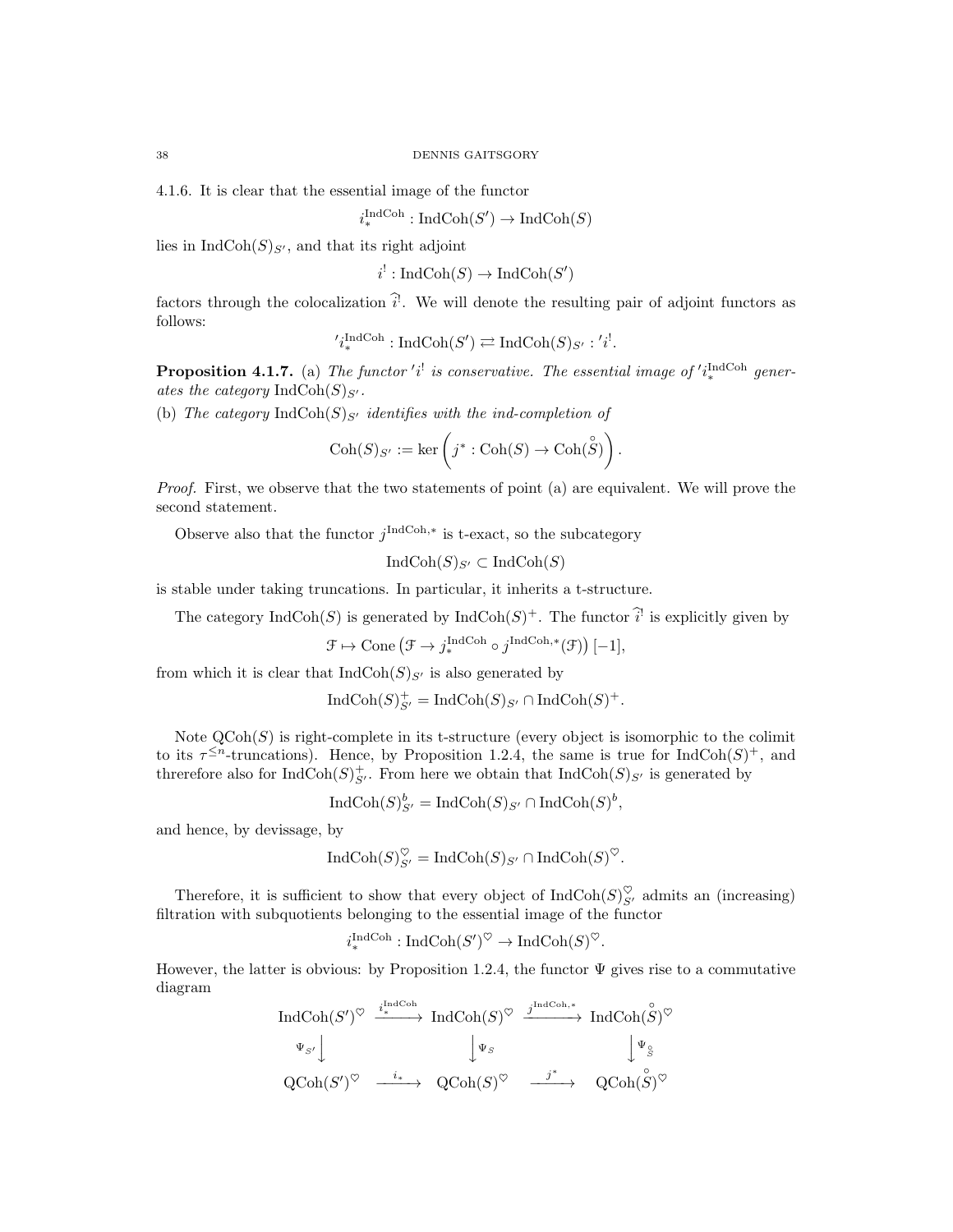4.1.6. It is clear that the essential image of the functor

$$i_*^{\mathrm{IndCoh}} : \mathrm{IndCoh}(S') \to \mathrm{IndCoh}(S)$$

lies in $\mathrm{IndCoh}(S)_{S'}$, and that its right adjoint

$$i^! : \mathrm{IndCoh}(S) \to \mathrm{IndCoh}(S')$$

factors through the colocalization $\widehat{i}^!$. We will denote the resulting pair of adjoint functors as follows:

$$'i_*^{\mathrm{IndCoh}} : \mathrm{IndCoh}(S') \rightleftarrows \mathrm{IndCoh}(S)_{S'} : {}'i^!.$$

**Proposition 4.1.7.** (a) *The functor $'i^!$ is conservative. The essential image of $'i_*^{\mathrm{IndCoh}}$ generates the category $\mathrm{IndCoh}(S)_{S'}$.*

(b) *The category $\mathrm{IndCoh}(S)_{S'}$ identifies with the ind-completion of*

$$\mathrm{Coh}(S)_{S'} := \ker\left(j^* : \mathrm{Coh}(S) \to \mathrm{Coh}(\overset{\circ}{S})\right).$$

*Proof.* First, we observe that the two statements of point (a) are equivalent. We will prove the second statement.

Observe also that the functor $j^{\mathrm{IndCoh},*}$ is t-exact, so the subcategory

$$\mathrm{IndCoh}(S)_{S'} \subset \mathrm{IndCoh}(S)$$

is stable under taking truncations. In particular, it inherits a t-structure.

The category $\mathrm{IndCoh}(S)$ is generated by $\mathrm{IndCoh}(S)^+$. The functor $\widehat{i}^!$ is explicitly given by

$$\mathcal{F} \mapsto \mathrm{Cone}\left(\mathcal{F} \to j_*^{\mathrm{IndCoh}} \circ j^{\mathrm{IndCoh},*}(\mathcal{F})\right)[-1],$$

from which it is clear that $\mathrm{IndCoh}(S)_{S'}$ is also generated by

$$\mathrm{IndCoh}(S)_{S'}^+ = \mathrm{IndCoh}(S)_{S'} \cap \mathrm{IndCoh}(S)^+.$$

Note $\mathrm{QCoh}(S)$ is right-complete in its t-structure (every object is isomorphic to the colimit to its $\tau^{\leq n}$-truncations). Hence, by Proposition 1.2.4, the same is true for $\mathrm{IndCoh}(S)^+$, and threrefore also for $\mathrm{IndCoh}(S)_{S'}^+$. From here we obtain that $\mathrm{IndCoh}(S)_{S'}$ is generated by

$$\mathrm{IndCoh}(S)_{S'}^b = \mathrm{IndCoh}(S)_{S'} \cap \mathrm{IndCoh}(S)^b,$$

and hence, by devissage, by

$$\mathrm{IndCoh}(S)_{S'}^\heartsuit = \mathrm{IndCoh}(S)_{S'} \cap \mathrm{IndCoh}(S)^\heartsuit.$$

Therefore, it is sufficient to show that every object of $\mathrm{IndCoh}(S)_{S'}^\heartsuit$ admits an (increasing) filtration with subquotients belonging to the essential image of the functor

$$i_*^{\mathrm{IndCoh}} : \mathrm{IndCoh}(S')^\heartsuit \to \mathrm{IndCoh}(S)^\heartsuit.$$

However, the latter is obvious: by Proposition 1.2.4, the functor $\Psi$ gives rise to a commutative diagram

$$\begin{array}{ccccc}
\mathrm{IndCoh}(S')^\heartsuit & \xrightarrow{i_*^{\mathrm{IndCoh}}} & \mathrm{IndCoh}(S)^\heartsuit & \xrightarrow{j^{\mathrm{IndCoh},*}} & \mathrm{IndCoh}(\overset{\circ}{S})^\heartsuit \\
\Psi_{S'}\downarrow & & \downarrow\Psi_S & & \downarrow\Psi_{\overset{\circ}{S}} \\
\mathrm{QCoh}(S')^\heartsuit & \xrightarrow{i_*} & \mathrm{QCoh}(S)^\heartsuit & \xrightarrow{j^*} & \mathrm{QCoh}(\overset{\circ}{S})^\heartsuit
\end{array}$$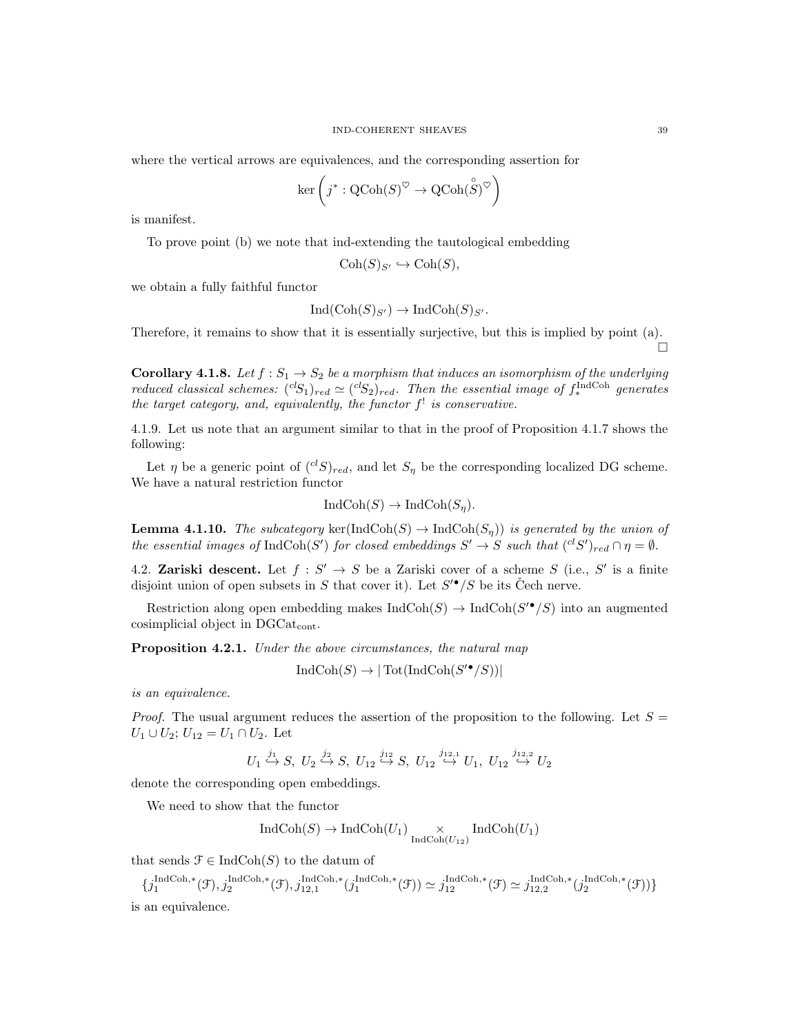where the vertical arrows are equivalences, and the corresponding assertion for

$$\ker\left(j^*: \mathrm{QCoh}(S)^{\heartsuit} \to \mathrm{QCoh}(\overset{\circ}{S})^{\heartsuit}\right)$$

is manifest.

To prove point (b) we note that ind-extending the tautological embedding

$$\mathrm{Coh}(S)_{S'} \hookrightarrow \mathrm{Coh}(S),$$

we obtain a fully faithful functor

$$\mathrm{Ind}(\mathrm{Coh}(S)_{S'}) \to \mathrm{IndCoh}(S)_{S'}.$$

Therefore, it remains to show that it is essentially surjective, but this is implied by point (a). □

**Corollary 4.1.8.** *Let $f : S_1 \to S_2$ be a morphism that induces an isomorphism of the underlying reduced classical schemes: $({}^{cl}S_1)_{red} \simeq ({}^{cl}S_2)_{red}$. Then the essential image of $f_*^{\mathrm{IndCoh}}$ generates the target category, and, equivalently, the functor $f^!$ is conservative.*

4.1.9. Let us note that an argument similar to that in the proof of Proposition 4.1.7 shows the following:

Let $\eta$ be a generic point of $({}^{cl}S)_{red}$, and let $S_\eta$ be the corresponding localized DG scheme. We have a natural restriction functor

$$\mathrm{IndCoh}(S) \to \mathrm{IndCoh}(S_\eta).$$

**Lemma 4.1.10.** *The subcategory $\ker(\mathrm{IndCoh}(S) \to \mathrm{IndCoh}(S_\eta))$ is generated by the union of the essential images of $\mathrm{IndCoh}(S')$ for closed embeddings $S' \to S$ such that $({}^{cl}S')_{red} \cap \eta = \emptyset$.*

4.2. **Zariski descent.** Let $f : S' \to S$ be a Zariski cover of a scheme $S$ (i.e., $S'$ is a finite disjoint union of open subsets in $S$ that cover it). Let $S'^{\bullet}/S$ be its Čech nerve.

Restriction along open embedding makes $\mathrm{IndCoh}(S) \to \mathrm{IndCoh}(S'^{\bullet}/S)$ into an augmented cosimplicial object in $\mathrm{DGCat}_{\mathrm{cont}}$.

**Proposition 4.2.1.** *Under the above circumstances, the natural map*

$$\mathrm{IndCoh}(S) \to |\operatorname{Tot}(\mathrm{IndCoh}(S'^{\bullet}/S))|$$

*is an equivalence.*

*Proof.* The usual argument reduces the assertion of the proposition to the following. Let $S = U_1 \cup U_2$; $U_{12} = U_1 \cap U_2$. Let

$$U_1 \overset{j_1}{\hookrightarrow} S,\ U_2 \overset{j_2}{\hookrightarrow} S,\ U_{12} \overset{j_{12}}{\hookrightarrow} S,\ U_{12} \overset{j_{12,1}}{\hookrightarrow} U_1,\ U_{12} \overset{j_{12,2}}{\hookrightarrow} U_2$$

denote the corresponding open embeddings.

We need to show that the functor

$$\mathrm{IndCoh}(S) \to \mathrm{IndCoh}(U_1) \underset{\mathrm{IndCoh}(U_{12})}{\times} \mathrm{IndCoh}(U_1)$$

that sends $\mathcal{F} \in \mathrm{IndCoh}(S)$ to the datum of

$$\{j_1^{\mathrm{IndCoh},*}(\mathcal{F}), j_2^{\mathrm{IndCoh},*}(\mathcal{F}), j_{12,1}^{\mathrm{IndCoh},*}(j_1^{\mathrm{IndCoh},*}(\mathcal{F})) \simeq j_{12}^{\mathrm{IndCoh},*}(\mathcal{F}) \simeq j_{12,2}^{\mathrm{IndCoh},*}(j_2^{\mathrm{IndCoh},*}(\mathcal{F}))\}$$

is an equivalence.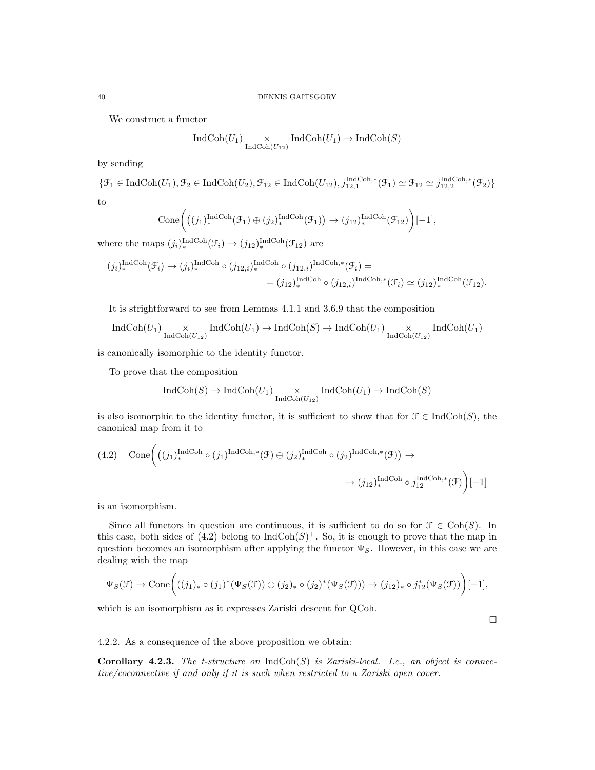We construct a functor

$$\operatorname{IndCoh}(U_1) \underset{\operatorname{IndCoh}(U_{12})}{\times} \operatorname{IndCoh}(U_1) \to \operatorname{IndCoh}(S)$$

by sending

$$\{\mathcal{F}_1 \in \operatorname{IndCoh}(U_1), \mathcal{F}_2 \in \operatorname{IndCoh}(U_2), \mathcal{F}_{12} \in \operatorname{IndCoh}(U_{12}), j_{12,1}^{\operatorname{IndCoh},*}(\mathcal{F}_1) \simeq \mathcal{F}_{12} \simeq j_{12,2}^{\operatorname{IndCoh},*}(\mathcal{F}_2)\}$$

to

$$\operatorname{Cone}\bigg(\big((j_1)_*^{\operatorname{IndCoh}}(\mathcal{F}_1) \oplus (j_2)_*^{\operatorname{IndCoh}}(\mathcal{F}_1)\big) \to (j_{12})_*^{\operatorname{IndCoh}}(\mathcal{F}_{12})\bigg)[-1],$$

where the maps $(j_i)_*^{\operatorname{IndCoh}}(\mathcal{F}_i) \to (j_{12})_*^{\operatorname{IndCoh}}(\mathcal{F}_{12})$ are

$$(j_i)_*^{\operatorname{IndCoh}}(\mathcal{F}_i) \to (j_i)_*^{\operatorname{IndCoh}} \circ (j_{12,i})_*^{\operatorname{IndCoh}} \circ (j_{12,i})^{\operatorname{IndCoh},*}(\mathcal{F}_i) =$$
$$= (j_{12})_*^{\operatorname{IndCoh}} \circ (j_{12,i})^{\operatorname{IndCoh},*}(\mathcal{F}_i) \simeq (j_{12})_*^{\operatorname{IndCoh}}(\mathcal{F}_{12}).$$

It is strightforward to see from Lemmas 4.1.1 and 3.6.9 that the composition

$$\operatorname{IndCoh}(U_1) \underset{\operatorname{IndCoh}(U_{12})}{\times} \operatorname{IndCoh}(U_1) \to \operatorname{IndCoh}(S) \to \operatorname{IndCoh}(U_1) \underset{\operatorname{IndCoh}(U_{12})}{\times} \operatorname{IndCoh}(U_1)$$

is canonically isomorphic to the identity functor.

To prove that the composition

$$\operatorname{IndCoh}(S) \to \operatorname{IndCoh}(U_1) \underset{\operatorname{IndCoh}(U_{12})}{\times} \operatorname{IndCoh}(U_1) \to \operatorname{IndCoh}(S)$$

is also isomorphic to the identity functor, it is sufficient to show that for $\mathcal{F} \in \operatorname{IndCoh}(S)$, the canonical map from it to

$$\operatorname{Cone}\bigg(\big((j_1)_*^{\operatorname{IndCoh}} \circ (j_1)^{\operatorname{IndCoh},*}(\mathcal{F}) \oplus (j_2)_*^{\operatorname{IndCoh}} \circ (j_2)^{\operatorname{IndCoh},*}(\mathcal{F})\big) \to \to (j_{12})_*^{\operatorname{IndCoh}} \circ j_{12}^{\operatorname{IndCoh},*}(\mathcal{F})\bigg)[-1] \tag{4.2}$$

is an isomorphism.

Since all functors in question are continuous, it is sufficient to do so for $\mathcal{F} \in \operatorname{Coh}(S)$. In this case, both sides of (4.2) belong to $\operatorname{IndCoh}(S)^+$. So, it is enough to prove that the map in question becomes an isomorphism after applying the functor $\Psi_S$. However, in this case we are dealing with the map

$$\Psi_S(\mathcal{F}) \to \operatorname{Cone}\bigg(((j_1)_* \circ (j_1)^*(\Psi_S(\mathcal{F})) \oplus (j_2)_* \circ (j_2)^*(\Psi_S(\mathcal{F}))) \to (j_{12})_* \circ j_{12}^*(\Psi_S(\mathcal{F}))\bigg)[-1],$$

which is an isomorphism as it expresses Zariski descent for QCoh.

□

4.2.2. As a consequence of the above proposition we obtain:

**Corollary 4.2.3.** *The t-structure on* $\operatorname{IndCoh}(S)$ *is Zariski-local. I.e., an object is connective/coconnective if and only if it is such when restricted to a Zariski open cover.*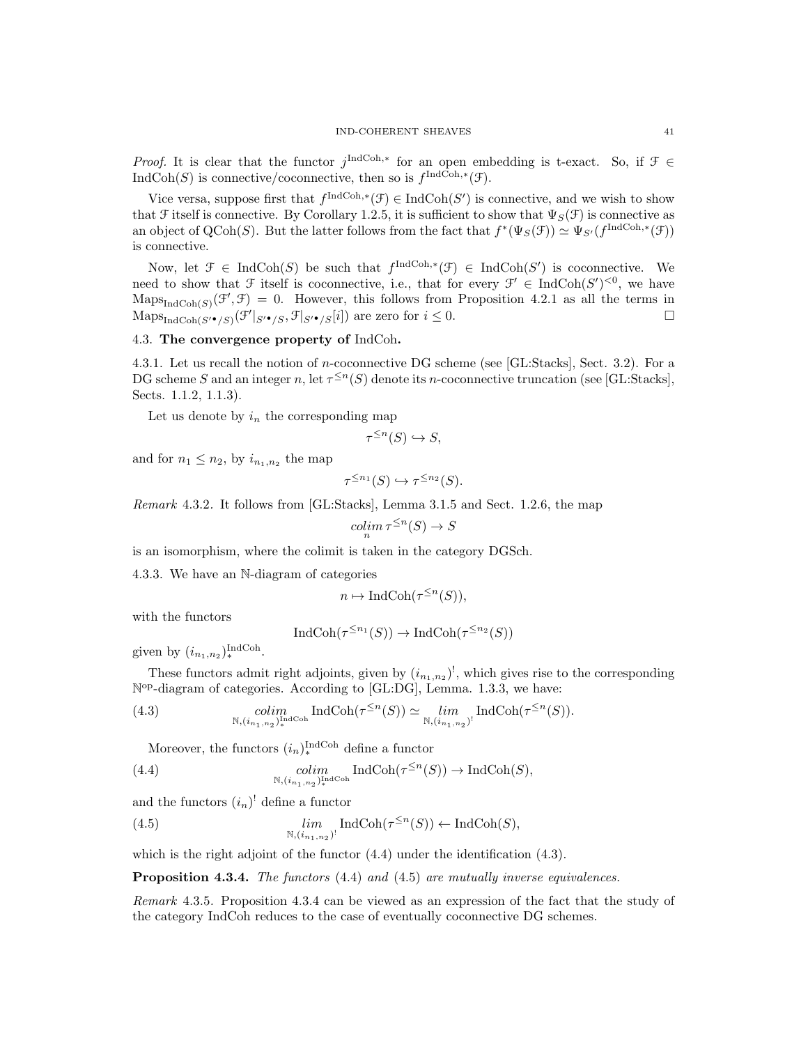*Proof.* It is clear that the functor $j^{\mathrm{IndCoh},*}$ for an open embedding is t-exact. So, if $\mathcal{F} \in \mathrm{IndCoh}(S)$ is connective/coconnective, then so is $f^{\mathrm{IndCoh},*}(\mathcal{F})$.

Vice versa, suppose first that $f^{\mathrm{IndCoh},*}(\mathcal{F}) \in \mathrm{IndCoh}(S')$ is connective, and we wish to show that $\mathcal{F}$ itself is connective. By Corollary 1.2.5, it is sufficient to show that $\Psi_S(\mathcal{F})$ is connective as an object of $\mathrm{QCoh}(S)$. But the latter follows from the fact that $f^*(\Psi_S(\mathcal{F})) \simeq \Psi_{S'}(f^{\mathrm{IndCoh},*}(\mathcal{F}))$ is connective.

Now, let $\mathcal{F} \in \mathrm{IndCoh}(S)$ be such that $f^{\mathrm{IndCoh},*}(\mathcal{F}) \in \mathrm{IndCoh}(S')$ is coconnective. We need to show that $\mathcal{F}$ itself is coconnective, i.e., that for every $\mathcal{F}' \in \mathrm{IndCoh}(S')^{<0}$, we have $\mathrm{Maps}_{\mathrm{IndCoh}(S)}(\mathcal{F}', \mathcal{F}) = 0$. However, this follows from Proposition 4.2.1 as all the terms in $\mathrm{Maps}_{\mathrm{IndCoh}(S'^\bullet/S)}(\mathcal{F}'|_{S'^\bullet/S}, \mathcal{F}|_{S'^\bullet/S}[i])$ are zero for $i \leq 0$. □

## 4.3. The convergence property of IndCoh.

4.3.1. Let us recall the notion of $n$-coconnective DG scheme (see [GL:Stacks], Sect. 3.2). For a DG scheme $S$ and an integer $n$, let $\tau^{\leq n}(S)$ denote its $n$-coconnective truncation (see [GL:Stacks], Sects. 1.1.2, 1.1.3).

Let us denote by $i_n$ the corresponding map

$$\tau^{\leq n}(S) \hookrightarrow S,$$

and for $n_1 \leq n_2$, by $i_{n_1,n_2}$ the map

$$\tau^{\leq n_1}(S) \hookrightarrow \tau^{\leq n_2}(S).$$

*Remark* 4.3.2. It follows from [GL:Stacks], Lemma 3.1.5 and Sect. 1.2.6, the map

$$\underset{n}{colim}\, \tau^{\leq n}(S) \to S$$

is an isomorphism, where the colimit is taken in the category DGSch.

4.3.3. We have an $\mathbb{N}$-diagram of categories

$$n \mapsto \mathrm{IndCoh}(\tau^{\leq n}(S)),$$

with the functors

$$\mathrm{IndCoh}(\tau^{\leq n_1}(S)) \to \mathrm{IndCoh}(\tau^{\leq n_2}(S))$$

given by $(i_{n_1,n_2})_*^{\mathrm{IndCoh}}$.

These functors admit right adjoints, given by $(i_{n_1,n_2})^!$, which gives rise to the corresponding $\mathbb{N}^{\mathrm{op}}$-diagram of categories. According to [GL:DG], Lemma. 1.3.3, we have:

$$\underset{\mathbb{N},(i_{n_1,n_2})_*^{\mathrm{IndCoh}}}{colim} \mathrm{IndCoh}(\tau^{\leq n}(S)) \simeq \underset{\mathbb{N},(i_{n_1,n_2})^!}{lim} \mathrm{IndCoh}(\tau^{\leq n}(S)). \tag{4.3}$$

Moreover, the functors $(i_n)_*^{\mathrm{IndCoh}}$ define a functor

$$\underset{\mathbb{N},(i_{n_1,n_2})_*^{\mathrm{IndCoh}}}{colim} \mathrm{IndCoh}(\tau^{\leq n}(S)) \to \mathrm{IndCoh}(S), \tag{4.4}$$

and the functors $(i_n)^!$ define a functor

$$\underset{\mathbb{N},(i_{n_1,n_2})^!}{lim} \mathrm{IndCoh}(\tau^{\leq n}(S)) \leftarrow \mathrm{IndCoh}(S), \tag{4.5}$$

which is the right adjoint of the functor (4.4) under the identification (4.3).

**Proposition 4.3.4.** *The functors* (4.4) *and* (4.5) *are mutually inverse equivalences.*

*Remark* 4.3.5. Proposition 4.3.4 can be viewed as an expression of the fact that the study of the category IndCoh reduces to the case of eventually coconnective DG schemes.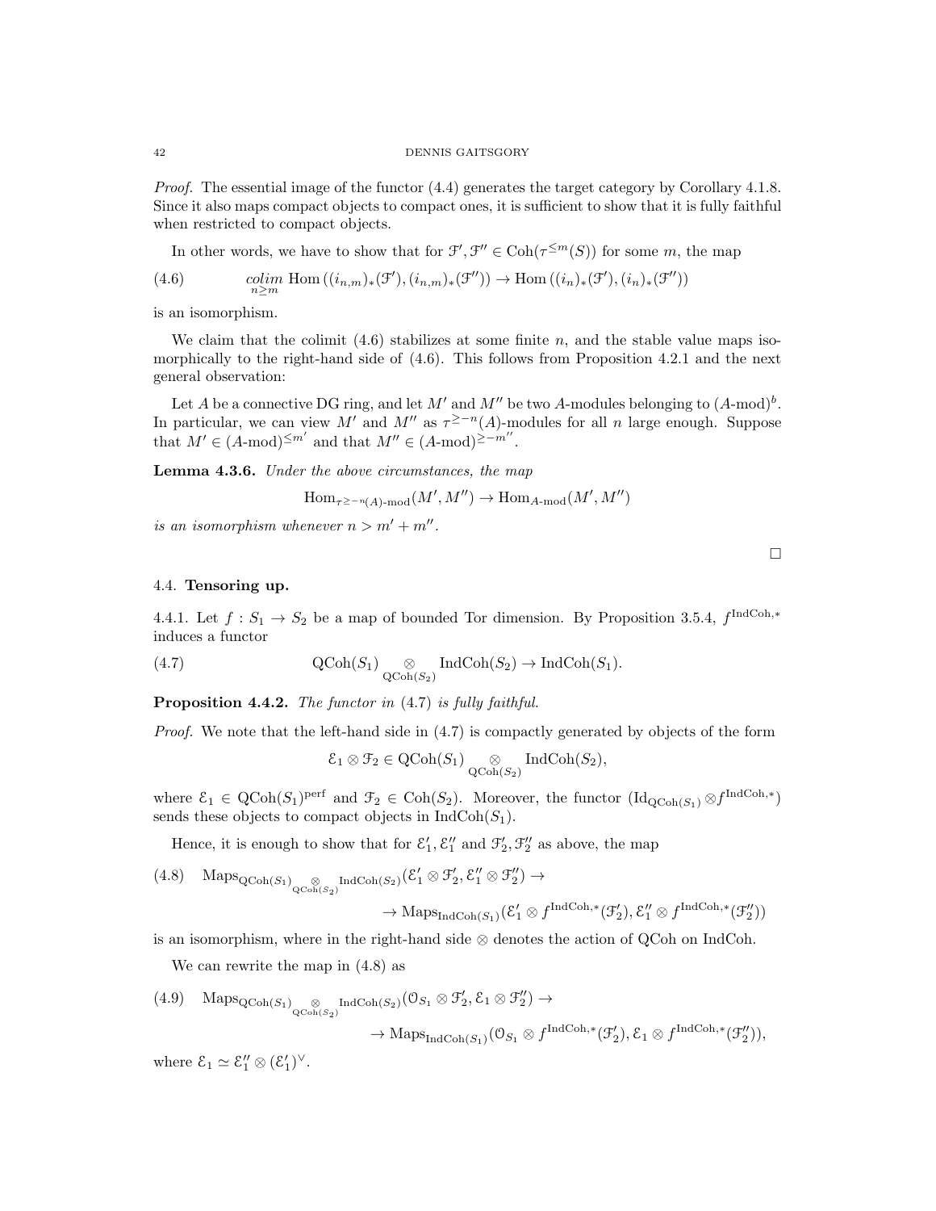*Proof.* The essential image of the functor (4.4) generates the target category by Corollary 4.1.8. Since it also maps compact objects to compact ones, it is sufficient to show that it is fully faithful when restricted to compact objects.

In other words, we have to show that for $\mathcal{F}', \mathcal{F}'' \in \mathrm{Coh}(\tau^{\leq m}(S))$ for some $m$, the map

$$\underset{n \geq m}{\mathit{colim}}\ \mathrm{Hom}\left((i_{n,m})_*(\mathcal{F}'), (i_{n,m})_*(\mathcal{F}'')\right) \to \mathrm{Hom}\left((i_n)_*(\mathcal{F}'), (i_n)_*(\mathcal{F}'')\right) \tag{4.6}$$

is an isomorphism.

We claim that the colimit (4.6) stabilizes at some finite $n$, and the stable value maps isomorphically to the right-hand side of (4.6). This follows from Proposition 4.2.1 and the next general observation:

Let $A$ be a connective DG ring, and let $M'$ and $M''$ be two $A$-modules belonging to $(A\text{-mod})^b$. In particular, we can view $M'$ and $M''$ as $\tau^{\geq -n}(A)$-modules for all $n$ large enough. Suppose that $M' \in (A\text{-mod})^{\leq m'}$ and that $M'' \in (A\text{-mod})^{\geq -m''}$.

**Lemma 4.3.6.** *Under the above circumstances, the map*

$$\mathrm{Hom}_{\tau^{\geq -n}(A)\text{-mod}}(M', M'') \to \mathrm{Hom}_{A\text{-mod}}(M', M'')$$

*is an isomorphism whenever* $n > m' + m''$.

□

### 4.4. Tensoring up.

4.4.1. Let $f : S_1 \to S_2$ be a map of bounded Tor dimension. By Proposition 3.5.4, $f^{\mathrm{IndCoh},*}$ induces a functor

$$\mathrm{QCoh}(S_1) \underset{\mathrm{QCoh}(S_2)}{\otimes} \mathrm{IndCoh}(S_2) \to \mathrm{IndCoh}(S_1). \tag{4.7}$$

**Proposition 4.4.2.** *The functor in* (4.7) *is fully faithful.*

*Proof.* We note that the left-hand side in (4.7) is compactly generated by objects of the form

$$\mathcal{E}_1 \otimes \mathcal{F}_2 \in \mathrm{QCoh}(S_1) \underset{\mathrm{QCoh}(S_2)}{\otimes} \mathrm{IndCoh}(S_2),$$

where $\mathcal{E}_1 \in \mathrm{QCoh}(S_1)^{\mathrm{perf}}$ and $\mathcal{F}_2 \in \mathrm{Coh}(S_2)$. Moreover, the functor $(\mathrm{Id}_{\mathrm{QCoh}(S_1)} \otimes f^{\mathrm{IndCoh},*})$ sends these objects to compact objects in $\mathrm{IndCoh}(S_1)$.

Hence, it is enough to show that for $\mathcal{E}_1', \mathcal{E}_1''$ and $\mathcal{F}_2', \mathcal{F}_2''$ as above, the map

$$\begin{aligned}(4.8)\quad &\mathrm{Maps}_{\mathrm{QCoh}(S_1) \underset{\mathrm{QCoh}(S_2)}{\otimes} \mathrm{IndCoh}(S_2)}(\mathcal{E}_1' \otimes \mathcal{F}_2', \mathcal{E}_1'' \otimes \mathcal{F}_2'') \to \\ &\to \mathrm{Maps}_{\mathrm{IndCoh}(S_1)}(\mathcal{E}_1' \otimes f^{\mathrm{IndCoh},*}(\mathcal{F}_2'), \mathcal{E}_1'' \otimes f^{\mathrm{IndCoh},*}(\mathcal{F}_2''))\end{aligned}$$

is an isomorphism, where in the right-hand side $\otimes$ denotes the action of QCoh on IndCoh.

We can rewrite the map in (4.8) as

$$\begin{aligned}(4.9)\quad &\mathrm{Maps}_{\mathrm{QCoh}(S_1) \underset{\mathrm{QCoh}(S_2)}{\otimes} \mathrm{IndCoh}(S_2)}(\mathcal{O}_{S_1} \otimes \mathcal{F}_2', \mathcal{E}_1 \otimes \mathcal{F}_2'') \to \\ &\to \mathrm{Maps}_{\mathrm{IndCoh}(S_1)}(\mathcal{O}_{S_1} \otimes f^{\mathrm{IndCoh},*}(\mathcal{F}_2'), \mathcal{E}_1 \otimes f^{\mathrm{IndCoh},*}(\mathcal{F}_2'')),\end{aligned}$$

where $\mathcal{E}_1 \simeq \mathcal{E}_1'' \otimes (\mathcal{E}_1')^{\vee}$.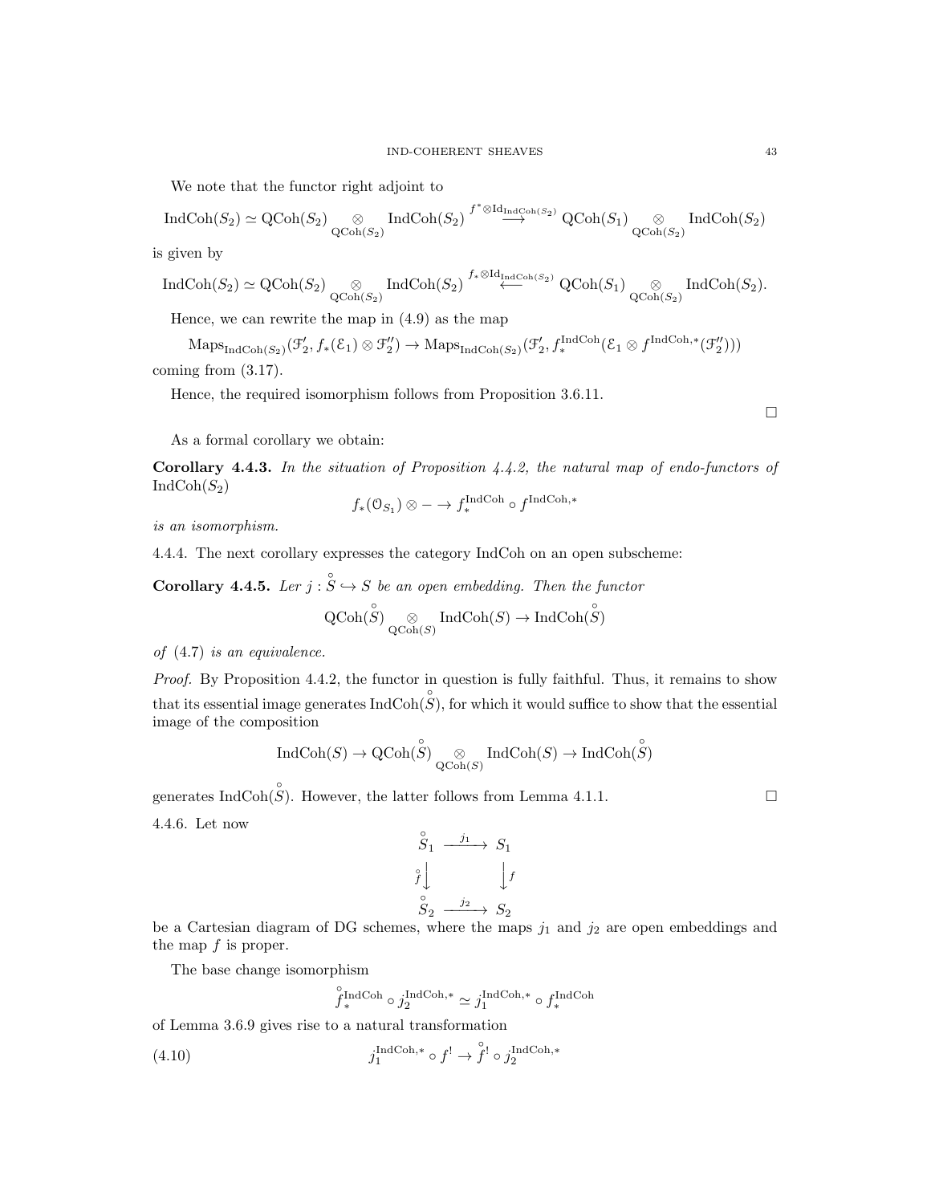We note that the functor right adjoint to

$$\mathrm{IndCoh}(S_2) \simeq \mathrm{QCoh}(S_2) \underset{\mathrm{QCoh}(S_2)}{\otimes} \mathrm{IndCoh}(S_2) \overset{f^* \otimes \mathrm{Id}_{\mathrm{IndCoh}(S_2)}}{\longrightarrow} \mathrm{QCoh}(S_1) \underset{\mathrm{QCoh}(S_2)}{\otimes} \mathrm{IndCoh}(S_2)$$

is given by

$$\mathrm{IndCoh}(S_2) \simeq \mathrm{QCoh}(S_2) \underset{\mathrm{QCoh}(S_2)}{\otimes} \mathrm{IndCoh}(S_2) \overset{f_* \otimes \mathrm{Id}_{\mathrm{IndCoh}(S_2)}}{\longleftarrow} \mathrm{QCoh}(S_1) \underset{\mathrm{QCoh}(S_2)}{\otimes} \mathrm{IndCoh}(S_2).$$

Hence, we can rewrite the map in (4.9) as the map

$$\mathrm{Maps}_{\mathrm{IndCoh}(S_2)}(\mathcal{F}'_2, f_*(\mathcal{E}_1) \otimes \mathcal{F}''_2) \to \mathrm{Maps}_{\mathrm{IndCoh}(S_2)}(\mathcal{F}'_2, f_*^{\mathrm{IndCoh}}(\mathcal{E}_1 \otimes f^{\mathrm{IndCoh},*}(\mathcal{F}''_2)))$$

coming from (3.17).

Hence, the required isomorphism follows from Proposition 3.6.11. $\square$

As a formal corollary we obtain:

**Corollary 4.4.3.** *In the situation of Proposition 4.4.2, the natural map of endo-functors of* $\mathrm{IndCoh}(S_2)$

$$f_*(\mathcal{O}_{S_1}) \otimes - \to f_*^{\mathrm{IndCoh}} \circ f^{\mathrm{IndCoh},*}$$

*is an isomorphism.*

4.4.4. The next corollary expresses the category IndCoh on an open subscheme:

**Corollary 4.4.5.** *Ler $j : \overset{\circ}{S} \hookrightarrow S$ be an open embedding. Then the functor*

$$\mathrm{QCoh}(\overset{\circ}{S}) \underset{\mathrm{QCoh}(S)}{\otimes} \mathrm{IndCoh}(S) \to \mathrm{IndCoh}(\overset{\circ}{S})$$

*of* (4.7) *is an equivalence.*

*Proof.* By Proposition 4.4.2, the functor in question is fully faithful. Thus, it remains to show that its essential image generates $\mathrm{IndCoh}(\overset{\circ}{S})$, for which it would suffice to show that the essential image of the composition

$$\mathrm{IndCoh}(S) \to \mathrm{QCoh}(\overset{\circ}{S}) \underset{\mathrm{QCoh}(S)}{\otimes} \mathrm{IndCoh}(S) \to \mathrm{IndCoh}(\overset{\circ}{S})$$

generates $\mathrm{IndCoh}(\overset{\circ}{S})$. However, the latter follows from Lemma 4.1.1. $\square$

4.4.6. Let now

$$\begin{array}{ccc} \overset{\circ}{S}_1 & \xrightarrow{j_1} & S_1 \\ {\scriptstyle \overset{\circ}{f}}\downarrow & & \downarrow{\scriptstyle f} \\ \overset{\circ}{S}_2 & \xrightarrow{j_2} & S_2 \end{array}$$

be a Cartesian diagram of DG schemes, where the maps $j_1$ and $j_2$ are open embeddings and the map $f$ is proper.

The base change isomorphism

$$\overset{\circ}{f}{}_*^{\mathrm{IndCoh}} \circ j_2^{\mathrm{IndCoh},*} \simeq j_1^{\mathrm{IndCoh},*} \circ f_*^{\mathrm{IndCoh}}$$

of Lemma 3.6.9 gives rise to a natural transformation

$$j_1^{\mathrm{IndCoh},*} \circ f^! \to \overset{\circ}{f}{}^! \circ j_2^{\mathrm{IndCoh},*} \tag{4.10}$$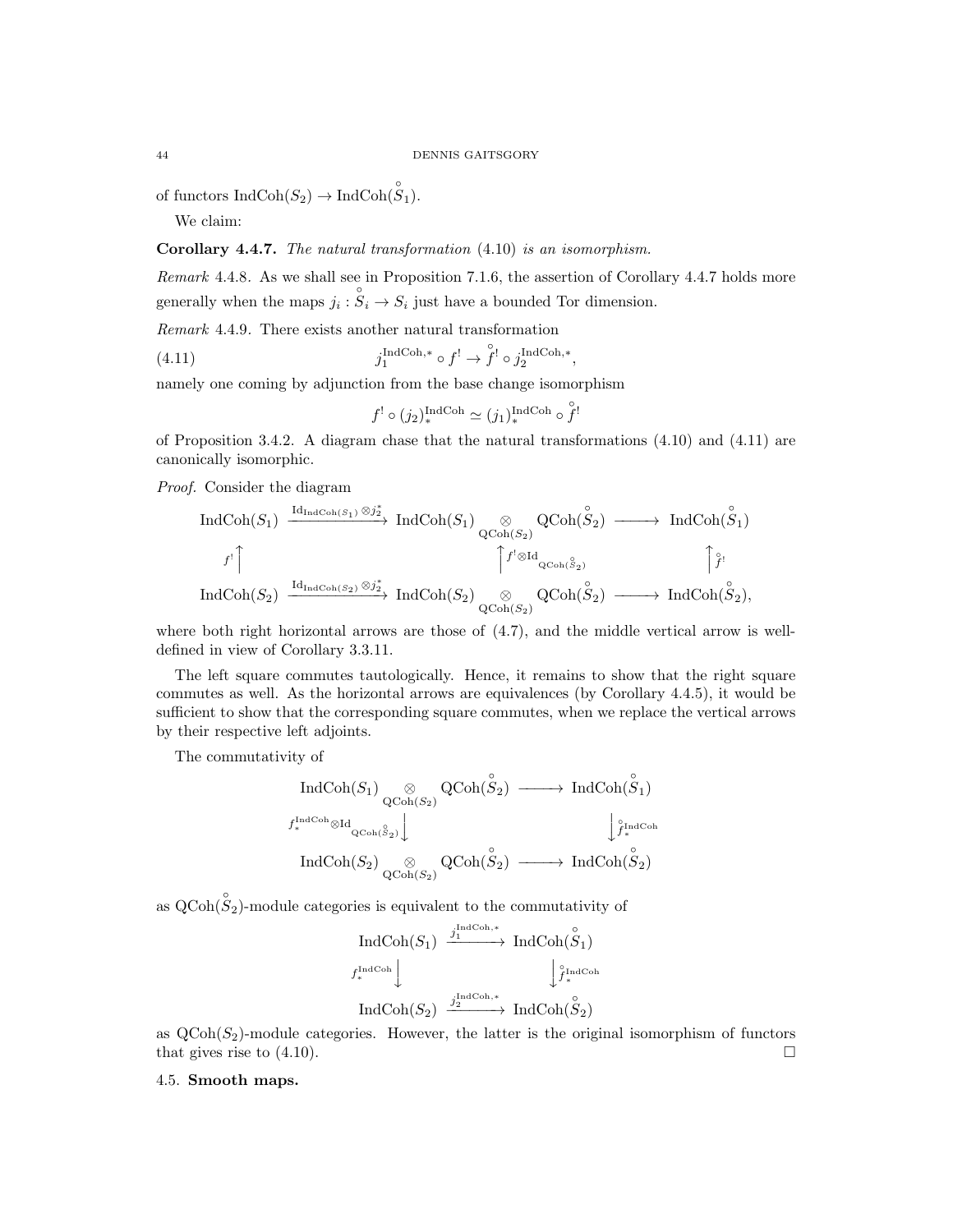of functors $\mathrm{IndCoh}(S_2) \to \mathrm{IndCoh}(\overset{\circ}{S}_1)$.

We claim:

**Corollary 4.4.7.** *The natural transformation* (4.10) *is an isomorphism.*

*Remark* 4.4.8. As we shall see in Proposition 7.1.6, the assertion of Corollary 4.4.7 holds more generally when the maps $j_i : \overset{\circ}{S}_i \to S_i$ just have a bounded Tor dimension.

*Remark* 4.4.9. There exists another natural transformation

$$j_1^{\mathrm{IndCoh},*} \circ f^! \to \overset{\circ}{f}{}^! \circ j_2^{\mathrm{IndCoh},*}, \tag{4.11}$$

namely one coming by adjunction from the base change isomorphism

$$f^! \circ (j_2)_*^{\mathrm{IndCoh}} \simeq (j_1)_*^{\mathrm{IndCoh}} \circ \overset{\circ}{f}{}^!$$

of Proposition 3.4.2. A diagram chase that the natural transformations (4.10) and (4.11) are canonically isomorphic.

*Proof.* Consider the diagram

$$\begin{array}{ccccc}
\mathrm{IndCoh}(S_1) & \xrightarrow{\mathrm{Id}_{\mathrm{IndCoh}(S_1)} \otimes j_2^*} & \mathrm{IndCoh}(S_1) \underset{\mathrm{QCoh}(S_2)}{\otimes} \mathrm{QCoh}(\overset{\circ}{S}_2) & \longrightarrow & \mathrm{IndCoh}(\overset{\circ}{S}_1) \\
{\scriptstyle f^!}\uparrow & & \uparrow{\scriptstyle f^! \otimes \mathrm{Id}_{\mathrm{QCoh}(\overset{\circ}{S}_2)}} & & \uparrow{\scriptstyle \overset{\circ}{f}{}^!} \\
\mathrm{IndCoh}(S_2) & \xrightarrow{\mathrm{Id}_{\mathrm{IndCoh}(S_2)} \otimes j_2^*} & \mathrm{IndCoh}(S_2) \underset{\mathrm{QCoh}(S_2)}{\otimes} \mathrm{QCoh}(\overset{\circ}{S}_2) & \longrightarrow & \mathrm{IndCoh}(\overset{\circ}{S}_2),
\end{array}$$

where both right horizontal arrows are those of (4.7), and the middle vertical arrow is well-defined in view of Corollary 3.3.11.

The left square commutes tautologically. Hence, it remains to show that the right square commutes as well. As the horizontal arrows are equivalences (by Corollary 4.4.5), it would be sufficient to show that the corresponding square commutes, when we replace the vertical arrows by their respective left adjoints.

The commutativity of

$$\begin{array}{ccc}
\mathrm{IndCoh}(S_1) \underset{\mathrm{QCoh}(S_2)}{\otimes} \mathrm{QCoh}(\overset{\circ}{S}_2) & \longrightarrow & \mathrm{IndCoh}(\overset{\circ}{S}_1) \\
{\scriptstyle f_*^{\mathrm{IndCoh}} \otimes \mathrm{Id}_{\mathrm{QCoh}(\overset{\circ}{S}_2)}}\downarrow & & \downarrow{\scriptstyle \overset{\circ}{f}{}_*^{\mathrm{IndCoh}}} \\
\mathrm{IndCoh}(S_2) \underset{\mathrm{QCoh}(S_2)}{\otimes} \mathrm{QCoh}(\overset{\circ}{S}_2) & \longrightarrow & \mathrm{IndCoh}(\overset{\circ}{S}_2)
\end{array}$$

as $\mathrm{QCoh}(\overset{\circ}{S}_2)$-module categories is equivalent to the commutativity of

$$\begin{array}{ccc}
\mathrm{IndCoh}(S_1) & \xrightarrow{j_1^{\mathrm{IndCoh},*}} & \mathrm{IndCoh}(\overset{\circ}{S}_1) \\
{\scriptstyle f_*^{\mathrm{IndCoh}}}\downarrow & & \downarrow{\scriptstyle \overset{\circ}{f}{}_*^{\mathrm{IndCoh}}} \\
\mathrm{IndCoh}(S_2) & \xrightarrow{j_2^{\mathrm{IndCoh},*}} & \mathrm{IndCoh}(\overset{\circ}{S}_2)
\end{array}$$

as $\mathrm{QCoh}(S_2)$-module categories. However, the latter is the original isomorphism of functors that gives rise to (4.10). □

## 4.5. **Smooth maps.**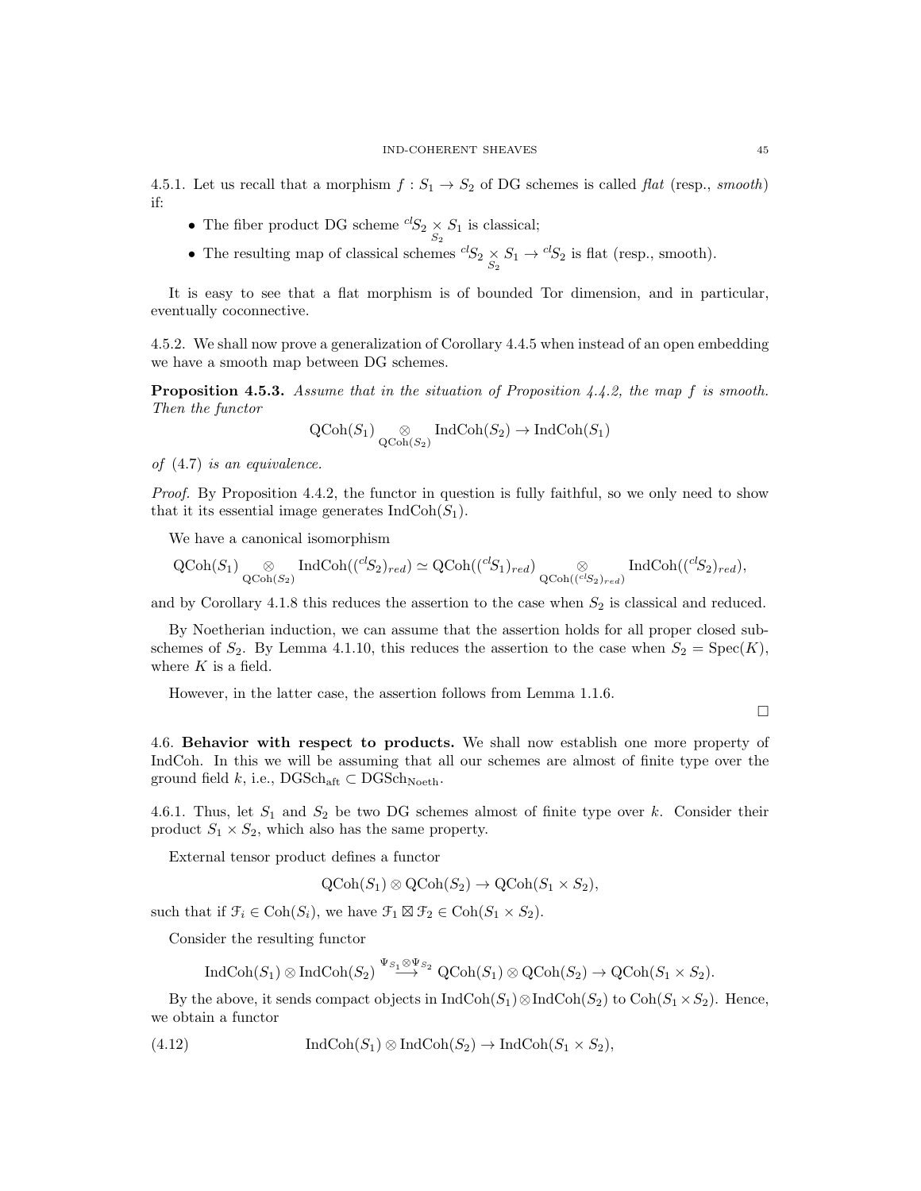4.5.1. Let us recall that a morphism $f : S_1 \to S_2$ of DG schemes is called *flat* (resp., *smooth*) if:

- The fiber product DG scheme ${}^{cl}S_2 \underset{S_2}{\times} S_1$ is classical;
- The resulting map of classical schemes ${}^{cl}S_2 \underset{S_2}{\times} S_1 \to {}^{cl}S_2$ is flat (resp., smooth).

It is easy to see that a flat morphism is of bounded Tor dimension, and in particular, eventually coconnective.

4.5.2. We shall now prove a generalization of Corollary 4.4.5 when instead of an open embedding we have a smooth map between DG schemes.

**Proposition 4.5.3.** *Assume that in the situation of Proposition 4.4.2, the map $f$ is smooth. Then the functor*

$$\mathrm{QCoh}(S_1) \underset{\mathrm{QCoh}(S_2)}{\otimes} \mathrm{IndCoh}(S_2) \to \mathrm{IndCoh}(S_1)$$

*of* (4.7) *is an equivalence.*

*Proof.* By Proposition 4.4.2, the functor in question is fully faithful, so we only need to show that it its essential image generates $\mathrm{IndCoh}(S_1)$.

We have a canonical isomorphism

$$\mathrm{QCoh}(S_1) \underset{\mathrm{QCoh}(S_2)}{\otimes} \mathrm{IndCoh}(({}^{cl}S_2)_{red}) \simeq \mathrm{QCoh}(({}^{cl}S_1)_{red}) \underset{\mathrm{QCoh}(({}^{cl}S_2)_{red})}{\otimes} \mathrm{IndCoh}(({}^{cl}S_2)_{red}),$$

and by Corollary 4.1.8 this reduces the assertion to the case when $S_2$ is classical and reduced.

By Noetherian induction, we can assume that the assertion holds for all proper closed subschemes of $S_2$. By Lemma 4.1.10, this reduces the assertion to the case when $S_2 = \mathrm{Spec}(K)$, where $K$ is a field.

However, in the latter case, the assertion follows from Lemma 1.1.6.

□

4.6. **Behavior with respect to products.** We shall now establish one more property of IndCoh. In this we will be assuming that all our schemes are almost of finite type over the ground field $k$, i.e., $\mathrm{DGSch}_{\mathrm{aft}} \subset \mathrm{DGSch}_{\mathrm{Noeth}}$.

4.6.1. Thus, let $S_1$ and $S_2$ be two DG schemes almost of finite type over $k$. Consider their product $S_1 \times S_2$, which also has the same property.

External tensor product defines a functor

$$\mathrm{QCoh}(S_1) \otimes \mathrm{QCoh}(S_2) \to \mathrm{QCoh}(S_1 \times S_2),$$

such that if $\mathcal{F}_i \in \mathrm{Coh}(S_i)$, we have $\mathcal{F}_1 \boxtimes \mathcal{F}_2 \in \mathrm{Coh}(S_1 \times S_2)$.

Consider the resulting functor

$$\mathrm{IndCoh}(S_1) \otimes \mathrm{IndCoh}(S_2) \overset{\Psi_{S_1} \otimes \Psi_{S_2}}{\longrightarrow} \mathrm{QCoh}(S_1) \otimes \mathrm{QCoh}(S_2) \to \mathrm{QCoh}(S_1 \times S_2).$$

By the above, it sends compact objects in $\mathrm{IndCoh}(S_1) \otimes \mathrm{IndCoh}(S_2)$ to $\mathrm{Coh}(S_1 \times S_2)$. Hence, we obtain a functor

$$\mathrm{IndCoh}(S_1) \otimes \mathrm{IndCoh}(S_2) \to \mathrm{IndCoh}(S_1 \times S_2), \tag{4.12}$$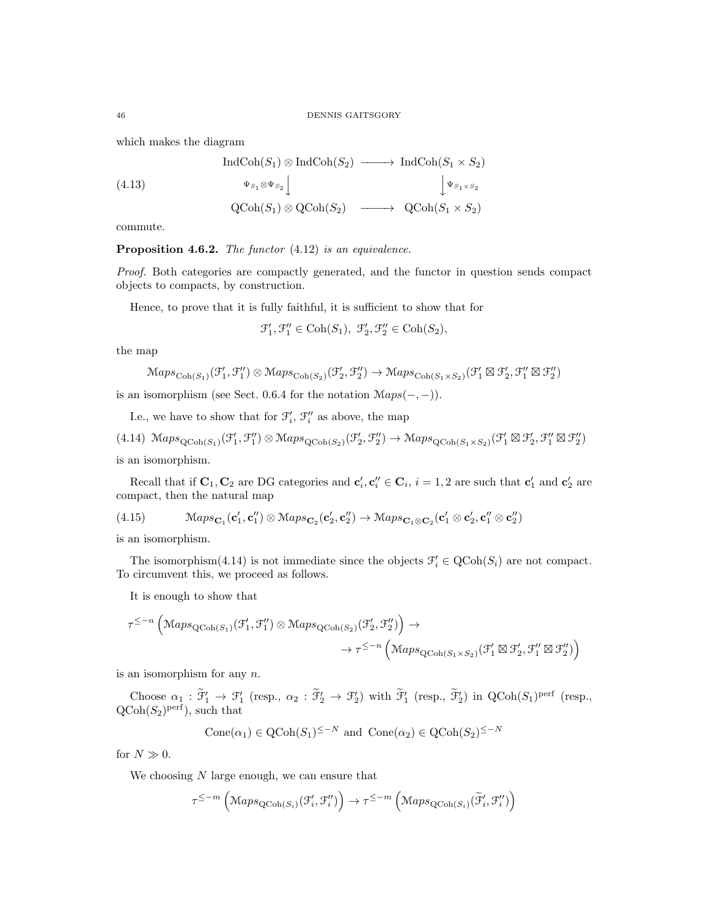which makes the diagram

$$
\begin{array}{ccc}
\operatorname{IndCoh}(S_1) \otimes \operatorname{IndCoh}(S_2) & \longrightarrow & \operatorname{IndCoh}(S_1 \times S_2) \\
{\scriptstyle \Psi_{S_1} \otimes \Psi_{S_2}} \big\downarrow & & \big\downarrow {\scriptstyle \Psi_{S_1 \times S_2}} \\
\operatorname{QCoh}(S_1) \otimes \operatorname{QCoh}(S_2) & \longrightarrow & \operatorname{QCoh}(S_1 \times S_2)
\end{array} \tag{4.13}
$$

commute.

**Proposition 4.6.2.** *The functor* (4.12) *is an equivalence.*

*Proof.* Both categories are compactly generated, and the functor in question sends compact objects to compacts, by construction.

Hence, to prove that it is fully faithful, it is sufficient to show that for

$$\mathcal{F}'_1, \mathcal{F}''_1 \in \operatorname{Coh}(S_1),\ \mathcal{F}'_2, \mathcal{F}''_2 \in \operatorname{Coh}(S_2),$$

the map

$$\mathcal{M}aps_{\operatorname{Coh}(S_1)}(\mathcal{F}'_1, \mathcal{F}''_1) \otimes \mathcal{M}aps_{\operatorname{Coh}(S_2)}(\mathcal{F}'_2, \mathcal{F}''_2) \to \mathcal{M}aps_{\operatorname{Coh}(S_1 \times S_2)}(\mathcal{F}'_1 \boxtimes \mathcal{F}'_2, \mathcal{F}''_1 \boxtimes \mathcal{F}''_2)$$

is an isomorphism (see Sect. 0.6.4 for the notation $\mathcal{M}aps(-,-)$).

I.e., we have to show that for $\mathcal{F}'_i$, $\mathcal{F}''_i$ as above, the map

$$\mathcal{M}aps_{\operatorname{QCoh}(S_1)}(\mathcal{F}'_1, \mathcal{F}''_1) \otimes \mathcal{M}aps_{\operatorname{QCoh}(S_2)}(\mathcal{F}'_2, \mathcal{F}''_2) \to \mathcal{M}aps_{\operatorname{QCoh}(S_1 \times S_2)}(\mathcal{F}'_1 \boxtimes \mathcal{F}'_2, \mathcal{F}''_1 \boxtimes \mathcal{F}''_2) \tag{4.14}$$

is an isomorphism.

Recall that if $\mathbf{C}_1, \mathbf{C}_2$ are DG categories and $\mathbf{c}'_i, \mathbf{c}''_i \in \mathbf{C}_i$, $i = 1, 2$ are such that $\mathbf{c}'_1$ and $\mathbf{c}'_2$ are compact, then the natural map

$$\mathcal{M}aps_{\mathbf{C}_1}(\mathbf{c}'_1, \mathbf{c}''_1) \otimes \mathcal{M}aps_{\mathbf{C}_2}(\mathbf{c}'_2, \mathbf{c}''_2) \to \mathcal{M}aps_{\mathbf{C}_1 \otimes \mathbf{C}_2}(\mathbf{c}'_1 \otimes \mathbf{c}'_2, \mathbf{c}''_1 \otimes \mathbf{c}''_2) \tag{4.15}$$

is an isomorphism.

The isomorphism(4.14) is not immediate since the objects $\mathcal{F}'_i \in \operatorname{QCoh}(S_i)$ are not compact. To circumvent this, we proceed as follows.

It is enough to show that

$$\tau^{\leq -n}\left(\mathcal{M}aps_{\operatorname{QCoh}(S_1)}(\mathcal{F}'_1, \mathcal{F}''_1) \otimes \mathcal{M}aps_{\operatorname{QCoh}(S_2)}(\mathcal{F}'_2, \mathcal{F}''_2)\right) \to \\ \to \tau^{\leq -n}\left(\mathcal{M}aps_{\operatorname{QCoh}(S_1 \times S_2)}(\mathcal{F}'_1 \boxtimes \mathcal{F}'_2, \mathcal{F}''_1 \boxtimes \mathcal{F}''_2)\right)$$

is an isomorphism for any $n$.

Choose $\alpha_1 : \widetilde{\mathcal{F}}'_1 \to \mathcal{F}'_1$ (resp., $\alpha_2 : \widetilde{\mathcal{F}}'_2 \to \mathcal{F}'_2$) with $\widetilde{\mathcal{F}}'_1$ (resp., $\widetilde{\mathcal{F}}'_2$) in $\operatorname{QCoh}(S_1)^{\operatorname{perf}}$ (resp., $\operatorname{QCoh}(S_2)^{\operatorname{perf}}$), such that

$$\operatorname{Cone}(\alpha_1) \in \operatorname{QCoh}(S_1)^{\leq -N} \text{ and } \operatorname{Cone}(\alpha_2) \in \operatorname{QCoh}(S_2)^{\leq -N}$$

for $N \gg 0$.

We choosing $N$ large enough, we can ensure that

$$\tau^{\leq -m}\left(\mathcal{M}aps_{\operatorname{QCoh}(S_i)}(\mathcal{F}'_i, \mathcal{F}''_i)\right) \to \tau^{\leq -m}\left(\mathcal{M}aps_{\operatorname{QCoh}(S_i)}(\widetilde{\mathcal{F}}'_i, \mathcal{F}''_i)\right)$$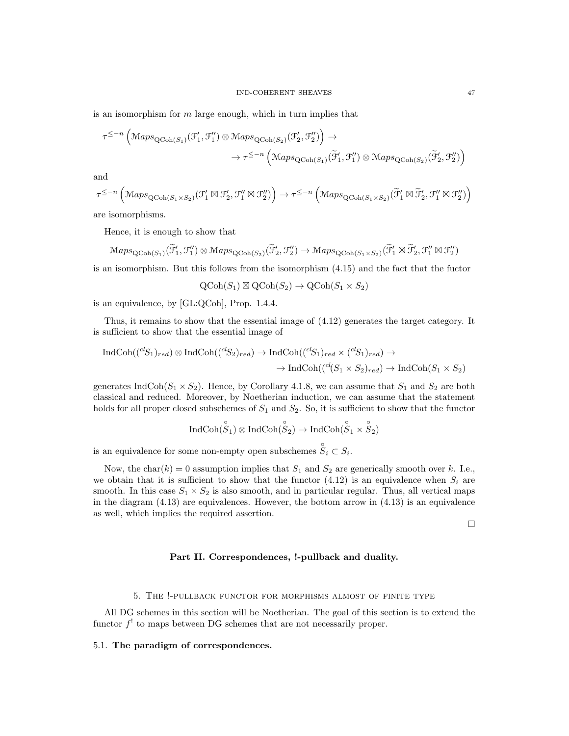is an isomorphism for $m$ large enough, which in turn implies that

$$\tau^{\leq -n}\left(\mathcal{M}aps_{\mathrm{QCoh}(S_1)}(\mathcal{F}_1', \mathcal{F}_1'') \otimes \mathcal{M}aps_{\mathrm{QCoh}(S_2)}(\mathcal{F}_2', \mathcal{F}_2'')\right) \to$$
$$\to \tau^{\leq -n}\left(\mathcal{M}aps_{\mathrm{QCoh}(S_1)}(\widetilde{\mathcal{F}}_1', \mathcal{F}_1'') \otimes \mathcal{M}aps_{\mathrm{QCoh}(S_2)}(\widetilde{\mathcal{F}}_2', \mathcal{F}_2'')\right)$$

and

$$\tau^{\leq -n}\left(\mathcal{M}aps_{\mathrm{QCoh}(S_1\times S_2)}(\mathcal{F}_1' \boxtimes \mathcal{F}_2', \mathcal{F}_1'' \boxtimes \mathcal{F}_2'')\right) \to \tau^{\leq -n}\left(\mathcal{M}aps_{\mathrm{QCoh}(S_1\times S_2)}(\widetilde{\mathcal{F}}_1' \boxtimes \widetilde{\mathcal{F}}_2', \mathcal{F}_1'' \boxtimes \mathcal{F}_2'')\right)$$

are isomorphisms.

Hence, it is enough to show that

$$\mathcal{M}aps_{\mathrm{QCoh}(S_1)}(\widetilde{\mathcal{F}}_1', \mathcal{F}_1'') \otimes \mathcal{M}aps_{\mathrm{QCoh}(S_2)}(\widetilde{\mathcal{F}}_2', \mathcal{F}_2'') \to \mathcal{M}aps_{\mathrm{QCoh}(S_1\times S_2)}(\widetilde{\mathcal{F}}_1' \boxtimes \widetilde{\mathcal{F}}_2', \mathcal{F}_1'' \boxtimes \mathcal{F}_2'')$$

is an isomorphism. But this follows from the isomorphism (4.15) and the fact that the fuctor

$$\mathrm{QCoh}(S_1) \boxtimes \mathrm{QCoh}(S_2) \to \mathrm{QCoh}(S_1 \times S_2)$$

is an equivalence, by [GL:QCoh], Prop. 1.4.4.

Thus, it remains to show that the essential image of (4.12) generates the target category. It is sufficient to show that the essential image of

$$\mathrm{IndCoh}((^{cl}S_1)_{red}) \otimes \mathrm{IndCoh}((^{cl}S_2)_{red}) \to \mathrm{IndCoh}((^{cl}S_1)_{red} \times (^{cl}S_1)_{red}) \to$$
$$\to \mathrm{IndCoh}((^{cl}(S_1 \times S_2)_{red}) \to \mathrm{IndCoh}(S_1 \times S_2)$$

generates $\mathrm{IndCoh}(S_1 \times S_2)$. Hence, by Corollary 4.1.8, we can assume that $S_1$ and $S_2$ are both classical and reduced. Moreover, by Noetherian induction, we can assume that the statement holds for all proper closed subschemes of $S_1$ and $S_2$. So, it is sufficient to show that the functor

$$\mathrm{IndCoh}(\overset{\circ}{S}_1) \otimes \mathrm{IndCoh}(\overset{\circ}{S}_2) \to \mathrm{IndCoh}(\overset{\circ}{S}_1 \times \overset{\circ}{S}_2)$$

is an equivalence for some non-empty open subschemes $\overset{\circ}{S}_i \subset S_i$.

Now, the $\mathrm{char}(k) = 0$ assumption implies that $S_1$ and $S_2$ are generically smooth over $k$. I.e., we obtain that it is sufficient to show that the functor (4.12) is an equivalence when $S_i$ are smooth. In this case $S_1 \times S_2$ is also smooth, and in particular regular. Thus, all vertical maps in the diagram (4.13) are equivalences. However, the bottom arrow in (4.13) is an equivalence as well, which implies the required assertion.

□

## Part II. Correspondences, !-pullback and duality.

## 5. The !-pullback functor for morphisms almost of finite type

All DG schemes in this section will be Noetherian. The goal of this section is to extend the functor $f^!$ to maps between DG schemes that are not necessarily proper.

### 5.1. **The paradigm of correspondences.**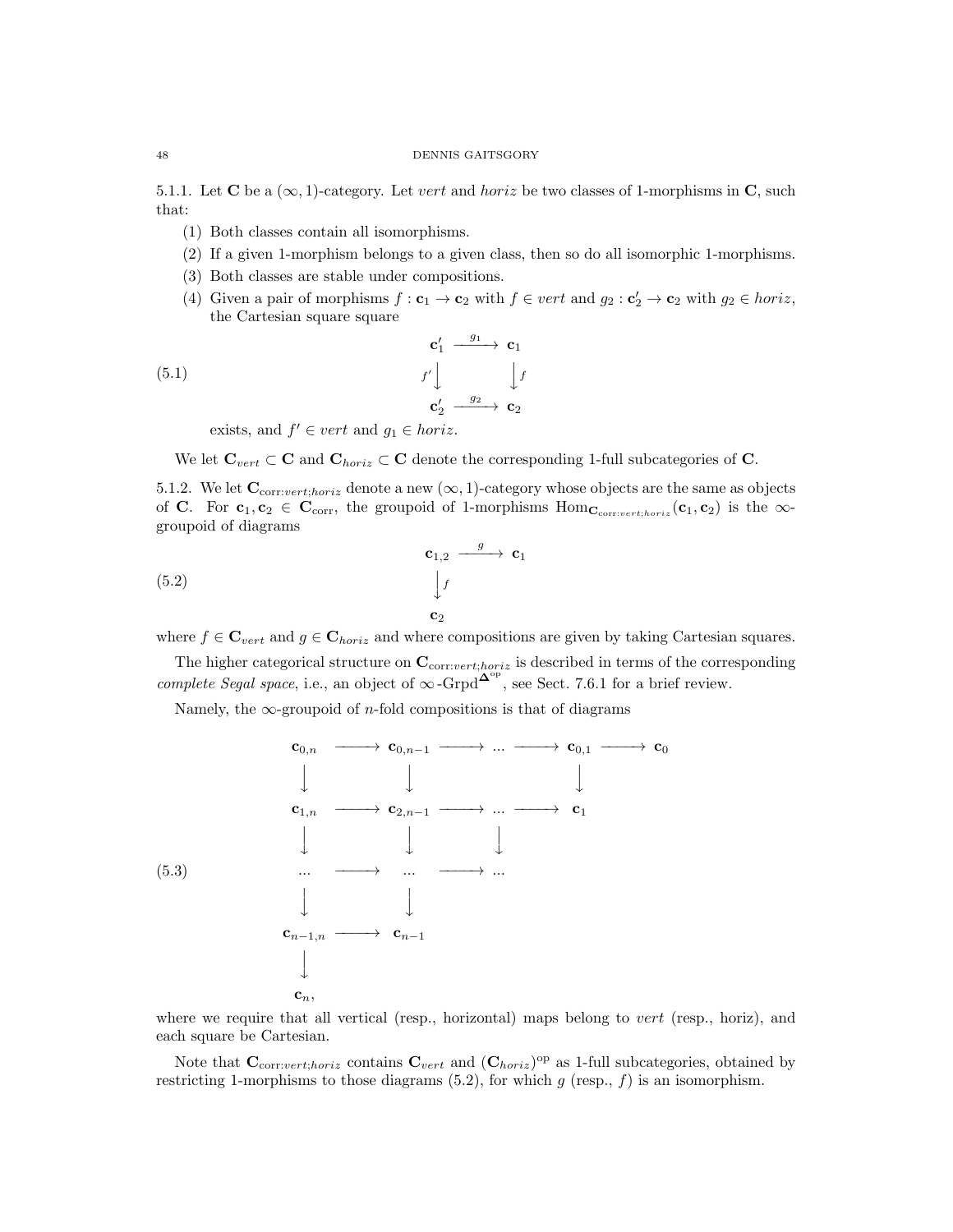5.1.1. Let $\mathbf{C}$ be a $(\infty, 1)$-category. Let *vert* and *horiz* be two classes of 1-morphisms in $\mathbf{C}$, such that:

(1) Both classes contain all isomorphisms.
(2) If a given 1-morphism belongs to a given class, then so do all isomorphic 1-morphisms.
(3) Both classes are stable under compositions.
(4) Given a pair of morphisms $f : \mathbf{c}_1 \to \mathbf{c}_2$ with $f \in vert$ and $g_2 : \mathbf{c}'_2 \to \mathbf{c}_2$ with $g_2 \in horiz$, the Cartesian square square

$$
\begin{array}{ccc}
\mathbf{c}'_1 & \xrightarrow{g_1} & \mathbf{c}_1 \\
{\scriptstyle f'}\downarrow & & \downarrow{\scriptstyle f} \\
\mathbf{c}'_2 & \xrightarrow{g_2} & \mathbf{c}_2
\end{array}
\tag{5.1}
$$

exists, and $f' \in vert$ and $g_1 \in horiz$.

We let $\mathbf{C}_{vert} \subset \mathbf{C}$ and $\mathbf{C}_{horiz} \subset \mathbf{C}$ denote the corresponding 1-full subcategories of $\mathbf{C}$.

5.1.2. We let $\mathbf{C}_{\text{corr}:vert;horiz}$ denote a new $(\infty, 1)$-category whose objects are the same as objects of $\mathbf{C}$. For $\mathbf{c}_1, \mathbf{c}_2 \in \mathbf{C}_{\text{corr}}$, the groupoid of 1-morphisms $\operatorname{Hom}_{\mathbf{C}_{\text{corr}:vert;horiz}}(\mathbf{c}_1, \mathbf{c}_2)$ is the $\infty$-groupoid of diagrams

$$
\begin{array}{ccc}
\mathbf{c}_{1,2} & \xrightarrow{g} & \mathbf{c}_1 \\
{\scriptstyle f}\downarrow & & \\
\mathbf{c}_2 & &
\end{array}
\tag{5.2}
$$

where $f \in \mathbf{C}_{vert}$ and $g \in \mathbf{C}_{horiz}$ and where compositions are given by taking Cartesian squares.

The higher categorical structure on $\mathbf{C}_{\text{corr}:vert;horiz}$ is described in terms of the corresponding *complete Segal space*, i.e., an object of $\infty\text{-Grpd}^{\mathbf{\Delta}^{\text{op}}}$, see Sect. 7.6.1 for a brief review.

Namely, the $\infty$-groupoid of $n$-fold compositions is that of diagrams

$$
\begin{array}{ccccccccc}
\mathbf{c}_{0,n} & \longrightarrow & \mathbf{c}_{0,n-1} & \longrightarrow & \cdots & \longrightarrow & \mathbf{c}_{0,1} & \longrightarrow & \mathbf{c}_0 \\
\downarrow & & \downarrow & & & & \downarrow & & \\
\mathbf{c}_{1,n} & \longrightarrow & \mathbf{c}_{2,n-1} & \longrightarrow & \cdots & \longrightarrow & \mathbf{c}_1 & & \\
\downarrow & & \downarrow & & \downarrow & & & & \\
\cdots & \longrightarrow & \cdots & \longrightarrow & \cdots & & & & \\
\downarrow & & \downarrow & & & & & & \\
\mathbf{c}_{n-1,n} & \longrightarrow & \mathbf{c}_{n-1} & & & & & & \\
\downarrow & & & & & & & & \\
\mathbf{c}_n, & & & & & & & &
\end{array}
\tag{5.3}
$$

where we require that all vertical (resp., horizontal) maps belong to *vert* (resp., horiz), and each square be Cartesian.

Note that $\mathbf{C}_{\text{corr}:vert;horiz}$ contains $\mathbf{C}_{vert}$ and $(\mathbf{C}_{horiz})^{\text{op}}$ as 1-full subcategories, obtained by restricting 1-morphisms to those diagrams (5.2), for which $g$ (resp., $f$) is an isomorphism.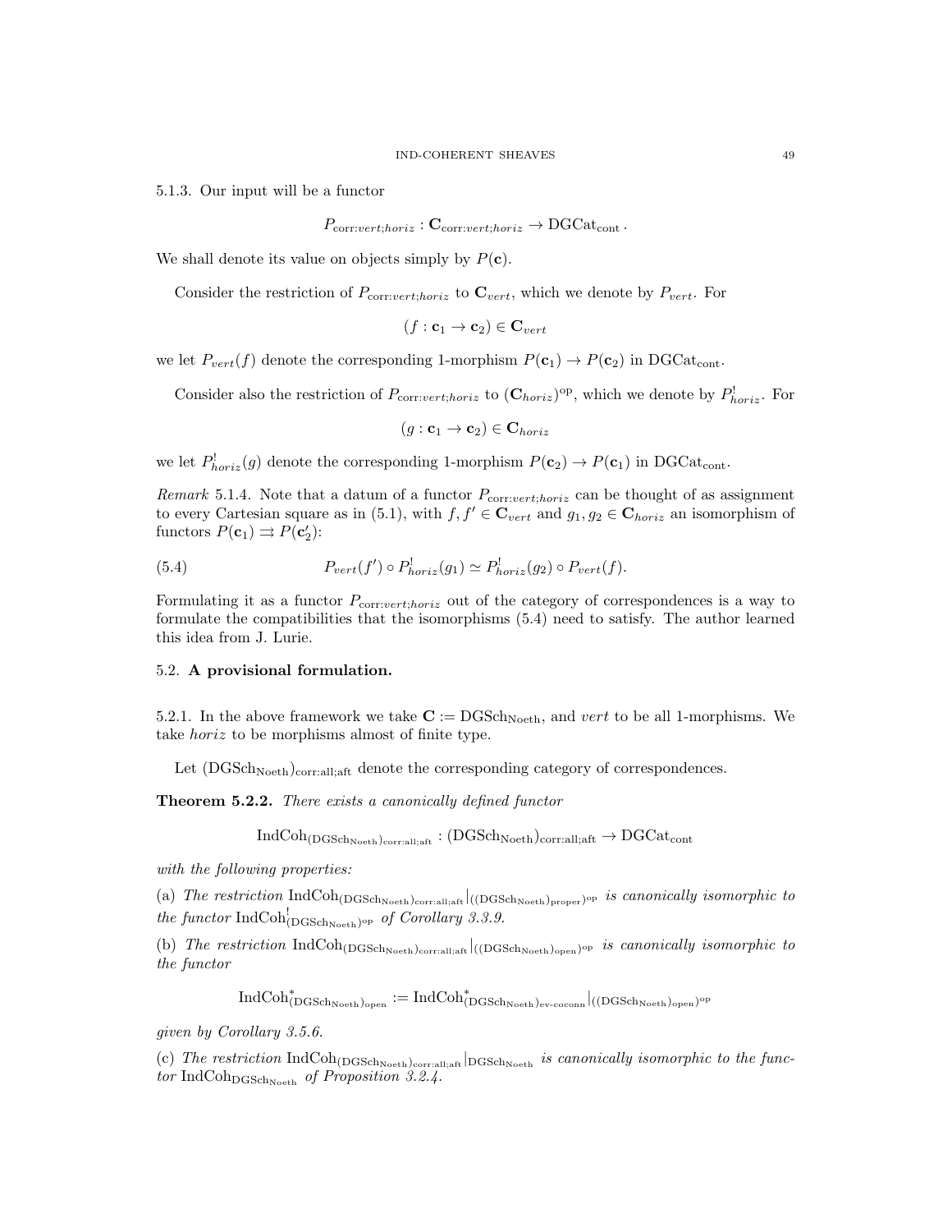5.1.3. Our input will be a functor

$$P_{\text{corr}:vert;horiz} : \mathbf{C}_{\text{corr}:vert;horiz} \to \text{DGCat}_{\text{cont}}.$$

We shall denote its value on objects simply by $P(\mathbf{c})$.

Consider the restriction of $P_{\text{corr}:vert;horiz}$ to $\mathbf{C}_{vert}$, which we denote by $P_{vert}$. For

$$(f : \mathbf{c}_1 \to \mathbf{c}_2) \in \mathbf{C}_{vert}$$

we let $P_{vert}(f)$ denote the corresponding 1-morphism $P(\mathbf{c}_1) \to P(\mathbf{c}_2)$ in $\text{DGCat}_{\text{cont}}$.

Consider also the restriction of $P_{\text{corr}:vert;horiz}$ to $(\mathbf{C}_{horiz})^{\text{op}}$, which we denote by $P^!_{horiz}$. For

$$(g : \mathbf{c}_1 \to \mathbf{c}_2) \in \mathbf{C}_{horiz}$$

we let $P^!_{horiz}(g)$ denote the corresponding 1-morphism $P(\mathbf{c}_2) \to P(\mathbf{c}_1)$ in $\text{DGCat}_{\text{cont}}$.

*Remark* 5.1.4. Note that a datum of a functor $P_{\text{corr}:vert;horiz}$ can be thought of as assignment to every Cartesian square as in (5.1), with $f, f' \in \mathbf{C}_{vert}$ and $g_1, g_2 \in \mathbf{C}_{horiz}$ an isomorphism of functors $P(\mathbf{c}_1) \rightrightarrows P(\mathbf{c}'_2)$:

$$P_{vert}(f') \circ P^!_{horiz}(g_1) \simeq P^!_{horiz}(g_2) \circ P_{vert}(f). \tag{5.4}$$

Formulating it as a functor $P_{\text{corr}:vert;horiz}$ out of the category of correspondences is a way to formulate the compatibilities that the isomorphisms (5.4) need to satisfy. The author learned this idea from J. Lurie.

## 5.2. A provisional formulation.

5.2.1. In the above framework we take $\mathbf{C} := \text{DGSch}_{\text{Noeth}}$, and *vert* to be all 1-morphisms. We take *horiz* to be morphisms almost of finite type.

Let $(\text{DGSch}_{\text{Noeth}})_{\text{corr:all;aft}}$ denote the corresponding category of correspondences.

**Theorem 5.2.2.** *There exists a canonically defined functor*

$$\text{IndCoh}_{(\text{DGSch}_{\text{Noeth}})_{\text{corr:all;aft}}} : (\text{DGSch}_{\text{Noeth}})_{\text{corr:all;aft}} \to \text{DGCat}_{\text{cont}}$$

*with the following properties:*

(a) *The restriction* $\text{IndCoh}_{(\text{DGSch}_{\text{Noeth}})_{\text{corr:all;aft}}}|_{((\text{DGSch}_{\text{Noeth}})_{\text{proper}})^{\text{op}}}$ *is canonically isomorphic to the functor* $\text{IndCoh}^!_{(\text{DGSch}_{\text{Noeth}})^{\text{op}}}$ *of Corollary 3.3.9.*

(b) *The restriction* $\text{IndCoh}_{(\text{DGSch}_{\text{Noeth}})_{\text{corr:all;aft}}}|_{((\text{DGSch}_{\text{Noeth}})_{\text{open}})^{\text{op}}}$ *is canonically isomorphic to the functor*

$$\text{IndCoh}^*_{(\text{DGSch}_{\text{Noeth}})_{\text{open}}} := \text{IndCoh}^*_{(\text{DGSch}_{\text{Noeth}})_{\text{ev-coconn}}}|_{((\text{DGSch}_{\text{Noeth}})_{\text{open}})^{\text{op}}}$$

*given by Corollary 3.5.6.*

(c) *The restriction* $\text{IndCoh}_{(\text{DGSch}_{\text{Noeth}})_{\text{corr:all;aft}}}|_{\text{DGSch}_{\text{Noeth}}}$ *is canonically isomorphic to the functor* $\text{IndCoh}_{\text{DGSch}_{\text{Noeth}}}$ *of Proposition 3.2.4.*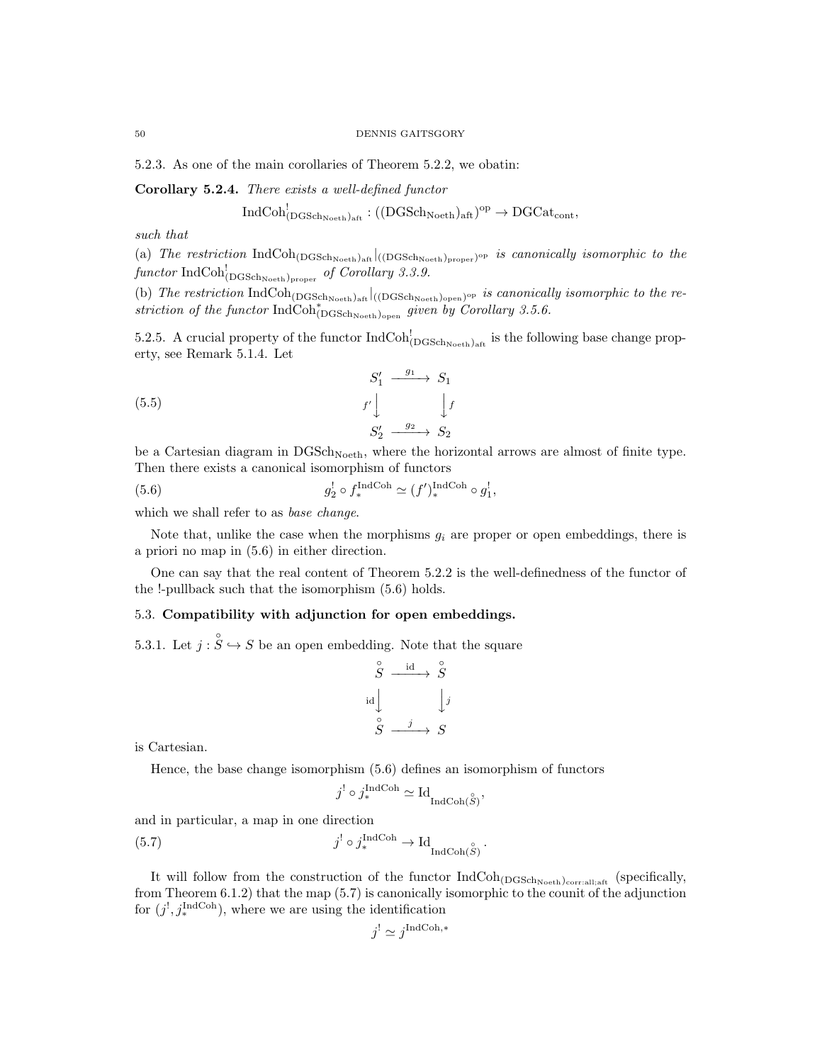5.2.3. As one of the main corollaries of Theorem 5.2.2, we obatin:

**Corollary 5.2.4.** *There exists a well-defined functor*

$$\mathrm{IndCoh}^!_{(\mathrm{DGSch}_{\mathrm{Noeth}})_{\mathrm{aft}}} : ((\mathrm{DGSch}_{\mathrm{Noeth}})_{\mathrm{aft}})^{\mathrm{op}} \to \mathrm{DGCat}_{\mathrm{cont}},$$

*such that*

(a) *The restriction* $\mathrm{IndCoh}_{(\mathrm{DGSch}_{\mathrm{Noeth}})_{\mathrm{aft}}}|_{((\mathrm{DGSch}_{\mathrm{Noeth}})_{\mathrm{proper}})^{\mathrm{op}}}$ *is canonically isomorphic to the functor* $\mathrm{IndCoh}^!_{(\mathrm{DGSch}_{\mathrm{Noeth}})_{\mathrm{proper}}}$ *of Corollary 3.3.9.*

(b) *The restriction* $\mathrm{IndCoh}_{(\mathrm{DGSch}_{\mathrm{Noeth}})_{\mathrm{aft}}}|_{((\mathrm{DGSch}_{\mathrm{Noeth}})_{\mathrm{open}})^{\mathrm{op}}}$ *is canonically isomorphic to the restriction of the functor* $\mathrm{IndCoh}^*_{(\mathrm{DGSch}_{\mathrm{Noeth}})_{\mathrm{open}}}$ *given by Corollary 3.5.6.*

5.2.5. A crucial property of the functor $\mathrm{IndCoh}^!_{(\mathrm{DGSch}_{\mathrm{Noeth}})_{\mathrm{aft}}}$ is the following base change property, see Remark 5.1.4. Let

$$\begin{array}{ccc} S'_1 & \xrightarrow{g_1} & S_1 \\ {\scriptstyle f'}\downarrow & & \downarrow{\scriptstyle f} \\ S'_2 & \xrightarrow{g_2} & S_2 \end{array} \tag{5.5}$$

be a Cartesian diagram in $\mathrm{DGSch}_{\mathrm{Noeth}}$, where the horizontal arrows are almost of finite type. Then there exists a canonical isomorphism of functors

$$g_2^! \circ f_*^{\mathrm{IndCoh}} \simeq (f')_*^{\mathrm{IndCoh}} \circ g_1^!, \tag{5.6}$$

which we shall refer to as *base change*.

Note that, unlike the case when the morphisms $g_i$ are proper or open embeddings, there is a priori no map in (5.6) in either direction.

One can say that the real content of Theorem 5.2.2 is the well-definedness of the functor of the !-pullback such that the isomorphism (5.6) holds.

## 5.3. Compatibility with adjunction for open embeddings.

5.3.1. Let $j : \overset{\circ}{S} \hookrightarrow S$ be an open embedding. Note that the square

$$\begin{array}{ccc} \overset{\circ}{S} & \xrightarrow{\mathrm{id}} & \overset{\circ}{S} \\ {\scriptstyle \mathrm{id}}\downarrow & & \downarrow{\scriptstyle j} \\ \overset{\circ}{S} & \xrightarrow{j} & S \end{array}$$

is Cartesian.

Hence, the base change isomorphism (5.6) defines an isomorphism of functors

$$j^! \circ j_*^{\mathrm{IndCoh}} \simeq \mathrm{Id}_{\mathrm{IndCoh}(\overset{\circ}{S})},$$

and in particular, a map in one direction

$$j^! \circ j_*^{\mathrm{IndCoh}} \to \mathrm{Id}_{\mathrm{IndCoh}(\overset{\circ}{S})}. \tag{5.7}$$

It will follow from the construction of the functor $\mathrm{IndCoh}_{(\mathrm{DGSch}_{\mathrm{Noeth}})_{\mathrm{corr:all;aft}}}$ (specifically, from Theorem 6.1.2) that the map (5.7) is canonically isomorphic to the counit of the adjunction for $(j^!, j_*^{\mathrm{IndCoh}})$, where we are using the identification

$$j^! \simeq j^{\mathrm{IndCoh},*}$$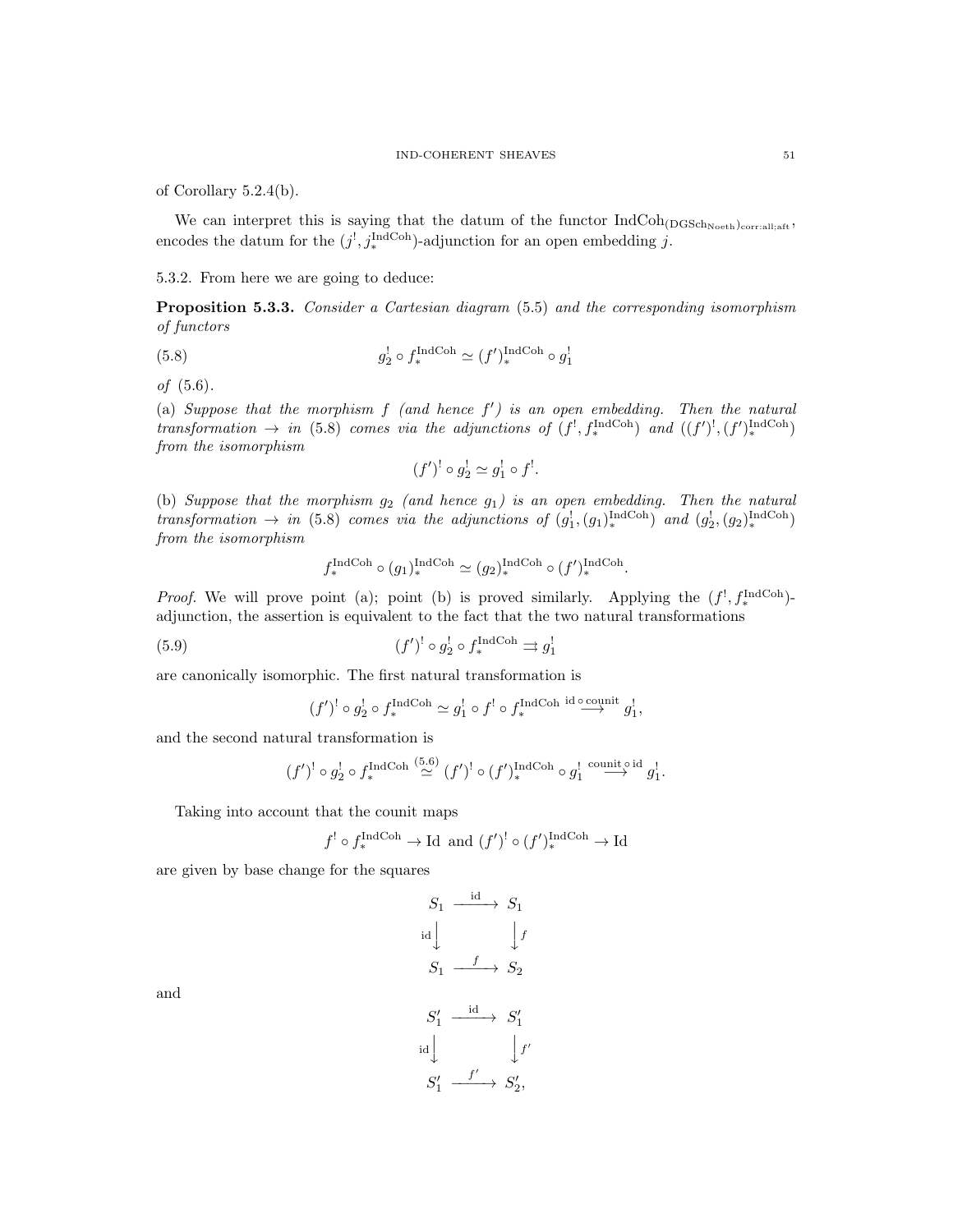of Corollary 5.2.4(b).

We can interpret this is saying that the datum of the functor $\mathrm{IndCoh}_{(\mathrm{DGSch}_{\mathrm{Noeth}})_{\mathrm{corr:all;aft}}}$, encodes the datum for the $(j^!, j_*^{\mathrm{IndCoh}})$-adjunction for an open embedding $j$.

5.3.2. From here we are going to deduce:

**Proposition 5.3.3.** *Consider a Cartesian diagram* (5.5) *and the corresponding isomorphism of functors*

$$g_2^! \circ f_*^{\mathrm{IndCoh}} \simeq (f')_*^{\mathrm{IndCoh}} \circ g_1^! \tag{5.8}$$

*of* (5.6).

(a) *Suppose that the morphism $f$ (and hence $f'$) is an open embedding. Then the natural transformation $\to$ in* (5.8) *comes via the adjunctions of $(f^!, f_*^{\mathrm{IndCoh}})$ and $((f')^!, (f')_*^{\mathrm{IndCoh}})$ from the isomorphism*

$$(f')^! \circ g_2^! \simeq g_1^! \circ f^!.$$

(b) *Suppose that the morphism $g_2$ (and hence $g_1$) is an open embedding. Then the natural transformation $\to$ in* (5.8) *comes via the adjunctions of $(g_1^!, (g_1)_*^{\mathrm{IndCoh}})$ and $(g_2^!, (g_2)_*^{\mathrm{IndCoh}})$ from the isomorphism*

$$f_*^{\mathrm{IndCoh}} \circ (g_1)_*^{\mathrm{IndCoh}} \simeq (g_2)_*^{\mathrm{IndCoh}} \circ (f')_*^{\mathrm{IndCoh}}.$$

*Proof.* We will prove point (a); point (b) is proved similarly. Applying the $(f^!, f_*^{\mathrm{IndCoh}})$-adjunction, the assertion is equivalent to the fact that the two natural transformations

$$(f')^! \circ g_2^! \circ f_*^{\mathrm{IndCoh}} \rightrightarrows g_1^! \tag{5.9}$$

are canonically isomorphic. The first natural transformation is

$$(f')^! \circ g_2^! \circ f_*^{\mathrm{IndCoh}} \simeq g_1^! \circ f^! \circ f_*^{\mathrm{IndCoh}} \overset{\mathrm{id} \circ \mathrm{counit}}{\longrightarrow} g_1^!,$$

and the second natural transformation is

$$(f')^! \circ g_2^! \circ f_*^{\mathrm{IndCoh}} \overset{(5.6)}{\simeq} (f')^! \circ (f')_*^{\mathrm{IndCoh}} \circ g_1^! \overset{\mathrm{counit} \circ \mathrm{id}}{\longrightarrow} g_1^!.$$

Taking into account that the counit maps

$$f^! \circ f_*^{\mathrm{IndCoh}} \to \mathrm{Id} \text{ and } (f')^! \circ (f')_*^{\mathrm{IndCoh}} \to \mathrm{Id}$$

are given by base change for the squares

$$\begin{array}{ccc} S_1 & \xrightarrow{\mathrm{id}} & S_1 \\ {\scriptstyle \mathrm{id}}\downarrow & & \downarrow{\scriptstyle f} \\ S_1 & \xrightarrow{f} & S_2 \end{array}$$

and

$$\begin{array}{ccc} S_1' & \xrightarrow{\mathrm{id}} & S_1' \\ {\scriptstyle \mathrm{id}}\downarrow & & \downarrow{\scriptstyle f'} \\ S_1' & \xrightarrow{f'} & S_2', \end{array}$$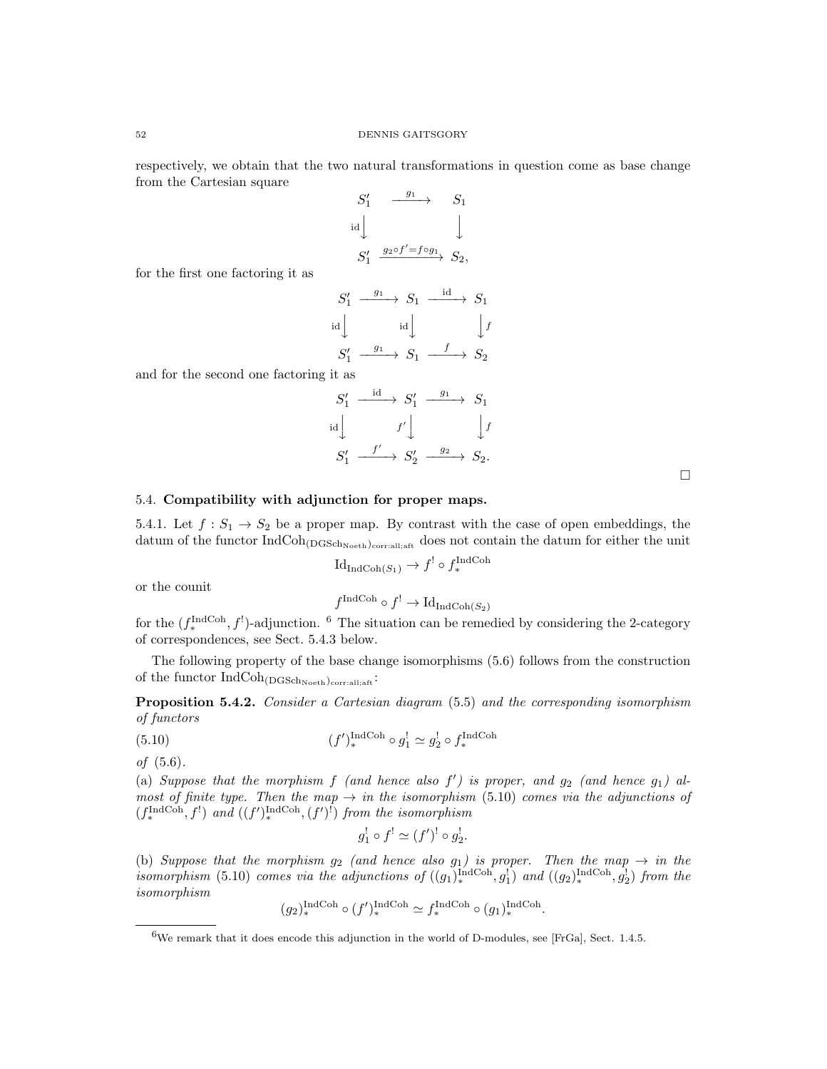respectively, we obtain that the two natural transformations in question come as base change from the Cartesian square

$$\begin{array}{ccc} S_1' & \xrightarrow{g_1} & S_1 \\ {\scriptstyle \mathrm{id}}\downarrow & & \downarrow \\ S_1' & \xrightarrow{g_2 \circ f' = f \circ g_1} & S_2, \end{array}$$

for the first one factoring it as

$$\begin{array}{ccccc} S_1' & \xrightarrow{g_1} & S_1 & \xrightarrow{\mathrm{id}} & S_1 \\ {\scriptstyle \mathrm{id}}\downarrow & & {\scriptstyle \mathrm{id}}\downarrow & & \downarrow{\scriptstyle f} \\ S_1' & \xrightarrow{g_1} & S_1 & \xrightarrow{f} & S_2 \end{array}$$

and for the second one factoring it as

$$\begin{array}{ccccc} S_1' & \xrightarrow{\mathrm{id}} & S_1' & \xrightarrow{g_1} & S_1 \\ {\scriptstyle \mathrm{id}}\downarrow & & {\scriptstyle f'}\downarrow & & \downarrow{\scriptstyle f} \\ S_1' & \xrightarrow{f'} & S_2' & \xrightarrow{g_2} & S_2. \end{array}$$

□

### 5.4. Compatibility with adjunction for proper maps.

5.4.1. Let $f : S_1 \to S_2$ be a proper map. By contrast with the case of open embeddings, the datum of the functor $\mathrm{IndCoh}_{(\mathrm{DGSch}_{\mathrm{Noeth}})_{\mathrm{corr:all;aft}}}$ does not contain the datum for either the unit

$$\mathrm{Id}_{\mathrm{IndCoh}(S_1)} \to f^! \circ f_*^{\mathrm{IndCoh}}$$

or the counit

$$f^{\mathrm{IndCoh}} \circ f^! \to \mathrm{Id}_{\mathrm{IndCoh}(S_2)}$$

for the $(f_*^{\mathrm{IndCoh}}, f^!)$-adjunction. [6] The situation can be remedied by considering the 2-category of correspondences, see Sect. 5.4.3 below.

The following property of the base change isomorphisms (5.6) follows from the construction of the functor $\mathrm{IndCoh}_{(\mathrm{DGSch}_{\mathrm{Noeth}})_{\mathrm{corr:all;aft}}}$:

**Proposition 5.4.2.** *Consider a Cartesian diagram* (5.5) *and the corresponding isomorphism of functors*

$$(f')_*^{\mathrm{IndCoh}} \circ g_1^! \simeq g_2^! \circ f_*^{\mathrm{IndCoh}} \tag{5.10}$$

*of* (5.6).

(a) *Suppose that the morphism $f$ (and hence also $f'$) is proper, and $g_2$ (and hence $g_1$) almost of finite type. Then the map $\to$ in the isomorphism* (5.10) *comes via the adjunctions of $(f_*^{\mathrm{IndCoh}}, f^!)$ and $((f')_*^{\mathrm{IndCoh}}, (f')^!)$ from the isomorphism*

$$g_1^! \circ f^! \simeq (f')^! \circ g_2^!.$$

(b) *Suppose that the morphism $g_2$ (and hence also $g_1$) is proper. Then the map $\to$ in the isomorphism* (5.10) *comes via the adjunctions of $((g_1)_*^{\mathrm{IndCoh}}, g_1^!)$ and $((g_2)_*^{\mathrm{IndCoh}}, g_2^!)$ from the isomorphism*

$$(g_2)_*^{\mathrm{IndCoh}} \circ (f')_*^{\mathrm{IndCoh}} \simeq f_*^{\mathrm{IndCoh}} \circ (g_1)_*^{\mathrm{IndCoh}}.$$

---

[6] We remark that it does encode this adjunction in the world of D-modules, see [FrGa], Sect. 1.4.5.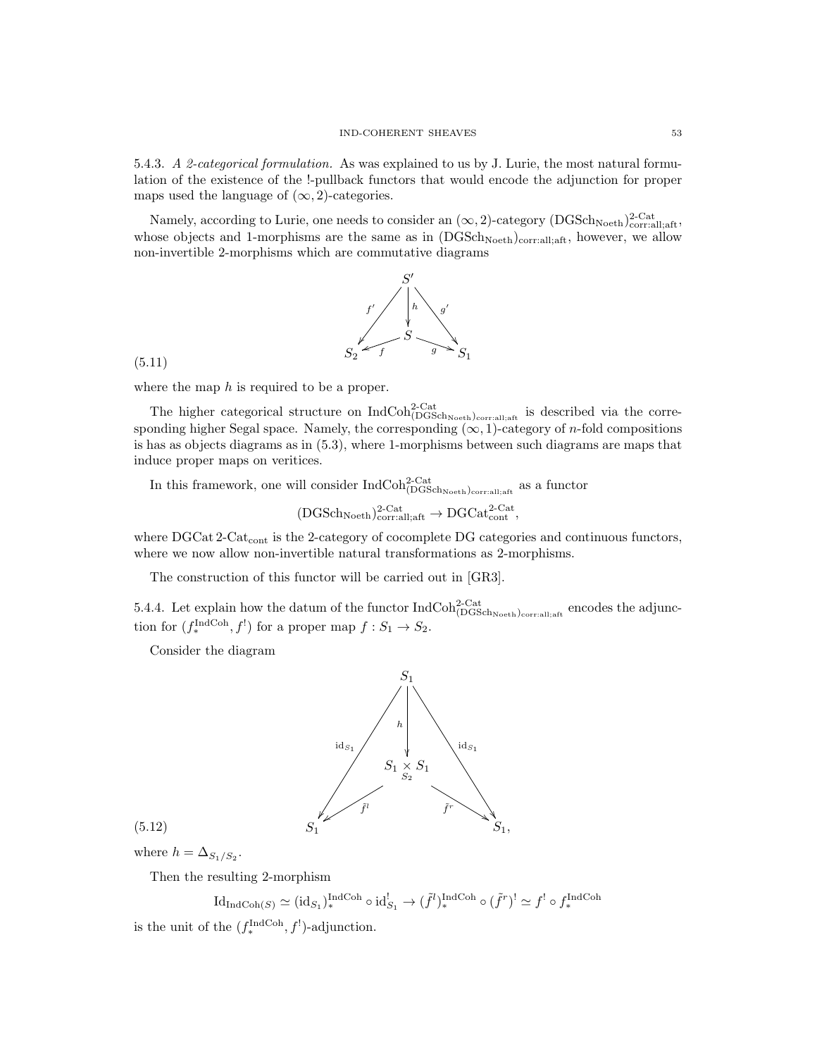5.4.3. *A 2-categorical formulation.* As was explained to us by J. Lurie, the most natural formulation of the existence of the !-pullback functors that would encode the adjunction for proper maps used the language of $(\infty, 2)$-categories.

Namely, according to Lurie, one needs to consider an $(\infty, 2)$-category $(\mathrm{DGSch}_{\mathrm{Noeth}})^{\text{2-Cat}}_{\mathrm{corr:all;aft}}$, whose objects and 1-morphisms are the same as in $(\mathrm{DGSch}_{\mathrm{Noeth}})_{\mathrm{corr:all;aft}}$, however, we allow non-invertible 2-morphisms which are commutative diagrams

$$
\begin{array}{ccccc}
 & & S' & & \\
 & \swarrow^{f'} & \downarrow^{h} & \searrow^{g'} & \\
S_2 & \xleftarrow{f} & S & \xrightarrow{g} & S_1
\end{array}
\tag{5.11}
$$

where the map $h$ is required to be a proper.

The higher categorical structure on $\mathrm{IndCoh}^{\text{2-Cat}}_{(\mathrm{DGSch}_{\mathrm{Noeth}})_{\mathrm{corr:all;aft}}}$ is described via the corresponding higher Segal space. Namely, the corresponding $(\infty, 1)$-category of $n$-fold compositions is has as objects diagrams as in (5.3), where 1-morphisms between such diagrams are maps that induce proper maps on veritices.

In this framework, one will consider $\mathrm{IndCoh}^{\text{2-Cat}}_{(\mathrm{DGSch}_{\mathrm{Noeth}})_{\mathrm{corr:all;aft}}}$ as a functor

$$
(\mathrm{DGSch}_{\mathrm{Noeth}})^{\text{2-Cat}}_{\mathrm{corr:all;aft}} \to \mathrm{DGCat}^{\text{2-Cat}}_{\mathrm{cont}},
$$

where $\mathrm{DGCat}\,\text{2-Cat}_{\mathrm{cont}}$ is the 2-category of cocomplete DG categories and continuous functors, where we now allow non-invertible natural transformations as 2-morphisms.

The construction of this functor will be carried out in [GR3].

5.4.4. Let explain how the datum of the functor $\mathrm{IndCoh}^{\text{2-Cat}}_{(\mathrm{DGSch}_{\mathrm{Noeth}})_{\mathrm{corr:all;aft}}}$ encodes the adjunction for $(f_*^{\mathrm{IndCoh}}, f^!)$ for a proper map $f : S_1 \to S_2$.

Consider the diagram

$$
\begin{array}{ccccc}
 & & S_1 & & \\
 & \swarrow^{\mathrm{id}_{S_1}} & \downarrow^{h} & \searrow^{\mathrm{id}_{S_1}} & \\
 & & S_1 \underset{S_2}{\times} S_1 & & \\
 & \swarrow^{\tilde{f}^l} & & \searrow^{\tilde{f}^r} & \\
S_1 & & & & S_1,
\end{array}
\tag{5.12}
$$

where $h = \Delta_{S_1/S_2}$.

Then the resulting 2-morphism

$$
\mathrm{Id}_{\mathrm{IndCoh}(S)} \simeq (\mathrm{id}_{S_1})_*^{\mathrm{IndCoh}} \circ \mathrm{id}_{S_1}^! \to (\tilde{f}^l)_*^{\mathrm{IndCoh}} \circ (\tilde{f}^r)^! \simeq f^! \circ f_*^{\mathrm{IndCoh}}
$$

is the unit of the $(f_*^{\mathrm{IndCoh}}, f^!)$-adjunction.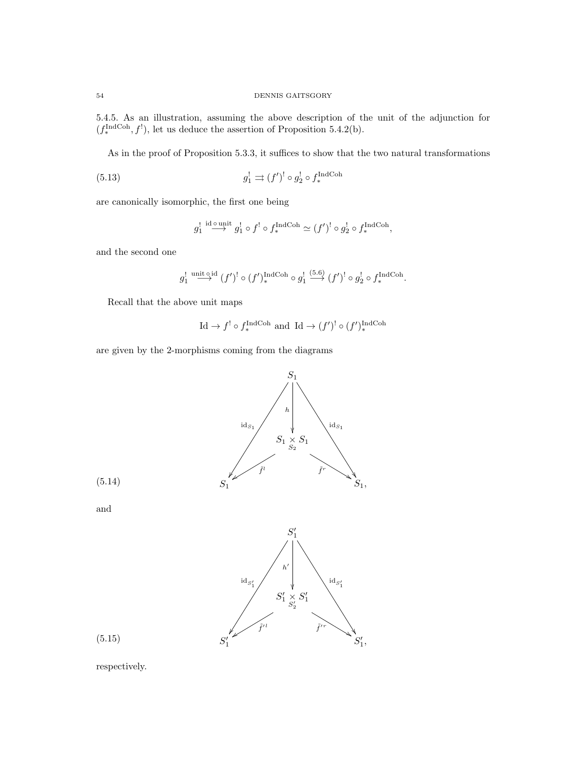5.4.5. As an illustration, assuming the above description of the unit of the adjunction for $(f_*^{\mathrm{IndCoh}}, f^!)$, let us deduce the assertion of Proposition 5.4.2(b).

As in the proof of Proposition 5.3.3, it suffices to show that the two natural transformations

$$g_1^! \rightrightarrows (f')^! \circ g_2^! \circ f_*^{\mathrm{IndCoh}} \tag{5.13}$$

are canonically isomorphic, the first one being

$$g_1^! \overset{\mathrm{id}\circ\mathrm{unit}}{\longrightarrow} g_1^! \circ f^! \circ f_*^{\mathrm{IndCoh}} \simeq (f')^! \circ g_2^! \circ f_*^{\mathrm{IndCoh}},$$

and the second one

$$g_1^! \overset{\mathrm{unit}\circ\mathrm{id}}{\longrightarrow} (f')^! \circ (f')_*^{\mathrm{IndCoh}} \circ g_1^! \overset{(5.6)}{\longrightarrow} (f')^! \circ g_2^! \circ f_*^{\mathrm{IndCoh}}.$$

Recall that the above unit maps

$$\mathrm{Id} \to f^! \circ f_*^{\mathrm{IndCoh}} \text{ and } \mathrm{Id} \to (f')^! \circ (f')_*^{\mathrm{IndCoh}}$$

are given by the 2-morphisms coming from the diagrams

$$\begin{array}{ccccc}
 & & S_1 & & \\
 & \swarrow^{\mathrm{id}_{S_1}} & \downarrow h & \searrow^{\mathrm{id}_{S_1}} & \\
 & & S_1 \underset{S_2}{\times} S_1 & & \\
 & \swarrow_{\tilde{f}^l} & & \searrow_{\tilde{f}^r} & \\
S_1 & & & & S_1,
\end{array} \tag{5.14}$$

and

$$\begin{array}{ccccc}
 & & S_1' & & \\
 & \swarrow^{\mathrm{id}_{S_1'}} & \downarrow h' & \searrow^{\mathrm{id}_{S_1'}} & \\
 & & S_1' \underset{S_2'}{\times} S_1' & & \\
 & \swarrow_{\tilde{f}'^l} & & \searrow_{\tilde{f}'^r} & \\
S_1' & & & & S_1',
\end{array} \tag{5.15}$$

respectively.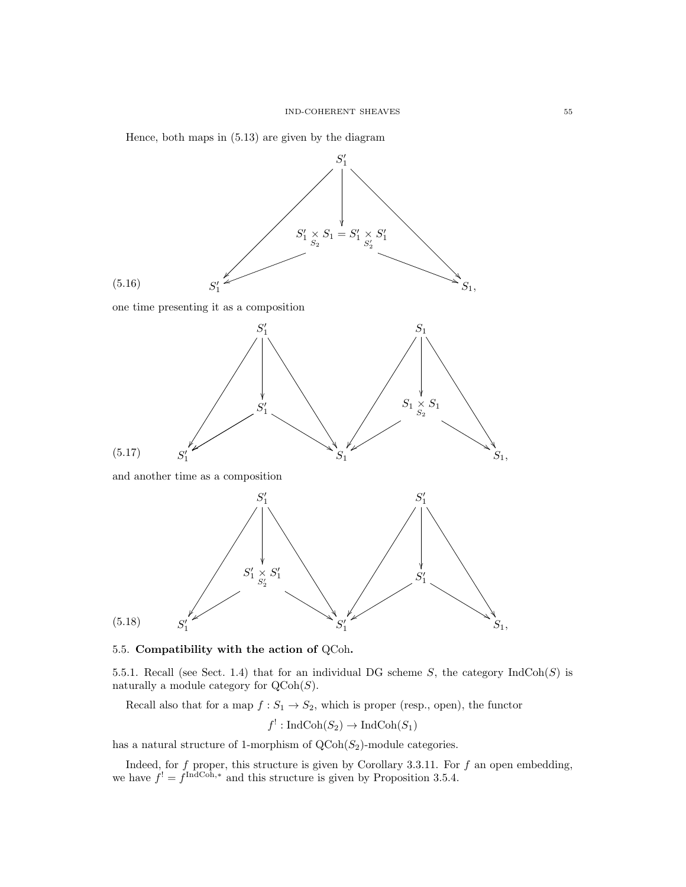Hence, both maps in (5.13) are given by the diagram

$$
\begin{array}{ccccc}
 & & S'_1 & & \\
 & \swarrow & \downarrow & \searrow & \\
 & & S'_1 \underset{S_2}{\times} S_1 = S'_1 \underset{S'_2}{\times} S'_1 & & \\
 & \swarrow & & \searrow & \\
S'_1 & & & & S_1,
\end{array}
\tag{5.16}
$$

one time presenting it as a composition

$$
\begin{array}{ccccccccc}
 & & S'_1 & & & & S_1 & & \\
 & \swarrow & \downarrow & \searrow & & \swarrow & \downarrow & \searrow & \\
 & & S'_1 & & & & S_1 \underset{S_2}{\times} S_1 & & \\
 & \swarrow & & \searrow & & \swarrow & & \searrow & \\
S'_1 & & & & S_1 & & & & S_1,
\end{array}
\tag{5.17}
$$

and another time as a composition

$$
\begin{array}{ccccccccc}
 & & S'_1 & & & & S'_1 & & \\
 & \swarrow & \downarrow & \searrow & & \swarrow & \downarrow & \searrow & \\
 & & S'_1 \underset{S'_2}{\times} S'_1 & & & & S'_1 & & \\
 & \swarrow & & \searrow & & \swarrow & & \searrow & \\
S'_1 & & & & S'_1 & & & & S_1,
\end{array}
\tag{5.18}
$$

## 5.5. Compatibility with the action of QCoh.

5.5.1. Recall (see Sect. 1.4) that for an individual DG scheme $S$, the category $\operatorname{IndCoh}(S)$ is naturally a module category for $\operatorname{QCoh}(S)$.

Recall also that for a map $f : S_1 \to S_2$, which is proper (resp., open), the functor

$$f^! : \operatorname{IndCoh}(S_2) \to \operatorname{IndCoh}(S_1)$$

has a natural structure of 1-morphism of $\operatorname{QCoh}(S_2)$-module categories.

Indeed, for $f$ proper, this structure is given by Corollary 3.3.11. For $f$ an open embedding, we have $f^! = f^{\operatorname{IndCoh},*}$ and this structure is given by Proposition 3.5.4.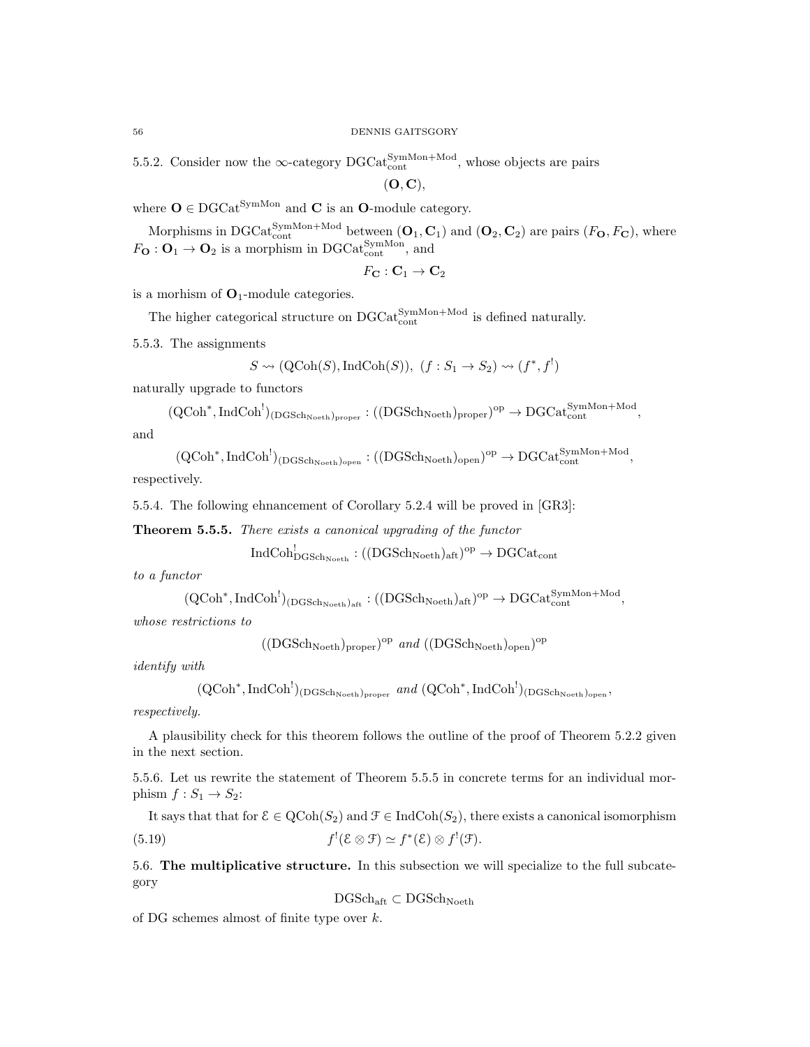5.5.2. Consider now the $\infty$-category $\mathrm{DGCat}_{\mathrm{cont}}^{\mathrm{SymMon+Mod}}$, whose objects are pairs

$$(\mathbf{O}, \mathbf{C}),$$

where $\mathbf{O} \in \mathrm{DGCat}^{\mathrm{SymMon}}$ and $\mathbf{C}$ is an $\mathbf{O}$-module category.

Morphisms in $\mathrm{DGCat}_{\mathrm{cont}}^{\mathrm{SymMon+Mod}}$ between $(\mathbf{O}_1, \mathbf{C}_1)$ and $(\mathbf{O}_2, \mathbf{C}_2)$ are pairs $(F_{\mathbf{O}}, F_{\mathbf{C}})$, where $F_{\mathbf{O}} : \mathbf{O}_1 \to \mathbf{O}_2$ is a morphism in $\mathrm{DGCat}_{\mathrm{cont}}^{\mathrm{SymMon}}$, and

$$F_{\mathbf{C}} : \mathbf{C}_1 \to \mathbf{C}_2$$

is a morhism of $\mathbf{O}_1$-module categories.

The higher categorical structure on $\mathrm{DGCat}_{\mathrm{cont}}^{\mathrm{SymMon+Mod}}$ is defined naturally.

5.5.3. The assignments

$$S \rightsquigarrow (\mathrm{QCoh}(S), \mathrm{IndCoh}(S)),\ (f : S_1 \to S_2) \rightsquigarrow (f^*, f^!)$$

naturally upgrade to functors

$$(\mathrm{QCoh}^*, \mathrm{IndCoh}^!)_{(\mathrm{DGSch}_{\mathrm{Noeth}})_{\mathrm{proper}}} : ((\mathrm{DGSch}_{\mathrm{Noeth}})_{\mathrm{proper}})^{\mathrm{op}} \to \mathrm{DGCat}_{\mathrm{cont}}^{\mathrm{SymMon+Mod}},$$

and

$$(\mathrm{QCoh}^*, \mathrm{IndCoh}^!)_{(\mathrm{DGSch}_{\mathrm{Noeth}})_{\mathrm{open}}} : ((\mathrm{DGSch}_{\mathrm{Noeth}})_{\mathrm{open}})^{\mathrm{op}} \to \mathrm{DGCat}_{\mathrm{cont}}^{\mathrm{SymMon+Mod}},$$

respectively.

5.5.4. The following ehnancement of Corollary 5.2.4 will be proved in [GR3]:

**Theorem 5.5.5.** *There exists a canonical upgrading of the functor*

$$\mathrm{IndCoh}^!_{\mathrm{DGSch}_{\mathrm{Noeth}}} : ((\mathrm{DGSch}_{\mathrm{Noeth}})_{\mathrm{aft}})^{\mathrm{op}} \to \mathrm{DGCat}_{\mathrm{cont}}$$

*to a functor*

$$(\mathrm{QCoh}^*, \mathrm{IndCoh}^!)_{(\mathrm{DGSch}_{\mathrm{Noeth}})_{\mathrm{aft}}} : ((\mathrm{DGSch}_{\mathrm{Noeth}})_{\mathrm{aft}})^{\mathrm{op}} \to \mathrm{DGCat}_{\mathrm{cont}}^{\mathrm{SymMon+Mod}},$$

*whose restrictions to*

$$((\mathrm{DGSch}_{\mathrm{Noeth}})_{\mathrm{proper}})^{\mathrm{op}} \text{ and } ((\mathrm{DGSch}_{\mathrm{Noeth}})_{\mathrm{open}})^{\mathrm{op}}$$

*identify with*

$$(\mathrm{QCoh}^*, \mathrm{IndCoh}^!)_{(\mathrm{DGSch}_{\mathrm{Noeth}})_{\mathrm{proper}}} \text{ and } (\mathrm{QCoh}^*, \mathrm{IndCoh}^!)_{(\mathrm{DGSch}_{\mathrm{Noeth}})_{\mathrm{open}}},$$

*respectively.*

A plausibility check for this theorem follows the outline of the proof of Theorem 5.2.2 given in the next section.

5.5.6. Let us rewrite the statement of Theorem 5.5.5 in concrete terms for an individual morphism $f : S_1 \to S_2$:

It says that that for $\mathcal{E} \in \mathrm{QCoh}(S_2)$ and $\mathcal{F} \in \mathrm{IndCoh}(S_2)$, there exists a canonical isomorphism

$$f^!(\mathcal{E} \otimes \mathcal{F}) \simeq f^*(\mathcal{E}) \otimes f^!(\mathcal{F}). \tag{5.19}$$

5.6. **The multiplicative structure.** In this subsection we will specialize to the full subcategory

$$\mathrm{DGSch}_{\mathrm{aft}} \subset \mathrm{DGSch}_{\mathrm{Noeth}}$$

of DG schemes almost of finite type over $k$.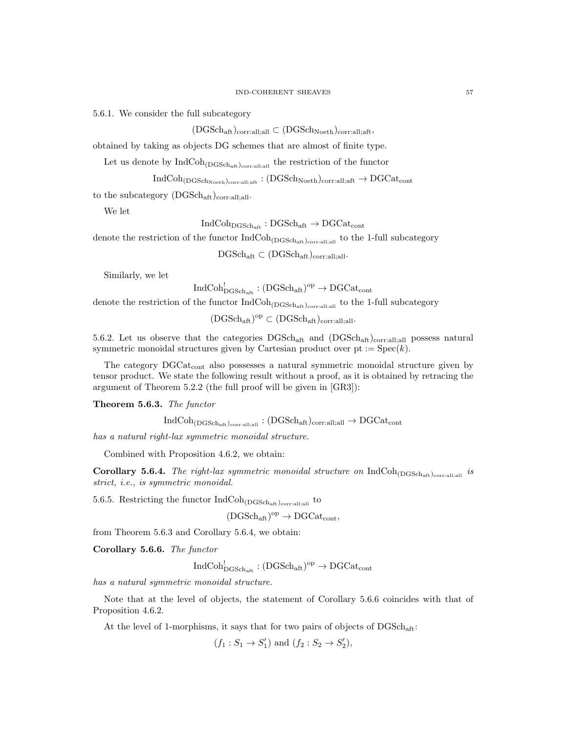5.6.1. We consider the full subcategory

$$(\mathrm{DGSch}_{\mathrm{aft}})_{\mathrm{corr:all;all}} \subset (\mathrm{DGSch}_{\mathrm{Noeth}})_{\mathrm{corr:all;aft}},$$

obtained by taking as objects DG schemes that are almost of finite type.

Let us denote by $\mathrm{IndCoh}_{(\mathrm{DGSch}_{\mathrm{aft}})_{\mathrm{corr:all;all}}}$ the restriction of the functor

$$\mathrm{IndCoh}_{(\mathrm{DGSch}_{\mathrm{Noeth}})_{\mathrm{corr:all;aft}}} : (\mathrm{DGSch}_{\mathrm{Noeth}})_{\mathrm{corr:all;aft}} \to \mathrm{DGCat}_{\mathrm{cont}}$$

to the subcategory $(\mathrm{DGSch}_{\mathrm{aft}})_{\mathrm{corr:all;all}}$.

We let

$$\mathrm{IndCoh}_{\mathrm{DGSch}_{\mathrm{aft}}} : \mathrm{DGSch}_{\mathrm{aft}} \to \mathrm{DGCat}_{\mathrm{cont}}$$

denote the restriction of the functor $\mathrm{IndCoh}_{(\mathrm{DGSch}_{\mathrm{aft}})_{\mathrm{corr:all;all}}}$ to the 1-full subcategory

$$\mathrm{DGSch}_{\mathrm{aft}} \subset (\mathrm{DGSch}_{\mathrm{aft}})_{\mathrm{corr:all;all}}.$$

Similarly, we let

$$\mathrm{IndCoh}^!_{\mathrm{DGSch}_{\mathrm{aft}}} : (\mathrm{DGSch}_{\mathrm{aft}})^{\mathrm{op}} \to \mathrm{DGCat}_{\mathrm{cont}}$$

denote the restriction of the functor $\mathrm{IndCoh}_{(\mathrm{DGSch}_{\mathrm{aft}})_{\mathrm{corr:all;all}}}$ to the 1-full subcategory

$$(\mathrm{DGSch}_{\mathrm{aft}})^{\mathrm{op}} \subset (\mathrm{DGSch}_{\mathrm{aft}})_{\mathrm{corr:all;all}}.$$

5.6.2. Let us observe that the categories $\mathrm{DGSch}_{\mathrm{aft}}$ and $(\mathrm{DGSch}_{\mathrm{aft}})_{\mathrm{corr:all;all}}$ possess natural symmetric monoidal structures given by Cartesian product over $\mathrm{pt} := \mathrm{Spec}(k)$.

The category $\mathrm{DGCat}_{\mathrm{cont}}$ also possesses a natural symmetric monoidal structure given by tensor product. We state the following result without a proof, as it is obtained by retracing the argument of Theorem 5.2.2 (the full proof will be given in [GR3]):

**Theorem 5.6.3.** *The functor*

$$\mathrm{IndCoh}_{(\mathrm{DGSch}_{\mathrm{aft}})_{\mathrm{corr:all;all}}} : (\mathrm{DGSch}_{\mathrm{aft}})_{\mathrm{corr:all;all}} \to \mathrm{DGCat}_{\mathrm{cont}}$$

*has a natural right-lax symmetric monoidal structure.*

Combined with Proposition 4.6.2, we obtain:

**Corollary 5.6.4.** *The right-lax symmetric monoidal structure on* $\mathrm{IndCoh}_{(\mathrm{DGSch}_{\mathrm{aft}})_{\mathrm{corr:all;all}}}$ *is strict, i.e., is symmetric monoidal.*

5.6.5. Restricting the functor $\mathrm{IndCoh}_{(\mathrm{DGSch}_{\mathrm{aft}})_{\mathrm{corr:all;all}}}$ to

$$(\mathrm{DGSch}_{\mathrm{aft}})^{\mathrm{op}} \to \mathrm{DGCat}_{\mathrm{cont}},$$

from Theorem 5.6.3 and Corollary 5.6.4, we obtain:

**Corollary 5.6.6.** *The functor*

$$\mathrm{IndCoh}^!_{\mathrm{DGSch}_{\mathrm{aft}}} : (\mathrm{DGSch}_{\mathrm{aft}})^{\mathrm{op}} \to \mathrm{DGCat}_{\mathrm{cont}}$$

*has a natural symmetric monoidal structure.*

Note that at the level of objects, the statement of Corollary 5.6.6 coincides with that of Proposition 4.6.2.

At the level of 1-morphisms, it says that for two pairs of objects of $\mathrm{DGSch}_{\mathrm{aft}}$:

$$(f_1 : S_1 \to S_1') \text{ and } (f_2 : S_2 \to S_2'),$$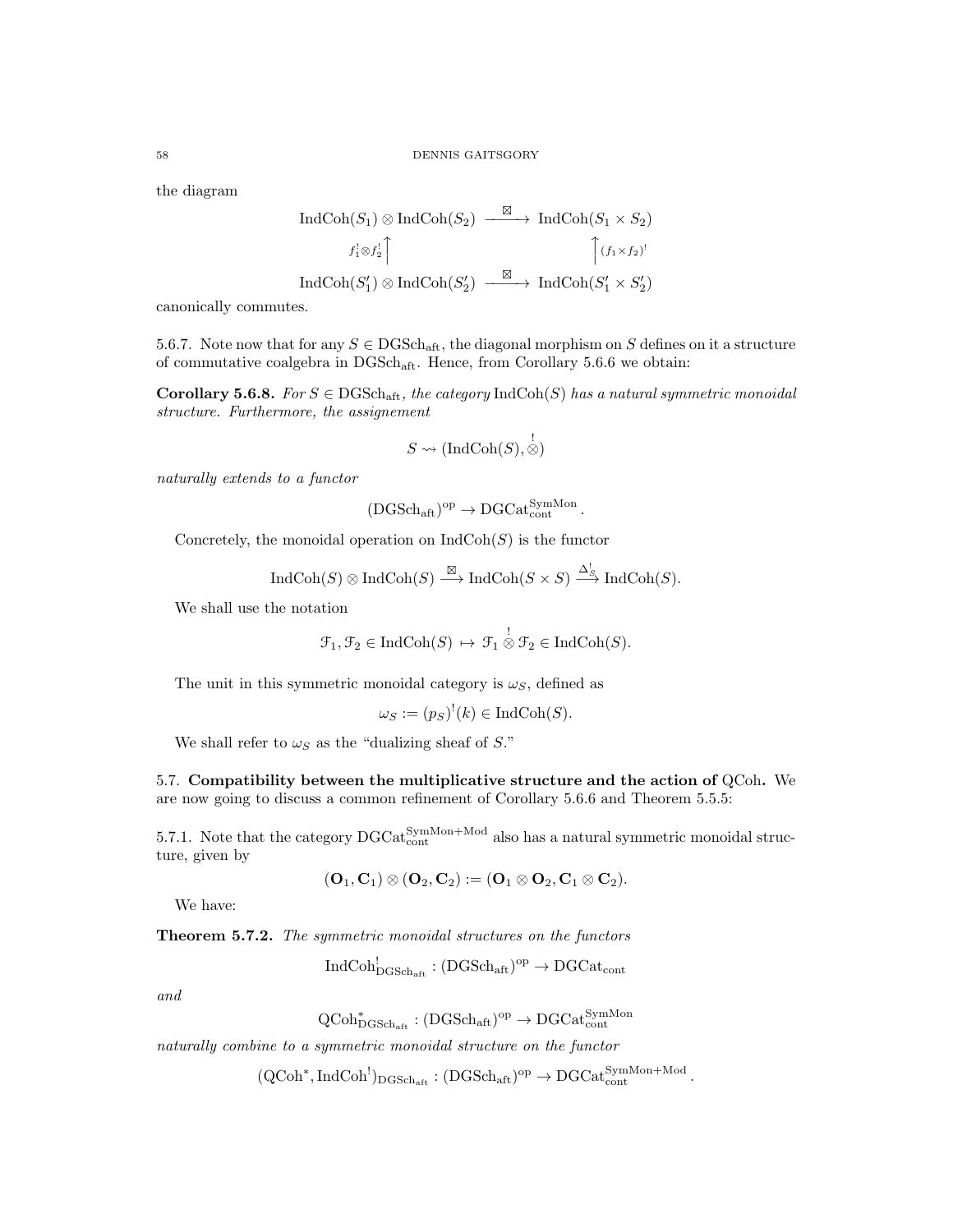the diagram

$$\begin{array}{ccc} \mathrm{IndCoh}(S_1) \otimes \mathrm{IndCoh}(S_2) & \xrightarrow{\boxtimes} & \mathrm{IndCoh}(S_1 \times S_2) \\ {\scriptstyle f_1^! \otimes f_2^!}\big\uparrow & & \big\uparrow{\scriptstyle (f_1 \times f_2)^!} \\ \mathrm{IndCoh}(S_1') \otimes \mathrm{IndCoh}(S_2') & \xrightarrow{\boxtimes} & \mathrm{IndCoh}(S_1' \times S_2') \end{array}$$

canonically commutes.

5.6.7. Note now that for any $S \in \mathrm{DGSch}_{\mathrm{aft}}$, the diagonal morphism on $S$ defines on it a structure of commutative coalgebra in $\mathrm{DGSch}_{\mathrm{aft}}$. Hence, from Corollary 5.6.6 we obtain:

**Corollary 5.6.8.** *For $S \in \mathrm{DGSch}_{\mathrm{aft}}$, the category $\mathrm{IndCoh}(S)$ has a natural symmetric monoidal structure. Furthermore, the assignement*

$$S \rightsquigarrow (\mathrm{IndCoh}(S), \overset{!}{\otimes})$$

*naturally extends to a functor*

$$(\mathrm{DGSch}_{\mathrm{aft}})^{\mathrm{op}} \to \mathrm{DGCat}_{\mathrm{cont}}^{\mathrm{SymMon}}.$$

Concretely, the monoidal operation on $\mathrm{IndCoh}(S)$ is the functor

$$\mathrm{IndCoh}(S) \otimes \mathrm{IndCoh}(S) \xrightarrow{\boxtimes} \mathrm{IndCoh}(S \times S) \xrightarrow{\Delta_S^!} \mathrm{IndCoh}(S).$$

We shall use the notation

$$\mathcal{F}_1, \mathcal{F}_2 \in \mathrm{IndCoh}(S) \mapsto \mathcal{F}_1 \overset{!}{\otimes} \mathcal{F}_2 \in \mathrm{IndCoh}(S).$$

The unit in this symmetric monoidal category is $\omega_S$, defined as

$$\omega_S := (p_S)^!(k) \in \mathrm{IndCoh}(S).$$

We shall refer to $\omega_S$ as the "dualizing sheaf of $S$."

5.7. **Compatibility between the multiplicative structure and the action of QCoh.** We are now going to discuss a common refinement of Corollary 5.6.6 and Theorem 5.5.5:

5.7.1. Note that the category $\mathrm{DGCat}_{\mathrm{cont}}^{\mathrm{SymMon+Mod}}$ also has a natural symmetric monoidal structure, given by

$$(\mathbf{O}_1, \mathbf{C}_1) \otimes (\mathbf{O}_2, \mathbf{C}_2) := (\mathbf{O}_1 \otimes \mathbf{O}_2, \mathbf{C}_1 \otimes \mathbf{C}_2).$$

We have:

**Theorem 5.7.2.** *The symmetric monoidal structures on the functors*

$$\mathrm{IndCoh}^!_{\mathrm{DGSch}_{\mathrm{aft}}} : (\mathrm{DGSch}_{\mathrm{aft}})^{\mathrm{op}} \to \mathrm{DGCat}_{\mathrm{cont}}$$

*and*

$$\mathrm{QCoh}^*_{\mathrm{DGSch}_{\mathrm{aft}}} : (\mathrm{DGSch}_{\mathrm{aft}})^{\mathrm{op}} \to \mathrm{DGCat}_{\mathrm{cont}}^{\mathrm{SymMon}}$$

*naturally combine to a symmetric monoidal structure on the functor*

$$(\mathrm{QCoh}^*, \mathrm{IndCoh}^!)_{\mathrm{DGSch}_{\mathrm{aft}}} : (\mathrm{DGSch}_{\mathrm{aft}})^{\mathrm{op}} \to \mathrm{DGCat}_{\mathrm{cont}}^{\mathrm{SymMon+Mod}}.$$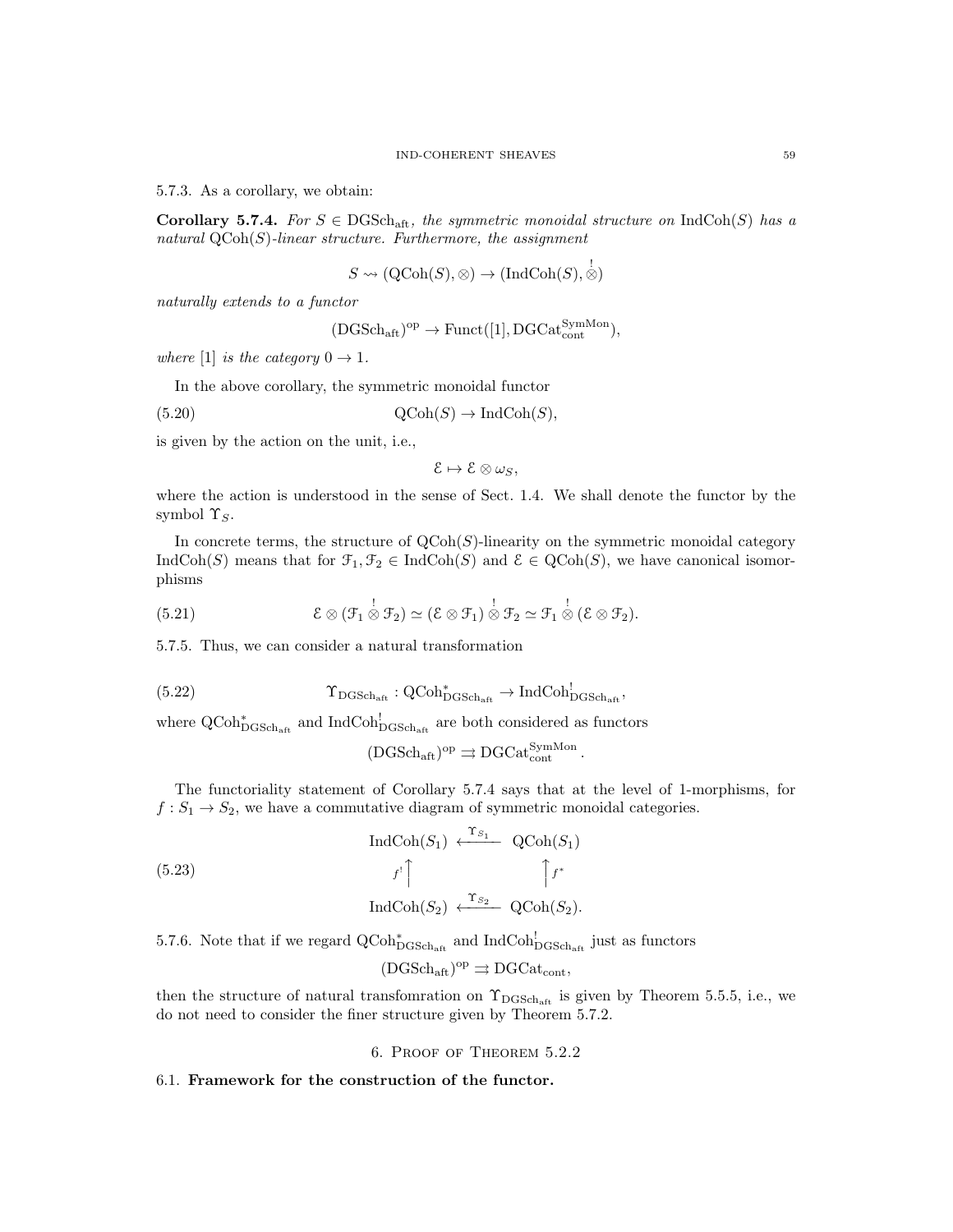5.7.3. As a corollary, we obtain:

**Corollary 5.7.4.** *For $S \in \mathrm{DGSch}_{\mathrm{aft}}$, the symmetric monoidal structure on $\mathrm{IndCoh}(S)$ has a natural $\mathrm{QCoh}(S)$-linear structure. Furthermore, the assignment*

$$S \rightsquigarrow (\mathrm{QCoh}(S), \otimes) \to (\mathrm{IndCoh}(S), \overset{!}{\otimes})$$

*naturally extends to a functor*

$$(\mathrm{DGSch}_{\mathrm{aft}})^{\mathrm{op}} \to \mathrm{Funct}([1], \mathrm{DGCat}^{\mathrm{SymMon}}_{\mathrm{cont}}),$$

*where $[1]$ is the category $0 \to 1$.*

In the above corollary, the symmetric monoidal functor

$$\mathrm{QCoh}(S) \to \mathrm{IndCoh}(S), \tag{5.20}$$

is given by the action on the unit, i.e.,

$$\mathcal{E} \mapsto \mathcal{E} \otimes \omega_S,$$

where the action is understood in the sense of Sect. 1.4. We shall denote the functor by the symbol $\Upsilon_S$.

In concrete terms, the structure of $\mathrm{QCoh}(S)$-linearity on the symmetric monoidal category $\mathrm{IndCoh}(S)$ means that for $\mathcal{F}_1, \mathcal{F}_2 \in \mathrm{IndCoh}(S)$ and $\mathcal{E} \in \mathrm{QCoh}(S)$, we have canonical isomorphisms

$$\mathcal{E} \otimes (\mathcal{F}_1 \overset{!}{\otimes} \mathcal{F}_2) \simeq (\mathcal{E} \otimes \mathcal{F}_1) \overset{!}{\otimes} \mathcal{F}_2 \simeq \mathcal{F}_1 \overset{!}{\otimes} (\mathcal{E} \otimes \mathcal{F}_2). \tag{5.21}$$

5.7.5. Thus, we can consider a natural transformation

$$\Upsilon_{\mathrm{DGSch}_{\mathrm{aft}}} : \mathrm{QCoh}^*_{\mathrm{DGSch}_{\mathrm{aft}}} \to \mathrm{IndCoh}^!_{\mathrm{DGSch}_{\mathrm{aft}}}, \tag{5.22}$$

where $\mathrm{QCoh}^*_{\mathrm{DGSch}_{\mathrm{aft}}}$ and $\mathrm{IndCoh}^!_{\mathrm{DGSch}_{\mathrm{aft}}}$ are both considered as functors

$$(\mathrm{DGSch}_{\mathrm{aft}})^{\mathrm{op}} \rightrightarrows \mathrm{DGCat}^{\mathrm{SymMon}}_{\mathrm{cont}}.$$

The functoriality statement of Corollary 5.7.4 says that at the level of 1-morphisms, for $f : S_1 \to S_2$, we have a commutative diagram of symmetric monoidal categories.

$$\begin{array}{ccc} \mathrm{IndCoh}(S_1) & \xleftarrow{\Upsilon_{S_1}} & \mathrm{QCoh}(S_1) \\ {\scriptstyle f^!}\Big\uparrow & & \Big\uparrow{\scriptstyle f^*} \\ \mathrm{IndCoh}(S_2) & \xleftarrow{\Upsilon_{S_2}} & \mathrm{QCoh}(S_2). \end{array} \tag{5.23}$$

5.7.6. Note that if we regard $\mathrm{QCoh}^*_{\mathrm{DGSch}_{\mathrm{aft}}}$ and $\mathrm{IndCoh}^!_{\mathrm{DGSch}_{\mathrm{aft}}}$ just as functors

$$(\mathrm{DGSch}_{\mathrm{aft}})^{\mathrm{op}} \rightrightarrows \mathrm{DGCat}_{\mathrm{cont}},$$

then the structure of natural transfomration on $\Upsilon_{\mathrm{DGSch}_{\mathrm{aft}}}$ is given by Theorem 5.5.5, i.e., we do not need to consider the finer structure given by Theorem 5.7.2.

## 6. Proof of Theorem 5.2.2

### 6.1. **Framework for the construction of the functor.**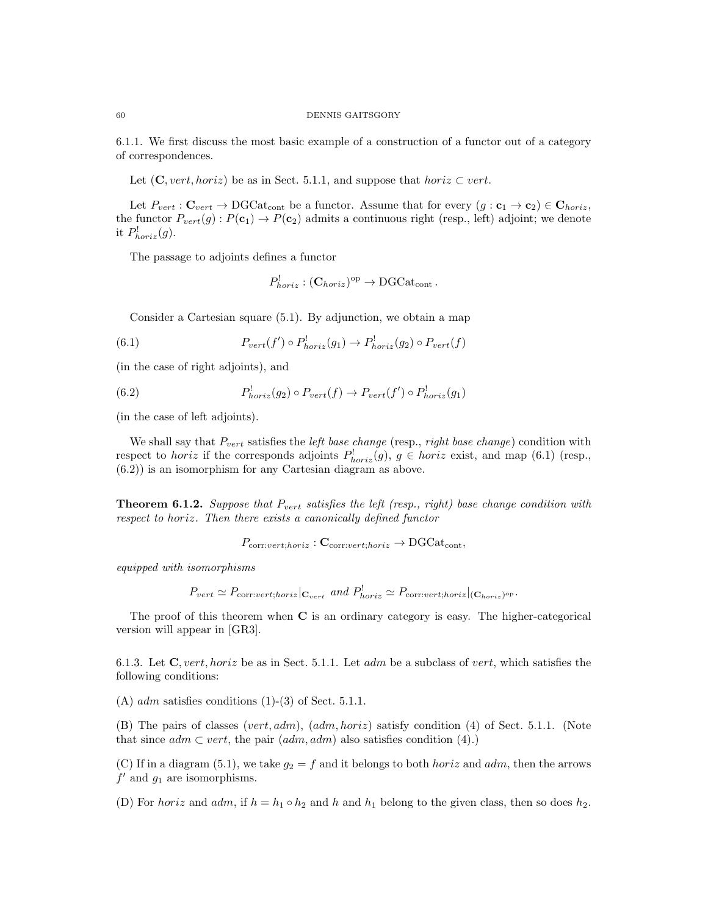6.1.1. We first discuss the most basic example of a construction of a functor out of a category of correspondences.

Let $(\mathbf{C}, vert, horiz)$ be as in Sect. 5.1.1, and suppose that $horiz \subset vert$.

Let $P_{vert} : \mathbf{C}_{vert} \to \mathrm{DGCat}_{\mathrm{cont}}$ be a functor. Assume that for every $(g : \mathbf{c}_1 \to \mathbf{c}_2) \in \mathbf{C}_{horiz}$, the functor $P_{vert}(g) : P(\mathbf{c}_1) \to P(\mathbf{c}_2)$ admits a continuous right (resp., left) adjoint; we denote it $P^!_{horiz}(g)$.

The passage to adjoints defines a functor

$$P^!_{horiz} : (\mathbf{C}_{horiz})^{\mathrm{op}} \to \mathrm{DGCat}_{\mathrm{cont}}.$$

Consider a Cartesian square (5.1). By adjunction, we obtain a map

$$P_{vert}(f') \circ P^!_{horiz}(g_1) \to P^!_{horiz}(g_2) \circ P_{vert}(f) \tag{6.1}$$

(in the case of right adjoints), and

$$P^!_{horiz}(g_2) \circ P_{vert}(f) \to P_{vert}(f') \circ P^!_{horiz}(g_1) \tag{6.2}$$

(in the case of left adjoints).

We shall say that $P_{vert}$ satisfies the *left base change* (resp., *right base change*) condition with respect to $horiz$ if the corresponds adjoints $P^!_{horiz}(g)$, $g \in horiz$ exist, and map (6.1) (resp., (6.2)) is an isomorphism for any Cartesian diagram as above.

**Theorem 6.1.2.** *Suppose that $P_{vert}$ satisfies the left (resp., right) base change condition with respect to $horiz$. Then there exists a canonically defined functor*

$$P_{\mathrm{corr}:vert;horiz} : \mathbf{C}_{\mathrm{corr}:vert;horiz} \to \mathrm{DGCat}_{\mathrm{cont}},$$

*equipped with isomorphisms*

$$P_{vert} \simeq P_{\mathrm{corr}:vert;horiz}|_{\mathbf{C}_{vert}} \text{ and } P^!_{horiz} \simeq P_{\mathrm{corr}:vert;horiz}|_{(\mathbf{C}_{horiz})^{\mathrm{op}}}.$$

The proof of this theorem when $\mathbf{C}$ is an ordinary category is easy. The higher-categorical version will appear in [GR3].

6.1.3. Let $\mathbf{C}, vert, horiz$ be as in Sect. 5.1.1. Let $adm$ be a subclass of $vert$, which satisfies the following conditions:

(A) $adm$ satisfies conditions (1)-(3) of Sect. 5.1.1.

(B) The pairs of classes $(vert, adm)$, $(adm, horiz)$ satisfy condition (4) of Sect. 5.1.1. (Note that since $adm \subset vert$, the pair $(adm, adm)$ also satisfies condition (4).)

(C) If in a diagram (5.1), we take $g_2 = f$ and it belongs to both $horiz$ and $adm$, then the arrows $f'$ and $g_1$ are isomorphisms.

(D) For $horiz$ and $adm$, if $h = h_1 \circ h_2$ and $h$ and $h_1$ belong to the given class, then so does $h_2$.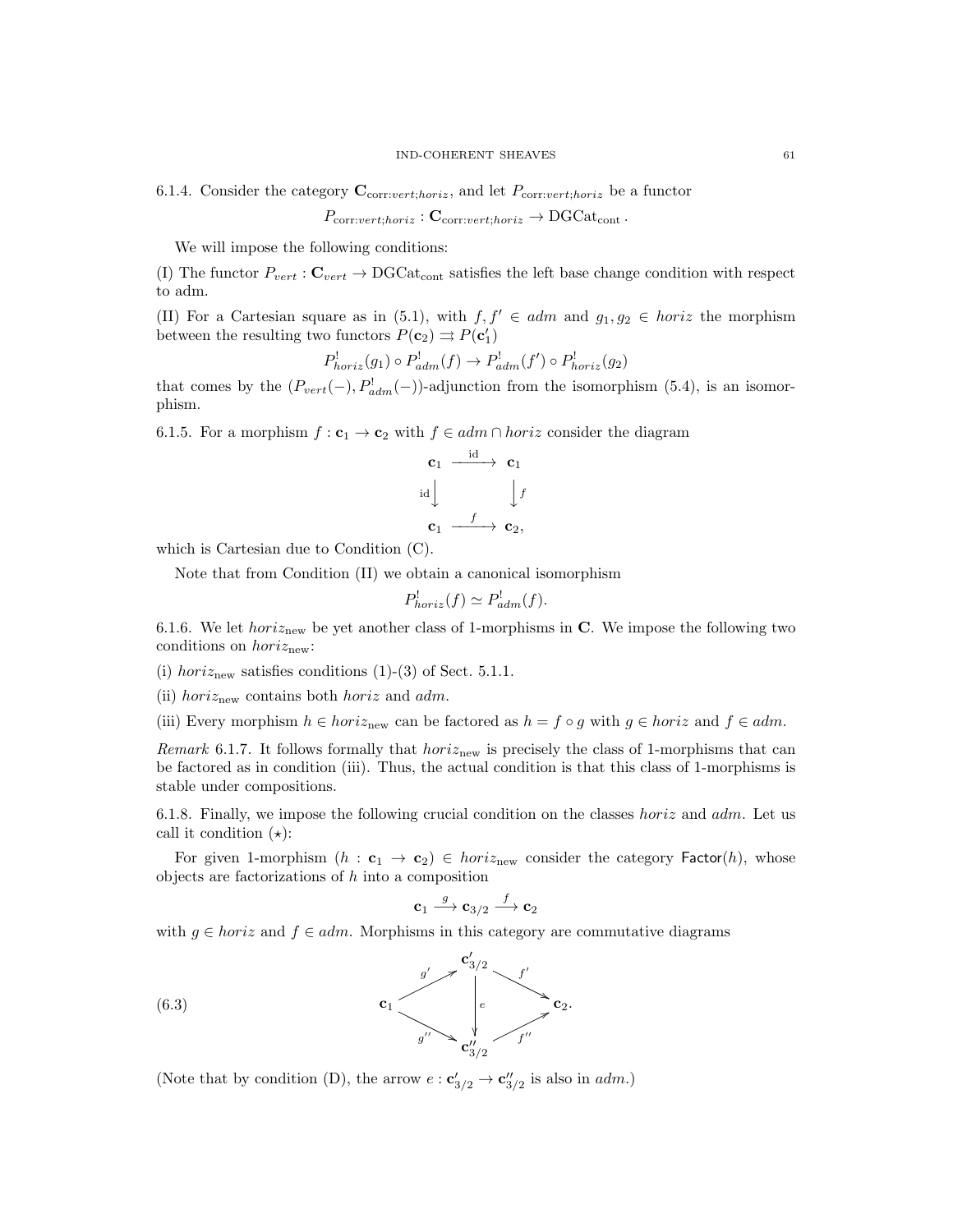6.1.4. Consider the category $\mathbf{C}_{\text{corr}:vert;horiz}$, and let $P_{\text{corr}:vert;horiz}$ be a functor

$$P_{\text{corr}:vert;horiz} : \mathbf{C}_{\text{corr}:vert;horiz} \to \text{DGCat}_{\text{cont}}.$$

We will impose the following conditions:

(I) The functor $P_{vert} : \mathbf{C}_{vert} \to \text{DGCat}_{\text{cont}}$ satisfies the left base change condition with respect to adm.

(II) For a Cartesian square as in (5.1), with $f, f' \in adm$ and $g_1, g_2 \in horiz$ the morphism between the resulting two functors $P(\mathbf{c}_2) \rightrightarrows P(\mathbf{c}'_1)$

$$P^!_{horiz}(g_1) \circ P^!_{adm}(f) \to P^!_{adm}(f') \circ P^!_{horiz}(g_2)$$

that comes by the $(P_{vert}(-), P^!_{adm}(-))$-adjunction from the isomorphism (5.4), is an isomorphism.

6.1.5. For a morphism $f : \mathbf{c}_1 \to \mathbf{c}_2$ with $f \in adm \cap horiz$ consider the diagram

$$\begin{array}{ccc} \mathbf{c}_1 & \xrightarrow{\text{id}} & \mathbf{c}_1 \\ {\scriptstyle \text{id}}\downarrow & & \downarrow{\scriptstyle f} \\ \mathbf{c}_1 & \xrightarrow{f} & \mathbf{c}_2, \end{array}$$

which is Cartesian due to Condition (C).

Note that from Condition (II) we obtain a canonical isomorphism

$$P^!_{horiz}(f) \simeq P^!_{adm}(f).$$

6.1.6. We let $horiz_{\text{new}}$ be yet another class of 1-morphisms in $\mathbf{C}$. We impose the following two conditions on $horiz_{\text{new}}$:

(i) $horiz_{\text{new}}$ satisfies conditions (1)-(3) of Sect. 5.1.1.

(ii) $horiz_{\text{new}}$ contains both $horiz$ and $adm$.

(iii) Every morphism $h \in horiz_{\text{new}}$ can be factored as $h = f \circ g$ with $g \in horiz$ and $f \in adm$.

*Remark* 6.1.7. It follows formally that $horiz_{\text{new}}$ is precisely the class of 1-morphisms that can be factored as in condition (iii). Thus, the actual condition is that this class of 1-morphisms is stable under compositions.

6.1.8. Finally, we impose the following crucial condition on the classes $horiz$ and $adm$. Let us call it condition $(\star)$:

For given 1-morphism $(h : \mathbf{c}_1 \to \mathbf{c}_2) \in horiz_{\text{new}}$ consider the category $\mathsf{Factor}(h)$, whose objects are factorizations of $h$ into a composition

$$\mathbf{c}_1 \xrightarrow{g} \mathbf{c}_{3/2} \xrightarrow{f} \mathbf{c}_2$$

with $g \in horiz$ and $f \in adm$. Morphisms in this category are commutative diagrams

$$\begin{array}{ccccc} & & \mathbf{c}'_{3/2} & & \\ & {\scriptstyle g'}\nearrow & & \searrow{\scriptstyle f'} & \\ \mathbf{c}_1 & & \downarrow{\scriptstyle e} & & \mathbf{c}_2. \\ & {\scriptstyle g''}\searrow & & \nearrow{\scriptstyle f''} & \\ & & \mathbf{c}''_{3/2} & & \end{array} \tag{6.3}$$

(Note that by condition (D), the arrow $e : \mathbf{c}'_{3/2} \to \mathbf{c}''_{3/2}$ is also in $adm$.)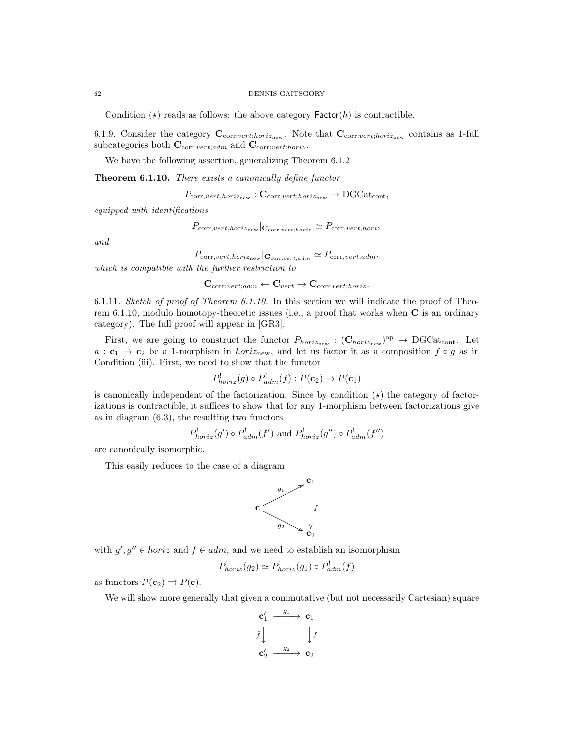Condition $(\star)$ reads as follows: the above category $\mathsf{Factor}(h)$ is contractible.

6.1.9. Consider the category $\mathbf{C}_{\text{corr}:vert;horiz_{\text{new}}}$. Note that $\mathbf{C}_{\text{corr}:vert;horiz_{\text{new}}}$ contains as 1-full subcategories both $\mathbf{C}_{\text{corr}:vert;adm}$ and $\mathbf{C}_{\text{corr}:vert;horiz}$.

We have the following assertion, generalizing Theorem 6.1.2

**Theorem 6.1.10.** *There exists a canonically define functor*

$$P_{\text{corr},vert,horiz_{\text{new}}} : \mathbf{C}_{\text{corr}:vert;horiz_{\text{new}}} \to \text{DGCat}_{\text{cont}},$$

*equipped with identifications*

$$P_{\text{corr},vert,horiz_{\text{new}}}|_{\mathbf{C}_{\text{corr}:vert;horiz}} \simeq P_{\text{corr},vert,horiz}$$

*and*

$$P_{\text{corr},vert,horiz_{\text{new}}}|_{\mathbf{C}_{\text{corr}:vert;adm}} \simeq P_{\text{corr},vert,adm},$$

*which is compatible with the further restriction to*

$$\mathbf{C}_{\text{corr}:vert;adm} \leftarrow \mathbf{C}_{vert} \to \mathbf{C}_{\text{corr}:vert;horiz}.$$

6.1.11. *Sketch of proof of Theorem 6.1.10.* In this section we will indicate the proof of Theorem 6.1.10, modulo homotopy-theoretic issues (i.e., a proof that works when $\mathbf{C}$ is an ordinary category). The full proof will appear in [GR3].

First, we are going to construct the functor $P_{horiz_{\text{new}}} : (\mathbf{C}_{horiz_{\text{new}}})^{\text{op}} \to \text{DGCat}_{\text{cont}}$. Let $h : \mathbf{c}_1 \to \mathbf{c}_2$ be a 1-morphism in $horiz_{\text{new}}$, and let us factor it as a composition $f \circ g$ as in Condition (iii). First, we need to show that the functor

$$P^!_{horiz}(g) \circ P^!_{adm}(f) : P(\mathbf{c}_2) \to P(\mathbf{c}_1)$$

is canonically independent of the factorization. Since by condition $(\star)$ the category of factorizations is contractible, it suffices to show that for any 1-morphism between factorizations give as in diagram (6.3), the resulting two functors

$$P^!_{horiz}(g') \circ P^!_{adm}(f') \text{ and } P^!_{horiz}(g'') \circ P^!_{adm}(f'')$$

are canonically isomorphic.

This easily reduces to the case of a diagram

$$\begin{array}{ccc} & & \mathbf{c}_1 \\ & \overset{g_1}{\nearrow} & \\ \mathbf{c} & & \Big\downarrow f \\ & \underset{g_2}{\searrow} & \\ & & \mathbf{c}_2 \end{array}$$

with $g', g'' \in horiz$ and $f \in adm$, and we need to establish an isomorphism

$$P^!_{horiz}(g_2) \simeq P^!_{horiz}(g_1) \circ P^!_{adm}(f)$$

as functors $P(\mathbf{c}_2) \rightrightarrows P(\mathbf{c})$.

We will show more generally that given a commutative (but not necessarily Cartesian) square

$$\begin{array}{ccc} \mathbf{c}'_1 & \xrightarrow{g_1} & \mathbf{c}_1 \\ \tilde{f} \Big\downarrow & & \Big\downarrow f \\ \mathbf{c}'_2 & \xrightarrow{g_2} & \mathbf{c}_2 \end{array}$$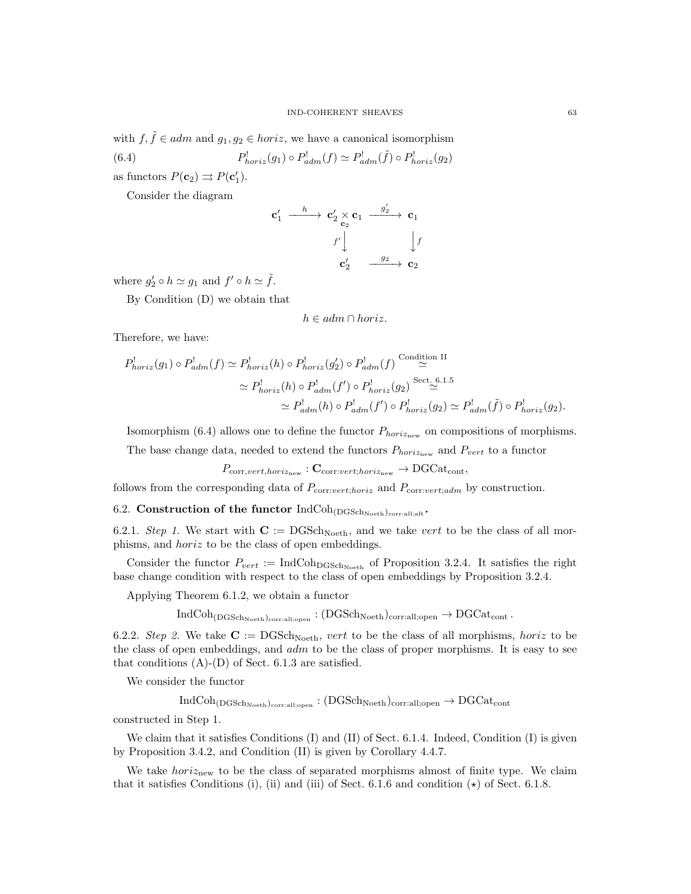with $f, \tilde{f} \in adm$ and $g_1, g_2 \in horiz$, we have a canonical isomorphism

$$P^!_{horiz}(g_1) \circ P^!_{adm}(f) \simeq P^!_{adm}(\tilde{f}) \circ P^!_{horiz}(g_2) \tag{6.4}$$

as functors $P(\mathbf{c}_2) \rightrightarrows P(\mathbf{c}'_1)$.

Consider the diagram

$$\begin{array}{ccccc}
\mathbf{c}'_1 & \xrightarrow{h} & \mathbf{c}'_2 \underset{\mathbf{c}_2}{\times} \mathbf{c}_1 & \xrightarrow{g'_2} & \mathbf{c}_1 \\
 & & {\scriptstyle f'}\big\downarrow & & \big\downarrow{\scriptstyle f} \\
 & & \mathbf{c}'_2 & \xrightarrow{g_2} & \mathbf{c}_2
\end{array}$$

where $g'_2 \circ h \simeq g_1$ and $f' \circ h \simeq \tilde{f}$.

By Condition (D) we obtain that

$$h \in adm \cap horiz.$$

Therefore, we have:

$$\begin{aligned}
P^!_{horiz}(g_1) \circ P^!_{adm}(f) \simeq P^!_{horiz}(h) \circ P^!_{horiz}(g'_2) \circ P^!_{adm}(f) &\overset{\text{Condition II}}{\simeq} \\
\simeq P^!_{horiz}(h) \circ P^!_{adm}(f') \circ P^!_{horiz}(g_2) &\overset{\text{Sect. 6.1.5}}{\simeq} \\
\simeq P^!_{adm}(h) \circ P^!_{adm}(f') \circ P^!_{horiz}(g_2) &\simeq P^!_{adm}(\tilde{f}) \circ P^!_{horiz}(g_2).
\end{aligned}$$

Isomorphism (6.4) allows one to define the functor $P_{horiz_{\text{new}}}$ on compositions of morphisms.

The base change data, needed to extend the functors $P_{horiz_{\text{new}}}$ and $P_{vert}$ to a functor

$$P_{\text{corr},vert,horiz_{\text{new}}} : \mathbf{C}_{\text{corr}:vert;horiz_{\text{new}}} \to \text{DGCat}_{\text{cont}},$$

follows from the corresponding data of $P_{\text{corr}:vert;horiz}$ and $P_{\text{corr}:vert;adm}$ by construction.

## 6.2. Construction of the functor $\text{IndCoh}_{(\text{DGSch}_{\text{Noeth}})_{\text{corr:all;aft}}}$.

6.2.1. *Step 1.* We start with $\mathbf{C} := \text{DGSch}_{\text{Noeth}}$, and we take *vert* to be the class of all morphisms, and *horiz* to be the class of open embeddings.

Consider the functor $P_{vert} := \text{IndCoh}_{\text{DGSch}_{\text{Noeth}}}$ of Proposition 3.2.4. It satisfies the right base change condition with respect to the class of open embeddings by Proposition 3.2.4.

Applying Theorem 6.1.2, we obtain a functor

$$\text{IndCoh}_{(\text{DGSch}_{\text{Noeth}})_{\text{corr:all;open}}} : (\text{DGSch}_{\text{Noeth}})_{\text{corr:all;open}} \to \text{DGCat}_{\text{cont}}.$$

6.2.2. *Step 2.* We take $\mathbf{C} := \text{DGSch}_{\text{Noeth}}$, *vert* to be the class of all morphisms, *horiz* to be the class of open embeddings, and *adm* to be the class of proper morphisms. It is easy to see that conditions (A)-(D) of Sect. 6.1.3 are satisfied.

We consider the functor

$$\text{IndCoh}_{(\text{DGSch}_{\text{Noeth}})_{\text{corr:all;open}}} : (\text{DGSch}_{\text{Noeth}})_{\text{corr:all;open}} \to \text{DGCat}_{\text{cont}}$$

constructed in Step 1.

We claim that it satisfies Conditions (I) and (II) of Sect. 6.1.4. Indeed, Condition (I) is given by Proposition 3.4.2, and Condition (II) is given by Corollary 4.4.7.

We take $horiz_{\text{new}}$ to be the class of separated morphisms almost of finite type. We claim that it satisfies Conditions (i), (ii) and (iii) of Sect. 6.1.6 and condition $(\star)$ of Sect. 6.1.8.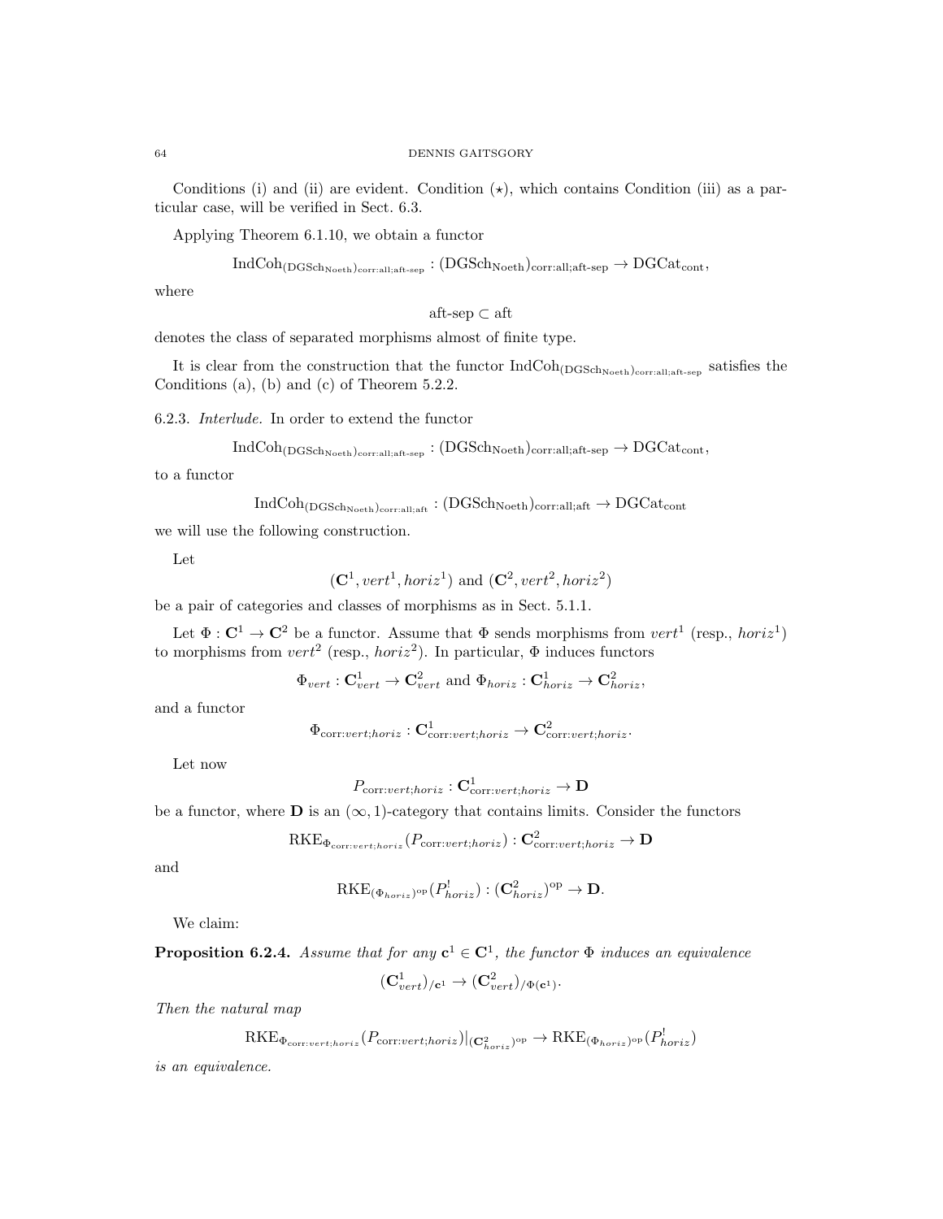Conditions (i) and (ii) are evident. Condition ($\star$), which contains Condition (iii) as a particular case, will be verified in Sect. 6.3.

Applying Theorem 6.1.10, we obtain a functor

$$\mathrm{IndCoh}_{(\mathrm{DGSch}_{\mathrm{Noeth}})_{\mathrm{corr:all;aft\text{-}sep}}} : (\mathrm{DGSch}_{\mathrm{Noeth}})_{\mathrm{corr:all;aft\text{-}sep}} \to \mathrm{DGCat}_{\mathrm{cont}},$$

where

$$\text{aft-sep} \subset \text{aft}$$

denotes the class of separated morphisms almost of finite type.

It is clear from the construction that the functor $\mathrm{IndCoh}_{(\mathrm{DGSch}_{\mathrm{Noeth}})_{\mathrm{corr:all;aft\text{-}sep}}}$ satisfies the Conditions (a), (b) and (c) of Theorem 5.2.2.

6.2.3. *Interlude.* In order to extend the functor

$$\mathrm{IndCoh}_{(\mathrm{DGSch}_{\mathrm{Noeth}})_{\mathrm{corr:all;aft\text{-}sep}}} : (\mathrm{DGSch}_{\mathrm{Noeth}})_{\mathrm{corr:all;aft\text{-}sep}} \to \mathrm{DGCat}_{\mathrm{cont}},$$

to a functor

$$\mathrm{IndCoh}_{(\mathrm{DGSch}_{\mathrm{Noeth}})_{\mathrm{corr:all;aft}}} : (\mathrm{DGSch}_{\mathrm{Noeth}})_{\mathrm{corr:all;aft}} \to \mathrm{DGCat}_{\mathrm{cont}}$$

we will use the following construction.

Let

$$(\mathbf{C}^1, vert^1, horiz^1) \text{ and } (\mathbf{C}^2, vert^2, horiz^2)$$

be a pair of categories and classes of morphisms as in Sect. 5.1.1.

Let $\Phi : \mathbf{C}^1 \to \mathbf{C}^2$ be a functor. Assume that $\Phi$ sends morphisms from $vert^1$ (resp., $horiz^1$) to morphisms from $vert^2$ (resp., $horiz^2$). In particular, $\Phi$ induces functors

$$\Phi_{vert} : \mathbf{C}^1_{vert} \to \mathbf{C}^2_{vert} \text{ and } \Phi_{horiz} : \mathbf{C}^1_{horiz} \to \mathbf{C}^2_{horiz},$$

and a functor

$$\Phi_{\mathrm{corr}:vert;horiz} : \mathbf{C}^1_{\mathrm{corr}:vert;horiz} \to \mathbf{C}^2_{\mathrm{corr}:vert;horiz}.$$

Let now

$$P_{\mathrm{corr}:vert;horiz} : \mathbf{C}^1_{\mathrm{corr}:vert;horiz} \to \mathbf{D}$$

be a functor, where $\mathbf{D}$ is an $(\infty,1)$-category that contains limits. Consider the functors

$$\mathrm{RKE}_{\Phi_{\mathrm{corr}:vert;horiz}}(P_{\mathrm{corr}:vert;horiz}) : \mathbf{C}^2_{\mathrm{corr}:vert;horiz} \to \mathbf{D}$$

and

$$\mathrm{RKE}_{(\Phi_{horiz})^{\mathrm{op}}}(P^!_{horiz}) : (\mathbf{C}^2_{horiz})^{\mathrm{op}} \to \mathbf{D}.$$

We claim:

**Proposition 6.2.4.** *Assume that for any $\mathbf{c}^1 \in \mathbf{C}^1$, the functor $\Phi$ induces an equivalence*

$$(\mathbf{C}^1_{vert})_{/\mathbf{c}^1} \to (\mathbf{C}^2_{vert})_{/\Phi(\mathbf{c}^1)}.$$

*Then the natural map*

$$\mathrm{RKE}_{\Phi_{\mathrm{corr}:vert;horiz}}(P_{\mathrm{corr}:vert;horiz})|_{(\mathbf{C}^2_{horiz})^{\mathrm{op}}} \to \mathrm{RKE}_{(\Phi_{horiz})^{\mathrm{op}}}(P^!_{horiz})$$

*is an equivalence.*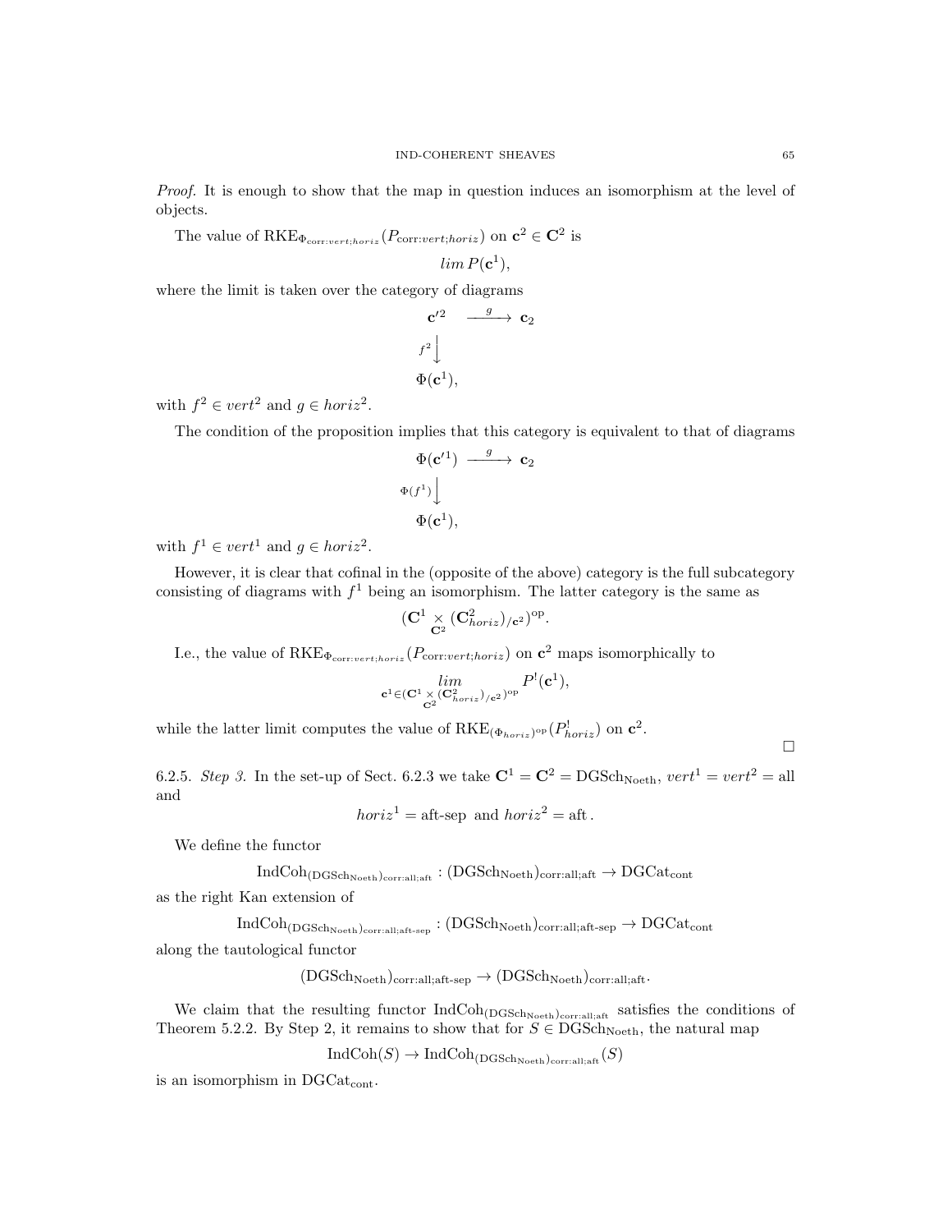*Proof.* It is enough to show that the map in question induces an isomorphism at the level of objects.

The value of $\mathrm{RKE}_{\Phi_{\mathrm{corr}:vert;horiz}}(P_{\mathrm{corr}:vert;horiz})$ on $\mathbf{c}^2 \in \mathbf{C}^2$ is

$$lim\, P(\mathbf{c}^1),$$

where the limit is taken over the category of diagrams

$$\begin{array}{ccc} \mathbf{c}'^2 & \xrightarrow{g} & \mathbf{c}_2 \\ {\scriptstyle f^2}\downarrow & & \\ \Phi(\mathbf{c}^1), & & \end{array}$$

with $f^2 \in vert^2$ and $g \in horiz^2$.

The condition of the proposition implies that this category is equivalent to that of diagrams

$$\begin{array}{ccc} \Phi(\mathbf{c}'^1) & \xrightarrow{g} & \mathbf{c}_2 \\ {\scriptstyle \Phi(f^1)}\downarrow & & \\ \Phi(\mathbf{c}^1), & & \end{array}$$

with $f^1 \in vert^1$ and $g \in horiz^2$.

However, it is clear that cofinal in the (opposite of the above) category is the full subcategory consisting of diagrams with $f^1$ being an isomorphism. The latter category is the same as

$$(\mathbf{C}^1 \underset{\mathbf{C}^2}{\times} (\mathbf{C}^2_{horiz})_{/\mathbf{c}^2})^{\mathrm{op}}.$$

I.e., the value of $\mathrm{RKE}_{\Phi_{\mathrm{corr}:vert;horiz}}(P_{\mathrm{corr}:vert;horiz})$ on $\mathbf{c}^2$ maps isomorphically to

$$\underset{\mathbf{c}^1 \in (\mathbf{C}^1 \underset{\mathbf{C}^2}{\times} (\mathbf{C}^2_{horiz})_{/\mathbf{c}^2})^{\mathrm{op}}}{lim} P^!(\mathbf{c}^1),$$

while the latter limit computes the value of $\mathrm{RKE}_{(\Phi_{horiz})^{\mathrm{op}}}(P^!_{horiz})$ on $\mathbf{c}^2$. $\square$

6.2.5. *Step 3.* In the set-up of Sect. 6.2.3 we take $\mathbf{C}^1 = \mathbf{C}^2 = \mathrm{DGSch}_{\mathrm{Noeth}}$, $vert^1 = vert^2 = \mathrm{all}$ and

$$horiz^1 = \text{aft-sep} \text{ and } horiz^2 = \text{aft}.$$

We define the functor

$$\mathrm{IndCoh}_{(\mathrm{DGSch}_{\mathrm{Noeth}})_{\mathrm{corr:all;aft}}} : (\mathrm{DGSch}_{\mathrm{Noeth}})_{\mathrm{corr:all;aft}} \to \mathrm{DGCat}_{\mathrm{cont}}$$

as the right Kan extension of

$$\mathrm{IndCoh}_{(\mathrm{DGSch}_{\mathrm{Noeth}})_{\mathrm{corr:all;aft\text{-}sep}}} : (\mathrm{DGSch}_{\mathrm{Noeth}})_{\mathrm{corr:all;aft\text{-}sep}} \to \mathrm{DGCat}_{\mathrm{cont}}$$

along the tautological functor

$$(\mathrm{DGSch}_{\mathrm{Noeth}})_{\mathrm{corr:all;aft\text{-}sep}} \to (\mathrm{DGSch}_{\mathrm{Noeth}})_{\mathrm{corr:all;aft}}.$$

We claim that the resulting functor $\mathrm{IndCoh}_{(\mathrm{DGSch}_{\mathrm{Noeth}})_{\mathrm{corr:all;aft}}}$ satisfies the conditions of Theorem 5.2.2. By Step 2, it remains to show that for $S \in \mathrm{DGSch}_{\mathrm{Noeth}}$, the natural map

$$\mathrm{IndCoh}(S) \to \mathrm{IndCoh}_{(\mathrm{DGSch}_{\mathrm{Noeth}})_{\mathrm{corr:all;aft}}}(S)$$

is an isomorphism in $\mathrm{DGCat}_{\mathrm{cont}}$.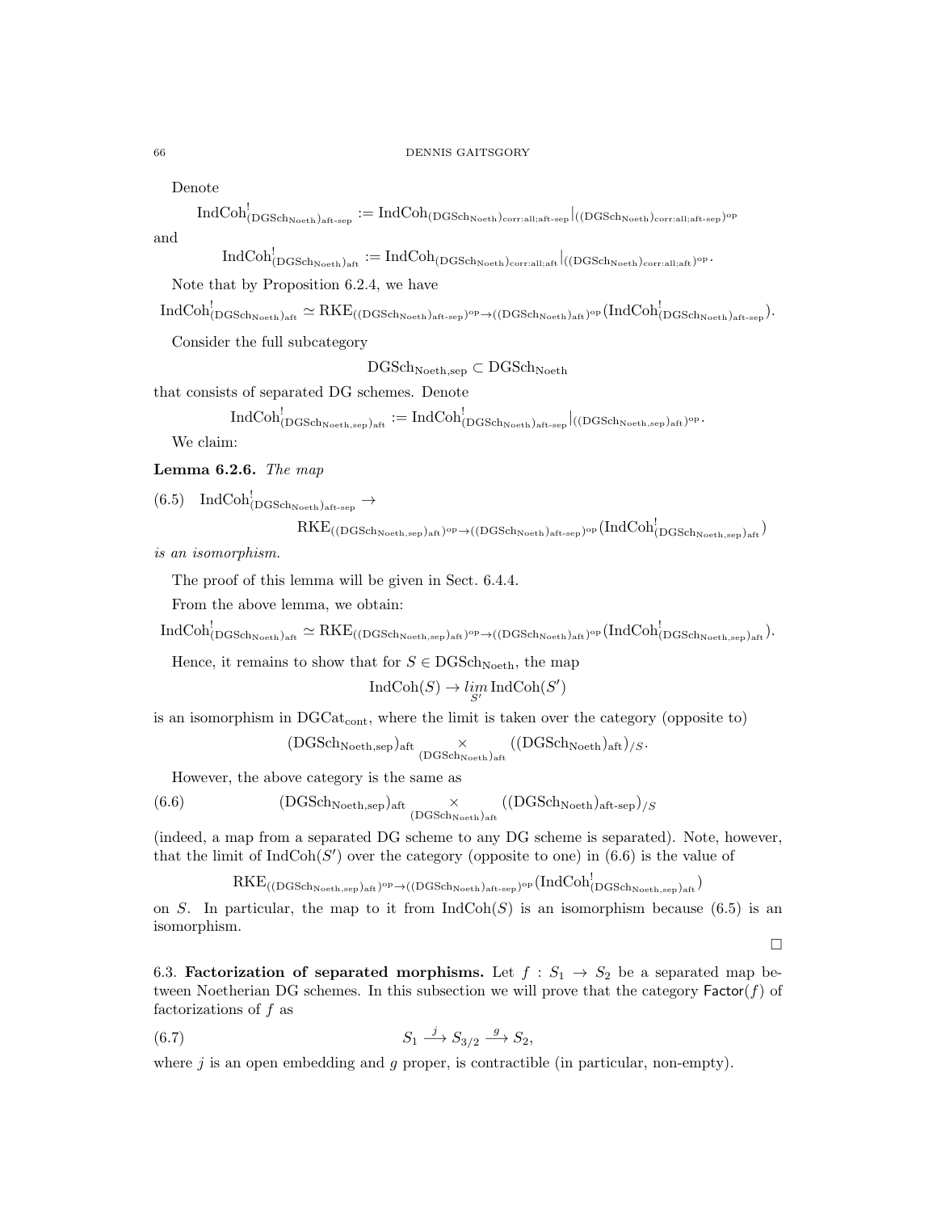Denote

$$\mathrm{IndCoh}^!_{(\mathrm{DGSch}_{\mathrm{Noeth}})_{\mathrm{aft\text{-}sep}}} := \mathrm{IndCoh}_{(\mathrm{DGSch}_{\mathrm{Noeth}})_{\mathrm{corr:all;aft\text{-}sep}}}|_{((\mathrm{DGSch}_{\mathrm{Noeth}})_{\mathrm{corr:all;aft\text{-}sep}})^{\mathrm{op}}}$$

and

$$\mathrm{IndCoh}^!_{(\mathrm{DGSch}_{\mathrm{Noeth}})_{\mathrm{aft}}} := \mathrm{IndCoh}_{(\mathrm{DGSch}_{\mathrm{Noeth}})_{\mathrm{corr:all;aft}}}|_{((\mathrm{DGSch}_{\mathrm{Noeth}})_{\mathrm{corr:all;aft}})^{\mathrm{op}}}.$$

Note that by Proposition 6.2.4, we have

$$\mathrm{IndCoh}^!_{(\mathrm{DGSch}_{\mathrm{Noeth}})_{\mathrm{aft}}} \simeq \mathrm{RKE}_{((\mathrm{DGSch}_{\mathrm{Noeth}})_{\mathrm{aft\text{-}sep}})^{\mathrm{op}} \to ((\mathrm{DGSch}_{\mathrm{Noeth}})_{\mathrm{aft}})^{\mathrm{op}}}(\mathrm{IndCoh}^!_{(\mathrm{DGSch}_{\mathrm{Noeth}})_{\mathrm{aft\text{-}sep}}}).$$

Consider the full subcategory

$$\mathrm{DGSch}_{\mathrm{Noeth,sep}} \subset \mathrm{DGSch}_{\mathrm{Noeth}}$$

that consists of separated DG schemes. Denote

$$\mathrm{IndCoh}^!_{(\mathrm{DGSch}_{\mathrm{Noeth,sep}})_{\mathrm{aft}}} := \mathrm{IndCoh}^!_{(\mathrm{DGSch}_{\mathrm{Noeth}})_{\mathrm{aft\text{-}sep}}}|_{((\mathrm{DGSch}_{\mathrm{Noeth,sep}})_{\mathrm{aft}})^{\mathrm{op}}}.$$

We claim:

**Lemma 6.2.6.** *The map*

$$\mathrm{IndCoh}^!_{(\mathrm{DGSch}_{\mathrm{Noeth}})_{\mathrm{aft\text{-}sep}}} \to \mathrm{RKE}_{((\mathrm{DGSch}_{\mathrm{Noeth,sep}})_{\mathrm{aft}})^{\mathrm{op}} \to ((\mathrm{DGSch}_{\mathrm{Noeth}})_{\mathrm{aft\text{-}sep}})^{\mathrm{op}}}(\mathrm{IndCoh}^!_{(\mathrm{DGSch}_{\mathrm{Noeth,sep}})_{\mathrm{aft}}}) \tag{6.5}$$

*is an isomorphism.*

The proof of this lemma will be given in Sect. 6.4.4.

From the above lemma, we obtain:

$$\mathrm{IndCoh}^!_{(\mathrm{DGSch}_{\mathrm{Noeth}})_{\mathrm{aft}}} \simeq \mathrm{RKE}_{((\mathrm{DGSch}_{\mathrm{Noeth,sep}})_{\mathrm{aft}})^{\mathrm{op}} \to ((\mathrm{DGSch}_{\mathrm{Noeth}})_{\mathrm{aft}})^{\mathrm{op}}}(\mathrm{IndCoh}^!_{(\mathrm{DGSch}_{\mathrm{Noeth,sep}})_{\mathrm{aft}}}).$$

Hence, it remains to show that for $S \in \mathrm{DGSch}_{\mathrm{Noeth}}$, the map

$$\mathrm{IndCoh}(S) \to \underset{S'}{lim}\, \mathrm{IndCoh}(S')$$

is an isomorphism in $\mathrm{DGCat}_{\mathrm{cont}}$, where the limit is taken over the category (opposite to)

$$(\mathrm{DGSch}_{\mathrm{Noeth,sep}})_{\mathrm{aft}} \underset{(\mathrm{DGSch}_{\mathrm{Noeth}})_{\mathrm{aft}}}{\times} ((\mathrm{DGSch}_{\mathrm{Noeth}})_{\mathrm{aft}})_{/S}.$$

However, the above category is the same as

$$(\mathrm{DGSch}_{\mathrm{Noeth,sep}})_{\mathrm{aft}} \underset{(\mathrm{DGSch}_{\mathrm{Noeth}})_{\mathrm{aft}}}{\times} ((\mathrm{DGSch}_{\mathrm{Noeth}})_{\mathrm{aft\text{-}sep}})_{/S} \tag{6.6}$$

(indeed, a map from a separated DG scheme to any DG scheme is separated). Note, however, that the limit of $\mathrm{IndCoh}(S')$ over the category (opposite to one) in (6.6) is the value of

$$\mathrm{RKE}_{((\mathrm{DGSch}_{\mathrm{Noeth,sep}})_{\mathrm{aft}})^{\mathrm{op}} \to ((\mathrm{DGSch}_{\mathrm{Noeth}})_{\mathrm{aft\text{-}sep}})^{\mathrm{op}}}(\mathrm{IndCoh}^!_{(\mathrm{DGSch}_{\mathrm{Noeth,sep}})_{\mathrm{aft}}})$$

on $S$. In particular, the map to it from $\mathrm{IndCoh}(S)$ is an isomorphism because (6.5) is an isomorphism.

□

## 6.3. Factorization of separated morphisms.

Let $f : S_1 \to S_2$ be a separated map between Noetherian DG schemes. In this subsection we will prove that the category $\mathsf{Factor}(f)$ of factorizations of $f$ as

$$S_1 \xrightarrow{j} S_{3/2} \xrightarrow{g} S_2, \tag{6.7}$$

where $j$ is an open embedding and $g$ proper, is contractible (in particular, non-empty).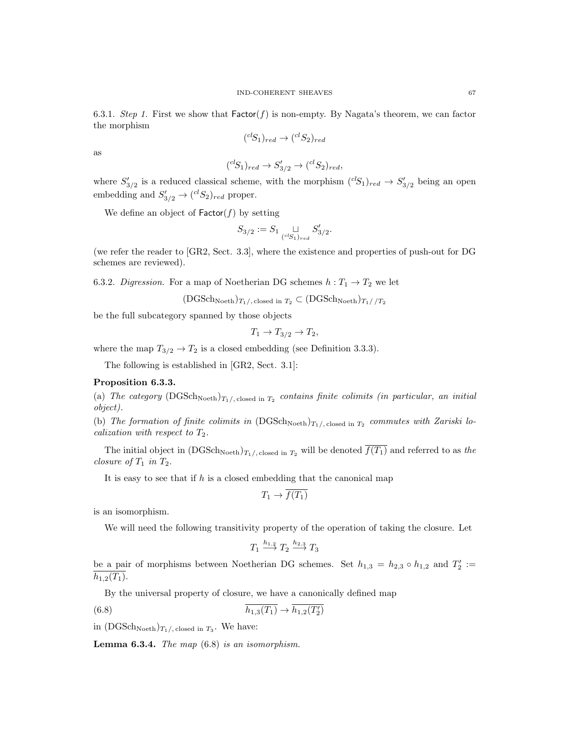6.3.1. *Step 1.* First we show that $\mathsf{Factor}(f)$ is non-empty. By Nagata's theorem, we can factor the morphism

$$({}^{cl}S_1)_{red} \to ({}^{cl}S_2)_{red}$$

as

$$({}^{cl}S_1)_{red} \to S'_{3/2} \to ({}^{cl}S_2)_{red},$$

where $S'_{3/2}$ is a reduced classical scheme, with the morphism $({}^{cl}S_1)_{red} \to S'_{3/2}$ being an open embedding and $S'_{3/2} \to ({}^{cl}S_2)_{red}$ proper.

We define an object of $\mathsf{Factor}(f)$ by setting

$$S_{3/2} := S_1 \underset{({}^{cl}S_1)_{red}}{\sqcup} S'_{3/2}.$$

(we refer the reader to [GR2, Sect. 3.3], where the existence and properties of push-out for DG schemes are reviewed).

6.3.2. *Digression.* For a map of Noetherian DG schemes $h : T_1 \to T_2$ we let

$$(\mathrm{DGSch}_{\mathrm{Noeth}})_{T_1/,\, \mathrm{closed\ in}\ T_2} \subset (\mathrm{DGSch}_{\mathrm{Noeth}})_{T_1//T_2}$$

be the full subcategory spanned by those objects

$$T_1 \to T_{3/2} \to T_2,$$

where the map $T_{3/2} \to T_2$ is a closed embedding (see Definition 3.3.3).

The following is established in [GR2, Sect. 3.1]:

**Proposition 6.3.3.**

(a) *The category* $(\mathrm{DGSch}_{\mathrm{Noeth}})_{T_1/,\, \mathrm{closed\ in}\ T_2}$ *contains finite colimits (in particular, an initial object).*

(b) *The formation of finite colimits in* $(\mathrm{DGSch}_{\mathrm{Noeth}})_{T_1/,\, \mathrm{closed\ in}\ T_2}$ *commutes with Zariski localization with respect to* $T_2$.

The initial object in $(\mathrm{DGSch}_{\mathrm{Noeth}})_{T_1/,\, \mathrm{closed\ in}\ T_2}$ will be denoted $\overline{f(T_1)}$ and referred to as *the closure of* $T_1$ *in* $T_2$.

It is easy to see that if $h$ is a closed embedding that the canonical map

$$T_1 \to \overline{f(T_1)}$$

is an isomorphism.

We will need the following transitivity property of the operation of taking the closure. Let

$$T_1 \xrightarrow{h_{1,2}} T_2 \xrightarrow{h_{2,3}} T_3$$

be a pair of morphisms between Noetherian DG schemes. Set $h_{1,3} = h_{2,3} \circ h_{1,2}$ and $T'_2 := \overline{h_{1,2}(T_1)}$.

By the universal property of closure, we have a canonically defined map

$$\overline{h_{1,3}(T_1)} \to \overline{h_{1,2}(T'_2)} \tag{6.8}$$

in $(\mathrm{DGSch}_{\mathrm{Noeth}})_{T_1/,\, \mathrm{closed\ in}\ T_3}$. We have:

**Lemma 6.3.4.** *The map* (6.8) *is an isomorphism.*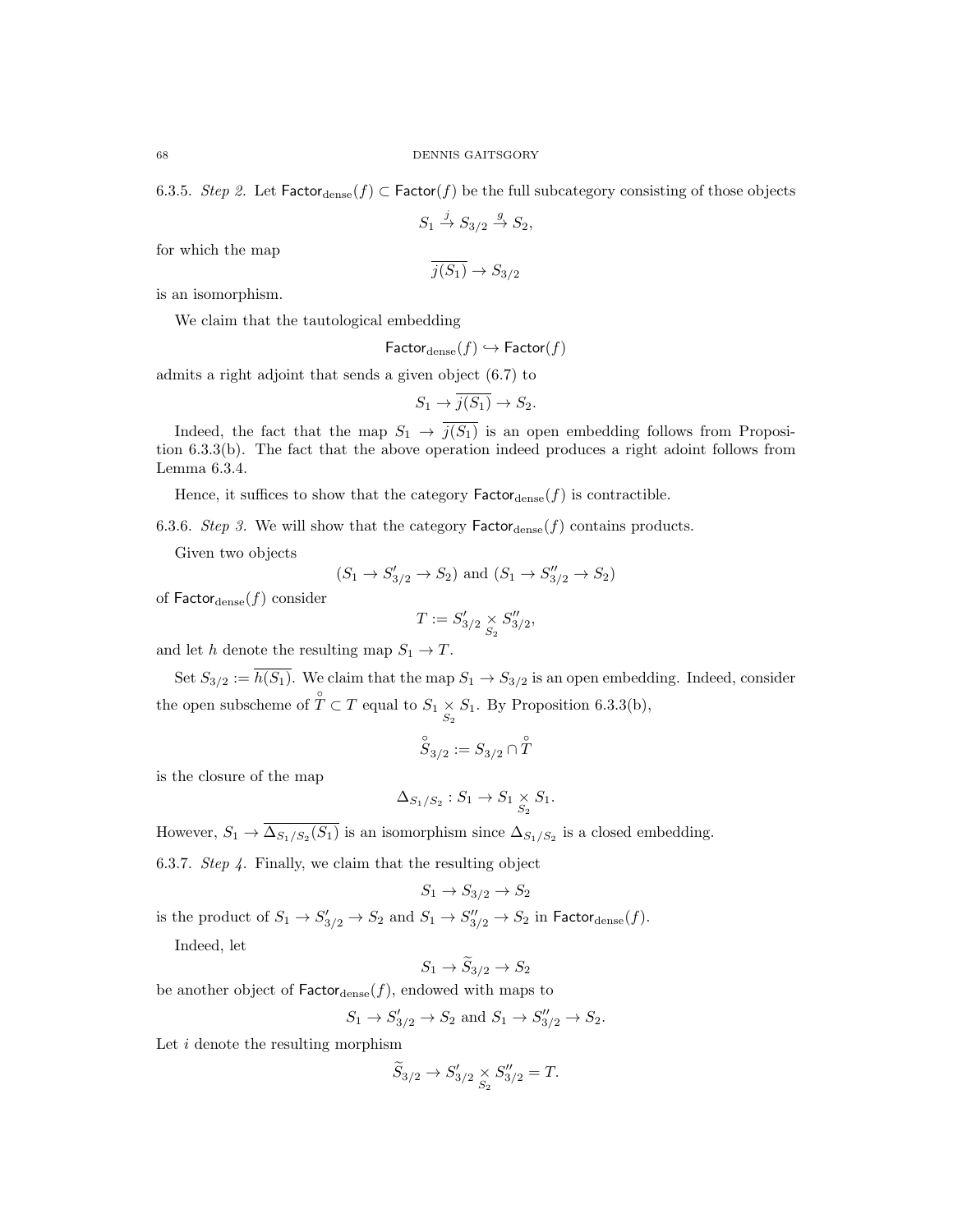6.3.5. *Step 2.* Let $\mathsf{Factor}_{\text{dense}}(f) \subset \mathsf{Factor}(f)$ be the full subcategory consisting of those objects

$$S_1 \overset{j}{\to} S_{3/2} \overset{g}{\to} S_2,$$

for which the map

$$\overline{j(S_1)} \to S_{3/2}$$

is an isomorphism.

We claim that the tautological embedding

$$\mathsf{Factor}_{\text{dense}}(f) \hookrightarrow \mathsf{Factor}(f)$$

admits a right adjoint that sends a given object (6.7) to

$$S_1 \to \overline{j(S_1)} \to S_2.$$

Indeed, the fact that the map $S_1 \to \overline{j(S_1)}$ is an open embedding follows from Proposition 6.3.3(b). The fact that the above operation indeed produces a right adoint follows from Lemma 6.3.4.

Hence, it suffices to show that the category $\mathsf{Factor}_{\text{dense}}(f)$ is contractible.

6.3.6. *Step 3.* We will show that the category $\mathsf{Factor}_{\text{dense}}(f)$ contains products.

Given two objects

$$(S_1 \to S'_{3/2} \to S_2) \text{ and } (S_1 \to S''_{3/2} \to S_2)$$

of $\mathsf{Factor}_{\text{dense}}(f)$ consider

$$T := S'_{3/2} \underset{S_2}{\times} S''_{3/2},$$

and let $h$ denote the resulting map $S_1 \to T$.

Set $S_{3/2} := \overline{h(S_1)}$. We claim that the map $S_1 \to S_{3/2}$ is an open embedding. Indeed, consider the open subscheme of $\overset{\circ}{T} \subset T$ equal to $S_1 \underset{S_2}{\times} S_1$. By Proposition 6.3.3(b),

$$\overset{\circ}{S}_{3/2} := S_{3/2} \cap \overset{\circ}{T}$$

is the closure of the map

$$\Delta_{S_1/S_2} : S_1 \to S_1 \underset{S_2}{\times} S_1.$$

However, $S_1 \to \overline{\Delta_{S_1/S_2}(S_1)}$ is an isomorphism since $\Delta_{S_1/S_2}$ is a closed embedding.

6.3.7. *Step 4.* Finally, we claim that the resulting object

$$S_1 \to S_{3/2} \to S_2$$

is the product of $S_1 \to S'_{3/2} \to S_2$ and $S_1 \to S''_{3/2} \to S_2$ in $\mathsf{Factor}_{\text{dense}}(f)$.

Indeed, let

$$S_1 \to \widetilde{S}_{3/2} \to S_2$$

be another object of $\mathsf{Factor}_{\text{dense}}(f)$, endowed with maps to

$$S_1 \to S'_{3/2} \to S_2 \text{ and } S_1 \to S''_{3/2} \to S_2.$$

Let $i$ denote the resulting morphism

$$\widetilde{S}_{3/2} \to S'_{3/2} \underset{S_2}{\times} S''_{3/2} = T.$$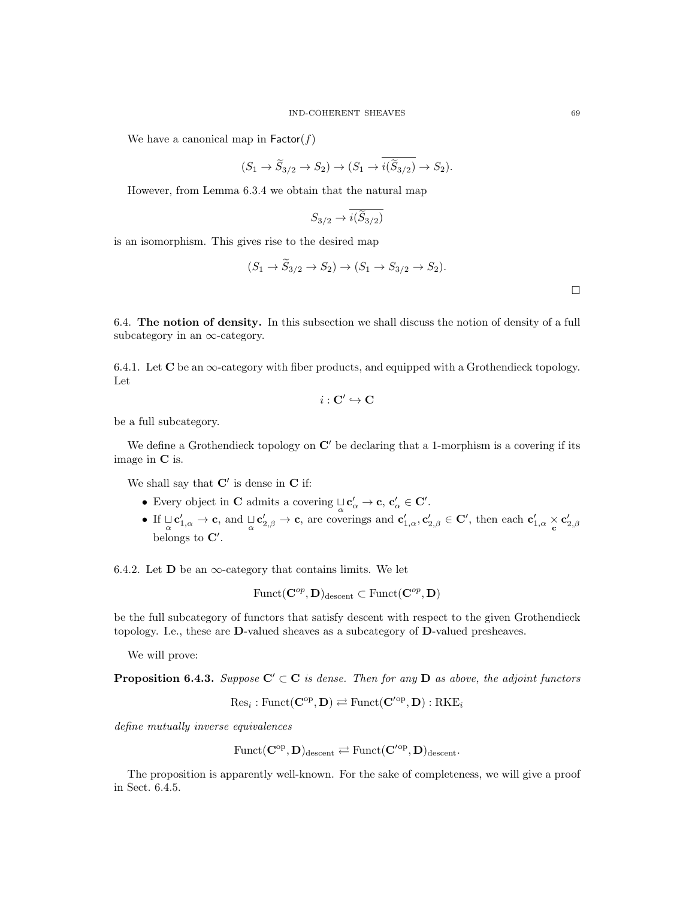We have a canonical map in $\mathsf{Factor}(f)$

$$(S_1 \to \widetilde{S}_{3/2} \to S_2) \to (S_1 \to \overline{i(\widetilde{S}_{3/2})} \to S_2).$$

However, from Lemma 6.3.4 we obtain that the natural map

$$S_{3/2} \to \overline{i(\widetilde{S}_{3/2})}$$

is an isomorphism. This gives rise to the desired map

$$(S_1 \to \widetilde{S}_{3/2} \to S_2) \to (S_1 \to S_{3/2} \to S_2).$$

□

6.4. **The notion of density.** In this subsection we shall discuss the notion of density of a full subcategory in an $\infty$-category.

6.4.1. Let $\mathbf{C}$ be an $\infty$-category with fiber products, and equipped with a Grothendieck topology. Let

$$i : \mathbf{C}' \hookrightarrow \mathbf{C}$$

be a full subcategory.

We define a Grothendieck topology on $\mathbf{C}'$ be declaring that a 1-morphism is a covering if its image in $\mathbf{C}$ is.

We shall say that $\mathbf{C}'$ is dense in $\mathbf{C}$ if:

- Every object in $\mathbf{C}$ admits a covering $\underset{\alpha}{\sqcup} \mathbf{c}'_\alpha \to \mathbf{c}$, $\mathbf{c}'_\alpha \in \mathbf{C}'$.
- If $\underset{\alpha}{\sqcup} \mathbf{c}'_{1,\alpha} \to \mathbf{c}$, and $\underset{\alpha}{\sqcup} \mathbf{c}'_{2,\beta} \to \mathbf{c}$, are coverings and $\mathbf{c}'_{1,\alpha}, \mathbf{c}'_{2,\beta} \in \mathbf{C}'$, then each $\mathbf{c}'_{1,\alpha} \underset{\mathbf{c}}{\times} \mathbf{c}'_{2,\beta}$ belongs to $\mathbf{C}'$.

6.4.2. Let $\mathbf{D}$ be an $\infty$-category that contains limits. We let

$$\mathrm{Funct}(\mathbf{C}^{op}, \mathbf{D})_{\mathrm{descent}} \subset \mathrm{Funct}(\mathbf{C}^{op}, \mathbf{D})$$

be the full subcategory of functors that satisfy descent with respect to the given Grothendieck topology. I.e., these are $\mathbf{D}$-valued sheaves as a subcategory of $\mathbf{D}$-valued presheaves.

We will prove:

**Proposition 6.4.3.** *Suppose $\mathbf{C}' \subset \mathbf{C}$ is dense. Then for any $\mathbf{D}$ as above, the adjoint functors*

$$\mathrm{Res}_i : \mathrm{Funct}(\mathbf{C}^{\mathrm{op}}, \mathbf{D}) \rightleftarrows \mathrm{Funct}(\mathbf{C}'^{\mathrm{op}}, \mathbf{D}) : \mathrm{RKE}_i$$

*define mutually inverse equivalences*

$$\mathrm{Funct}(\mathbf{C}^{\mathrm{op}}, \mathbf{D})_{\mathrm{descent}} \rightleftarrows \mathrm{Funct}(\mathbf{C}'^{\mathrm{op}}, \mathbf{D})_{\mathrm{descent}}.$$

The proposition is apparently well-known. For the sake of completeness, we will give a proof in Sect. 6.4.5.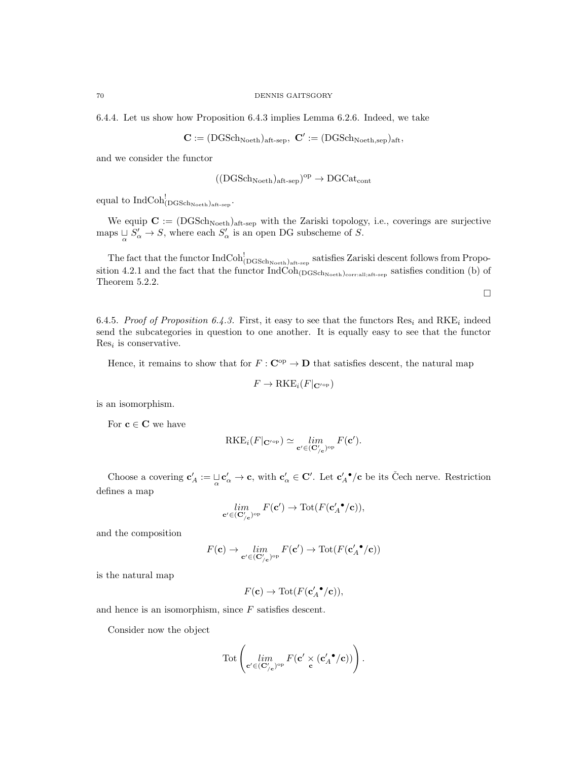6.4.4. Let us show how Proposition 6.4.3 implies Lemma 6.2.6. Indeed, we take

$$\mathbf{C} := (\mathrm{DGSch}_{\mathrm{Noeth}})_{\text{aft-sep}},\ \mathbf{C}' := (\mathrm{DGSch}_{\mathrm{Noeth,sep}})_{\mathrm{aft}},$$

and we consider the functor

$$((\mathrm{DGSch}_{\mathrm{Noeth}})_{\text{aft-sep}})^{\mathrm{op}} \to \mathrm{DGCat}_{\mathrm{cont}}$$

equal to $\mathrm{IndCoh}^!_{(\mathrm{DGSch}_{\mathrm{Noeth}})_{\text{aft-sep}}}$.

We equip $\mathbf{C} := (\mathrm{DGSch}_{\mathrm{Noeth}})_{\text{aft-sep}}$ with the Zariski topology, i.e., coverings are surjective maps $\underset{\alpha}{\sqcup}\, S'_\alpha \to S$, where each $S'_\alpha$ is an open DG subscheme of $S$.

The fact that the functor $\mathrm{IndCoh}^!_{(\mathrm{DGSch}_{\mathrm{Noeth}})_{\text{aft-sep}}}$ satisfies Zariski descent follows from Proposition 4.2.1 and the fact that the functor $\mathrm{IndCoh}_{(\mathrm{DGSch}_{\mathrm{Noeth}})_{\text{corr:all;aft-sep}}}$ satisfies condition (b) of Theorem 5.2.2.

□

6.4.5. *Proof of Proposition 6.4.3.* First, it easy to see that the functors $\mathrm{Res}_i$ and $\mathrm{RKE}_i$ indeed send the subcategories in question to one another. It is equally easy to see that the functor $\mathrm{Res}_i$ is conservative.

Hence, it remains to show that for $F : \mathbf{C}^{\mathrm{op}} \to \mathbf{D}$ that satisfies descent, the natural map

$$F \to \mathrm{RKE}_i(F|_{\mathbf{C}'^{\mathrm{op}}})$$

is an isomorphism.

For $\mathbf{c} \in \mathbf{C}$ we have

$$\mathrm{RKE}_i(F|_{\mathbf{C}'^{\mathrm{op}}}) \simeq \underset{\mathbf{c}' \in (\mathbf{C}'_{/\mathbf{c}})^{\mathrm{op}}}{lim} F(\mathbf{c}').$$

Choose a covering $\mathbf{c}'_A := \underset{\alpha}{\sqcup}\, \mathbf{c}'_\alpha \to \mathbf{c}$, with $\mathbf{c}'_\alpha \in \mathbf{C}'$. Let ${\mathbf{c}'_A}^\bullet/\mathbf{c}$ be its Čech nerve. Restriction defines a map

$$\underset{\mathbf{c}' \in (\mathbf{C}'_{/\mathbf{c}})^{\mathrm{op}}}{lim} F(\mathbf{c}') \to \mathrm{Tot}(F({\mathbf{c}'_A}^\bullet/\mathbf{c})),$$

and the composition

$$F(\mathbf{c}) \to \underset{\mathbf{c}' \in (\mathbf{C}'_{/\mathbf{c}})^{\mathrm{op}}}{lim} F(\mathbf{c}') \to \mathrm{Tot}(F({\mathbf{c}'_A}^\bullet/\mathbf{c}))$$

is the natural map

$$F(\mathbf{c}) \to \mathrm{Tot}(F({\mathbf{c}'_A}^\bullet/\mathbf{c})),$$

and hence is an isomorphism, since $F$ satisfies descent.

Consider now the object

$$\mathrm{Tot}\left( \underset{\mathbf{c}' \in (\mathbf{C}'_{/\mathbf{c}})^{\mathrm{op}}}{lim} F(\mathbf{c}' \underset{\mathbf{c}}{\times} ({\mathbf{c}'_A}^\bullet/\mathbf{c})) \right).$$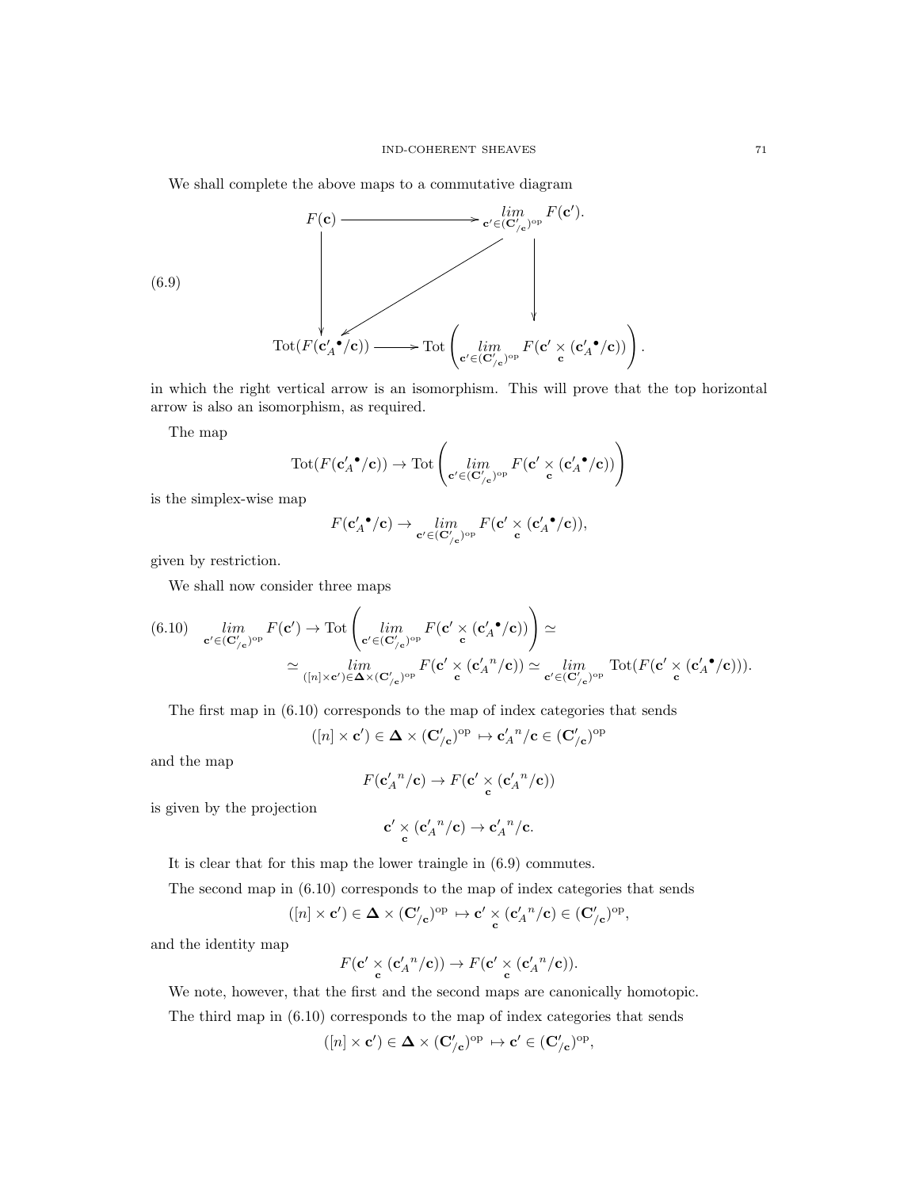We shall complete the above maps to a commutative diagram

$$
\begin{array}{ccc}
F(\mathbf{c}) & \longrightarrow & \underset{\mathbf{c}'\in (\mathbf{C}'_{/\mathbf{c}})^{\mathrm{op}}}{\mathit{lim}} F(\mathbf{c}'). \\
\downarrow & \swarrow & \downarrow \\
\mathrm{Tot}(F({\mathbf{c}'_A}^{\bullet}/\mathbf{c})) & \longrightarrow & \mathrm{Tot}\left(\underset{\mathbf{c}'\in (\mathbf{C}'_{/\mathbf{c}})^{\mathrm{op}}}{\mathit{lim}} F(\mathbf{c}'\underset{\mathbf{c}}{\times}({\mathbf{c}'_A}^{\bullet}/\mathbf{c}))\right).
\end{array}
\tag{6.9}
$$

in which the right vertical arrow is an isomorphism. This will prove that the top horizontal arrow is also an isomorphism, as required.

The map

$$\mathrm{Tot}(F({\mathbf{c}'_A}^{\bullet}/\mathbf{c})) \to \mathrm{Tot}\left(\underset{\mathbf{c}'\in (\mathbf{C}'_{/\mathbf{c}})^{\mathrm{op}}}{\mathit{lim}} F(\mathbf{c}'\underset{\mathbf{c}}{\times}({\mathbf{c}'_A}^{\bullet}/\mathbf{c}))\right)$$

is the simplex-wise map

$$F({\mathbf{c}'_A}^{\bullet}/\mathbf{c}) \to \underset{\mathbf{c}'\in (\mathbf{C}'_{/\mathbf{c}})^{\mathrm{op}}}{\mathit{lim}} F(\mathbf{c}'\underset{\mathbf{c}}{\times}({\mathbf{c}'_A}^{\bullet}/\mathbf{c})),$$

given by restriction.

We shall now consider three maps

$$
\begin{aligned}
(6.10)\quad \underset{\mathbf{c}'\in (\mathbf{C}'_{/\mathbf{c}})^{\mathrm{op}}}{\mathit{lim}} F(\mathbf{c}') \to \mathrm{Tot}\left(\underset{\mathbf{c}'\in (\mathbf{C}'_{/\mathbf{c}})^{\mathrm{op}}}{\mathit{lim}} F(\mathbf{c}'\underset{\mathbf{c}}{\times}({\mathbf{c}'_A}^{\bullet}/\mathbf{c}))\right) \simeq \\
\simeq \underset{([n]\times\mathbf{c}')\in \mathbf{\Delta}\times(\mathbf{C}'_{/\mathbf{c}})^{\mathrm{op}}}{\mathit{lim}} F(\mathbf{c}'\underset{\mathbf{c}}{\times}({\mathbf{c}'_A}^{n}/\mathbf{c})) \simeq \underset{\mathbf{c}'\in (\mathbf{C}'_{/\mathbf{c}})^{\mathrm{op}}}{\mathit{lim}} \mathrm{Tot}(F(\mathbf{c}'\underset{\mathbf{c}}{\times}({\mathbf{c}'_A}^{\bullet}/\mathbf{c}))).
\end{aligned}
$$

The first map in (6.10) corresponds to the map of index categories that sends

$$([n]\times\mathbf{c}')\in \mathbf{\Delta}\times(\mathbf{C}'_{/\mathbf{c}})^{\mathrm{op}} \mapsto {\mathbf{c}'_A}^{n}/\mathbf{c}\in(\mathbf{C}'_{/\mathbf{c}})^{\mathrm{op}}$$

and the map

$$F({\mathbf{c}'_A}^{n}/\mathbf{c}) \to F(\mathbf{c}'\underset{\mathbf{c}}{\times}({\mathbf{c}'_A}^{n}/\mathbf{c}))$$

is given by the projection

$$\mathbf{c}'\underset{\mathbf{c}}{\times}({\mathbf{c}'_A}^{n}/\mathbf{c}) \to {\mathbf{c}'_A}^{n}/\mathbf{c}.$$

It is clear that for this map the lower traingle in (6.9) commutes.

The second map in (6.10) corresponds to the map of index categories that sends

$$([n]\times\mathbf{c}')\in \mathbf{\Delta}\times(\mathbf{C}'_{/\mathbf{c}})^{\mathrm{op}} \mapsto \mathbf{c}'\underset{\mathbf{c}}{\times}({\mathbf{c}'_A}^{n}/\mathbf{c})\in(\mathbf{C}'_{/\mathbf{c}})^{\mathrm{op}},$$

and the identity map

$$F(\mathbf{c}'\underset{\mathbf{c}}{\times}({\mathbf{c}'_A}^{n}/\mathbf{c})) \to F(\mathbf{c}'\underset{\mathbf{c}}{\times}({\mathbf{c}'_A}^{n}/\mathbf{c})).$$

We note, however, that the first and the second maps are canonically homotopic.

The third map in (6.10) corresponds to the map of index categories that sends

$$([n]\times\mathbf{c}')\in \mathbf{\Delta}\times(\mathbf{C}'_{/\mathbf{c}})^{\mathrm{op}} \mapsto \mathbf{c}'\in(\mathbf{C}'_{/\mathbf{c}})^{\mathrm{op}},$$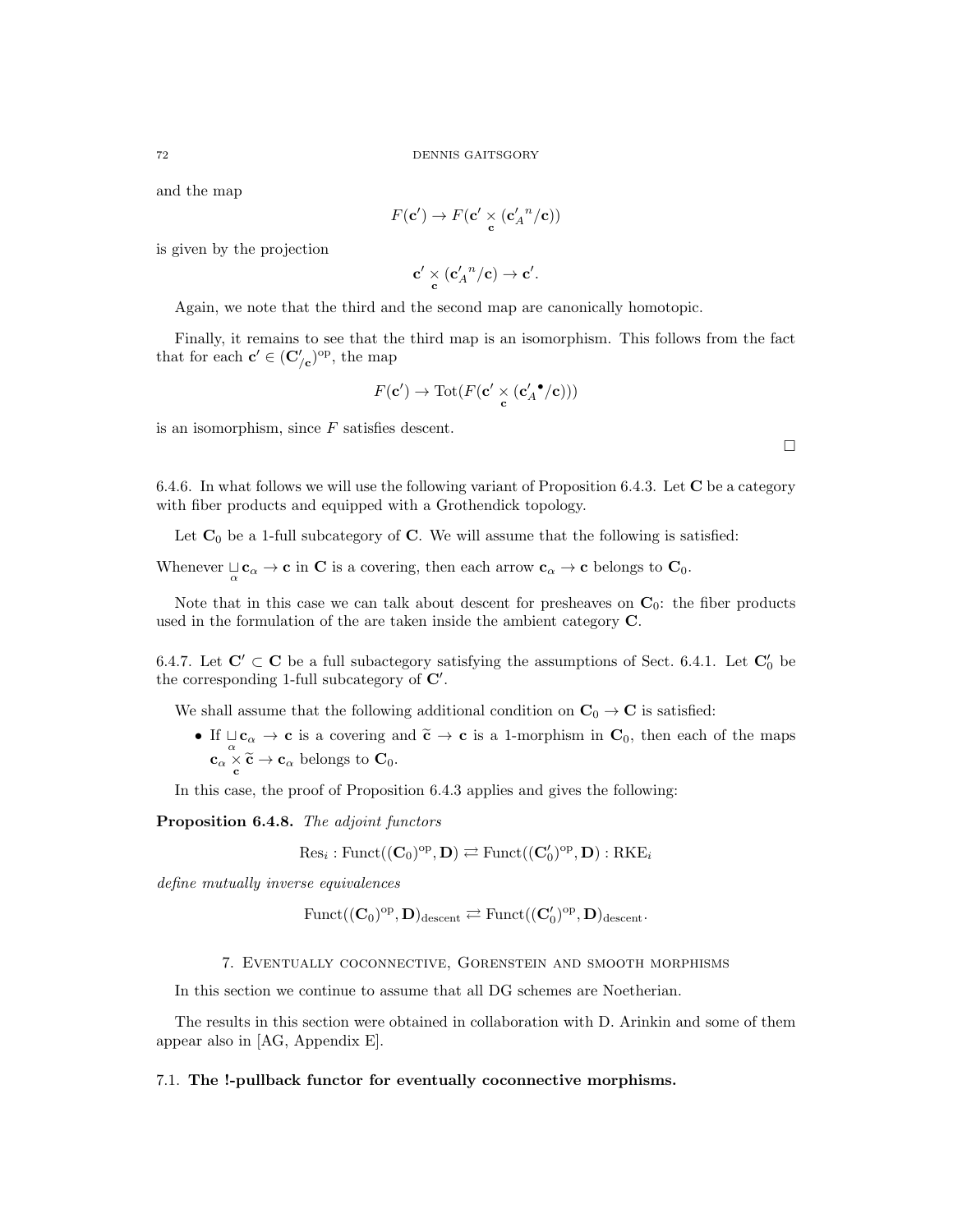and the map

$$F(\mathbf{c}') \to F(\mathbf{c}' \underset{\mathbf{c}}{\times} ({\mathbf{c}'_A}^n/\mathbf{c}))$$

is given by the projection

$$\mathbf{c}' \underset{\mathbf{c}}{\times} ({\mathbf{c}'_A}^n/\mathbf{c}) \to \mathbf{c}'.$$

Again, we note that the third and the second map are canonically homotopic.

Finally, it remains to see that the third map is an isomorphism. This follows from the fact that for each $\mathbf{c}' \in (\mathbf{C}'_{/\mathbf{c}})^{\mathrm{op}}$, the map

$$F(\mathbf{c}') \to \mathrm{Tot}(F(\mathbf{c}' \underset{\mathbf{c}}{\times} ({\mathbf{c}'_A}^\bullet/\mathbf{c})))$$

is an isomorphism, since $F$ satisfies descent.

□

6.4.6. In what follows we will use the following variant of Proposition 6.4.3. Let $\mathbf{C}$ be a category with fiber products and equipped with a Grothendick topology.

Let $\mathbf{C}_0$ be a 1-full subcategory of $\mathbf{C}$. We will assume that the following is satisfied:

Whenever $\underset{\alpha}{\sqcup} \mathbf{c}_\alpha \to \mathbf{c}$ in $\mathbf{C}$ is a covering, then each arrow $\mathbf{c}_\alpha \to \mathbf{c}$ belongs to $\mathbf{C}_0$.

Note that in this case we can talk about descent for presheaves on $\mathbf{C}_0$: the fiber products used in the formulation of the are taken inside the ambient category $\mathbf{C}$.

6.4.7. Let $\mathbf{C}' \subset \mathbf{C}$ be a full subactegory satisfying the assumptions of Sect. 6.4.1. Let $\mathbf{C}'_0$ be the corresponding 1-full subcategory of $\mathbf{C}'$.

We shall assume that the following additional condition on $\mathbf{C}_0 \to \mathbf{C}$ is satisfied:

- If $\underset{\alpha}{\sqcup} \mathbf{c}_\alpha \to \mathbf{c}$ is a covering and $\widetilde{\mathbf{c}} \to \mathbf{c}$ is a 1-morphism in $\mathbf{C}_0$, then each of the maps $\mathbf{c}_\alpha \underset{\mathbf{c}}{\times} \widetilde{\mathbf{c}} \to \mathbf{c}_\alpha$ belongs to $\mathbf{C}_0$.

In this case, the proof of Proposition 6.4.3 applies and gives the following:

**Proposition 6.4.8.** *The adjoint functors*

$$\mathrm{Res}_i : \mathrm{Funct}((\mathbf{C}_0)^{\mathrm{op}}, \mathbf{D}) \rightleftarrows \mathrm{Funct}((\mathbf{C}'_0)^{\mathrm{op}}, \mathbf{D}) : \mathrm{RKE}_i$$

*define mutually inverse equivalences*

$$\mathrm{Funct}((\mathbf{C}_0)^{\mathrm{op}}, \mathbf{D})_{\mathrm{descent}} \rightleftarrows \mathrm{Funct}((\mathbf{C}'_0)^{\mathrm{op}}, \mathbf{D})_{\mathrm{descent}}.$$

## 7. Eventually coconnective, Gorenstein and smooth morphisms

In this section we continue to assume that all DG schemes are Noetherian.

The results in this section were obtained in collaboration with D. Arinkin and some of them appear also in [AG, Appendix E].

### 7.1. The !-pullback functor for eventually coconnective morphisms.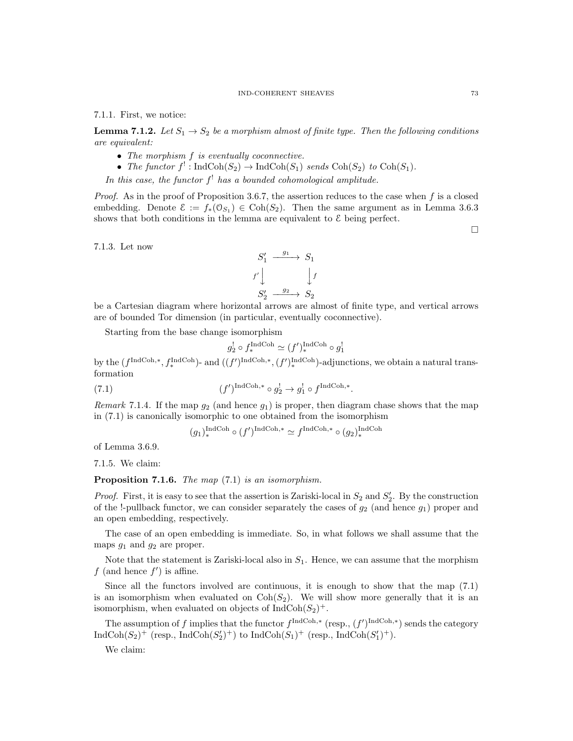7.1.1. First, we notice:

**Lemma 7.1.2.** *Let $S_1 \to S_2$ be a morphism almost of finite type. Then the following conditions are equivalent:*

- *The morphism $f$ is eventually coconnective.*
- *The functor $f^! : \mathrm{IndCoh}(S_2) \to \mathrm{IndCoh}(S_1)$ sends $\mathrm{Coh}(S_2)$ to $\mathrm{Coh}(S_1)$.*

*In this case, the functor $f^!$ has a bounded cohomological amplitude.*

*Proof.* As in the proof of Proposition 3.6.7, the assertion reduces to the case when $f$ is a closed embedding. Denote $\mathcal{E} := f_*(\mathcal{O}_{S_1}) \in \mathrm{Coh}(S_2)$. Then the same argument as in Lemma 3.6.3 shows that both conditions in the lemma are equivalent to $\mathcal{E}$ being perfect. $\square$

7.1.3. Let now

$$\begin{array}{ccc} S_1' & \xrightarrow{g_1} & S_1 \\ {\scriptstyle f'}\downarrow & & \downarrow{\scriptstyle f} \\ S_2' & \xrightarrow{g_2} & S_2 \end{array}$$

be a Cartesian diagram where horizontal arrows are almost of finite type, and vertical arrows are of bounded Tor dimension (in particular, eventually coconnective).

Starting from the base change isomorphism

$$g_2^! \circ f_*^{\mathrm{IndCoh}} \simeq (f')_*^{\mathrm{IndCoh}} \circ g_1^!$$

by the $(f^{\mathrm{IndCoh},*}, f_*^{\mathrm{IndCoh}})$- and $((f')^{\mathrm{IndCoh},*}, (f')_*^{\mathrm{IndCoh}})$-adjunctions, we obtain a natural transformation

$$(f')^{\mathrm{IndCoh},*} \circ g_2^! \to g_1^! \circ f^{\mathrm{IndCoh},*}. \tag{7.1}$$

*Remark* 7.1.4. If the map $g_2$ (and hence $g_1$) is proper, then diagram chase shows that the map in (7.1) is canonically isomorphic to one obtained from the isomorphism

$$(g_1)_*^{\mathrm{IndCoh}} \circ (f')^{\mathrm{IndCoh},*} \simeq f^{\mathrm{IndCoh},*} \circ (g_2)_*^{\mathrm{IndCoh}}$$

of Lemma 3.6.9.

7.1.5. We claim:

**Proposition 7.1.6.** *The map* (7.1) *is an isomorphism.*

*Proof.* First, it is easy to see that the assertion is Zariski-local in $S_2$ and $S_2'$. By the construction of the !-pullback functor, we can consider separately the cases of $g_2$ (and hence $g_1$) proper and an open embedding, respectively.

The case of an open embedding is immediate. So, in what follows we shall assume that the maps $g_1$ and $g_2$ are proper.

Note that the statement is Zariski-local also in $S_1$. Hence, we can assume that the morphism $f$ (and hence $f'$) is affine.

Since all the functors involved are continuous, it is enough to show that the map (7.1) is an isomorphism when evaluated on $\mathrm{Coh}(S_2)$. We will show more generally that it is an isomorphism, when evaluated on objects of $\mathrm{IndCoh}(S_2)^+$.

The assumption of $f$ implies that the functor $f^{\mathrm{IndCoh},*}$ (resp., $(f')^{\mathrm{IndCoh},*}$) sends the category $\mathrm{IndCoh}(S_2)^+$ (resp., $\mathrm{IndCoh}(S_2')^+$) to $\mathrm{IndCoh}(S_1)^+$ (resp., $\mathrm{IndCoh}(S_1')^+$).

We claim: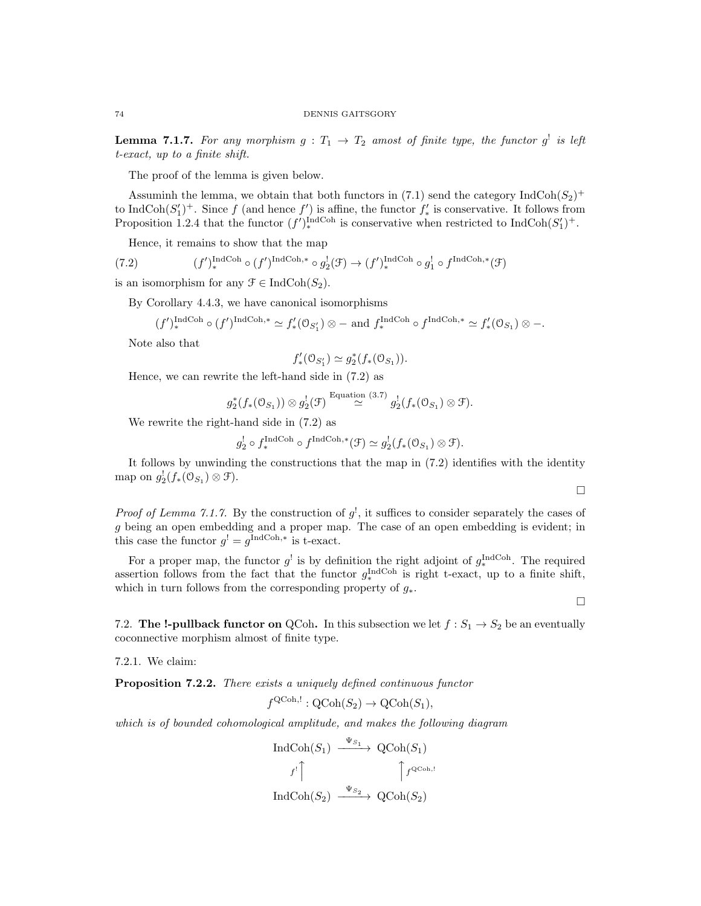**Lemma 7.1.7.** *For any morphism $g : T_1 \to T_2$ amost of finite type, the functor $g^!$ is left t-exact, up to a finite shift.*

The proof of the lemma is given below.

Assuminh the lemma, we obtain that both functors in (7.1) send the category $\text{IndCoh}(S_2)^+$ to $\text{IndCoh}(S_1')^+$. Since $f$ (and hence $f'$) is affine, the functor $f'_*$ is conservative. It follows from Proposition 1.2.4 that the functor $(f')^{\text{IndCoh}}_*$ is conservative when restricted to $\text{IndCoh}(S_1')^+$.

Hence, it remains to show that the map

$$(f')^{\text{IndCoh}}_* \circ (f')^{\text{IndCoh},*} \circ g_2^!(\mathcal{F}) \to (f')^{\text{IndCoh}}_* \circ g_1^! \circ f^{\text{IndCoh},*}(\mathcal{F}) \tag{7.2}$$

is an isomorphism for any $\mathcal{F} \in \text{IndCoh}(S_2)$.

By Corollary 4.4.3, we have canonical isomorphisms

$$(f')^{\text{IndCoh}}_* \circ (f')^{\text{IndCoh},*} \simeq f'_*(\mathcal{O}_{S_1'}) \otimes - \text{ and } f^{\text{IndCoh}}_* \circ f^{\text{IndCoh},*} \simeq f'_*(\mathcal{O}_{S_1}) \otimes -.$$

Note also that

$$f'_*(\mathcal{O}_{S_1'}) \simeq g_2^*(f_*(\mathcal{O}_{S_1})).$$

Hence, we can rewrite the left-hand side in (7.2) as

$$g_2^*(f_*(\mathcal{O}_{S_1})) \otimes g_2^!(\mathcal{F}) \overset{\text{Equation (3.7)}}{\simeq} g_2^!(f_*(\mathcal{O}_{S_1}) \otimes \mathcal{F}).$$

We rewrite the right-hand side in (7.2) as

$$g_2^! \circ f^{\text{IndCoh}}_* \circ f^{\text{IndCoh},*}(\mathcal{F}) \simeq g_2^!(f_*(\mathcal{O}_{S_1}) \otimes \mathcal{F}).$$

It follows by unwinding the constructions that the map in (7.2) identifies with the identity map on $g_2^!(f_*(\mathcal{O}_{S_1}) \otimes \mathcal{F})$.

□

*Proof of Lemma 7.1.7.* By the construction of $g^!$, it suffices to consider separately the cases of $g$ being an open embedding and a proper map. The case of an open embedding is evident; in this case the functor $g^! = g^{\text{IndCoh},*}$ is t-exact.

For a proper map, the functor $g^!$ is by definition the right adjoint of $g^{\text{IndCoh}}_*$. The required assertion follows from the fact that the functor $g^{\text{IndCoh}}_*$ is right t-exact, up to a finite shift, which in turn follows from the corresponding property of $g_*$.

□

## 7.2. The !-pullback functor on QCoh.

In this subsection we let $f : S_1 \to S_2$ be an eventually coconnective morphism almost of finite type.

7.2.1. We claim:

**Proposition 7.2.2.** *There exists a uniquely defined continuous functor*

$$f^{\text{QCoh},!} : \text{QCoh}(S_2) \to \text{QCoh}(S_1),$$

*which is of bounded cohomological amplitude, and makes the following diagram*

$$\begin{array}{ccc} \text{IndCoh}(S_1) & \xrightarrow{\Psi_{S_1}} & \text{QCoh}(S_1) \\ {\scriptstyle f^!}\uparrow & & \uparrow{\scriptstyle f^{\text{QCoh},!}} \\ \text{IndCoh}(S_2) & \xrightarrow{\Psi_{S_2}} & \text{QCoh}(S_2) \end{array}$$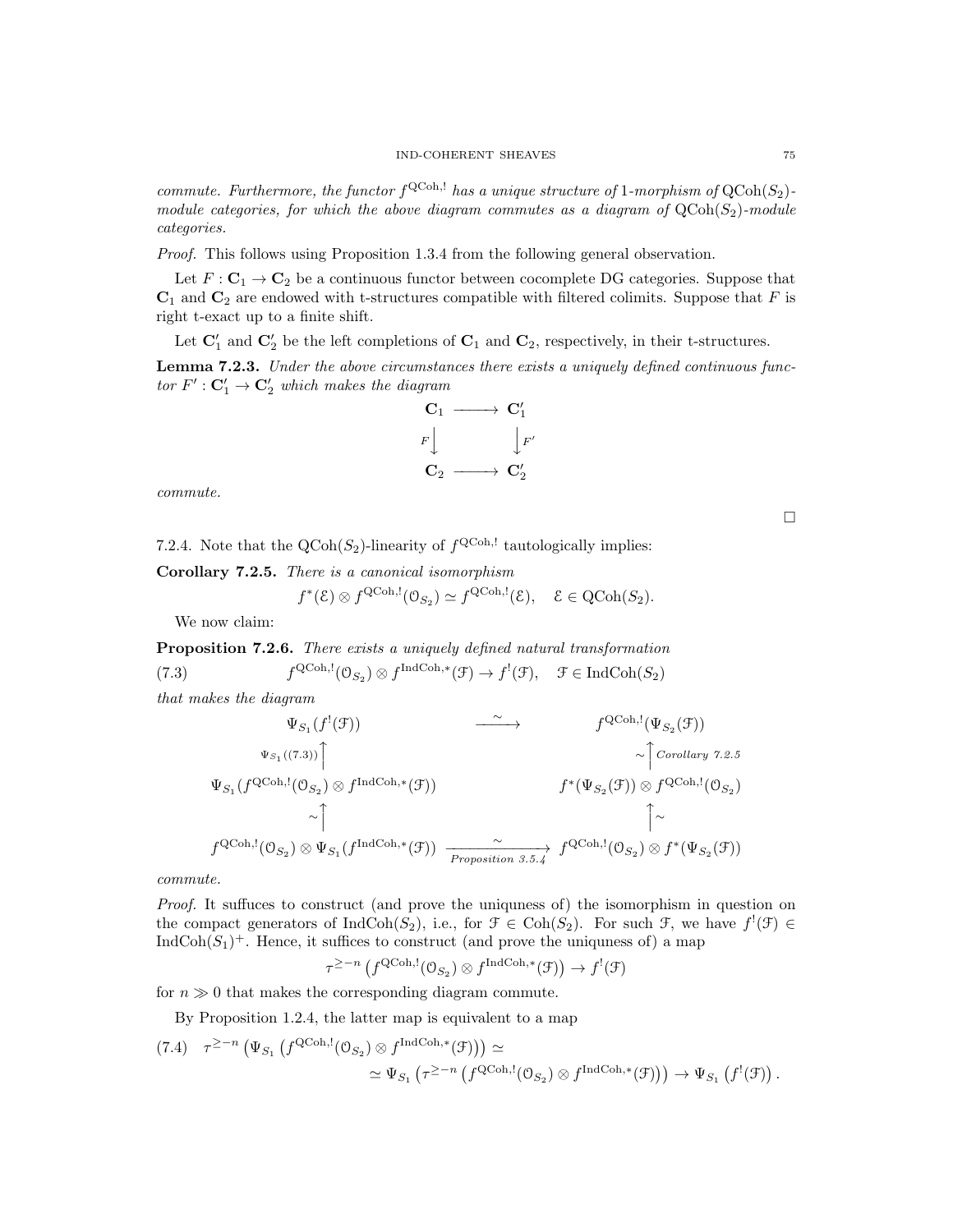*commute. Furthermore, the functor $f^{\mathrm{QCoh},!}$ has a unique structure of 1-morphism of $\mathrm{QCoh}(S_2)$-module categories, for which the above diagram commutes as a diagram of $\mathrm{QCoh}(S_2)$-module categories.*

*Proof.* This follows using Proposition 1.3.4 from the following general observation.

Let $F : \mathbf{C}_1 \to \mathbf{C}_2$ be a continuous functor between cocomplete DG categories. Suppose that $\mathbf{C}_1$ and $\mathbf{C}_2$ are endowed with t-structures compatible with filtered colimits. Suppose that $F$ is right t-exact up to a finite shift.

Let $\mathbf{C}_1'$ and $\mathbf{C}_2'$ be the left completions of $\mathbf{C}_1$ and $\mathbf{C}_2$, respectively, in their t-structures.

**Lemma 7.2.3.** *Under the above circumstances there exists a uniquely defined continuous functor $F' : \mathbf{C}_1' \to \mathbf{C}_2'$ which makes the diagram*

$$\begin{array}{ccc} \mathbf{C}_1 & \longrightarrow & \mathbf{C}_1' \\ {\scriptstyle F}\big\downarrow & & \big\downarrow{\scriptstyle F'} \\ \mathbf{C}_2 & \longrightarrow & \mathbf{C}_2' \end{array}$$

*commute.*

□

7.2.4. Note that the $\mathrm{QCoh}(S_2)$-linearity of $f^{\mathrm{QCoh},!}$ tautologically implies:

**Corollary 7.2.5.** *There is a canonical isomorphism*

$$f^*(\mathcal{E}) \otimes f^{\mathrm{QCoh},!}(\mathcal{O}_{S_2}) \simeq f^{\mathrm{QCoh},!}(\mathcal{E}), \quad \mathcal{E} \in \mathrm{QCoh}(S_2).$$

We now claim:

**Proposition 7.2.6.** *There exists a uniquely defined natural transformation*

$$f^{\mathrm{QCoh},!}(\mathcal{O}_{S_2}) \otimes f^{\mathrm{IndCoh},*}(\mathcal{F}) \to f^!(\mathcal{F}), \quad \mathcal{F} \in \mathrm{IndCoh}(S_2) \tag{7.3}$$

*that makes the diagram*

$$\begin{array}{ccc} \Psi_{S_1}(f^!(\mathcal{F})) & \xrightarrow{\sim} & f^{\mathrm{QCoh},!}(\Psi_{S_2}(\mathcal{F})) \\ {\scriptstyle \Psi_{S_1}((7.3))}\big\uparrow & & \big\uparrow{\scriptstyle \sim\ \text{Corollary 7.2.5}} \\ \Psi_{S_1}(f^{\mathrm{QCoh},!}(\mathcal{O}_{S_2}) \otimes f^{\mathrm{IndCoh},*}(\mathcal{F})) & & f^*(\Psi_{S_2}(\mathcal{F})) \otimes f^{\mathrm{QCoh},!}(\mathcal{O}_{S_2}) \\ {\scriptstyle \sim}\big\uparrow & & \big\uparrow{\scriptstyle \sim} \\ f^{\mathrm{QCoh},!}(\mathcal{O}_{S_2}) \otimes \Psi_{S_1}(f^{\mathrm{IndCoh},*}(\mathcal{F})) & \xrightarrow[\text{Proposition 3.5.4}]{\sim} & f^{\mathrm{QCoh},!}(\mathcal{O}_{S_2}) \otimes f^*(\Psi_{S_2}(\mathcal{F})) \end{array}$$

*commute.*

*Proof.* It suffuces to construct (and prove the uniquness of) the isomorphism in question on the compact generators of $\mathrm{IndCoh}(S_2)$, i.e., for $\mathcal{F} \in \mathrm{Coh}(S_2)$. For such $\mathcal{F}$, we have $f^!(\mathcal{F}) \in \mathrm{IndCoh}(S_1)^+$. Hence, it suffices to construct (and prove the uniquness of) a map

$$\tau^{\geq -n}\left(f^{\mathrm{QCoh},!}(\mathcal{O}_{S_2}) \otimes f^{\mathrm{IndCoh},*}(\mathcal{F})\right) \to f^!(\mathcal{F})$$

for $n \gg 0$ that makes the corresponding diagram commute.

By Proposition 1.2.4, the latter map is equivalent to a map

$$\tau^{\geq -n}\left(\Psi_{S_1}\left(f^{\mathrm{QCoh},!}(\mathcal{O}_{S_2}) \otimes f^{\mathrm{IndCoh},*}(\mathcal{F})\right)\right) \simeq \tag{7.4}$$
$$\simeq \Psi_{S_1}\left(\tau^{\geq -n}\left(f^{\mathrm{QCoh},!}(\mathcal{O}_{S_2}) \otimes f^{\mathrm{IndCoh},*}(\mathcal{F})\right)\right) \to \Psi_{S_1}\left(f^!(\mathcal{F})\right).$$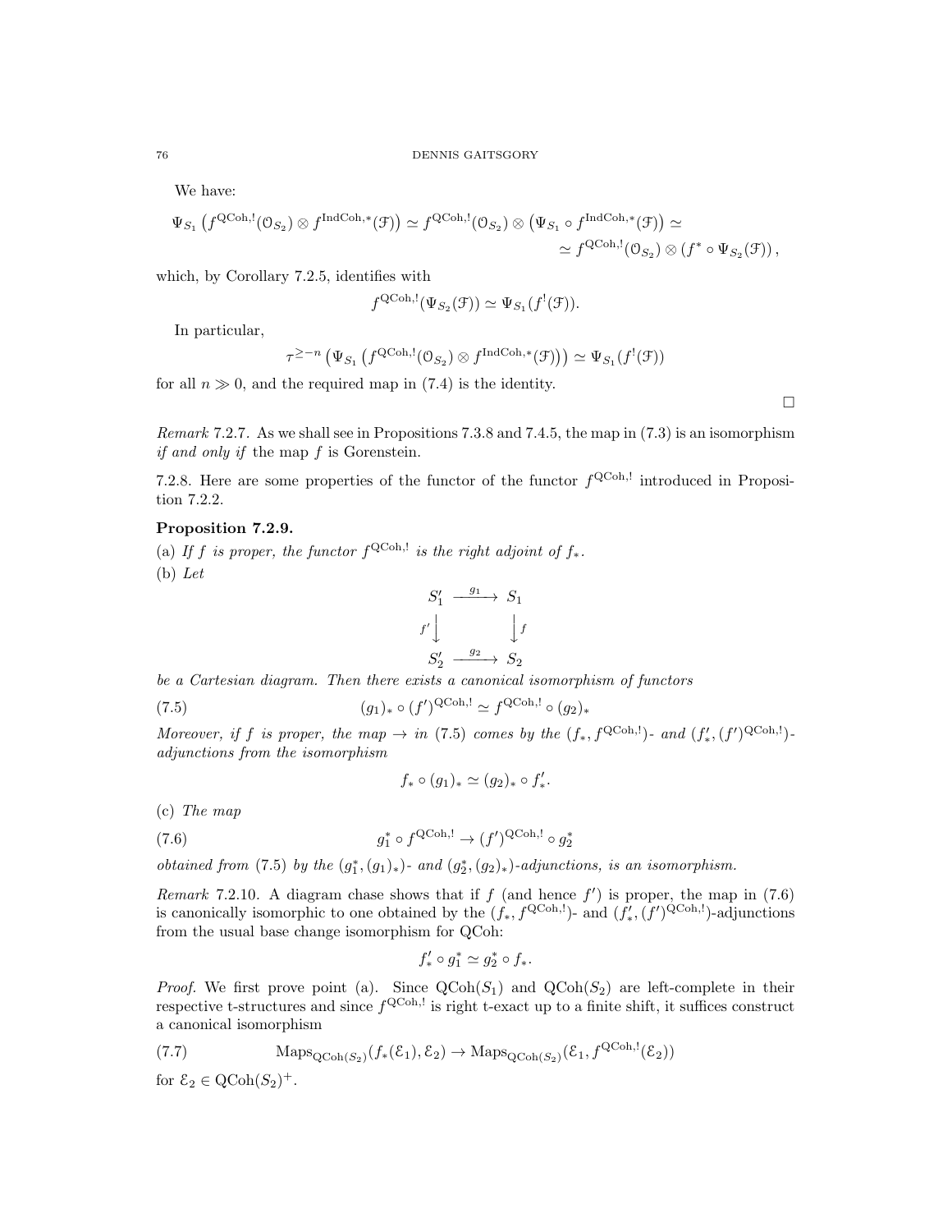We have:

$$\Psi_{S_1}\left(f^{\mathrm{QCoh},!}(\mathcal{O}_{S_2}) \otimes f^{\mathrm{IndCoh},*}(\mathcal{F})\right) \simeq f^{\mathrm{QCoh},!}(\mathcal{O}_{S_2}) \otimes \left(\Psi_{S_1} \circ f^{\mathrm{IndCoh},*}(\mathcal{F})\right) \simeq$$
$$\simeq f^{\mathrm{QCoh},!}(\mathcal{O}_{S_2}) \otimes \left(f^* \circ \Psi_{S_2}(\mathcal{F})\right),$$

which, by Corollary 7.2.5, identifies with

$$f^{\mathrm{QCoh},!}(\Psi_{S_2}(\mathcal{F})) \simeq \Psi_{S_1}(f^!(\mathcal{F})).$$

In particular,

$$\tau^{\geq -n}\left(\Psi_{S_1}\left(f^{\mathrm{QCoh},!}(\mathcal{O}_{S_2}) \otimes f^{\mathrm{IndCoh},*}(\mathcal{F})\right)\right) \simeq \Psi_{S_1}(f^!(\mathcal{F}))$$

for all $n \gg 0$, and the required map in (7.4) is the identity.

□

*Remark* 7.2.7. As we shall see in Propositions 7.3.8 and 7.4.5, the map in (7.3) is an isomorphism *if and only if* the map $f$ is Gorenstein.

7.2.8. Here are some properties of the functor of the functor $f^{\mathrm{QCoh},!}$ introduced in Proposition 7.2.2.

**Proposition 7.2.9.**

(a) *If $f$ is proper, the functor $f^{\mathrm{QCoh},!}$ is the right adjoint of $f_*$.*

(b) *Let*

$$\begin{array}{ccc} S_1' & \xrightarrow{g_1} & S_1 \\ {\scriptstyle f'}\downarrow & & \downarrow{\scriptstyle f} \\ S_2' & \xrightarrow{g_2} & S_2 \end{array}$$

*be a Cartesian diagram. Then there exists a canonical isomorphism of functors*

$$(g_1)_* \circ (f')^{\mathrm{QCoh},!} \simeq f^{\mathrm{QCoh},!} \circ (g_2)_* \tag{7.5}$$

*Moreover, if $f$ is proper, the map $\to$ in (7.5) comes by the $(f_*, f^{\mathrm{QCoh},!})$- and $(f'_*, (f')^{\mathrm{QCoh},!})$-adjunctions from the isomorphism*

$$f_* \circ (g_1)_* \simeq (g_2)_* \circ f'_*.$$

(c) *The map*

$$g_1^* \circ f^{\mathrm{QCoh},!} \to (f')^{\mathrm{QCoh},!} \circ g_2^* \tag{7.6}$$

*obtained from (7.5) by the $(g_1^*, (g_1)_*)$- and $(g_2^*, (g_2)_*)$-adjunctions, is an isomorphism.*

*Remark* 7.2.10. A diagram chase shows that if $f$ (and hence $f'$) is proper, the map in (7.6) is canonically isomorphic to one obtained by the $(f_*, f^{\mathrm{QCoh},!})$- and $(f'_*, (f')^{\mathrm{QCoh},!})$-adjunctions from the usual base change isomorphism for QCoh:

$$f'_* \circ g_1^* \simeq g_2^* \circ f_*.$$

*Proof.* We first prove point (a). Since $\mathrm{QCoh}(S_1)$ and $\mathrm{QCoh}(S_2)$ are left-complete in their respective t-structures and since $f^{\mathrm{QCoh},!}$ is right t-exact up to a finite shift, it suffices construct a canonical isomorphism

$$\mathrm{Maps}_{\mathrm{QCoh}(S_2)}(f_*(\mathcal{E}_1), \mathcal{E}_2) \to \mathrm{Maps}_{\mathrm{QCoh}(S_2)}(\mathcal{E}_1, f^{\mathrm{QCoh},!}(\mathcal{E}_2)) \tag{7.7}$$

for $\mathcal{E}_2 \in \mathrm{QCoh}(S_2)^+$.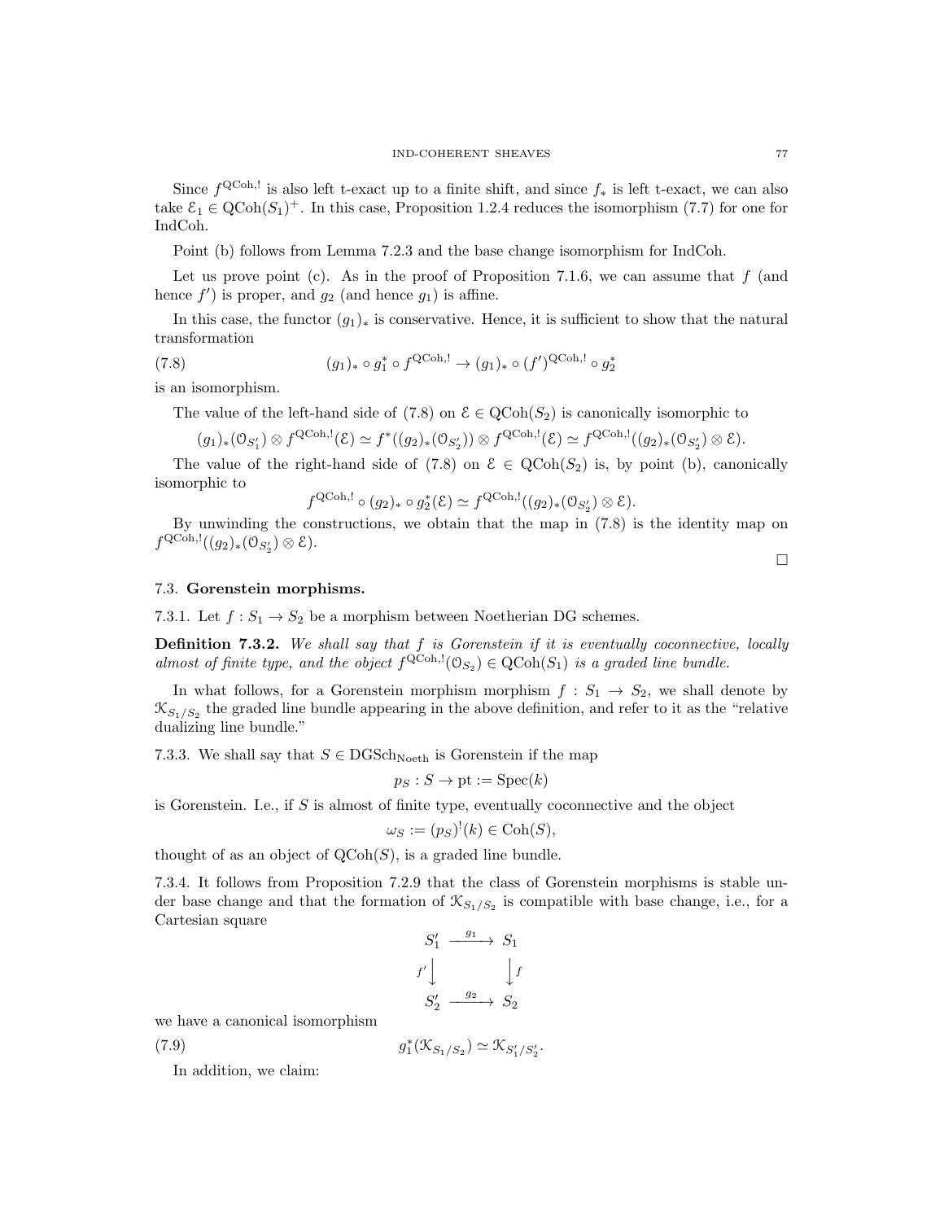Since $f^{\mathrm{QCoh},!}$ is also left t-exact up to a finite shift, and since $f_*$ is left t-exact, we can also take $\mathcal{E}_1 \in \mathrm{QCoh}(S_1)^+$. In this case, Proposition 1.2.4 reduces the isomorphism (7.7) for one for IndCoh.

Point (b) follows from Lemma 7.2.3 and the base change isomorphism for IndCoh.

Let us prove point (c). As in the proof of Proposition 7.1.6, we can assume that $f$ (and hence $f'$) is proper, and $g_2$ (and hence $g_1$) is affine.

In this case, the functor $(g_1)_*$ is conservative. Hence, it is sufficient to show that the natural transformation

$$(g_1)_* \circ g_1^* \circ f^{\mathrm{QCoh},!} \to (g_1)_* \circ (f')^{\mathrm{QCoh},!} \circ g_2^* \tag{7.8}$$

is an isomorphism.

The value of the left-hand side of (7.8) on $\mathcal{E} \in \mathrm{QCoh}(S_2)$ is canonically isomorphic to

$$(g_1)_*(\mathcal{O}_{S_1'}) \otimes f^{\mathrm{QCoh},!}(\mathcal{E}) \simeq f^*((g_2)_*(\mathcal{O}_{S_2'})) \otimes f^{\mathrm{QCoh},!}(\mathcal{E}) \simeq f^{\mathrm{QCoh},!}((g_2)_*(\mathcal{O}_{S_2'}) \otimes \mathcal{E}).$$

The value of the right-hand side of (7.8) on $\mathcal{E} \in \mathrm{QCoh}(S_2)$ is, by point (b), canonically isomorphic to

$$f^{\mathrm{QCoh},!} \circ (g_2)_* \circ g_2^*(\mathcal{E}) \simeq f^{\mathrm{QCoh},!}((g_2)_*(\mathcal{O}_{S_2'}) \otimes \mathcal{E}).$$

By unwinding the constructions, we obtain that the map in (7.8) is the identity map on $f^{\mathrm{QCoh},!}((g_2)_*(\mathcal{O}_{S_2'}) \otimes \mathcal{E})$.

□

## 7.3. Gorenstein morphisms.

7.3.1. Let $f : S_1 \to S_2$ be a morphism between Noetherian DG schemes.

**Definition 7.3.2.** *We shall say that $f$ is Gorenstein if it is eventually coconnective, locally almost of finite type, and the object $f^{\mathrm{QCoh},!}(\mathcal{O}_{S_2}) \in \mathrm{QCoh}(S_1)$ is a graded line bundle.*

In what follows, for a Gorenstein morphism morphism $f : S_1 \to S_2$, we shall denote by $\mathcal{K}_{S_1/S_2}$ the graded line bundle appearing in the above definition, and refer to it as the "relative dualizing line bundle."

7.3.3. We shall say that $S \in \mathrm{DGSch}_{\mathrm{Noeth}}$ is Gorenstein if the map

$$p_S : S \to \mathrm{pt} := \mathrm{Spec}(k)$$

is Gorenstein. I.e., if $S$ is almost of finite type, eventually coconnective and the object

$$\omega_S := (p_S)^!(k) \in \mathrm{Coh}(S),$$

thought of as an object of $\mathrm{QCoh}(S)$, is a graded line bundle.

7.3.4. It follows from Proposition 7.2.9 that the class of Gorenstein morphisms is stable under base change and that the formation of $\mathcal{K}_{S_1/S_2}$ is compatible with base change, i.e., for a Cartesian square

$$\begin{array}{ccc} S_1' & \xrightarrow{g_1} & S_1 \\ {\scriptstyle f'}\downarrow & & \downarrow{\scriptstyle f} \\ S_2' & \xrightarrow{g_2} & S_2 \end{array}$$

we have a canonical isomorphism

$$g_1^*(\mathcal{K}_{S_1/S_2}) \simeq \mathcal{K}_{S_1'/S_2'}. \tag{7.9}$$

In addition, we claim: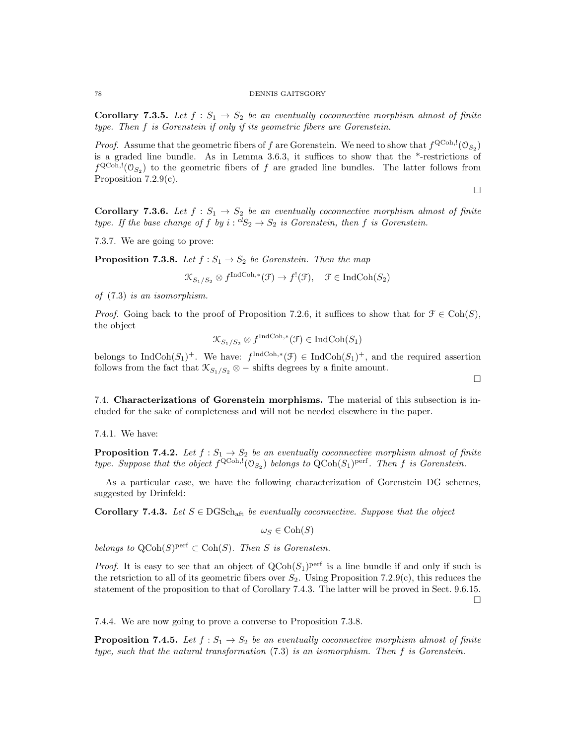**Corollary 7.3.5.** *Let $f : S_1 \to S_2$ be an eventually coconnective morphism almost of finite type. Then $f$ is Gorenstein if only if its geometric fibers are Gorenstein.*

*Proof.* Assume that the geometric fibers of $f$ are Gorenstein. We need to show that $f^{\mathrm{QCoh},!}(\mathcal{O}_{S_2})$ is a graded line bundle. As in Lemma 3.6.3, it suffices to show that the *-restrictions of $f^{\mathrm{QCoh},!}(\mathcal{O}_{S_2})$ to the geometric fibers of $f$ are graded line bundles. The latter follows from Proposition 7.2.9(c).

□

**Corollary 7.3.6.** *Let $f : S_1 \to S_2$ be an eventually coconnective morphism almost of finite type. If the base change of $f$ by $i : {}^{cl}S_2 \to S_2$ is Gorenstein, then $f$ is Gorenstein.*

7.3.7. We are going to prove:

**Proposition 7.3.8.** *Let $f : S_1 \to S_2$ be Gorenstein. Then the map*

$$\mathcal{K}_{S_1/S_2} \otimes f^{\mathrm{IndCoh},*}(\mathcal{F}) \to f^!(\mathcal{F}), \quad \mathcal{F} \in \mathrm{IndCoh}(S_2)$$

*of (7.3) is an isomorphism.*

*Proof.* Going back to the proof of Proposition 7.2.6, it suffices to show that for $\mathcal{F} \in \mathrm{Coh}(S)$, the object

$$\mathcal{K}_{S_1/S_2} \otimes f^{\mathrm{IndCoh},*}(\mathcal{F}) \in \mathrm{IndCoh}(S_1)$$

belongs to $\mathrm{IndCoh}(S_1)^+$. We have: $f^{\mathrm{IndCoh},*}(\mathcal{F}) \in \mathrm{IndCoh}(S_1)^+$, and the required assertion follows from the fact that $\mathcal{K}_{S_1/S_2} \otimes -$ shifts degrees by a finite amount.

□

7.4. **Characterizations of Gorenstein morphisms.** The material of this subsection is included for the sake of completeness and will not be needed elsewhere in the paper.

7.4.1. We have:

**Proposition 7.4.2.** *Let $f : S_1 \to S_2$ be an eventually coconnective morphism almost of finite type. Suppose that the object $f^{\mathrm{QCoh},!}(\mathcal{O}_{S_2})$ belongs to $\mathrm{QCoh}(S_1)^{\mathrm{perf}}$. Then $f$ is Gorenstein.*

As a particular case, we have the following characterization of Gorenstein DG schemes, suggested by Drinfeld:

**Corollary 7.4.3.** *Let $S \in \mathrm{DGSch}_{\mathrm{aft}}$ be eventually coconnective. Suppose that the object*

$$\omega_S \in \mathrm{Coh}(S)$$

*belongs to $\mathrm{QCoh}(S)^{\mathrm{perf}} \subset \mathrm{Coh}(S)$. Then $S$ is Gorenstein.*

*Proof.* It is easy to see that an object of $\mathrm{QCoh}(S_1)^{\mathrm{perf}}$ is a line bundle if and only if such is the retsriction to all of its geometric fibers over $S_2$. Using Proposition 7.2.9(c), this reduces the statement of the proposition to that of Corollary 7.4.3. The latter will be proved in Sect. 9.6.15.

□

7.4.4. We are now going to prove a converse to Proposition 7.3.8.

**Proposition 7.4.5.** *Let $f : S_1 \to S_2$ be an eventually coconnective morphism almost of finite type, such that the natural transformation (7.3) is an isomorphism. Then $f$ is Gorenstein.*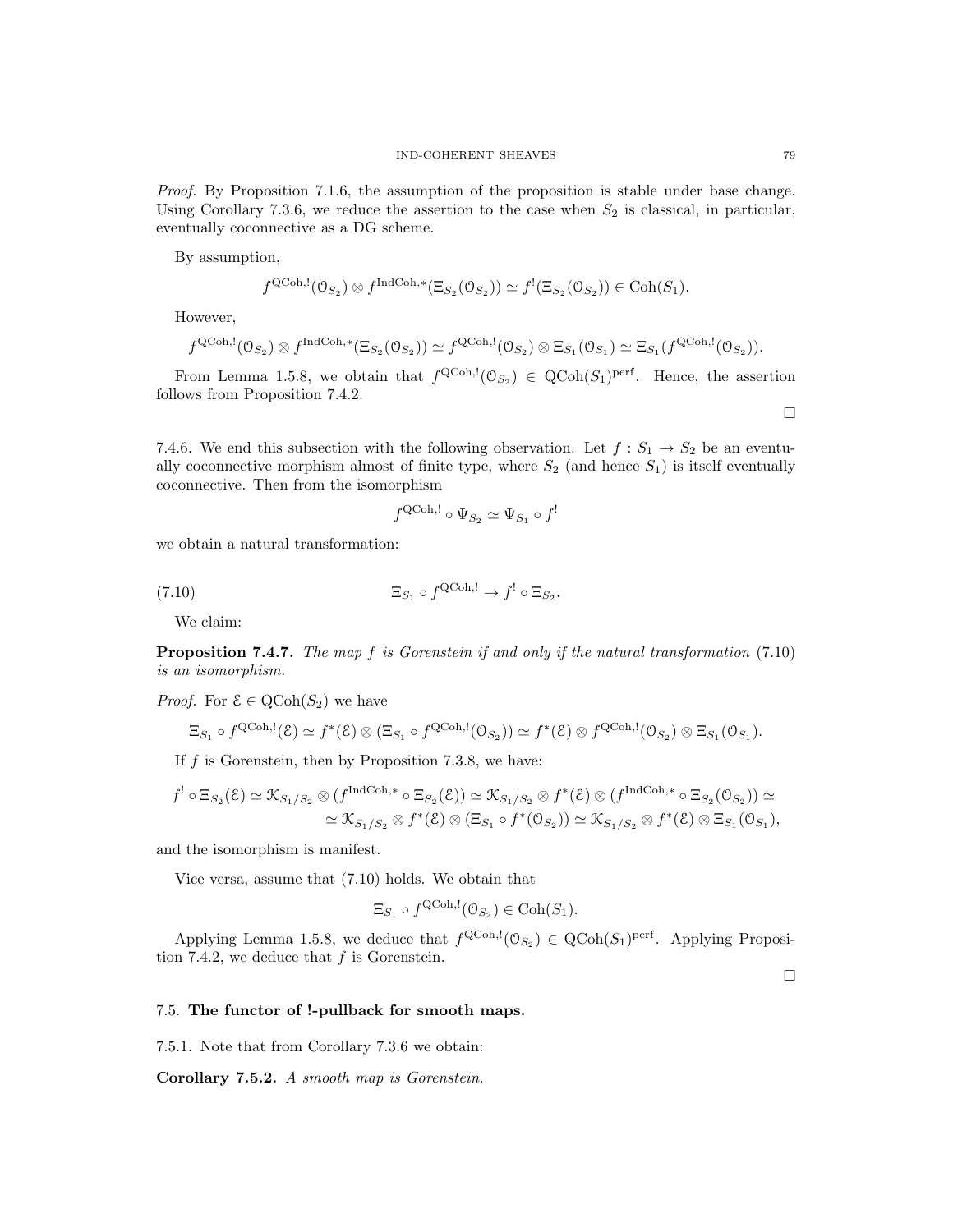*Proof.* By Proposition 7.1.6, the assumption of the proposition is stable under base change. Using Corollary 7.3.6, we reduce the assertion to the case when $S_2$ is classical, in particular, eventually coconnective as a DG scheme.

By assumption,

$$f^{\mathrm{QCoh},!}(\mathcal{O}_{S_2}) \otimes f^{\mathrm{IndCoh},*}(\Xi_{S_2}(\mathcal{O}_{S_2})) \simeq f^!(\Xi_{S_2}(\mathcal{O}_{S_2})) \in \mathrm{Coh}(S_1).$$

However,

$$f^{\mathrm{QCoh},!}(\mathcal{O}_{S_2}) \otimes f^{\mathrm{IndCoh},*}(\Xi_{S_2}(\mathcal{O}_{S_2})) \simeq f^{\mathrm{QCoh},!}(\mathcal{O}_{S_2}) \otimes \Xi_{S_1}(\mathcal{O}_{S_1}) \simeq \Xi_{S_1}(f^{\mathrm{QCoh},!}(\mathcal{O}_{S_2})).$$

From Lemma 1.5.8, we obtain that $f^{\mathrm{QCoh},!}(\mathcal{O}_{S_2}) \in \mathrm{QCoh}(S_1)^{\mathrm{perf}}$. Hence, the assertion follows from Proposition 7.4.2.

□

7.4.6. We end this subsection with the following observation. Let $f : S_1 \to S_2$ be an eventually coconnective morphism almost of finite type, where $S_2$ (and hence $S_1$) is itself eventually coconnective. Then from the isomorphism

$$f^{\mathrm{QCoh},!} \circ \Psi_{S_2} \simeq \Psi_{S_1} \circ f^!$$

we obtain a natural transformation:

$$\Xi_{S_1} \circ f^{\mathrm{QCoh},!} \to f^! \circ \Xi_{S_2}. \tag{7.10}$$

We claim:

**Proposition 7.4.7.** *The map $f$ is Gorenstein if and only if the natural transformation* (7.10) *is an isomorphism.*

*Proof.* For $\mathcal{E} \in \mathrm{QCoh}(S_2)$ we have

$$\Xi_{S_1} \circ f^{\mathrm{QCoh},!}(\mathcal{E}) \simeq f^*(\mathcal{E}) \otimes (\Xi_{S_1} \circ f^{\mathrm{QCoh},!}(\mathcal{O}_{S_2})) \simeq f^*(\mathcal{E}) \otimes f^{\mathrm{QCoh},!}(\mathcal{O}_{S_2}) \otimes \Xi_{S_1}(\mathcal{O}_{S_1}).$$

If $f$ is Gorenstein, then by Proposition 7.3.8, we have:

$$\begin{aligned} f^! \circ \Xi_{S_2}(\mathcal{E}) \simeq \mathcal{K}_{S_1/S_2} \otimes (f^{\mathrm{IndCoh},*} \circ \Xi_{S_2}(\mathcal{E})) \simeq \mathcal{K}_{S_1/S_2} \otimes f^*(\mathcal{E}) \otimes (f^{\mathrm{IndCoh},*} \circ \Xi_{S_2}(\mathcal{O}_{S_2})) \simeq \\ \simeq \mathcal{K}_{S_1/S_2} \otimes f^*(\mathcal{E}) \otimes (\Xi_{S_1} \circ f^*(\mathcal{O}_{S_2})) \simeq \mathcal{K}_{S_1/S_2} \otimes f^*(\mathcal{E}) \otimes \Xi_{S_1}(\mathcal{O}_{S_1}), \end{aligned}$$

and the isomorphism is manifest.

Vice versa, assume that (7.10) holds. We obtain that

$$\Xi_{S_1} \circ f^{\mathrm{QCoh},!}(\mathcal{O}_{S_2}) \in \mathrm{Coh}(S_1).$$

Applying Lemma 1.5.8, we deduce that $f^{\mathrm{QCoh},!}(\mathcal{O}_{S_2}) \in \mathrm{QCoh}(S_1)^{\mathrm{perf}}$. Applying Proposition 7.4.2, we deduce that $f$ is Gorenstein.

□

### 7.5. The functor of !-pullback for smooth maps.

7.5.1. Note that from Corollary 7.3.6 we obtain:

**Corollary 7.5.2.** *A smooth map is Gorenstein.*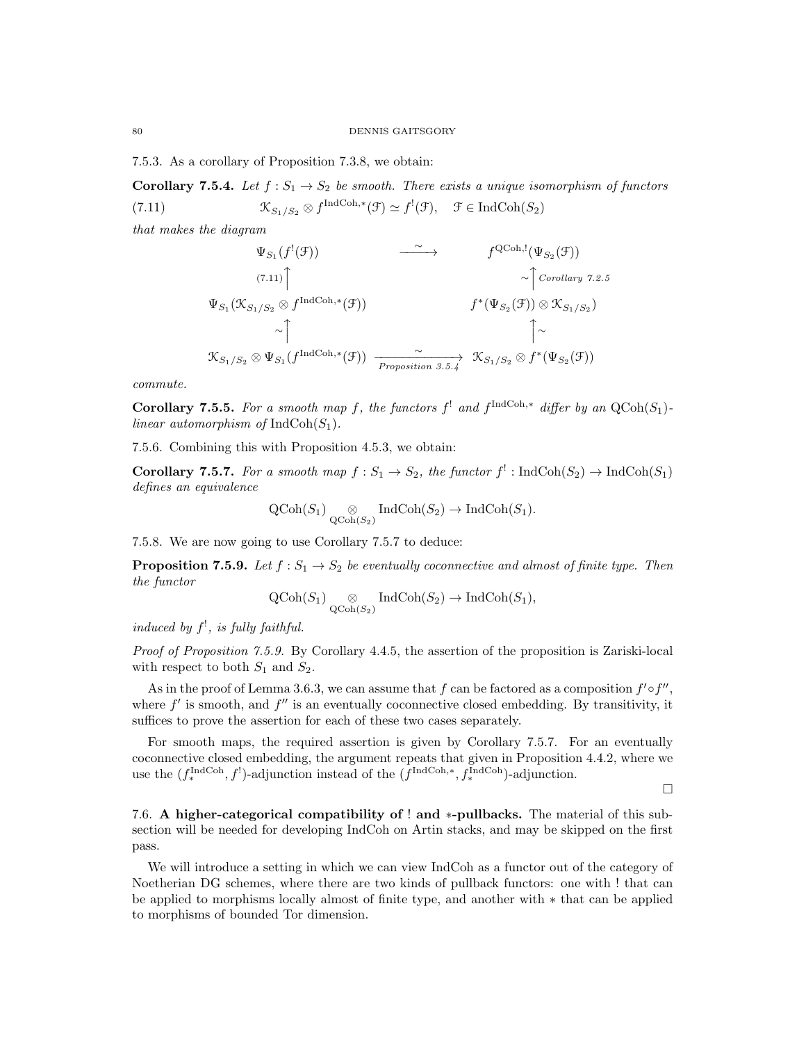7.5.3. As a corollary of Proposition 7.3.8, we obtain:

**Corollary 7.5.4.** *Let $f : S_1 \to S_2$ be smooth. There exists a unique isomorphism of functors*

$$\mathcal{K}_{S_1/S_2} \otimes f^{\mathrm{IndCoh},*}(\mathcal{F}) \simeq f^!(\mathcal{F}), \quad \mathcal{F} \in \mathrm{IndCoh}(S_2) \tag{7.11}$$

*that makes the diagram*

$$\begin{array}{ccc}
\Psi_{S_1}(f^!(\mathcal{F})) & \xrightarrow{\sim} & f^{\mathrm{QCoh},!}(\Psi_{S_2}(\mathcal{F})) \\
{\scriptstyle (7.11)}\uparrow & & \sim\uparrow{\scriptstyle \textit{Corollary 7.2.5}} \\
\Psi_{S_1}(\mathcal{K}_{S_1/S_2} \otimes f^{\mathrm{IndCoh},*}(\mathcal{F})) & & f^*(\Psi_{S_2}(\mathcal{F})) \otimes \mathcal{K}_{S_1/S_2} \\
\sim\uparrow & & \uparrow\sim \\
\mathcal{K}_{S_1/S_2} \otimes \Psi_{S_1}(f^{\mathrm{IndCoh},*}(\mathcal{F})) & \xrightarrow[\textit{Proposition 3.5.4}]{\sim} & \mathcal{K}_{S_1/S_2} \otimes f^*(\Psi_{S_2}(\mathcal{F}))
\end{array}$$

*commute.*

**Corollary 7.5.5.** *For a smooth map $f$, the functors $f^!$ and $f^{\mathrm{IndCoh},*}$ differ by an $\mathrm{QCoh}(S_1)$-linear automorphism of $\mathrm{IndCoh}(S_1)$.*

7.5.6. Combining this with Proposition 4.5.3, we obtain:

**Corollary 7.5.7.** *For a smooth map $f : S_1 \to S_2$, the functor $f^! : \mathrm{IndCoh}(S_2) \to \mathrm{IndCoh}(S_1)$ defines an equivalence*

$$\mathrm{QCoh}(S_1) \underset{\mathrm{QCoh}(S_2)}{\otimes} \mathrm{IndCoh}(S_2) \to \mathrm{IndCoh}(S_1).$$

7.5.8. We are now going to use Corollary 7.5.7 to deduce:

**Proposition 7.5.9.** *Let $f : S_1 \to S_2$ be eventually coconnective and almost of finite type. Then the functor*

$$\mathrm{QCoh}(S_1) \underset{\mathrm{QCoh}(S_2)}{\otimes} \mathrm{IndCoh}(S_2) \to \mathrm{IndCoh}(S_1),$$

*induced by $f^!$, is fully faithful.*

*Proof of Proposition 7.5.9.* By Corollary 4.4.5, the assertion of the proposition is Zariski-local with respect to both $S_1$ and $S_2$.

As in the proof of Lemma 3.6.3, we can assume that $f$ can be factored as a composition $f' \circ f''$, where $f'$ is smooth, and $f''$ is an eventually coconnective closed embedding. By transitivity, it suffices to prove the assertion for each of these two cases separately.

For smooth maps, the required assertion is given by Corollary 7.5.7. For an eventually coconnective closed embedding, the argument repeats that given in Proposition 4.4.2, where we use the $(f_*^{\mathrm{IndCoh}}, f^!)$-adjunction instead of the $(f^{\mathrm{IndCoh},*}, f_*^{\mathrm{IndCoh}})$-adjunction.

□

7.6. **A higher-categorical compatibility of ! and $*$-pullbacks.** The material of this subsection will be needed for developing IndCoh on Artin stacks, and may be skipped on the first pass.

We will introduce a setting in which we can view IndCoh as a functor out of the category of Noetherian DG schemes, where there are two kinds of pullback functors: one with ! that can be applied to morphisms locally almost of finite type, and another with $*$ that can be applied to morphisms of bounded Tor dimension.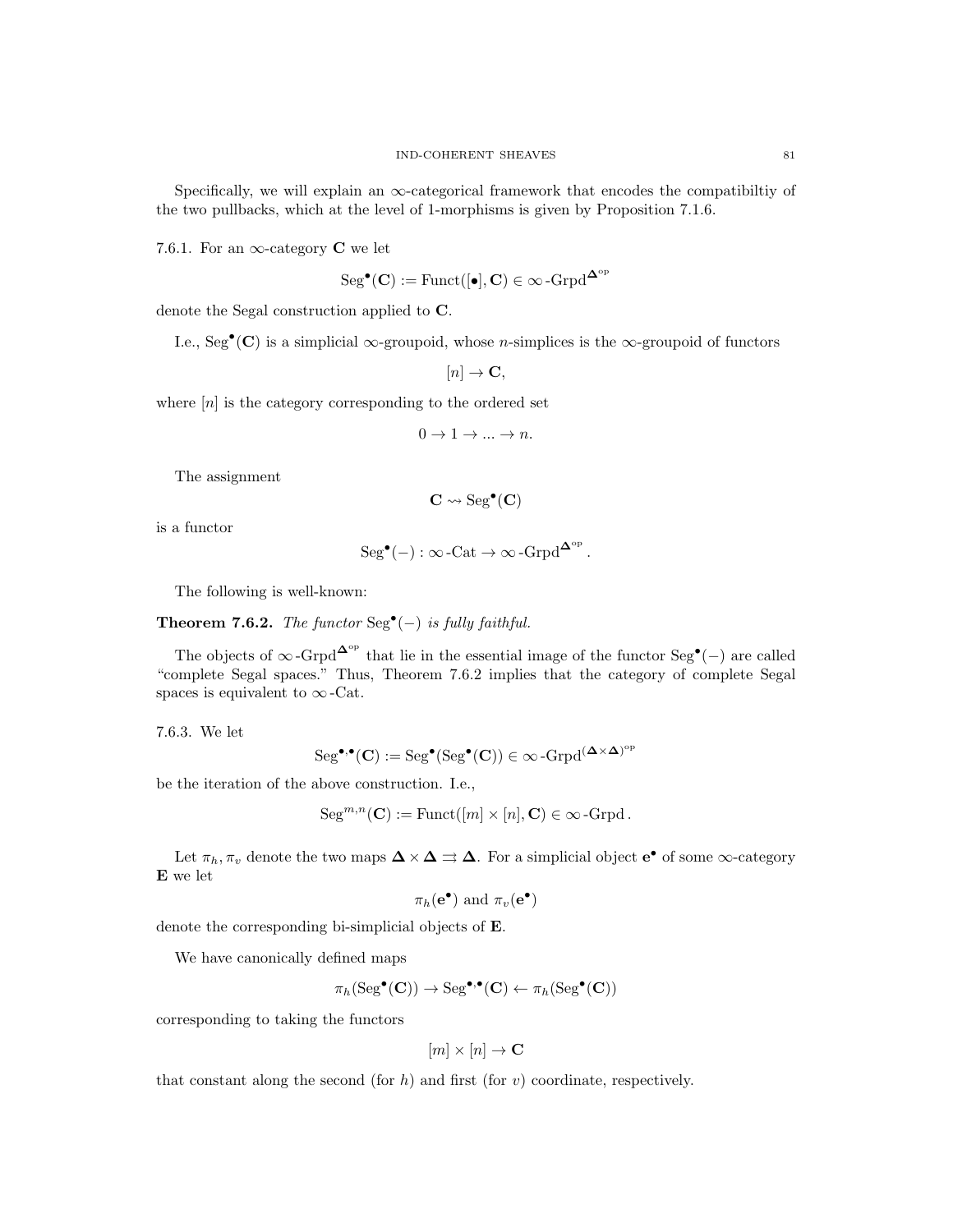Specifically, we will explain an $\infty$-categorical framework that encodes the compatibiltiy of the two pullbacks, which at the level of 1-morphisms is given by Proposition 7.1.6.

7.6.1. For an $\infty$-category $\mathbf{C}$ we let

$$\mathrm{Seg}^\bullet(\mathbf{C}) := \mathrm{Funct}([\bullet], \mathbf{C}) \in \infty\text{-}\mathrm{Grpd}^{\mathbf{\Delta}^{\mathrm{op}}}$$

denote the Segal construction applied to $\mathbf{C}$.

I.e., $\mathrm{Seg}^\bullet(\mathbf{C})$ is a simplicial $\infty$-groupoid, whose $n$-simplices is the $\infty$-groupoid of functors

$$[n] \to \mathbf{C},$$

where $[n]$ is the category corresponding to the ordered set

$$0 \to 1 \to ... \to n.$$

The assignment

$$\mathbf{C} \rightsquigarrow \mathrm{Seg}^\bullet(\mathbf{C})$$

is a functor

$$\mathrm{Seg}^\bullet(-) : \infty\text{-}\mathrm{Cat} \to \infty\text{-}\mathrm{Grpd}^{\mathbf{\Delta}^{\mathrm{op}}}.$$

The following is well-known:

**Theorem 7.6.2.** *The functor $\mathrm{Seg}^\bullet(-)$ is fully faithful.*

The objects of $\infty\text{-}\mathrm{Grpd}^{\mathbf{\Delta}^{\mathrm{op}}}$ that lie in the essential image of the functor $\mathrm{Seg}^\bullet(-)$ are called "complete Segal spaces." Thus, Theorem 7.6.2 implies that the category of complete Segal spaces is equivalent to $\infty\text{-}\mathrm{Cat}$.

7.6.3. We let

$$\mathrm{Seg}^{\bullet,\bullet}(\mathbf{C}) := \mathrm{Seg}^\bullet(\mathrm{Seg}^\bullet(\mathbf{C})) \in \infty\text{-}\mathrm{Grpd}^{(\mathbf{\Delta}\times\mathbf{\Delta})^{\mathrm{op}}}$$

be the iteration of the above construction. I.e.,

$$\mathrm{Seg}^{m,n}(\mathbf{C}) := \mathrm{Funct}([m] \times [n], \mathbf{C}) \in \infty\text{-}\mathrm{Grpd}.$$

Let $\pi_h, \pi_v$ denote the two maps $\mathbf{\Delta} \times \mathbf{\Delta} \rightrightarrows \mathbf{\Delta}$. For a simplicial object $\mathbf{e}^\bullet$ of some $\infty$-category $\mathbf{E}$ we let

$$\pi_h(\mathbf{e}^\bullet) \text{ and } \pi_v(\mathbf{e}^\bullet)$$

denote the corresponding bi-simplicial objects of $\mathbf{E}$.

We have canonically defined maps

$$\pi_h(\mathrm{Seg}^\bullet(\mathbf{C})) \to \mathrm{Seg}^{\bullet,\bullet}(\mathbf{C}) \leftarrow \pi_h(\mathrm{Seg}^\bullet(\mathbf{C}))$$

corresponding to taking the functors

$$[m] \times [n] \to \mathbf{C}$$

that constant along the second (for $h$) and first (for $v$) coordinate, respectively.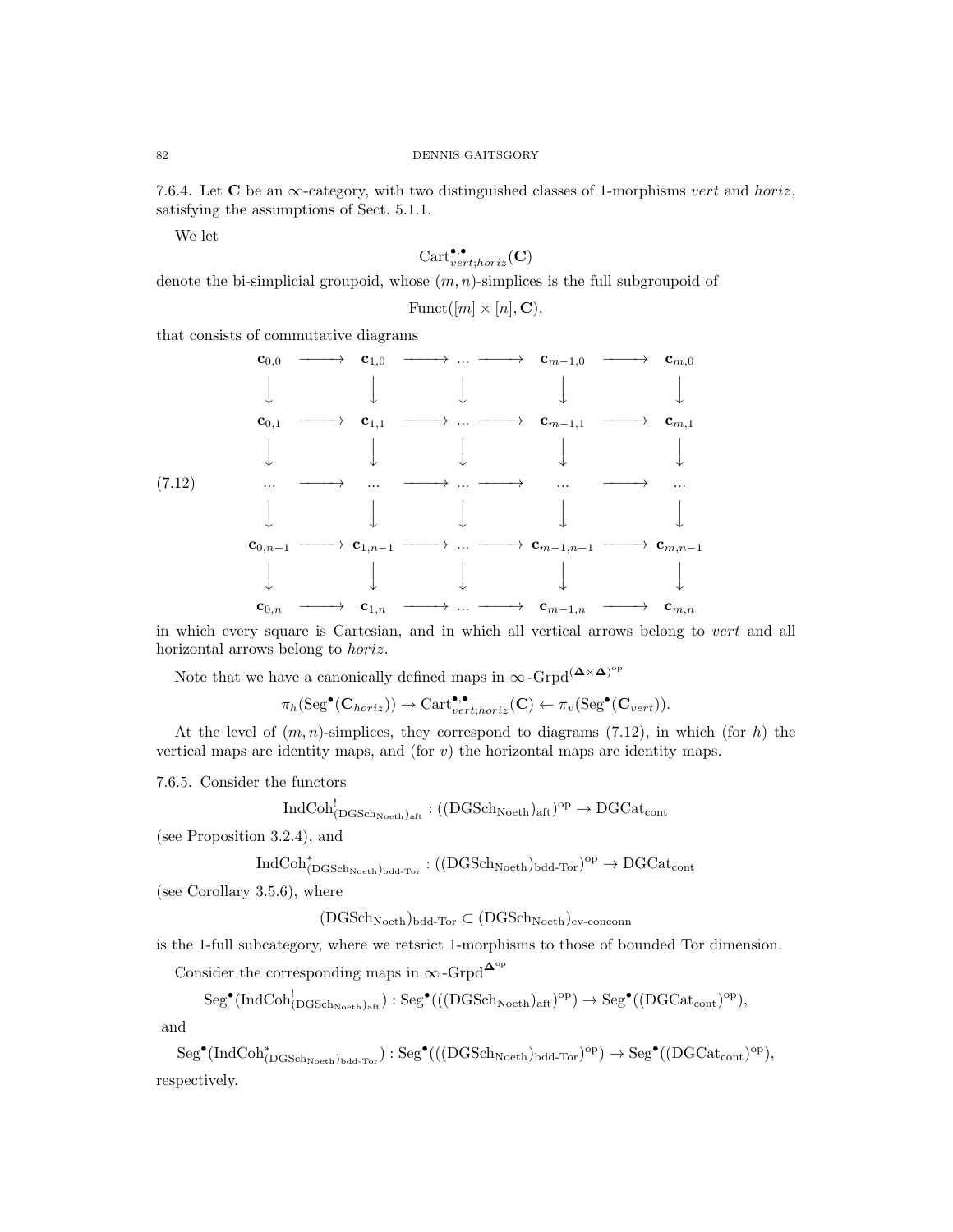7.6.4. Let $\mathbf{C}$ be an $\infty$-category, with two distinguished classes of 1-morphisms *vert* and *horiz*, satisfying the assumptions of Sect. 5.1.1.

We let

$$\mathrm{Cart}^{\bullet,\bullet}_{vert;horiz}(\mathbf{C})$$

denote the bi-simplicial groupoid, whose $(m,n)$-simplices is the full subgroupoid of

$$\mathrm{Funct}([m]\times[n],\mathbf{C}),$$

that consists of commutative diagrams

$$\begin{array}{ccccccccc}
\mathbf{c}_{0,0} & \longrightarrow & \mathbf{c}_{1,0} & \longrightarrow \ldots \longrightarrow & \mathbf{c}_{m-1,0} & \longrightarrow & \mathbf{c}_{m,0} \\
\downarrow & & \downarrow & \downarrow & \downarrow & & \downarrow \\
\mathbf{c}_{0,1} & \longrightarrow & \mathbf{c}_{1,1} & \longrightarrow \ldots \longrightarrow & \mathbf{c}_{m-1,1} & \longrightarrow & \mathbf{c}_{m,1} \\
\downarrow & & \downarrow & \downarrow & \downarrow & & \downarrow \\
\ldots & \longrightarrow & \ldots & \longrightarrow \ldots \longrightarrow & \ldots & \longrightarrow & \ldots \\
\downarrow & & \downarrow & \downarrow & \downarrow & & \downarrow \\
\mathbf{c}_{0,n-1} & \longrightarrow & \mathbf{c}_{1,n-1} & \longrightarrow \ldots \longrightarrow & \mathbf{c}_{m-1,n-1} & \longrightarrow & \mathbf{c}_{m,n-1} \\
\downarrow & & \downarrow & \downarrow & \downarrow & & \downarrow \\
\mathbf{c}_{0,n} & \longrightarrow & \mathbf{c}_{1,n} & \longrightarrow \ldots \longrightarrow & \mathbf{c}_{m-1,n} & \longrightarrow & \mathbf{c}_{m,n}
\end{array} \tag{7.12}$$

in which every square is Cartesian, and in which all vertical arrows belong to *vert* and all horizontal arrows belong to *horiz*.

Note that we have a canonically defined maps in $\infty\text{-Grpd}^{(\mathbf{\Delta}\times\mathbf{\Delta})^{\mathrm{op}}}$

$$\pi_h(\mathrm{Seg}^\bullet(\mathbf{C}_{horiz}))\to \mathrm{Cart}^{\bullet,\bullet}_{vert;horiz}(\mathbf{C})\leftarrow \pi_v(\mathrm{Seg}^\bullet(\mathbf{C}_{vert})).$$

At the level of $(m,n)$-simplices, they correspond to diagrams (7.12), in which (for $h$) the vertical maps are identity maps, and (for $v$) the horizontal maps are identity maps.

7.6.5. Consider the functors

$$\mathrm{IndCoh}^!_{(\mathrm{DGSch}_{\mathrm{Noeth}})_{\mathrm{aft}}}:((\mathrm{DGSch}_{\mathrm{Noeth}})_{\mathrm{aft}})^{\mathrm{op}}\to \mathrm{DGCat}_{\mathrm{cont}}$$

(see Proposition 3.2.4), and

$$\mathrm{IndCoh}^*_{(\mathrm{DGSch}_{\mathrm{Noeth}})_{\mathrm{bdd\text{-}Tor}}}:((\mathrm{DGSch}_{\mathrm{Noeth}})_{\mathrm{bdd\text{-}Tor}})^{\mathrm{op}}\to \mathrm{DGCat}_{\mathrm{cont}}$$

(see Corollary 3.5.6), where

$$(\mathrm{DGSch}_{\mathrm{Noeth}})_{\mathrm{bdd\text{-}Tor}}\subset(\mathrm{DGSch}_{\mathrm{Noeth}})_{\mathrm{ev\text{-}conconn}}$$

is the 1-full subcategory, where we retsrict 1-morphisms to those of bounded Tor dimension.

Consider the corresponding maps in $\infty\text{-Grpd}^{\mathbf{\Delta}^{\mathrm{op}}}$

$$\mathrm{Seg}^\bullet(\mathrm{IndCoh}^!_{(\mathrm{DGSch}_{\mathrm{Noeth}})_{\mathrm{aft}}}):\mathrm{Seg}^\bullet(((\mathrm{DGSch}_{\mathrm{Noeth}})_{\mathrm{aft}})^{\mathrm{op}})\to \mathrm{Seg}^\bullet((\mathrm{DGCat}_{\mathrm{cont}})^{\mathrm{op}}),$$

and

$$\mathrm{Seg}^\bullet(\mathrm{IndCoh}^*_{(\mathrm{DGSch}_{\mathrm{Noeth}})_{\mathrm{bdd\text{-}Tor}}}):\mathrm{Seg}^\bullet(((\mathrm{DGSch}_{\mathrm{Noeth}})_{\mathrm{bdd\text{-}Tor}})^{\mathrm{op}})\to \mathrm{Seg}^\bullet((\mathrm{DGCat}_{\mathrm{cont}})^{\mathrm{op}}),$$

respectively.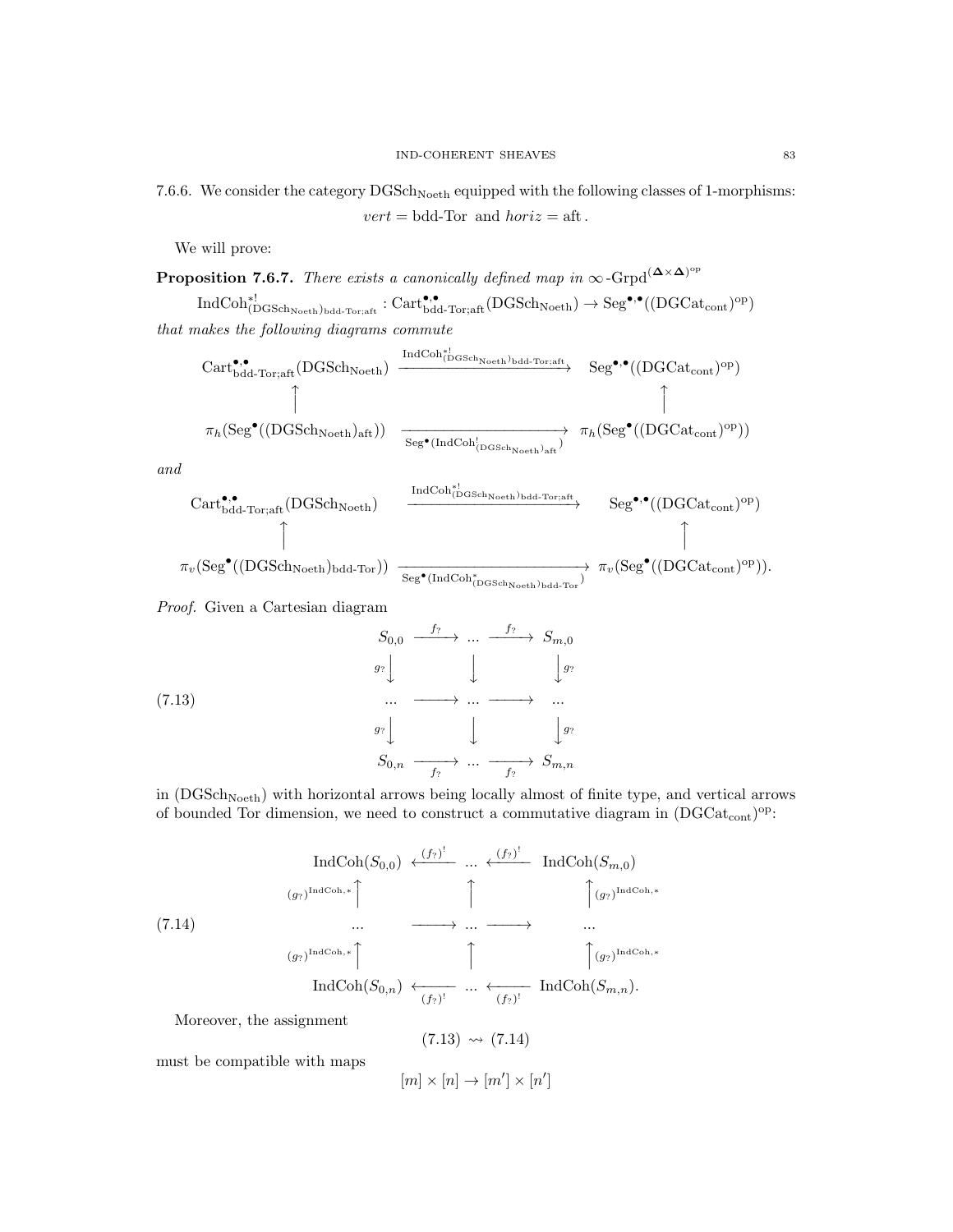7.6.6. We consider the category $\mathrm{DGSch}_{\mathrm{Noeth}}$ equipped with the following classes of 1-morphisms:

$$vert = \text{bdd-Tor} \;\text{ and }\; horiz = \text{aft}\,.$$

We will prove:

**Proposition 7.6.7.** *There exists a canonically defined map in* $\infty\text{-Grpd}^{(\mathbf{\Delta}\times\mathbf{\Delta})^{\mathrm{op}}}$

$$\mathrm{IndCoh}^{*!}_{(\mathrm{DGSch}_{\mathrm{Noeth}})_{\text{bdd-Tor;aft}}} : \mathrm{Cart}^{\bullet,\bullet}_{\text{bdd-Tor;aft}}(\mathrm{DGSch}_{\mathrm{Noeth}}) \to \mathrm{Seg}^{\bullet,\bullet}((\mathrm{DGCat}_{\mathrm{cont}})^{\mathrm{op}})$$

*that makes the following diagrams commute*

$$\begin{array}{ccc}
\mathrm{Cart}^{\bullet,\bullet}_{\text{bdd-Tor;aft}}(\mathrm{DGSch}_{\mathrm{Noeth}}) & \xrightarrow{\mathrm{IndCoh}^{*!}_{(\mathrm{DGSch}_{\mathrm{Noeth}})_{\text{bdd-Tor;aft}}}} & \mathrm{Seg}^{\bullet,\bullet}((\mathrm{DGCat}_{\mathrm{cont}})^{\mathrm{op}}) \\
\uparrow & & \uparrow \\
\pi_h(\mathrm{Seg}^\bullet((\mathrm{DGSch}_{\mathrm{Noeth}})_{\mathrm{aft}})) & \xrightarrow[\mathrm{Seg}^\bullet(\mathrm{IndCoh}^!_{(\mathrm{DGSch}_{\mathrm{Noeth}})_{\mathrm{aft}}})]{} & \pi_h(\mathrm{Seg}^\bullet((\mathrm{DGCat}_{\mathrm{cont}})^{\mathrm{op}}))
\end{array}$$

*and*

$$\begin{array}{ccc}
\mathrm{Cart}^{\bullet,\bullet}_{\text{bdd-Tor;aft}}(\mathrm{DGSch}_{\mathrm{Noeth}}) & \xrightarrow{\mathrm{IndCoh}^{*!}_{(\mathrm{DGSch}_{\mathrm{Noeth}})_{\text{bdd-Tor;aft}}}} & \mathrm{Seg}^{\bullet,\bullet}((\mathrm{DGCat}_{\mathrm{cont}})^{\mathrm{op}}) \\
\uparrow & & \uparrow \\
\pi_v(\mathrm{Seg}^\bullet((\mathrm{DGSch}_{\mathrm{Noeth}})_{\text{bdd-Tor}})) & \xrightarrow[\mathrm{Seg}^\bullet(\mathrm{IndCoh}^*_{(\mathrm{DGSch}_{\mathrm{Noeth}})_{\text{bdd-Tor}}})]{} & \pi_v(\mathrm{Seg}^\bullet((\mathrm{DGCat}_{\mathrm{cont}})^{\mathrm{op}})).
\end{array}$$

*Proof.* Given a Cartesian diagram

$$(7.13)\qquad \begin{array}{ccccc}
S_{0,0} & \xrightarrow{f_?} & ... & \xrightarrow{f_?} & S_{m,0} \\
{\scriptstyle g_?}\downarrow & & \downarrow & & \downarrow{\scriptstyle g_?} \\
... & \longrightarrow & ... & \longrightarrow & ... \\
{\scriptstyle g_?}\downarrow & & \downarrow & & \downarrow{\scriptstyle g_?} \\
S_{0,n} & \xrightarrow[f_?]{} & ... & \xrightarrow[f_?]{} & S_{m,n}
\end{array}$$

in $(\mathrm{DGSch}_{\mathrm{Noeth}})$ with horizontal arrows being locally almost of finite type, and vertical arrows of bounded Tor dimension, we need to construct a commutative diagram in $(\mathrm{DGCat}_{\mathrm{cont}})^{\mathrm{op}}$:

$$(7.14)\qquad \begin{array}{ccccc}
\mathrm{IndCoh}(S_{0,0}) & \xleftarrow{(f_?)^!} & ... & \xleftarrow{(f_?)^!} & \mathrm{IndCoh}(S_{m,0}) \\
{\scriptstyle (g_?)^{\mathrm{IndCoh},*}}\uparrow & & \uparrow & & \uparrow{\scriptstyle (g_?)^{\mathrm{IndCoh},*}} \\
... & \longrightarrow & ... & \longrightarrow & ... \\
{\scriptstyle (g_?)^{\mathrm{IndCoh},*}}\uparrow & & \uparrow & & \uparrow{\scriptstyle (g_?)^{\mathrm{IndCoh},*}} \\
\mathrm{IndCoh}(S_{0,n}) & \xleftarrow[(f_?)^!]{} & ... & \xleftarrow[(f_?)^!]{} & \mathrm{IndCoh}(S_{m,n}).
\end{array}$$

Moreover, the assignment

$$(7.13) \rightsquigarrow (7.14)$$

must be compatible with maps

$$[m]\times[n] \to [m']\times[n']$$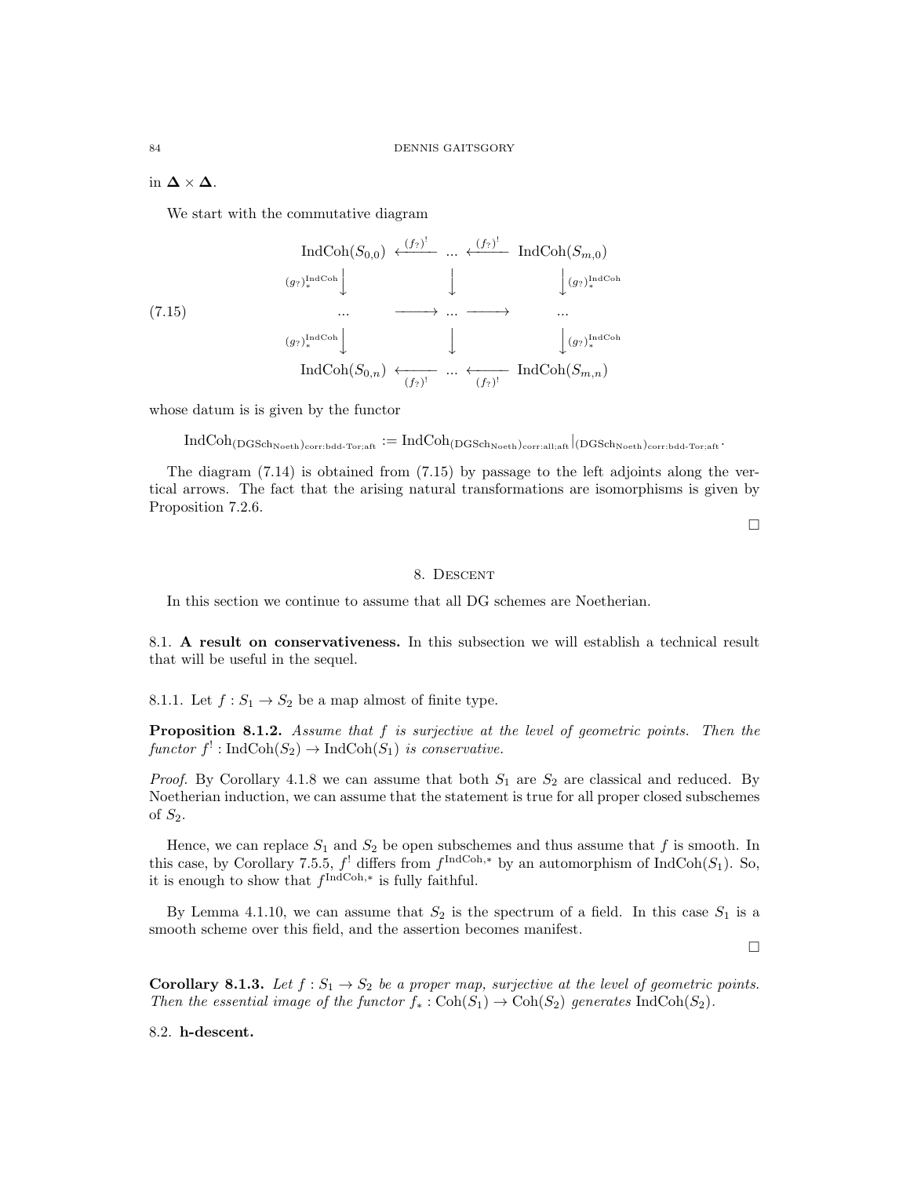in $\mathbf{\Delta} \times \mathbf{\Delta}$.

We start with the commutative diagram

$$
\begin{array}{ccccc}
\operatorname{IndCoh}(S_{0,0}) & \xleftarrow{(f_?)^!} & ... & \xleftarrow{(f_?)^!} & \operatorname{IndCoh}(S_{m,0}) \\
{\scriptstyle (g_?)_*^{\operatorname{IndCoh}}}\downarrow & & \downarrow & & \downarrow{\scriptstyle (g_?)_*^{\operatorname{IndCoh}}} \\
... & \longrightarrow & ... & \longrightarrow & ... \\
{\scriptstyle (g_?)_*^{\operatorname{IndCoh}}}\downarrow & & \downarrow & & \downarrow{\scriptstyle (g_?)_*^{\operatorname{IndCoh}}} \\
\operatorname{IndCoh}(S_{0,n}) & \xleftarrow[(f_?)^!]{} & ... & \xleftarrow[(f_?)^!]{} & \operatorname{IndCoh}(S_{m,n})
\end{array}
\tag{7.15}
$$

whose datum is is given by the functor

$$
\operatorname{IndCoh}_{(\operatorname{DGSch}_{\operatorname{Noeth}})_{\operatorname{corr:bdd-Tor;aft}}} := \operatorname{IndCoh}_{(\operatorname{DGSch}_{\operatorname{Noeth}})_{\operatorname{corr:all;aft}}}|_{(\operatorname{DGSch}_{\operatorname{Noeth}})_{\operatorname{corr:bdd-Tor;aft}}}.
$$

The diagram (7.14) is obtained from (7.15) by passage to the left adjoints along the vertical arrows. The fact that the arising natural transformations are isomorphisms is given by Proposition 7.2.6.

□

## 8. Descent

In this section we continue to assume that all DG schemes are Noetherian.

### 8.1. A result on conservativeness.

In this subsection we will establish a technical result that will be useful in the sequel.

8.1.1. Let $f : S_1 \to S_2$ be a map almost of finite type.

**Proposition 8.1.2.** *Assume that $f$ is surjective at the level of geometric points. Then the functor $f^! : \operatorname{IndCoh}(S_2) \to \operatorname{IndCoh}(S_1)$ is conservative.*

*Proof.* By Corollary 4.1.8 we can assume that both $S_1$ are $S_2$ are classical and reduced. By Noetherian induction, we can assume that the statement is true for all proper closed subschemes of $S_2$.

Hence, we can replace $S_1$ and $S_2$ be open subschemes and thus assume that $f$ is smooth. In this case, by Corollary 7.5.5, $f^!$ differs from $f^{\operatorname{IndCoh},*}$ by an automorphism of $\operatorname{IndCoh}(S_1)$. So, it is enough to show that $f^{\operatorname{IndCoh},*}$ is fully faithful.

By Lemma 4.1.10, we can assume that $S_2$ is the spectrum of a field. In this case $S_1$ is a smooth scheme over this field, and the assertion becomes manifest.

□

**Corollary 8.1.3.** *Let $f : S_1 \to S_2$ be a proper map, surjective at the level of geometric points. Then the essential image of the functor $f_* : \operatorname{Coh}(S_1) \to \operatorname{Coh}(S_2)$ generates $\operatorname{IndCoh}(S_2)$.*

### 8.2. h-descent.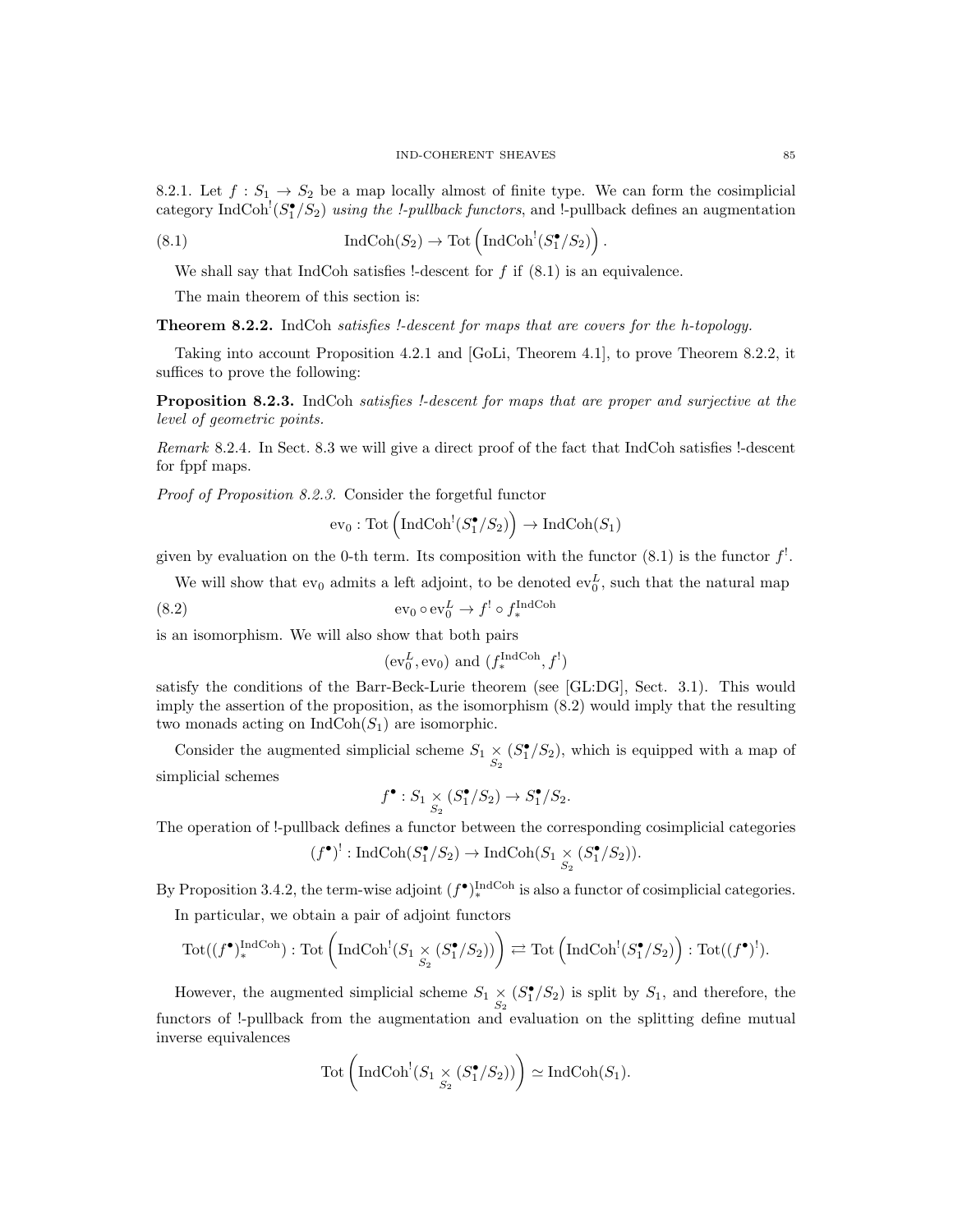8.2.1. Let $f : S_1 \to S_2$ be a map locally almost of finite type. We can form the cosimplicial category $\mathrm{IndCoh}^!(S_1^\bullet/S_2)$ *using the !-pullback functors*, and !-pullback defines an augmentation

$$\mathrm{IndCoh}(S_2) \to \mathrm{Tot}\left(\mathrm{IndCoh}^!(S_1^\bullet/S_2)\right). \tag{8.1}$$

We shall say that IndCoh satisfies !-descent for $f$ if (8.1) is an equivalence.

The main theorem of this section is:

**Theorem 8.2.2.** IndCoh *satisfies !-descent for maps that are covers for the h-topology.*

Taking into account Proposition 4.2.1 and [GoLi, Theorem 4.1], to prove Theorem 8.2.2, it suffices to prove the following:

**Proposition 8.2.3.** IndCoh *satisfies !-descent for maps that are proper and surjective at the level of geometric points.*

*Remark* 8.2.4. In Sect. 8.3 we will give a direct proof of the fact that IndCoh satisfies !-descent for fppf maps.

*Proof of Proposition 8.2.3.* Consider the forgetful functor

$$\mathrm{ev}_0 : \mathrm{Tot}\left(\mathrm{IndCoh}^!(S_1^\bullet/S_2)\right) \to \mathrm{IndCoh}(S_1)$$

given by evaluation on the 0-th term. Its composition with the functor (8.1) is the functor $f^!$.

We will show that $\mathrm{ev}_0$ admits a left adjoint, to be denoted $\mathrm{ev}_0^L$, such that the natural map

$$\mathrm{ev}_0 \circ \mathrm{ev}_0^L \to f^! \circ f_*^{\mathrm{IndCoh}} \tag{8.2}$$

is an isomorphism. We will also show that both pairs

$$(\mathrm{ev}_0^L, \mathrm{ev}_0) \text{ and } (f_*^{\mathrm{IndCoh}}, f^!)$$

satisfy the conditions of the Barr-Beck-Lurie theorem (see [GL:DG], Sect. 3.1). This would imply the assertion of the proposition, as the isomorphism (8.2) would imply that the resulting two monads acting on $\mathrm{IndCoh}(S_1)$ are isomorphic.

Consider the augmented simplicial scheme $S_1 \underset{S_2}{\times} (S_1^\bullet/S_2)$, which is equipped with a map of simplicial schemes

$$f^\bullet : S_1 \underset{S_2}{\times} (S_1^\bullet/S_2) \to S_1^\bullet/S_2.$$

The operation of !-pullback defines a functor between the corresponding cosimplicial categories

$$(f^\bullet)^! : \mathrm{IndCoh}(S_1^\bullet/S_2) \to \mathrm{IndCoh}(S_1 \underset{S_2}{\times} (S_1^\bullet/S_2)).$$

By Proposition 3.4.2, the term-wise adjoint $(f^\bullet)_*^{\mathrm{IndCoh}}$ is also a functor of cosimplicial categories.

In particular, we obtain a pair of adjoint functors

$$\mathrm{Tot}((f^\bullet)_*^{\mathrm{IndCoh}}) : \mathrm{Tot}\left(\mathrm{IndCoh}^!(S_1 \underset{S_2}{\times} (S_1^\bullet/S_2))\right) \rightleftarrows \mathrm{Tot}\left(\mathrm{IndCoh}^!(S_1^\bullet/S_2)\right) : \mathrm{Tot}((f^\bullet)^!).$$

However, the augmented simplicial scheme $S_1 \underset{S_2}{\times} (S_1^\bullet/S_2)$ is split by $S_1$, and therefore, the functors of !-pullback from the augmentation and evaluation on the splitting define mutual inverse equivalences

$$\mathrm{Tot}\left(\mathrm{IndCoh}^!(S_1 \underset{S_2}{\times} (S_1^\bullet/S_2))\right) \simeq \mathrm{IndCoh}(S_1).$$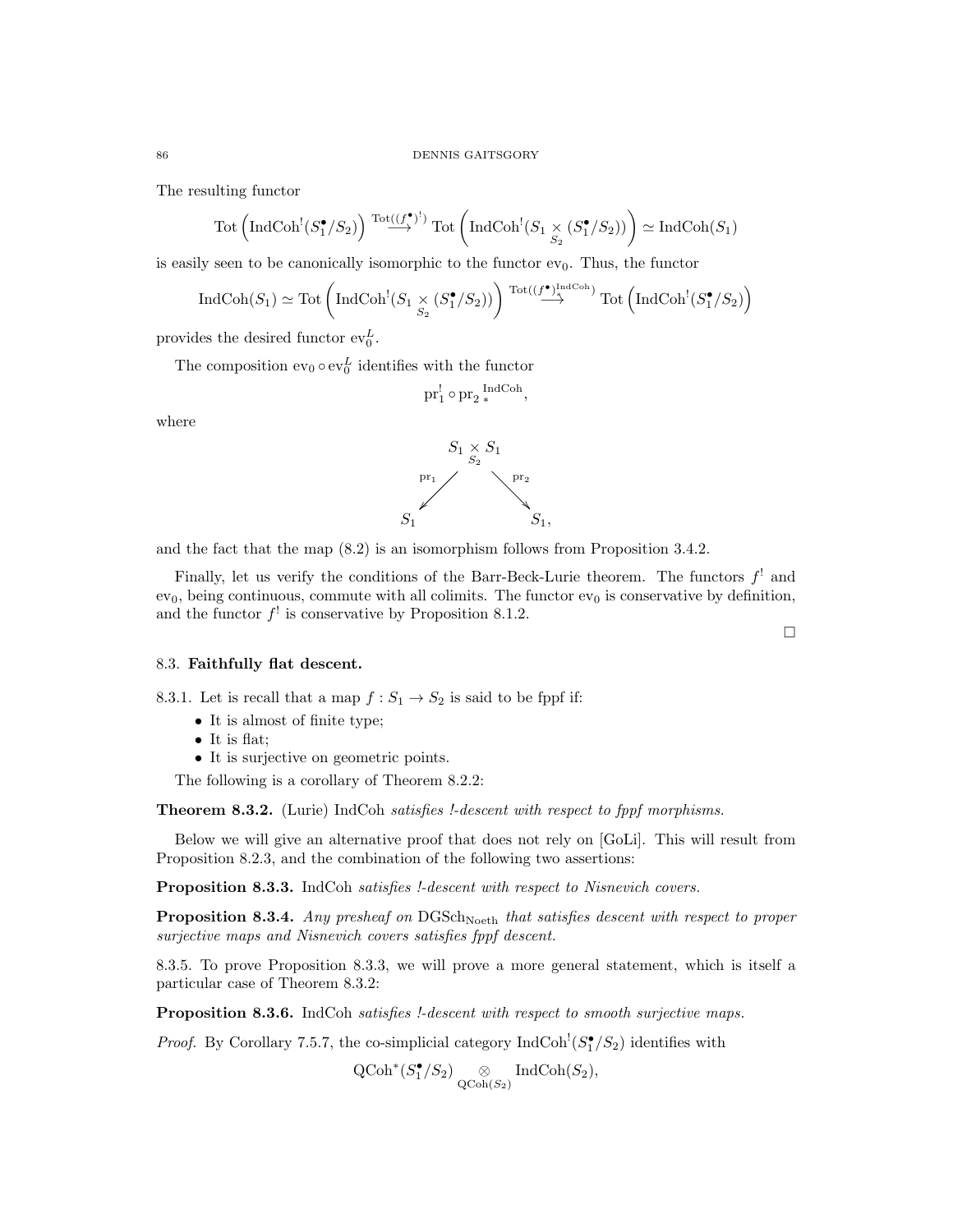The resulting functor

$$\operatorname{Tot}\left(\operatorname{IndCoh}^!(S_1^\bullet/S_2)\right) \overset{\operatorname{Tot}((f^\bullet)^!)}{\longrightarrow} \operatorname{Tot}\left(\operatorname{IndCoh}^!(S_1 \underset{S_2}{\times} (S_1^\bullet/S_2))\right) \simeq \operatorname{IndCoh}(S_1)$$

is easily seen to be canonically isomorphic to the functor $\operatorname{ev}_0$. Thus, the functor

$$\operatorname{IndCoh}(S_1) \simeq \operatorname{Tot}\left(\operatorname{IndCoh}^!(S_1 \underset{S_2}{\times} (S_1^\bullet/S_2))\right) \overset{\operatorname{Tot}((f^\bullet)_*^{\operatorname{IndCoh}})}{\longrightarrow} \operatorname{Tot}\left(\operatorname{IndCoh}^!(S_1^\bullet/S_2)\right)$$

provides the desired functor $\operatorname{ev}_0^L$.

The composition $\operatorname{ev}_0 \circ \operatorname{ev}_0^L$ identifies with the functor

$$\operatorname{pr}_1^! \circ \operatorname{pr}_{2\,*}^{\operatorname{IndCoh}},$$

where

$$\begin{array}{ccc} & S_1 \underset{S_2}{\times} S_1 & \\ {}^{\operatorname{pr}_1}\swarrow & & \searrow^{\operatorname{pr}_2} \\ S_1 & & S_1, \end{array}$$

and the fact that the map (8.2) is an isomorphism follows from Proposition 3.4.2.

Finally, let us verify the conditions of the Barr-Beck-Lurie theorem. The functors $f^!$ and $\operatorname{ev}_0$, being continuous, commute with all colimits. The functor $\operatorname{ev}_0$ is conservative by definition, and the functor $f^!$ is conservative by Proposition 8.1.2.

□

### 8.3. Faithfully flat descent.

8.3.1. Let is recall that a map $f : S_1 \to S_2$ is said to be fppf if:

- It is almost of finite type;
- It is flat;
- It is surjective on geometric points.

The following is a corollary of Theorem 8.2.2:

**Theorem 8.3.2.** (Lurie) IndCoh *satisfies !-descent with respect to fppf morphisms.*

Below we will give an alternative proof that does not rely on [GoLi]. This will result from Proposition 8.2.3, and the combination of the following two assertions:

**Proposition 8.3.3.** IndCoh *satisfies !-descent with respect to Nisnevich covers.*

**Proposition 8.3.4.** *Any presheaf on* $\operatorname{DGSch}_{\operatorname{Noeth}}$ *that satisfies descent with respect to proper surjective maps and Nisnevich covers satisfies fppf descent.*

8.3.5. To prove Proposition 8.3.3, we will prove a more general statement, which is itself a particular case of Theorem 8.3.2:

**Proposition 8.3.6.** IndCoh *satisfies !-descent with respect to smooth surjective maps.*

*Proof.* By Corollary 7.5.7, the co-simplicial category $\operatorname{IndCoh}^!(S_1^\bullet/S_2)$ identifies with

$$\operatorname{QCoh}^*(S_1^\bullet/S_2) \underset{\operatorname{QCoh}(S_2)}{\otimes} \operatorname{IndCoh}(S_2),$$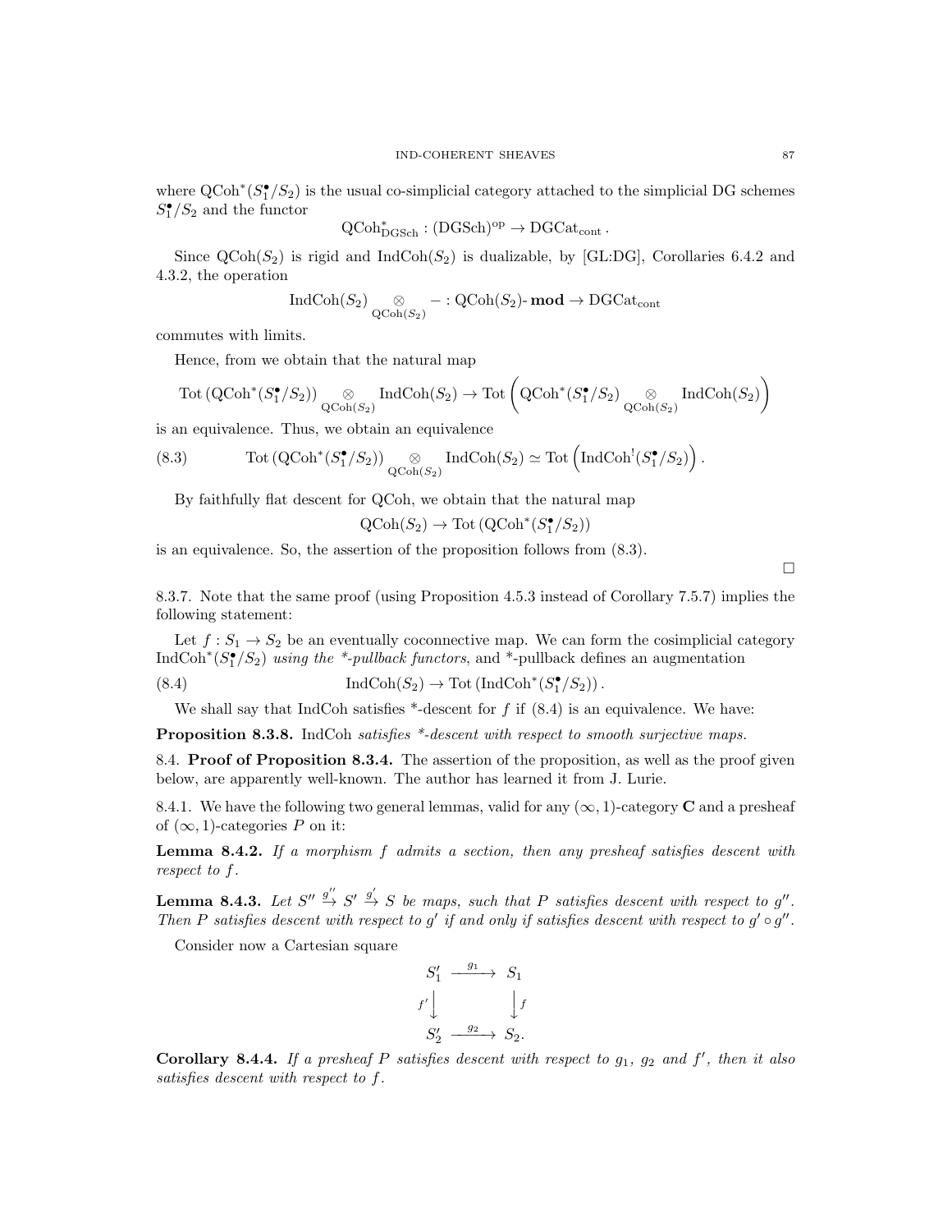where $\mathrm{QCoh}^*(S_1^\bullet/S_2)$ is the usual co-simplicial category attached to the simplicial DG schemes $S_1^\bullet/S_2$ and the functor

$$\mathrm{QCoh}^*_{\mathrm{DGSch}} : (\mathrm{DGSch})^{\mathrm{op}} \to \mathrm{DGCat}_{\mathrm{cont}}\,.$$

Since $\mathrm{QCoh}(S_2)$ is rigid and $\mathrm{IndCoh}(S_2)$ is dualizable, by [GL:DG], Corollaries 6.4.2 and 4.3.2, the operation

$$\mathrm{IndCoh}(S_2) \underset{\mathrm{QCoh}(S_2)}{\otimes} - : \mathrm{QCoh}(S_2)\text{-}\mathbf{mod} \to \mathrm{DGCat}_{\mathrm{cont}}$$

commutes with limits.

Hence, from we obtain that the natural map

$$\mathrm{Tot}\left(\mathrm{QCoh}^*(S_1^\bullet/S_2)\right) \underset{\mathrm{QCoh}(S_2)}{\otimes} \mathrm{IndCoh}(S_2) \to \mathrm{Tot}\left(\mathrm{QCoh}^*(S_1^\bullet/S_2) \underset{\mathrm{QCoh}(S_2)}{\otimes} \mathrm{IndCoh}(S_2)\right)$$

is an equivalence. Thus, we obtain an equivalence

$$\mathrm{Tot}\left(\mathrm{QCoh}^*(S_1^\bullet/S_2)\right) \underset{\mathrm{QCoh}(S_2)}{\otimes} \mathrm{IndCoh}(S_2) \simeq \mathrm{Tot}\left(\mathrm{IndCoh}^!(S_1^\bullet/S_2)\right). \tag{8.3}$$

By faithfully flat descent for QCoh, we obtain that the natural map

$$\mathrm{QCoh}(S_2) \to \mathrm{Tot}\left(\mathrm{QCoh}^*(S_1^\bullet/S_2)\right)$$

is an equivalence. So, the assertion of the proposition follows from (8.3).

□

8.3.7. Note that the same proof (using Proposition 4.5.3 instead of Corollary 7.5.7) implies the following statement:

Let $f : S_1 \to S_2$ be an eventually coconnective map. We can form the cosimplicial category $\mathrm{IndCoh}^*(S_1^\bullet/S_2)$ *using the \*-pullback functors*, and \*-pullback defines an augmentation

$$\mathrm{IndCoh}(S_2) \to \mathrm{Tot}\left(\mathrm{IndCoh}^*(S_1^\bullet/S_2)\right). \tag{8.4}$$

We shall say that IndCoh satisfies \*-descent for $f$ if (8.4) is an equivalence. We have:

**Proposition 8.3.8.** IndCoh *satisfies \*-descent with respect to smooth surjective maps.*

## 8.4. Proof of Proposition 8.3.4.

The assertion of the proposition, as well as the proof given below, are apparently well-known. The author has learned it from J. Lurie.

8.4.1. We have the following two general lemmas, valid for any $(\infty,1)$-category $\mathbf{C}$ and a presheaf of $(\infty,1)$-categories $P$ on it:

**Lemma 8.4.2.** *If a morphism $f$ admits a section, then any presheaf satisfies descent with respect to $f$.*

**Lemma 8.4.3.** *Let $S'' \overset{g''}{\to} S' \overset{g'}{\to} S$ be maps, such that $P$ satisfies descent with respect to $g''$. Then $P$ satisfies descent with respect to $g'$ if and only if satisfies descent with respect to $g' \circ g''$.*

Consider now a Cartesian square

$$\begin{array}{ccc} S_1' & \xrightarrow{g_1} & S_1 \\ {\scriptstyle f'}\downarrow & & \downarrow{\scriptstyle f} \\ S_2' & \xrightarrow{g_2} & S_2. \end{array}$$

**Corollary 8.4.4.** *If a presheaf $P$ satisfies descent with respect to $g_1$, $g_2$ and $f'$, then it also satisfies descent with respect to $f$.*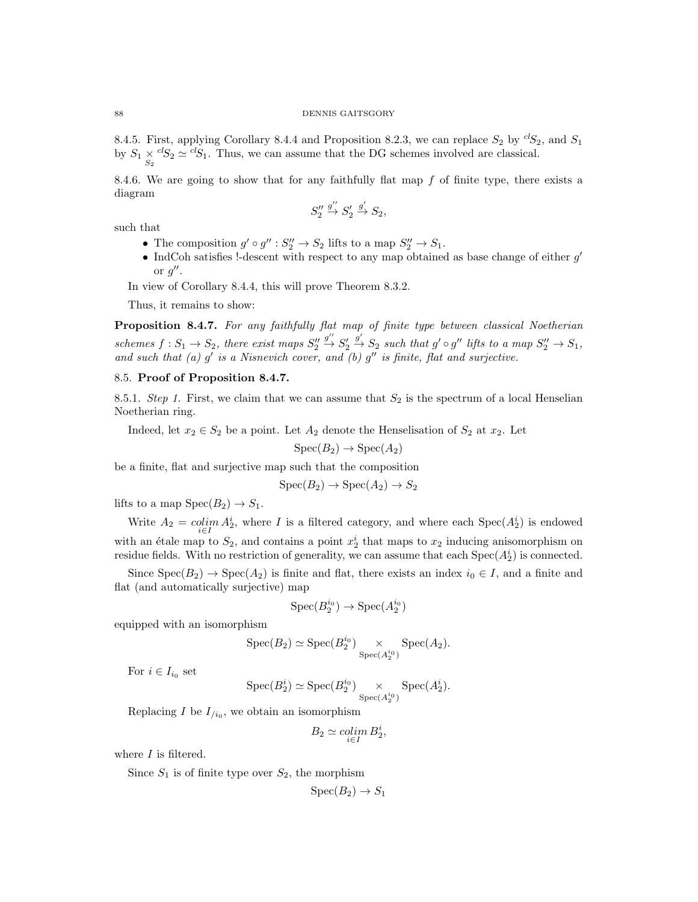8.4.5. First, applying Corollary 8.4.4 and Proposition 8.2.3, we can replace $S_2$ by ${}^{cl}S_2$, and $S_1$ by $S_1 \underset{S_2}{\times} {}^{cl}S_2 \simeq {}^{cl}S_1$. Thus, we can assume that the DG schemes involved are classical.

8.4.6. We are going to show that for any faithfully flat map $f$ of finite type, there exists a diagram

$$S_2'' \overset{g''}{\to} S_2' \overset{g'}{\to} S_2,$$

such that

- The composition $g' \circ g'' : S_2'' \to S_2$ lifts to a map $S_2'' \to S_1$.
- IndCoh satisfies !-descent with respect to any map obtained as base change of either $g'$ or $g''$.

In view of Corollary 8.4.4, this will prove Theorem 8.3.2.

Thus, it remains to show:

**Proposition 8.4.7.** *For any faithfully flat map of finite type between classical Noetherian schemes $f : S_1 \to S_2$, there exist maps $S_2'' \overset{g''}{\to} S_2' \overset{g'}{\to} S_2$ such that $g' \circ g''$ lifts to a map $S_2'' \to S_1$, and such that (a) $g'$ is a Nisnevich cover, and (b) $g''$ is finite, flat and surjective.*

## 8.5. Proof of Proposition 8.4.7.

8.5.1. *Step 1.* First, we claim that we can assume that $S_2$ is the spectrum of a local Henselian Noetherian ring.

Indeed, let $x_2 \in S_2$ be a point. Let $A_2$ denote the Henselisation of $S_2$ at $x_2$. Let

$$\operatorname{Spec}(B_2) \to \operatorname{Spec}(A_2)$$

be a finite, flat and surjective map such that the composition

$$\operatorname{Spec}(B_2) \to \operatorname{Spec}(A_2) \to S_2$$

lifts to a map $\operatorname{Spec}(B_2) \to S_1$.

Write $A_2 = \underset{i \in I}{colim}\, A_2^i$, where $I$ is a filtered category, and where each $\operatorname{Spec}(A_2^i)$ is endowed with an étale map to $S_2$, and contains a point $x_2^i$ that maps to $x_2$ inducing anisomorphism on residue fields. With no restriction of generality, we can assume that each $\operatorname{Spec}(A_2^i)$ is connected.

Since $\operatorname{Spec}(B_2) \to \operatorname{Spec}(A_2)$ is finite and flat, there exists an index $i_0 \in I$, and a finite and flat (and automatically surjective) map

$$\operatorname{Spec}(B_2^{i_0}) \to \operatorname{Spec}(A_2^{i_0})$$

equipped with an isomorphism

$$\operatorname{Spec}(B_2) \simeq \operatorname{Spec}(B_2^{i_0}) \underset{\operatorname{Spec}(A_2^{i_0})}{\times} \operatorname{Spec}(A_2).$$

For $i \in I_{i_0}$ set

$$\operatorname{Spec}(B_2^i) \simeq \operatorname{Spec}(B_2^{i_0}) \underset{\operatorname{Spec}(A_2^{i_0})}{\times} \operatorname{Spec}(A_2^i).$$

Replacing $I$ be $I_{/i_0}$, we obtain an isomorphism

$$B_2 \simeq \underset{i \in I}{colim}\, B_2^i,$$

where $I$ is filtered.

Since $S_1$ is of finite type over $S_2$, the morphism

$$\operatorname{Spec}(B_2) \to S_1$$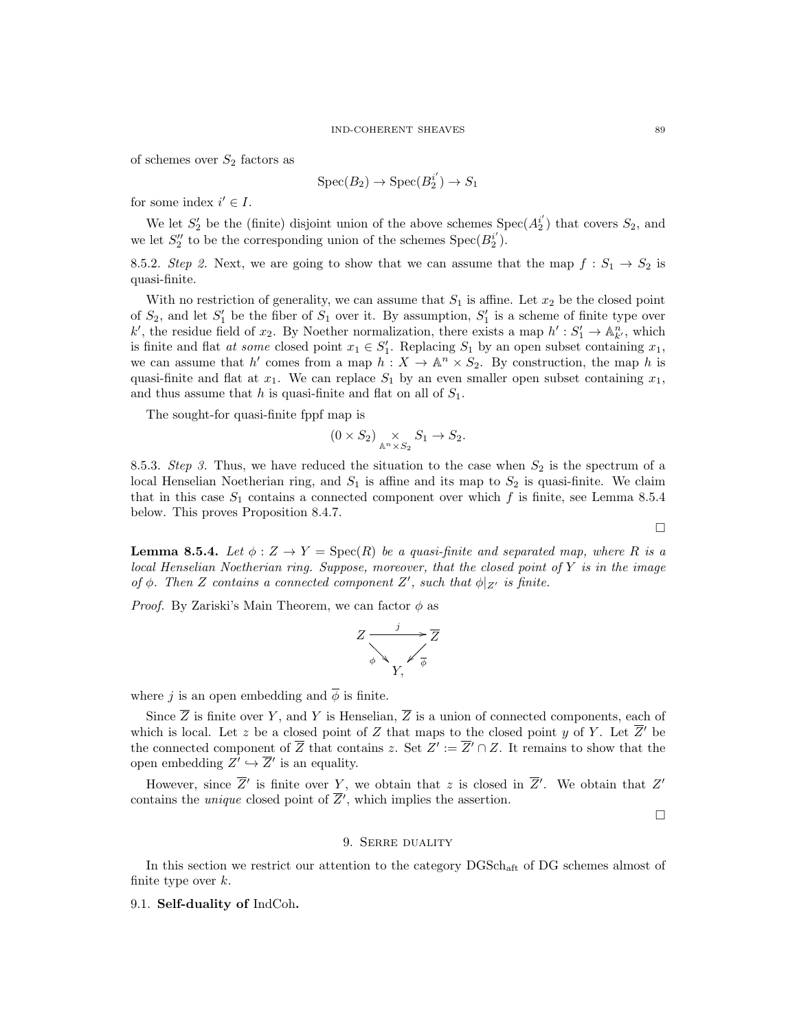of schemes over $S_2$ factors as

$$\mathrm{Spec}(B_2) \to \mathrm{Spec}(B_2^{i'}) \to S_1$$

for some index $i' \in I$.

We let $S_2'$ be the (finite) disjoint union of the above schemes $\mathrm{Spec}(A_2^{i'})$ that covers $S_2$, and we let $S_2''$ to be the corresponding union of the schemes $\mathrm{Spec}(B_2^{i'})$.

8.5.2. *Step 2.* Next, we are going to show that we can assume that the map $f : S_1 \to S_2$ is quasi-finite.

With no restriction of generality, we can assume that $S_1$ is affine. Let $x_2$ be the closed point of $S_2$, and let $S_1'$ be the fiber of $S_1$ over it. By assumption, $S_1'$ is a scheme of finite type over $k'$, the residue field of $x_2$. By Noether normalization, there exists a map $h' : S_1' \to \mathbb{A}^n_{k'}$, which is finite and flat *at some* closed point $x_1 \in S_1'$. Replacing $S_1$ by an open subset containing $x_1$, we can assume that $h'$ comes from a map $h : X \to \mathbb{A}^n \times S_2$. By construction, the map $h$ is quasi-finite and flat at $x_1$. We can replace $S_1$ by an even smaller open subset containing $x_1$, and thus assume that $h$ is quasi-finite and flat on all of $S_1$.

The sought-for quasi-finite fppf map is

$$(0 \times S_2) \underset{\mathbb{A}^n \times S_2}{\times} S_1 \to S_2.$$

8.5.3. *Step 3.* Thus, we have reduced the situation to the case when $S_2$ is the spectrum of a local Henselian Noetherian ring, and $S_1$ is affine and its map to $S_2$ is quasi-finite. We claim that in this case $S_1$ contains a connected component over which $f$ is finite, see Lemma 8.5.4 below. This proves Proposition 8.4.7.

□

**Lemma 8.5.4.** *Let $\phi : Z \to Y = \mathrm{Spec}(R)$ be a quasi-finite and separated map, where $R$ is a local Henselian Noetherian ring. Suppose, moreover, that the closed point of $Y$ is in the image of $\phi$. Then $Z$ contains a connected component $Z'$, such that $\phi|_{Z'}$ is finite.*

*Proof.* By Zariski's Main Theorem, we can factor $\phi$ as

$$\begin{array}{ccc} Z & \xrightarrow{\;j\;} & \overline{Z} \\ & {\scriptstyle\phi}\searrow \quad \swarrow{\scriptstyle\overline{\phi}} & \\ & Y, & \end{array}$$

where $j$ is an open embedding and $\overline{\phi}$ is finite.

Since $\overline{Z}$ is finite over $Y$, and $Y$ is Henselian, $\overline{Z}$ is a union of connected components, each of which is local. Let $z$ be a closed point of $Z$ that maps to the closed point $y$ of $Y$. Let $\overline{Z}'$ be the connected component of $\overline{Z}$ that contains $z$. Set $Z' := \overline{Z}' \cap Z$. It remains to show that the open embedding $Z' \hookrightarrow \overline{Z}'$ is an equality.

However, since $\overline{Z}'$ is finite over $Y$, we obtain that $z$ is closed in $\overline{Z}'$. We obtain that $Z'$ contains the *unique* closed point of $\overline{Z}'$, which implies the assertion.

□

## 9. Serre duality

In this section we restrict our attention to the category $\mathrm{DGSch}_{\mathrm{aft}}$ of DG schemes almost of finite type over $k$.

### 9.1. Self-duality of IndCoh.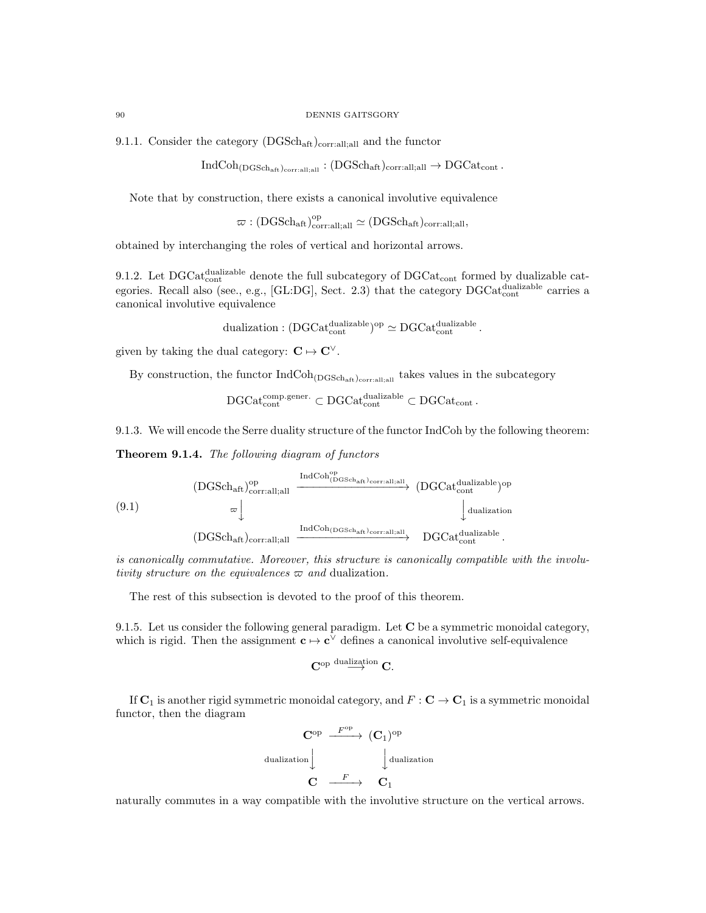9.1.1. Consider the category $(\mathrm{DGSch}_{\mathrm{aft}})_{\mathrm{corr:all;all}}$ and the functor

$$\mathrm{IndCoh}_{(\mathrm{DGSch}_{\mathrm{aft}})_{\mathrm{corr:all;all}}} : (\mathrm{DGSch}_{\mathrm{aft}})_{\mathrm{corr:all;all}} \to \mathrm{DGCat}_{\mathrm{cont}}.$$

Note that by construction, there exists a canonical involutive equivalence

$$\varpi : (\mathrm{DGSch}_{\mathrm{aft}})^{\mathrm{op}}_{\mathrm{corr:all;all}} \simeq (\mathrm{DGSch}_{\mathrm{aft}})_{\mathrm{corr:all;all}},$$

obtained by interchanging the roles of vertical and horizontal arrows.

9.1.2. Let $\mathrm{DGCat}^{\mathrm{dualizable}}_{\mathrm{cont}}$ denote the full subcategory of $\mathrm{DGCat}_{\mathrm{cont}}$ formed by dualizable categories. Recall also (see., e.g., [GL:DG], Sect. 2.3) that the category $\mathrm{DGCat}^{\mathrm{dualizable}}_{\mathrm{cont}}$ carries a canonical involutive equivalence

$$\mathrm{dualization} : (\mathrm{DGCat}^{\mathrm{dualizable}}_{\mathrm{cont}})^{\mathrm{op}} \simeq \mathrm{DGCat}^{\mathrm{dualizable}}_{\mathrm{cont}}.$$

given by taking the dual category: $\mathbf{C} \mapsto \mathbf{C}^\vee$.

By construction, the functor $\mathrm{IndCoh}_{(\mathrm{DGSch}_{\mathrm{aft}})_{\mathrm{corr:all;all}}}$ takes values in the subcategory

$$\mathrm{DGCat}^{\mathrm{comp.gener.}}_{\mathrm{cont}} \subset \mathrm{DGCat}^{\mathrm{dualizable}}_{\mathrm{cont}} \subset \mathrm{DGCat}_{\mathrm{cont}}.$$

9.1.3. We will encode the Serre duality structure of the functor IndCoh by the following theorem:

**Theorem 9.1.4.** *The following diagram of functors*

$$\begin{array}{ccc}
(\mathrm{DGSch}_{\mathrm{aft}})^{\mathrm{op}}_{\mathrm{corr:all;all}} & \xrightarrow{\mathrm{IndCoh}^{\mathrm{op}}_{(\mathrm{DGSch}_{\mathrm{aft}})_{\mathrm{corr:all;all}}}} & (\mathrm{DGCat}^{\mathrm{dualizable}}_{\mathrm{cont}})^{\mathrm{op}} \\
\varpi \downarrow & & \downarrow \mathrm{dualization} \\
(\mathrm{DGSch}_{\mathrm{aft}})_{\mathrm{corr:all;all}} & \xrightarrow{\mathrm{IndCoh}_{(\mathrm{DGSch}_{\mathrm{aft}})_{\mathrm{corr:all;all}}}} & \mathrm{DGCat}^{\mathrm{dualizable}}_{\mathrm{cont}}.
\end{array} \tag{9.1}$$

*is canonically commutative. Moreover, this structure is canonically compatible with the involutivity structure on the equivalences $\varpi$ and* dualization.

The rest of this subsection is devoted to the proof of this theorem.

9.1.5. Let us consider the following general paradigm. Let $\mathbf{C}$ be a symmetric monoidal category, which is rigid. Then the assignment $\mathbf{c} \mapsto \mathbf{c}^\vee$ defines a canonical involutive self-equivalence

$$\mathbf{C}^{\mathrm{op}} \overset{\mathrm{dualization}}{\longrightarrow} \mathbf{C}.$$

If $\mathbf{C}_1$ is another rigid symmetric monoidal category, and $F : \mathbf{C} \to \mathbf{C}_1$ is a symmetric monoidal functor, then the diagram

$$\begin{array}{ccc}
\mathbf{C}^{\mathrm{op}} & \xrightarrow{F^{\mathrm{op}}} & (\mathbf{C}_1)^{\mathrm{op}} \\
\mathrm{dualization} \downarrow & & \downarrow \mathrm{dualization} \\
\mathbf{C} & \xrightarrow{F} & \mathbf{C}_1
\end{array}$$

naturally commutes in a way compatible with the involutive structure on the vertical arrows.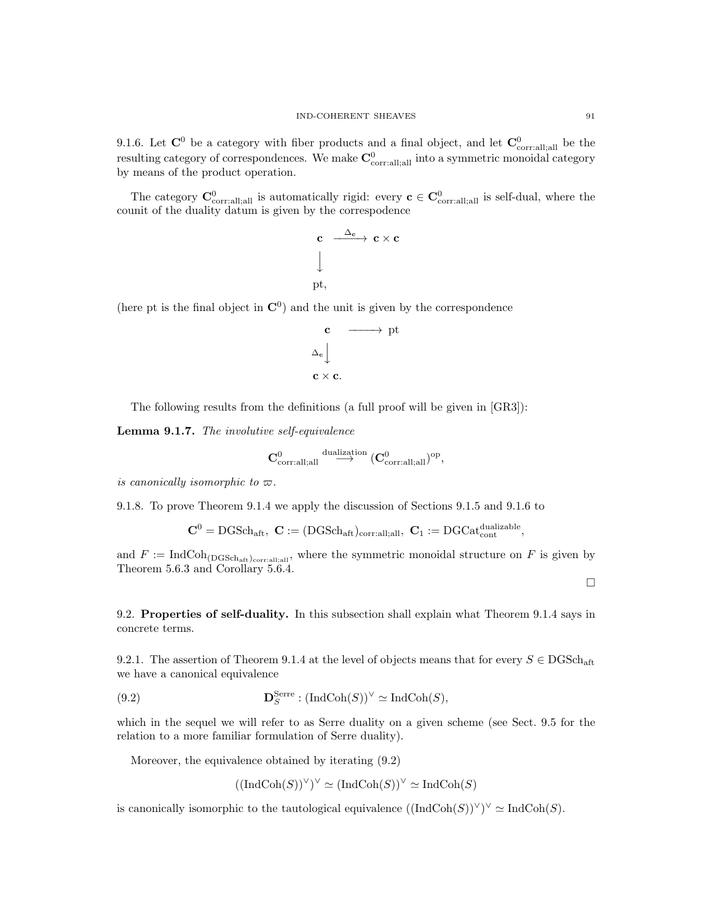9.1.6. Let $\mathbf{C}^0$ be a category with fiber products and a final object, and let $\mathbf{C}^0_{\text{corr:all;all}}$ be the resulting category of correspondences. We make $\mathbf{C}^0_{\text{corr:all;all}}$ into a symmetric monoidal category by means of the product operation.

The category $\mathbf{C}^0_{\text{corr:all;all}}$ is automatically rigid: every $\mathbf{c} \in \mathbf{C}^0_{\text{corr:all;all}}$ is self-dual, where the counit of the duality datum is given by the correspodence

$$
\begin{array}{ccc}
\mathbf{c} & \xrightarrow{\Delta_{\mathbf{c}}} & \mathbf{c} \times \mathbf{c} \\
\big\downarrow & & \\
\text{pt}, & &
\end{array}
$$

(here pt is the final object in $\mathbf{C}^0$) and the unit is given by the correspondence

$$
\begin{array}{ccc}
\mathbf{c} & \longrightarrow & \text{pt} \\
{\scriptstyle \Delta_{\mathbf{c}}}\big\downarrow & & \\
\mathbf{c} \times \mathbf{c}. & &
\end{array}
$$

The following results from the definitions (a full proof will be given in [GR3]):

**Lemma 9.1.7.** *The involutive self-equivalence*

$$\mathbf{C}^0_{\text{corr:all;all}} \overset{\text{dualization}}{\longrightarrow} (\mathbf{C}^0_{\text{corr:all;all}})^{\text{op}},$$

*is canonically isomorphic to* $\varpi$.

9.1.8. To prove Theorem 9.1.4 we apply the discussion of Sections 9.1.5 and 9.1.6 to

$$\mathbf{C}^0 = \text{DGSch}_{\text{aft}},\ \mathbf{C} := (\text{DGSch}_{\text{aft}})_{\text{corr:all;all}},\ \mathbf{C}_1 := \text{DGCat}^{\text{dualizable}}_{\text{cont}},$$

and $F := \text{IndCoh}_{(\text{DGSch}_{\text{aft}})_{\text{corr:all;all}}}$, where the symmetric monoidal structure on $F$ is given by Theorem 5.6.3 and Corollary 5.6.4.

□

## 9.2. Properties of self-duality.

In this subsection shall explain what Theorem 9.1.4 says in concrete terms.

9.2.1. The assertion of Theorem 9.1.4 at the level of objects means that for every $S \in \text{DGSch}_{\text{aft}}$ we have a canonical equivalence

$$\mathbf{D}^{\text{Serre}}_S : (\text{IndCoh}(S))^\vee \simeq \text{IndCoh}(S), \tag{9.2}$$

which in the sequel we will refer to as Serre duality on a given scheme (see Sect. 9.5 for the relation to a more familiar formulation of Serre duality).

Moreover, the equivalence obtained by iterating (9.2)

$$((\text{IndCoh}(S))^\vee)^\vee \simeq (\text{IndCoh}(S))^\vee \simeq \text{IndCoh}(S)$$

is canonically isomorphic to the tautological equivalence $((\text{IndCoh}(S))^\vee)^\vee \simeq \text{IndCoh}(S)$.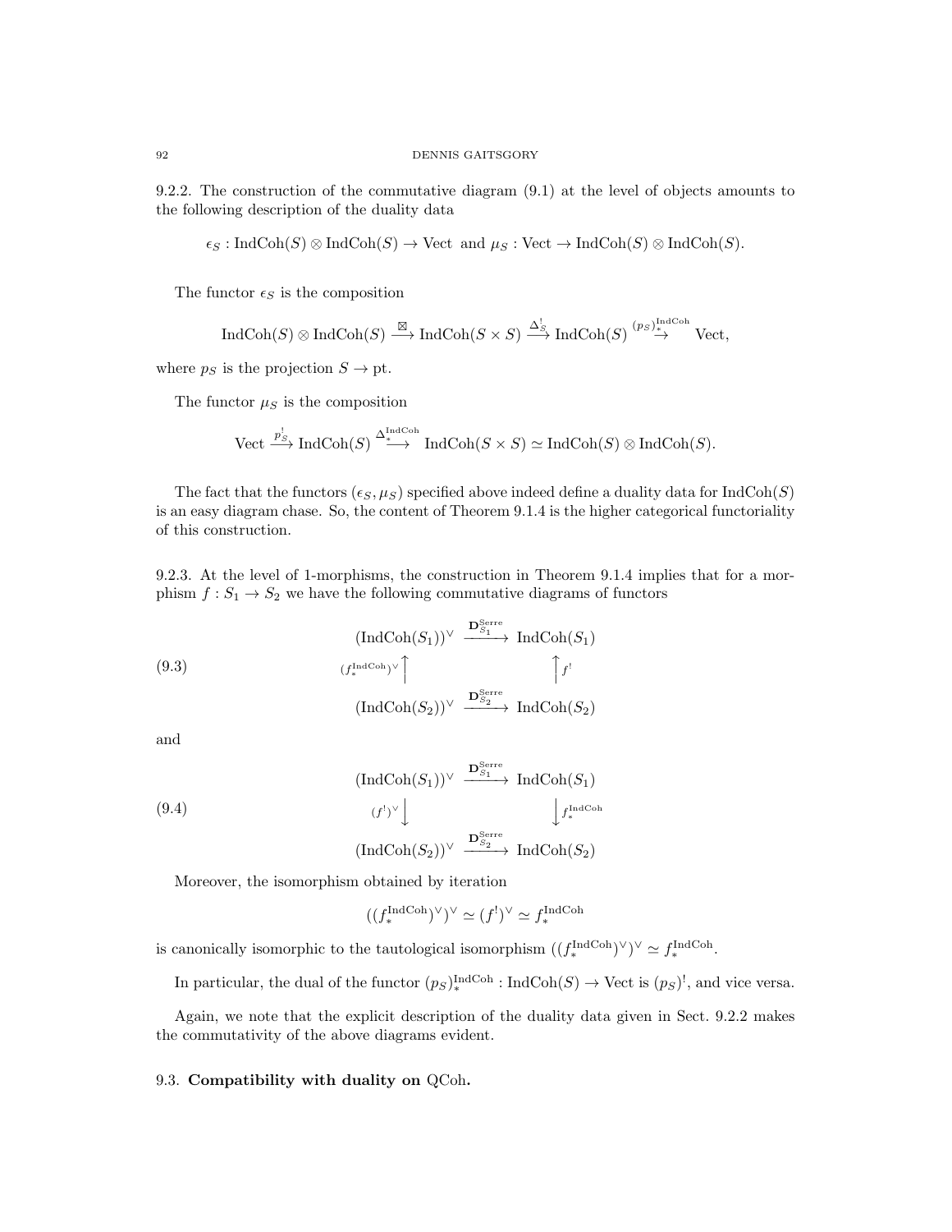9.2.2. The construction of the commutative diagram (9.1) at the level of objects amounts to the following description of the duality data

$$\epsilon_S : \mathrm{IndCoh}(S) \otimes \mathrm{IndCoh}(S) \to \mathrm{Vect} \text{ and } \mu_S : \mathrm{Vect} \to \mathrm{IndCoh}(S) \otimes \mathrm{IndCoh}(S).$$

The functor $\epsilon_S$ is the composition

$$\mathrm{IndCoh}(S) \otimes \mathrm{IndCoh}(S) \xrightarrow{\boxtimes} \mathrm{IndCoh}(S \times S) \xrightarrow{\Delta_S^!} \mathrm{IndCoh}(S) \overset{(p_S)_*^{\mathrm{IndCoh}}}{\to} \mathrm{Vect},$$

where $p_S$ is the projection $S \to \mathrm{pt}$.

The functor $\mu_S$ is the composition

$$\mathrm{Vect} \xrightarrow{p_S^!} \mathrm{IndCoh}(S) \xrightarrow{\Delta_*^{\mathrm{IndCoh}}} \mathrm{IndCoh}(S \times S) \simeq \mathrm{IndCoh}(S) \otimes \mathrm{IndCoh}(S).$$

The fact that the functors $(\epsilon_S, \mu_S)$ specified above indeed define a duality data for $\mathrm{IndCoh}(S)$ is an easy diagram chase. So, the content of Theorem 9.1.4 is the higher categorical functoriality of this construction.

9.2.3. At the level of 1-morphisms, the construction in Theorem 9.1.4 implies that for a morphism $f : S_1 \to S_2$ we have the following commutative diagrams of functors

$$\begin{array}{ccc} (\mathrm{IndCoh}(S_1))^\vee & \xrightarrow{\mathbf{D}_{S_1}^{\mathrm{Serre}}} & \mathrm{IndCoh}(S_1) \\ {\scriptstyle (f_*^{\mathrm{IndCoh}})^\vee}\uparrow & & \uparrow{\scriptstyle f^!} \\ (\mathrm{IndCoh}(S_2))^\vee & \xrightarrow{\mathbf{D}_{S_2}^{\mathrm{Serre}}} & \mathrm{IndCoh}(S_2) \end{array} \tag{9.3}$$

and

$$\begin{array}{ccc} (\mathrm{IndCoh}(S_1))^\vee & \xrightarrow{\mathbf{D}_{S_1}^{\mathrm{Serre}}} & \mathrm{IndCoh}(S_1) \\ {\scriptstyle (f^!)^\vee}\downarrow & & \downarrow{\scriptstyle f_*^{\mathrm{IndCoh}}} \\ (\mathrm{IndCoh}(S_2))^\vee & \xrightarrow{\mathbf{D}_{S_2}^{\mathrm{Serre}}} & \mathrm{IndCoh}(S_2) \end{array} \tag{9.4}$$

Moreover, the isomorphism obtained by iteration

$$((f_*^{\mathrm{IndCoh}})^\vee)^\vee \simeq (f^!)^\vee \simeq f_*^{\mathrm{IndCoh}}$$

is canonically isomorphic to the tautological isomorphism $((f_*^{\mathrm{IndCoh}})^\vee)^\vee \simeq f_*^{\mathrm{IndCoh}}$.

In particular, the dual of the functor $(p_S)_*^{\mathrm{IndCoh}} : \mathrm{IndCoh}(S) \to \mathrm{Vect}$ is $(p_S)^!$, and vice versa.

Again, we note that the explicit description of the duality data given in Sect. 9.2.2 makes the commutativity of the above diagrams evident.

### 9.3. **Compatibility with duality on** QCoh**.**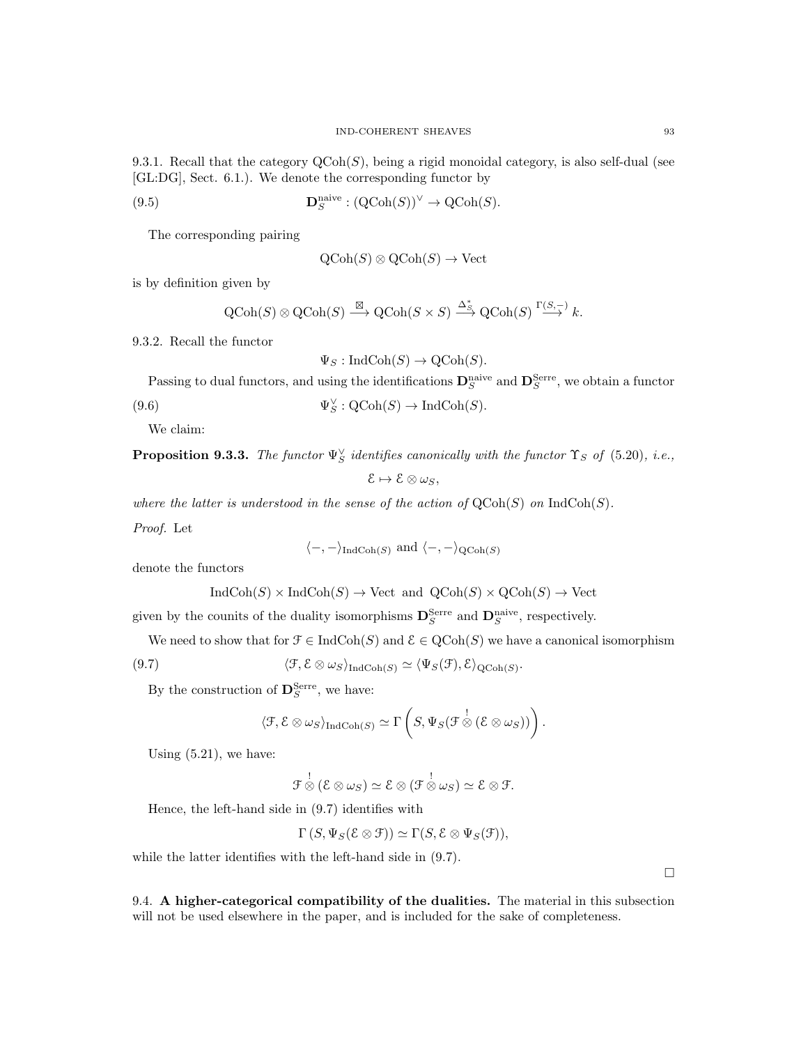9.3.1. Recall that the category $\mathrm{QCoh}(S)$, being a rigid monoidal category, is also self-dual (see [GL:DG], Sect. 6.1.). We denote the corresponding functor by

$$\mathbf{D}_S^{\mathrm{naive}} : (\mathrm{QCoh}(S))^\vee \to \mathrm{QCoh}(S). \tag{9.5}$$

The corresponding pairing

$$\mathrm{QCoh}(S) \otimes \mathrm{QCoh}(S) \to \mathrm{Vect}$$

is by definition given by

$$\mathrm{QCoh}(S) \otimes \mathrm{QCoh}(S) \xrightarrow{\boxtimes} \mathrm{QCoh}(S \times S) \xrightarrow{\Delta_S^*} \mathrm{QCoh}(S) \xrightarrow{\Gamma(S,-)} k.$$

9.3.2. Recall the functor

$$\Psi_S : \mathrm{IndCoh}(S) \to \mathrm{QCoh}(S).$$

Passing to dual functors, and using the identifications $\mathbf{D}_S^{\mathrm{naive}}$ and $\mathbf{D}_S^{\mathrm{Serre}}$, we obtain a functor

$$\Psi_S^\vee : \mathrm{QCoh}(S) \to \mathrm{IndCoh}(S). \tag{9.6}$$

We claim:

**Proposition 9.3.3.** *The functor $\Psi_S^\vee$ identifies canonically with the functor $\Upsilon_S$ of (5.20), i.e.,*

$$\mathcal{E} \mapsto \mathcal{E} \otimes \omega_S,$$

*where the latter is understood in the sense of the action of $\mathrm{QCoh}(S)$ on $\mathrm{IndCoh}(S)$.*

*Proof.* Let

$$\langle -,- \rangle_{\mathrm{IndCoh}(S)} \text{ and } \langle -,- \rangle_{\mathrm{QCoh}(S)}$$

denote the functors

$$\mathrm{IndCoh}(S) \times \mathrm{IndCoh}(S) \to \mathrm{Vect} \text{ and } \mathrm{QCoh}(S) \times \mathrm{QCoh}(S) \to \mathrm{Vect}$$

given by the counits of the duality isomorphisms $\mathbf{D}_S^{\mathrm{Serre}}$ and $\mathbf{D}_S^{\mathrm{naive}}$, respectively.

We need to show that for $\mathcal{F} \in \mathrm{IndCoh}(S)$ and $\mathcal{E} \in \mathrm{QCoh}(S)$ we have a canonical isomorphism

$$\langle \mathcal{F}, \mathcal{E} \otimes \omega_S \rangle_{\mathrm{IndCoh}(S)} \simeq \langle \Psi_S(\mathcal{F}), \mathcal{E} \rangle_{\mathrm{QCoh}(S)}. \tag{9.7}$$

By the construction of $\mathbf{D}_S^{\mathrm{Serre}}$, we have:

$$\langle \mathcal{F}, \mathcal{E} \otimes \omega_S \rangle_{\mathrm{IndCoh}(S)} \simeq \Gamma\left(S, \Psi_S(\mathcal{F} \overset{!}{\otimes} (\mathcal{E} \otimes \omega_S))\right).$$

Using (5.21), we have:

$$\mathcal{F} \overset{!}{\otimes} (\mathcal{E} \otimes \omega_S) \simeq \mathcal{E} \otimes (\mathcal{F} \overset{!}{\otimes} \omega_S) \simeq \mathcal{E} \otimes \mathcal{F}.$$

Hence, the left-hand side in (9.7) identifies with

$$\Gamma\left(S, \Psi_S(\mathcal{E} \otimes \mathcal{F})\right) \simeq \Gamma(S, \mathcal{E} \otimes \Psi_S(\mathcal{F})),$$

while the latter identifies with the left-hand side in (9.7).

□

## 9.4. A higher-categorical compatibility of the dualities.

The material in this subsection will not be used elsewhere in the paper, and is included for the sake of completeness.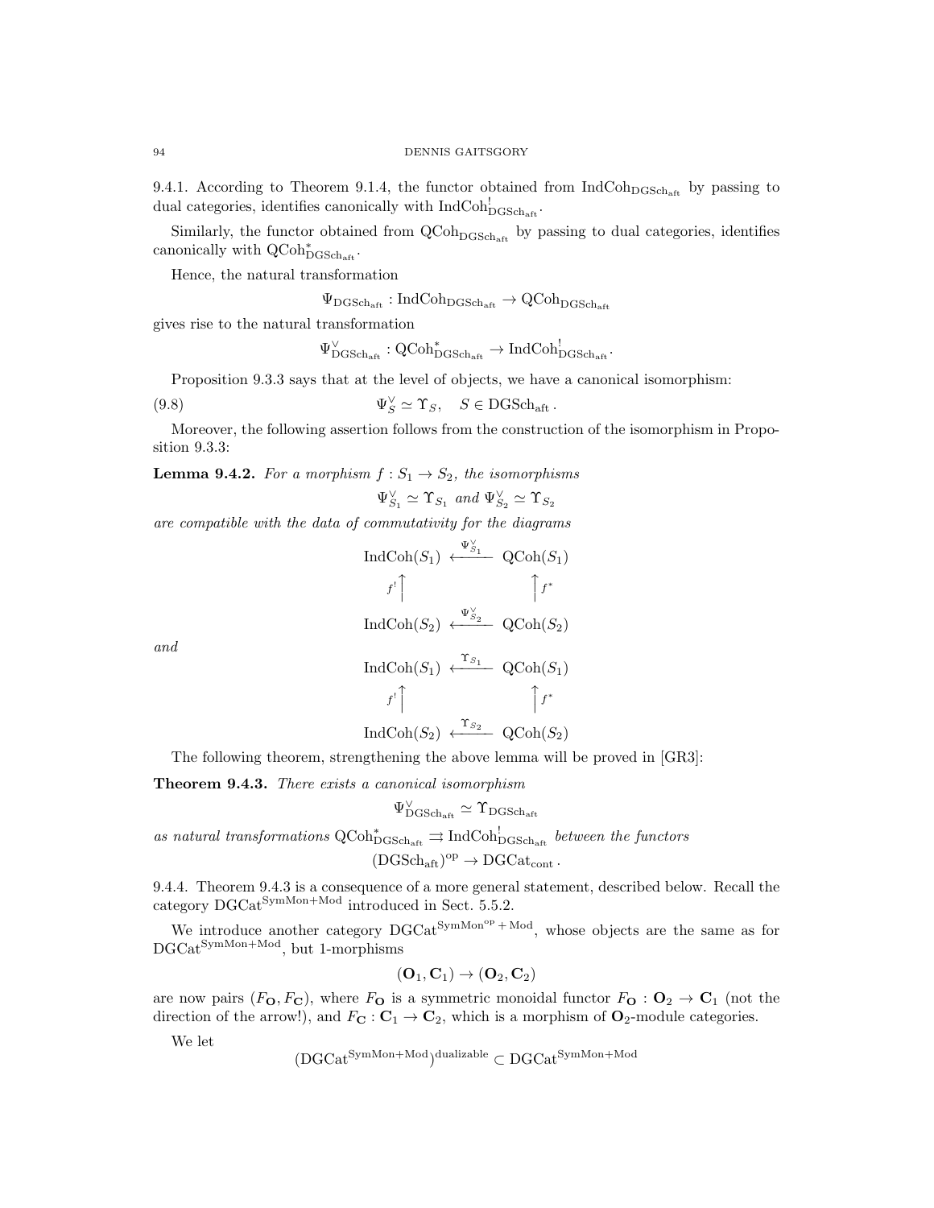9.4.1. According to Theorem 9.1.4, the functor obtained from $\text{IndCoh}_{\text{DGSch}_{\text{aft}}}$ by passing to dual categories, identifies canonically with $\text{IndCoh}^!_{\text{DGSch}_{\text{aft}}}$.

Similarly, the functor obtained from $\text{QCoh}_{\text{DGSch}_{\text{aft}}}$ by passing to dual categories, identifies canonically with $\text{QCoh}^*_{\text{DGSch}_{\text{aft}}}$.

Hence, the natural transformation

$$\Psi_{\text{DGSch}_{\text{aft}}} : \text{IndCoh}_{\text{DGSch}_{\text{aft}}} \to \text{QCoh}_{\text{DGSch}_{\text{aft}}}$$

gives rise to the natural transformation

$$\Psi^\vee_{\text{DGSch}_{\text{aft}}} : \text{QCoh}^*_{\text{DGSch}_{\text{aft}}} \to \text{IndCoh}^!_{\text{DGSch}_{\text{aft}}}.$$

Proposition 9.3.3 says that at the level of objects, we have a canonical isomorphism:

$$\Psi^\vee_S \simeq \Upsilon_S, \quad S \in \text{DGSch}_{\text{aft}}. \tag{9.8}$$

Moreover, the following assertion follows from the construction of the isomorphism in Proposition 9.3.3:

**Lemma 9.4.2.** *For a morphism $f : S_1 \to S_2$, the isomorphisms*

$$\Psi^\vee_{S_1} \simeq \Upsilon_{S_1} \text{ and } \Psi^\vee_{S_2} \simeq \Upsilon_{S_2}$$

*are compatible with the data of commutativity for the diagrams*

$$\begin{array}{ccc} \text{IndCoh}(S_1) & \xleftarrow{\Psi^\vee_{S_1}} & \text{QCoh}(S_1) \\ f^! \uparrow & & \uparrow f^* \\ \text{IndCoh}(S_2) & \xleftarrow{\Psi^\vee_{S_2}} & \text{QCoh}(S_2) \end{array}$$

*and*

$$\begin{array}{ccc} \text{IndCoh}(S_1) & \xleftarrow{\Upsilon_{S_1}} & \text{QCoh}(S_1) \\ f^! \uparrow & & \uparrow f^* \\ \text{IndCoh}(S_2) & \xleftarrow{\Upsilon_{S_2}} & \text{QCoh}(S_2) \end{array}$$

The following theorem, strengthening the above lemma will be proved in [GR3]:

**Theorem 9.4.3.** *There exists a canonical isomorphism*

$$\Psi^\vee_{\text{DGSch}_{\text{aft}}} \simeq \Upsilon_{\text{DGSch}_{\text{aft}}}$$

*as natural transformations $\text{QCoh}^*_{\text{DGSch}_{\text{aft}}} \rightrightarrows \text{IndCoh}^!_{\text{DGSch}_{\text{aft}}}$ between the functors*

$$(\text{DGSch}_{\text{aft}})^{\text{op}} \to \text{DGCat}_{\text{cont}}.$$

9.4.4. Theorem 9.4.3 is a consequence of a more general statement, described below. Recall the category $\text{DGCat}^{\text{SymMon+Mod}}$ introduced in Sect. 5.5.2.

We introduce another category $\text{DGCat}^{\text{SymMon}^{\text{op}}+\text{Mod}}$, whose objects are the same as for $\text{DGCat}^{\text{SymMon+Mod}}$, but 1-morphisms

$$(\mathbf{O}_1, \mathbf{C}_1) \to (\mathbf{O}_2, \mathbf{C}_2)$$

are now pairs $(F_{\mathbf{O}}, F_{\mathbf{C}})$, where $F_{\mathbf{O}}$ is a symmetric monoidal functor $F_{\mathbf{O}} : \mathbf{O}_2 \to \mathbf{C}_1$ (not the direction of the arrow!), and $F_{\mathbf{C}} : \mathbf{C}_1 \to \mathbf{C}_2$, which is a morphism of $\mathbf{O}_2$-module categories.

We let

$$(\text{DGCat}^{\text{SymMon+Mod}})^{\text{dualizable}} \subset \text{DGCat}^{\text{SymMon+Mod}}$$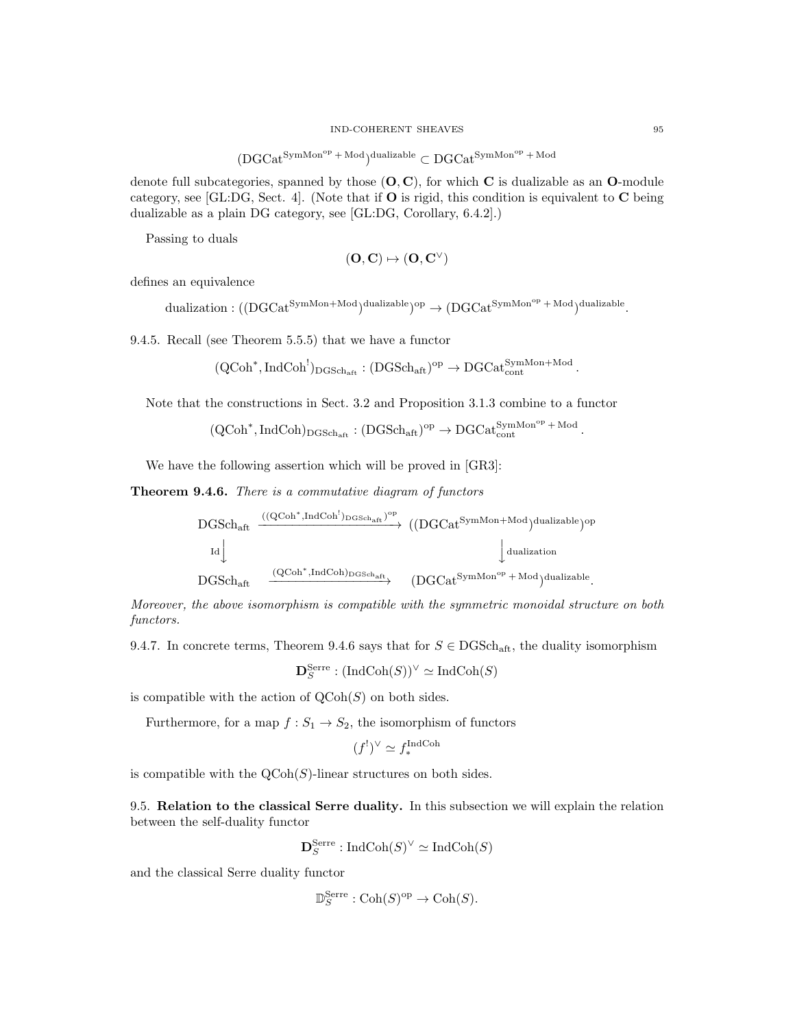$$(\mathrm{DGCat}^{\mathrm{SymMon}^{\mathrm{op}}+\mathrm{Mod}})^{\mathrm{dualizable}} \subset \mathrm{DGCat}^{\mathrm{SymMon}^{\mathrm{op}}+\mathrm{Mod}}$$

denote full subcategories, spanned by those $(\mathbf{O}, \mathbf{C})$, for which $\mathbf{C}$ is dualizable as an $\mathbf{O}$-module category, see [GL:DG, Sect. 4]. (Note that if $\mathbf{O}$ is rigid, this condition is equivalent to $\mathbf{C}$ being dualizable as a plain DG category, see [GL:DG, Corollary, 6.4.2].)

Passing to duals

$$(\mathbf{O}, \mathbf{C}) \mapsto (\mathbf{O}, \mathbf{C}^\vee)$$

defines an equivalence

$$\text{dualization} : ((\mathrm{DGCat}^{\mathrm{SymMon}+\mathrm{Mod}})^{\mathrm{dualizable}})^{\mathrm{op}} \to (\mathrm{DGCat}^{\mathrm{SymMon}^{\mathrm{op}}+\mathrm{Mod}})^{\mathrm{dualizable}}.$$

9.4.5. Recall (see Theorem 5.5.5) that we have a functor

$$(\mathrm{QCoh}^*, \mathrm{IndCoh}^!)_{\mathrm{DGSch}_{\mathrm{aft}}} : (\mathrm{DGSch}_{\mathrm{aft}})^{\mathrm{op}} \to \mathrm{DGCat}^{\mathrm{SymMon}+\mathrm{Mod}}_{\mathrm{cont}}.$$

Note that the constructions in Sect. 3.2 and Proposition 3.1.3 combine to a functor

$$(\mathrm{QCoh}^*, \mathrm{IndCoh})_{\mathrm{DGSch}_{\mathrm{aft}}} : (\mathrm{DGSch}_{\mathrm{aft}})^{\mathrm{op}} \to \mathrm{DGCat}^{\mathrm{SymMon}^{\mathrm{op}}+\mathrm{Mod}}_{\mathrm{cont}}.$$

We have the following assertion which will be proved in [GR3]:

**Theorem 9.4.6.** *There is a commutative diagram of functors*

$$\begin{array}{ccc}
\mathrm{DGSch}_{\mathrm{aft}} & \xrightarrow{((\mathrm{QCoh}^*, \mathrm{IndCoh}^!)_{\mathrm{DGSch}_{\mathrm{aft}}})^{\mathrm{op}}} & ((\mathrm{DGCat}^{\mathrm{SymMon}+\mathrm{Mod}})^{\mathrm{dualizable}})^{\mathrm{op}} \\
{\scriptstyle \mathrm{Id}}\downarrow & & \downarrow{\scriptstyle \text{dualization}} \\
\mathrm{DGSch}_{\mathrm{aft}} & \xrightarrow{(\mathrm{QCoh}^*, \mathrm{IndCoh})_{\mathrm{DGSch}_{\mathrm{aft}}}} & (\mathrm{DGCat}^{\mathrm{SymMon}^{\mathrm{op}}+\mathrm{Mod}})^{\mathrm{dualizable}}.
\end{array}$$

*Moreover, the above isomorphism is compatible with the symmetric monoidal structure on both functors.*

9.4.7. In concrete terms, Theorem 9.4.6 says that for $S \in \mathrm{DGSch}_{\mathrm{aft}}$, the duality isomorphism

$$\mathbf{D}^{\mathrm{Serre}}_S : (\mathrm{IndCoh}(S))^\vee \simeq \mathrm{IndCoh}(S)$$

is compatible with the action of $\mathrm{QCoh}(S)$ on both sides.

Furthermore, for a map $f : S_1 \to S_2$, the isomorphism of functors

$$(f^!)^\vee \simeq f^{\mathrm{IndCoh}}_*$$

is compatible with the $\mathrm{QCoh}(S)$-linear structures on both sides.

9.5. **Relation to the classical Serre duality.** In this subsection we will explain the relation between the self-duality functor

$$\mathbf{D}^{\mathrm{Serre}}_S : \mathrm{IndCoh}(S)^\vee \simeq \mathrm{IndCoh}(S)$$

and the classical Serre duality functor

$$\mathbb{D}^{\mathrm{Serre}}_S : \mathrm{Coh}(S)^{\mathrm{op}} \to \mathrm{Coh}(S).$$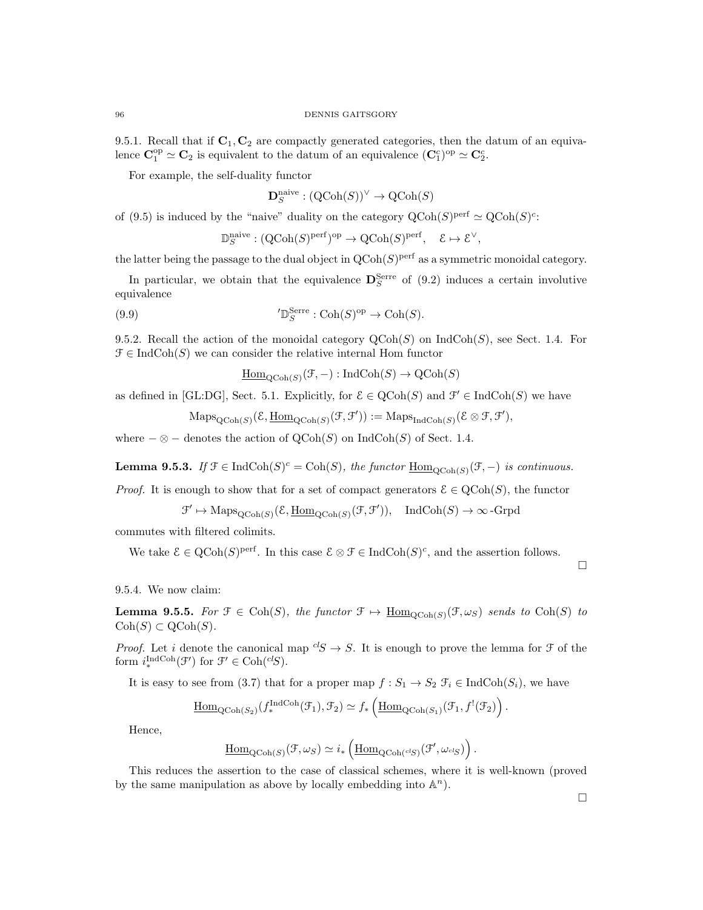9.5.1. Recall that if $\mathbf{C}_1, \mathbf{C}_2$ are compactly generated categories, then the datum of an equivalence $\mathbf{C}_1^{\mathrm{op}} \simeq \mathbf{C}_2$ is equivalent to the datum of an equivalence $(\mathbf{C}_1^c)^{\mathrm{op}} \simeq \mathbf{C}_2^c$.

For example, the self-duality functor

$$\mathbf{D}_S^{\mathrm{naive}} : (\mathrm{QCoh}(S))^\vee \to \mathrm{QCoh}(S)$$

of (9.5) is induced by the "naive" duality on the category $\mathrm{QCoh}(S)^{\mathrm{perf}} \simeq \mathrm{QCoh}(S)^c$:

$$\mathbb{D}_S^{\mathrm{naive}} : (\mathrm{QCoh}(S)^{\mathrm{perf}})^{\mathrm{op}} \to \mathrm{QCoh}(S)^{\mathrm{perf}}, \quad \mathcal{E} \mapsto \mathcal{E}^\vee,$$

the latter being the passage to the dual object in $\mathrm{QCoh}(S)^{\mathrm{perf}}$ as a symmetric monoidal category.

In particular, we obtain that the equivalence $\mathbf{D}_S^{\mathrm{Serre}}$ of (9.2) induces a certain involutive equivalence

$$'\mathbb{D}_S^{\mathrm{Serre}} : \mathrm{Coh}(S)^{\mathrm{op}} \to \mathrm{Coh}(S). \tag{9.9}$$

9.5.2. Recall the action of the monoidal category $\mathrm{QCoh}(S)$ on $\mathrm{IndCoh}(S)$, see Sect. 1.4. For $\mathcal{F} \in \mathrm{IndCoh}(S)$ we can consider the relative internal Hom functor

$$\underline{\mathrm{Hom}}_{\mathrm{QCoh}(S)}(\mathcal{F}, -) : \mathrm{IndCoh}(S) \to \mathrm{QCoh}(S)$$

as defined in [GL:DG], Sect. 5.1. Explicitly, for $\mathcal{E} \in \mathrm{QCoh}(S)$ and $\mathcal{F}' \in \mathrm{IndCoh}(S)$ we have

$$\mathrm{Maps}_{\mathrm{QCoh}(S)}(\mathcal{E}, \underline{\mathrm{Hom}}_{\mathrm{QCoh}(S)}(\mathcal{F}, \mathcal{F}')) := \mathrm{Maps}_{\mathrm{IndCoh}(S)}(\mathcal{E} \otimes \mathcal{F}, \mathcal{F}'),$$

where $- \otimes -$ denotes the action of $\mathrm{QCoh}(S)$ on $\mathrm{IndCoh}(S)$ of Sect. 1.4.

**Lemma 9.5.3.** *If $\mathcal{F} \in \mathrm{IndCoh}(S)^c = \mathrm{Coh}(S)$, the functor $\underline{\mathrm{Hom}}_{\mathrm{QCoh}(S)}(\mathcal{F}, -)$ is continuous.*

*Proof.* It is enough to show that for a set of compact generators $\mathcal{E} \in \mathrm{QCoh}(S)$, the functor

$$\mathcal{F}' \mapsto \mathrm{Maps}_{\mathrm{QCoh}(S)}(\mathcal{E}, \underline{\mathrm{Hom}}_{\mathrm{QCoh}(S)}(\mathcal{F}, \mathcal{F}')), \quad \mathrm{IndCoh}(S) \to \infty\text{-Grpd}$$

commutes with filtered colimits.

We take $\mathcal{E} \in \mathrm{QCoh}(S)^{\mathrm{perf}}$. In this case $\mathcal{E} \otimes \mathcal{F} \in \mathrm{IndCoh}(S)^c$, and the assertion follows. □

9.5.4. We now claim:

**Lemma 9.5.5.** *For $\mathcal{F} \in \mathrm{Coh}(S)$, the functor $\mathcal{F} \mapsto \underline{\mathrm{Hom}}_{\mathrm{QCoh}(S)}(\mathcal{F}, \omega_S)$ sends to $\mathrm{Coh}(S)$ to $\mathrm{Coh}(S) \subset \mathrm{QCoh}(S)$.*

*Proof.* Let $i$ denote the canonical map ${}^{cl}S \to S$. It is enough to prove the lemma for $\mathcal{F}$ of the form $i_*^{\mathrm{IndCoh}}(\mathcal{F}')$ for $\mathcal{F}' \in \mathrm{Coh}({}^{cl}S)$.

It is easy to see from (3.7) that for a proper map $f : S_1 \to S_2$ $\mathcal{F}_i \in \mathrm{IndCoh}(S_i)$, we have

$$\underline{\mathrm{Hom}}_{\mathrm{QCoh}(S_2)}(f_*^{\mathrm{IndCoh}}(\mathcal{F}_1), \mathcal{F}_2) \simeq f_*\left(\underline{\mathrm{Hom}}_{\mathrm{QCoh}(S_1)}(\mathcal{F}_1, f^!(\mathcal{F}_2)\right).$$

Hence,

$$\underline{\mathrm{Hom}}_{\mathrm{QCoh}(S)}(\mathcal{F}, \omega_S) \simeq i_*\left(\underline{\mathrm{Hom}}_{\mathrm{QCoh}({}^{cl}S)}(\mathcal{F}', \omega_{{}^{cl}S})\right).$$

This reduces the assertion to the case of classical schemes, where it is well-known (proved by the same manipulation as above by locally embedding into $\mathbb{A}^n$). □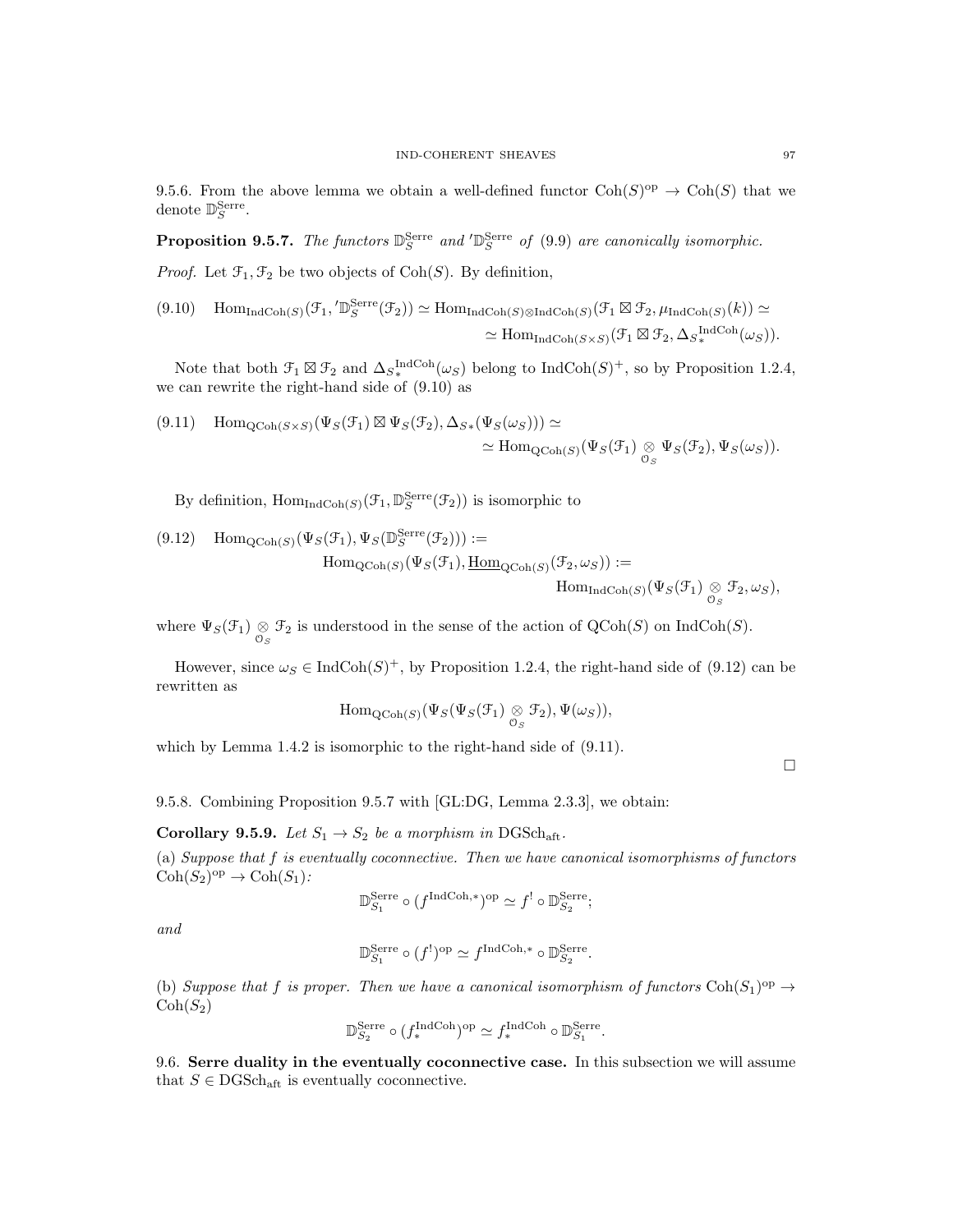9.5.6. From the above lemma we obtain a well-defined functor $\mathrm{Coh}(S)^{\mathrm{op}} \to \mathrm{Coh}(S)$ that we denote $\mathbb{D}_S^{\mathrm{Serre}}$.

**Proposition 9.5.7.** *The functors $\mathbb{D}_S^{\mathrm{Serre}}$ and $'\mathbb{D}_S^{\mathrm{Serre}}$ of (9.9) are canonically isomorphic.*

*Proof.* Let $\mathcal{F}_1, \mathcal{F}_2$ be two objects of $\mathrm{Coh}(S)$. By definition,

$$(9.10) \quad \mathrm{Hom}_{\mathrm{IndCoh}(S)}(\mathcal{F}_1, {'\mathbb{D}_S^{\mathrm{Serre}}}(\mathcal{F}_2)) \simeq \mathrm{Hom}_{\mathrm{IndCoh}(S)\otimes \mathrm{IndCoh}(S)}(\mathcal{F}_1 \boxtimes \mathcal{F}_2, \mu_{\mathrm{IndCoh}(S)}(k)) \simeq \\ \simeq \mathrm{Hom}_{\mathrm{IndCoh}(S\times S)}(\mathcal{F}_1 \boxtimes \mathcal{F}_2, \Delta_{S*}^{\mathrm{IndCoh}}(\omega_S)).$$

Note that both $\mathcal{F}_1 \boxtimes \mathcal{F}_2$ and $\Delta_{S*}^{\mathrm{IndCoh}}(\omega_S)$ belong to $\mathrm{IndCoh}(S)^+$, so by Proposition 1.2.4, we can rewrite the right-hand side of (9.10) as

$$(9.11) \quad \mathrm{Hom}_{\mathrm{QCoh}(S\times S)}(\Psi_S(\mathcal{F}_1) \boxtimes \Psi_S(\mathcal{F}_2), \Delta_{S*}(\Psi_S(\omega_S))) \simeq \\ \simeq \mathrm{Hom}_{\mathrm{QCoh}(S)}(\Psi_S(\mathcal{F}_1) \underset{\mathcal{O}_S}{\otimes} \Psi_S(\mathcal{F}_2), \Psi_S(\omega_S)).$$

By definition, $\mathrm{Hom}_{\mathrm{IndCoh}(S)}(\mathcal{F}_1, \mathbb{D}_S^{\mathrm{Serre}}(\mathcal{F}_2))$ is isomorphic to

$$(9.12) \quad \mathrm{Hom}_{\mathrm{QCoh}(S)}(\Psi_S(\mathcal{F}_1), \Psi_S(\mathbb{D}_S^{\mathrm{Serre}}(\mathcal{F}_2))) := \\ \mathrm{Hom}_{\mathrm{QCoh}(S)}(\Psi_S(\mathcal{F}_1), \underline{\mathrm{Hom}}_{\mathrm{QCoh}(S)}(\mathcal{F}_2, \omega_S)) := \\ \mathrm{Hom}_{\mathrm{IndCoh}(S)}(\Psi_S(\mathcal{F}_1) \underset{\mathcal{O}_S}{\otimes} \mathcal{F}_2, \omega_S),$$

where $\Psi_S(\mathcal{F}_1) \underset{\mathcal{O}_S}{\otimes} \mathcal{F}_2$ is understood in the sense of the action of $\mathrm{QCoh}(S)$ on $\mathrm{IndCoh}(S)$.

However, since $\omega_S \in \mathrm{IndCoh}(S)^+$, by Proposition 1.2.4, the right-hand side of (9.12) can be rewritten as

$$\mathrm{Hom}_{\mathrm{QCoh}(S)}(\Psi_S(\Psi_S(\mathcal{F}_1) \underset{\mathcal{O}_S}{\otimes} \mathcal{F}_2), \Psi(\omega_S)),$$

which by Lemma 1.4.2 is isomorphic to the right-hand side of (9.11).

□

9.5.8. Combining Proposition 9.5.7 with [GL:DG, Lemma 2.3.3], we obtain:

**Corollary 9.5.9.** *Let $S_1 \to S_2$ be a morphism in $\mathrm{DGSch}_{\mathrm{aft}}$.*

(a) *Suppose that $f$ is eventually coconnective. Then we have canonical isomorphisms of functors $\mathrm{Coh}(S_2)^{\mathrm{op}} \to \mathrm{Coh}(S_1)$:*

$$\mathbb{D}_{S_1}^{\mathrm{Serre}} \circ (f^{\mathrm{IndCoh},*})^{\mathrm{op}} \simeq f^! \circ \mathbb{D}_{S_2}^{\mathrm{Serre}};$$

*and*

$$\mathbb{D}_{S_1}^{\mathrm{Serre}} \circ (f^!)^{\mathrm{op}} \simeq f^{\mathrm{IndCoh},*} \circ \mathbb{D}_{S_2}^{\mathrm{Serre}}.$$

(b) *Suppose that $f$ is proper. Then we have a canonical isomorphism of functors $\mathrm{Coh}(S_1)^{\mathrm{op}} \to \mathrm{Coh}(S_2)$*

$$\mathbb{D}_{S_2}^{\mathrm{Serre}} \circ (f_*^{\mathrm{IndCoh}})^{\mathrm{op}} \simeq f_*^{\mathrm{IndCoh}} \circ \mathbb{D}_{S_1}^{\mathrm{Serre}}.$$

9.6. **Serre duality in the eventually coconnective case.** In this subsection we will assume that $S \in \mathrm{DGSch}_{\mathrm{aft}}$ is eventually coconnective.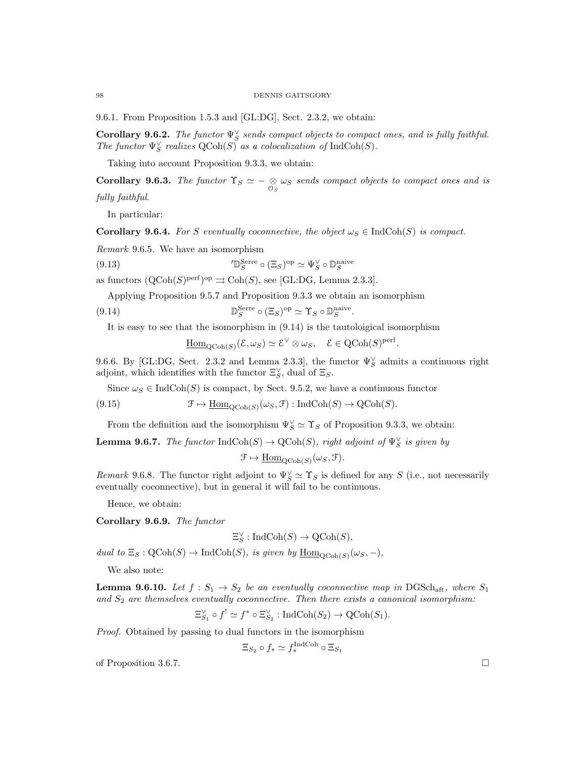9.6.1. From Proposition 1.5.3 and [GL:DG], Sect. 2.3.2, we obtain:

**Corollary 9.6.2.** *The functor $\Psi_S^\vee$ sends compact objects to compact ones, and is fully faithful. The functor $\Psi_S^\vee$ realizes $\mathrm{QCoh}(S)$ as a colocalization of $\mathrm{IndCoh}(S)$.*

Taking into account Proposition 9.3.3, we obtain:

**Corollary 9.6.3.** *The functor $\Upsilon_S \simeq - \underset{\mathcal{O}_S}{\otimes} \omega_S$ sends compact objects to compact ones and is fully faithful.*

In particular:

**Corollary 9.6.4.** *For $S$ eventually coconnective, the object $\omega_S \in \mathrm{IndCoh}(S)$ is compact.*

*Remark* 9.6.5. We have an isomorphism

$$'\mathbb{D}_S^{\mathrm{Serre}} \circ (\Xi_S)^{\mathrm{op}} \simeq \Psi_S^\vee \circ \mathbb{D}_S^{\mathrm{naive}} \tag{9.13}$$

as functors $(\mathrm{QCoh}(S)^{\mathrm{perf}})^{\mathrm{op}} \rightrightarrows \mathrm{Coh}(S)$, see [GL:DG, Lemma 2.3.3].

Applying Proposition 9.5.7 and Proposition 9.3.3 we obtain an isomorphism

$$\mathbb{D}_S^{\mathrm{Serre}} \circ (\Xi_S)^{\mathrm{op}} \simeq \Upsilon_S \circ \mathbb{D}_S^{\mathrm{naive}}. \tag{9.14}$$

It is easy to see that the isomorphism in (9.14) is the tautoloigical isomorphism

$$\underline{\mathrm{Hom}}_{\mathrm{QCoh}(S)}(\mathcal{E}, \omega_S) \simeq \mathcal{E}^\vee \otimes \omega_S, \quad \mathcal{E} \in \mathrm{QCoh}(S)^{\mathrm{perf}}.$$

9.6.6. By [GL:DG, Sect. 2.3.2 and Lemma 2.3.3], the functor $\Psi_S^\vee$ admits a continuous right adjoint, which identifies with the functor $\Xi_S^\vee$, dual of $\Xi_S$.

Since $\omega_S \in \mathrm{IndCoh}(S)$ is compact, by Sect. 9.5.2, we have a continuous functor

$$\mathcal{F} \mapsto \underline{\mathrm{Hom}}_{\mathrm{QCoh}(S)}(\omega_S, \mathcal{F}) : \mathrm{IndCoh}(S) \to \mathrm{QCoh}(S). \tag{9.15}$$

From the definition and the isomorphism $\Psi_S^\vee \simeq \Upsilon_S$ of Proposition 9.3.3, we obtain:

**Lemma 9.6.7.** *The functor $\mathrm{IndCoh}(S) \to \mathrm{QCoh}(S)$, right adjoint of $\Psi_S^\vee$ is given by*

$$\mathcal{F} \mapsto \underline{\mathrm{Hom}}_{\mathrm{QCoh}(S)}(\omega_S, \mathcal{F}).$$

*Remark* 9.6.8. The functor right adjoint to $\Psi_S^\vee \simeq \Upsilon_S$ is defined for any $S$ (i.e., not necessarily eventually coconnective), but in general it will fail to be continuous.

Hence, we obtain:

**Corollary 9.6.9.** *The functor*

$$\Xi_S^\vee : \mathrm{IndCoh}(S) \to \mathrm{QCoh}(S),$$

*dual to $\Xi_S : \mathrm{QCoh}(S) \to \mathrm{IndCoh}(S)$, is given by $\underline{\mathrm{Hom}}_{\mathrm{QCoh}(S)}(\omega_S, -)$,*

We also note:

**Lemma 9.6.10.** *Let $f : S_1 \to S_2$ be an eventually coconnective map in $\mathrm{DGSch}_{\mathrm{aft}}$, where $S_1$ and $S_2$ are themselves eventually coconnective. Then there exists a canonical isomorphism:*

$$\Xi_{S_1}^\vee \circ f^! \simeq f^* \circ \Xi_{S_2}^\vee : \mathrm{IndCoh}(S_2) \to \mathrm{QCoh}(S_1).$$

*Proof.* Obtained by passing to dual functors in the isomorphism

$$\Xi_{S_2} \circ f_* \simeq f_*^{\mathrm{IndCoh}} \circ \Xi_{S_1}$$

of Proposition 3.6.7. □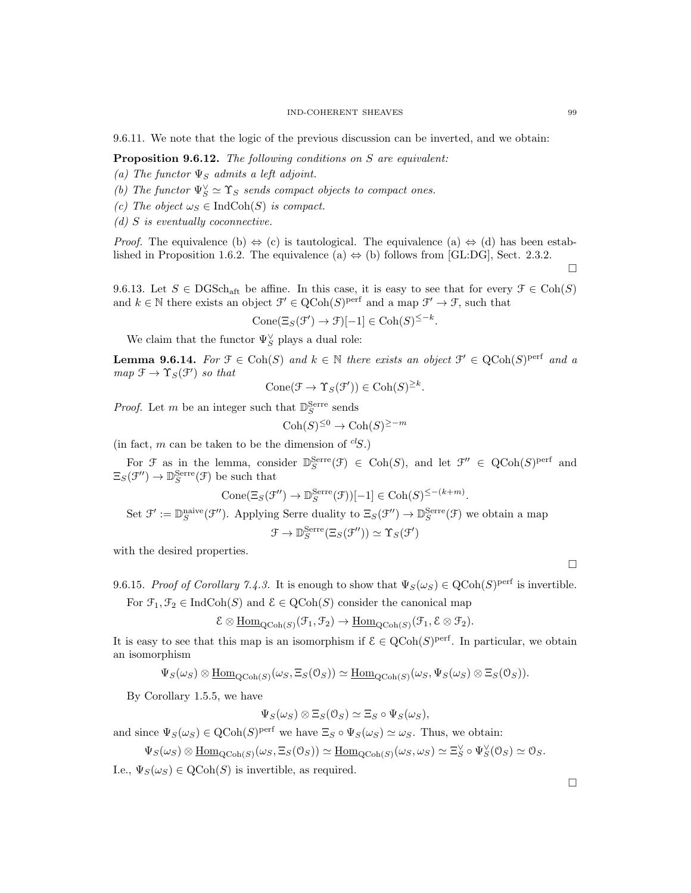9.6.11. We note that the logic of the previous discussion can be inverted, and we obtain:

**Proposition 9.6.12.** *The following conditions on $S$ are equivalent:*

*(a) The functor $\Psi_S$ admits a left adjoint.*

*(b) The functor $\Psi_S^\vee \simeq \Upsilon_S$ sends compact objects to compact ones.*

*(c) The object $\omega_S \in \mathrm{IndCoh}(S)$ is compact.*

*(d) $S$ is eventually coconnective.*

*Proof.* The equivalence (b) $\Leftrightarrow$ (c) is tautological. The equivalence (a) $\Leftrightarrow$ (d) has been established in Proposition 1.6.2. The equivalence (a) $\Leftrightarrow$ (b) follows from [GL:DG], Sect. 2.3.2. $\square$

9.6.13. Let $S \in \mathrm{DGSch}_{\mathrm{aft}}$ be affine. In this case, it is easy to see that for every $\mathcal{F} \in \mathrm{Coh}(S)$ and $k \in \mathbb{N}$ there exists an object $\mathcal{F}' \in \mathrm{QCoh}(S)^{\mathrm{perf}}$ and a map $\mathcal{F}' \to \mathcal{F}$, such that

$$\mathrm{Cone}(\Xi_S(\mathcal{F}') \to \mathcal{F})[-1] \in \mathrm{Coh}(S)^{\leq -k}.$$

We claim that the functor $\Psi_S^\vee$ plays a dual role:

**Lemma 9.6.14.** *For $\mathcal{F} \in \mathrm{Coh}(S)$ and $k \in \mathbb{N}$ there exists an object $\mathcal{F}' \in \mathrm{QCoh}(S)^{\mathrm{perf}}$ and a map $\mathcal{F} \to \Upsilon_S(\mathcal{F}')$ so that*

$$\mathrm{Cone}(\mathcal{F} \to \Upsilon_S(\mathcal{F}')) \in \mathrm{Coh}(S)^{\geq k}.$$

*Proof.* Let $m$ be an integer such that $\mathbb{D}_S^{\mathrm{Serre}}$ sends

$$\mathrm{Coh}(S)^{\leq 0} \to \mathrm{Coh}(S)^{\geq -m}$$

(in fact, $m$ can be taken to be the dimension of ${}^{cl}S$.)

For $\mathcal{F}$ as in the lemma, consider $\mathbb{D}_S^{\mathrm{Serre}}(\mathcal{F}) \in \mathrm{Coh}(S)$, and let $\mathcal{F}'' \in \mathrm{QCoh}(S)^{\mathrm{perf}}$ and $\Xi_S(\mathcal{F}'') \to \mathbb{D}_S^{\mathrm{Serre}}(\mathcal{F})$ be such that

$$\mathrm{Cone}(\Xi_S(\mathcal{F}'') \to \mathbb{D}_S^{\mathrm{Serre}}(\mathcal{F}))[-1] \in \mathrm{Coh}(S)^{\leq -(k+m)}.$$

Set $\mathcal{F}' := \mathbb{D}_S^{\mathrm{naive}}(\mathcal{F}'')$. Applying Serre duality to $\Xi_S(\mathcal{F}'') \to \mathbb{D}_S^{\mathrm{Serre}}(\mathcal{F})$ we obtain a map

$$\mathcal{F} \to \mathbb{D}_S^{\mathrm{Serre}}(\Xi_S(\mathcal{F}'')) \simeq \Upsilon_S(\mathcal{F}')$$

with the desired properties. $\square$

9.6.15. *Proof of Corollary 7.4.3.* It is enough to show that $\Psi_S(\omega_S) \in \mathrm{QCoh}(S)^{\mathrm{perf}}$ is invertible.

For $\mathcal{F}_1, \mathcal{F}_2 \in \mathrm{IndCoh}(S)$ and $\mathcal{E} \in \mathrm{QCoh}(S)$ consider the canonical map

$$\mathcal{E} \otimes \underline{\mathrm{Hom}}_{\mathrm{QCoh}(S)}(\mathcal{F}_1, \mathcal{F}_2) \to \underline{\mathrm{Hom}}_{\mathrm{QCoh}(S)}(\mathcal{F}_1, \mathcal{E} \otimes \mathcal{F}_2).$$

It is easy to see that this map is an isomorphism if $\mathcal{E} \in \mathrm{QCoh}(S)^{\mathrm{perf}}$. In particular, we obtain an isomorphism

$$\Psi_S(\omega_S) \otimes \underline{\mathrm{Hom}}_{\mathrm{QCoh}(S)}(\omega_S, \Xi_S(\mathcal{O}_S)) \simeq \underline{\mathrm{Hom}}_{\mathrm{QCoh}(S)}(\omega_S, \Psi_S(\omega_S) \otimes \Xi_S(\mathcal{O}_S)).$$

By Corollary 1.5.5, we have

$$\Psi_S(\omega_S) \otimes \Xi_S(\mathcal{O}_S) \simeq \Xi_S \circ \Psi_S(\omega_S),$$

and since $\Psi_S(\omega_S) \in \mathrm{QCoh}(S)^{\mathrm{perf}}$ we have $\Xi_S \circ \Psi_S(\omega_S) \simeq \omega_S$. Thus, we obtain:

$$\Psi_S(\omega_S) \otimes \underline{\mathrm{Hom}}_{\mathrm{QCoh}(S)}(\omega_S, \Xi_S(\mathcal{O}_S)) \simeq \underline{\mathrm{Hom}}_{\mathrm{QCoh}(S)}(\omega_S, \omega_S) \simeq \Xi_S^\vee \circ \Psi_S^\vee(\mathcal{O}_S) \simeq \mathcal{O}_S.$$

I.e., $\Psi_S(\omega_S) \in \mathrm{QCoh}(S)$ is invertible, as required. $\square$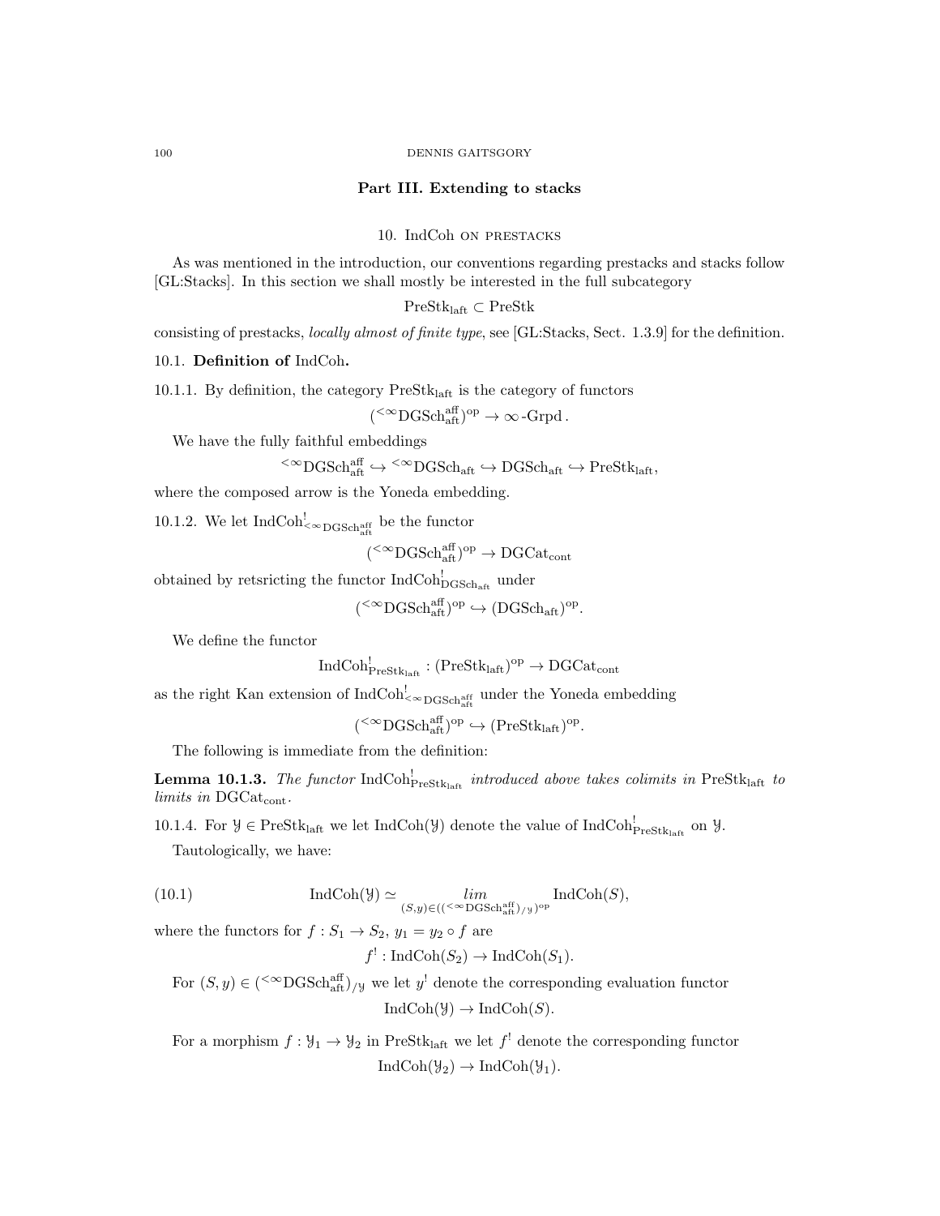# Part III. Extending to stacks

## 10. IndCoh on prestacks

As was mentioned in the introduction, our conventions regarding prestacks and stacks follow [GL:Stacks]. In this section we shall mostly be interested in the full subcategory

$$\mathrm{PreStk}_{\mathrm{laft}} \subset \mathrm{PreStk}$$

consisting of prestacks, *locally almost of finite type*, see [GL:Stacks, Sect. 1.3.9] for the definition.

### 10.1. Definition of IndCoh.

10.1.1. By definition, the category $\mathrm{PreStk}_{\mathrm{laft}}$ is the category of functors

$$({}^{<\infty}\mathrm{DGSch}^{\mathrm{aff}}_{\mathrm{aft}})^{\mathrm{op}} \to \infty\text{-}\mathrm{Grpd}\,.$$

We have the fully faithful embeddings

$${}^{<\infty}\mathrm{DGSch}^{\mathrm{aff}}_{\mathrm{aft}} \hookrightarrow {}^{<\infty}\mathrm{DGSch}_{\mathrm{aft}} \hookrightarrow \mathrm{DGSch}_{\mathrm{aft}} \hookrightarrow \mathrm{PreStk}_{\mathrm{laft}},$$

where the composed arrow is the Yoneda embedding.

10.1.2. We let $\mathrm{IndCoh}^!_{{}^{<\infty}\mathrm{DGSch}^{\mathrm{aff}}_{\mathrm{aft}}}$ be the functor

$$({}^{<\infty}\mathrm{DGSch}^{\mathrm{aff}}_{\mathrm{aft}})^{\mathrm{op}} \to \mathrm{DGCat}_{\mathrm{cont}}$$

obtained by retsricting the functor $\mathrm{IndCoh}^!_{\mathrm{DGSch}_{\mathrm{aft}}}$ under

$$({}^{<\infty}\mathrm{DGSch}^{\mathrm{aff}}_{\mathrm{aft}})^{\mathrm{op}} \hookrightarrow (\mathrm{DGSch}_{\mathrm{aft}})^{\mathrm{op}}.$$

We define the functor

$$\mathrm{IndCoh}^!_{\mathrm{PreStk}_{\mathrm{laft}}} : (\mathrm{PreStk}_{\mathrm{laft}})^{\mathrm{op}} \to \mathrm{DGCat}_{\mathrm{cont}}$$

as the right Kan extension of $\mathrm{IndCoh}^!_{{}^{<\infty}\mathrm{DGSch}^{\mathrm{aff}}_{\mathrm{aft}}}$ under the Yoneda embedding

$$({}^{<\infty}\mathrm{DGSch}^{\mathrm{aff}}_{\mathrm{aft}})^{\mathrm{op}} \hookrightarrow (\mathrm{PreStk}_{\mathrm{laft}})^{\mathrm{op}}.$$

The following is immediate from the definition:

**Lemma 10.1.3.** *The functor* $\mathrm{IndCoh}^!_{\mathrm{PreStk}_{\mathrm{laft}}}$ *introduced above takes colimits in* $\mathrm{PreStk}_{\mathrm{laft}}$ *to limits in* $\mathrm{DGCat}_{\mathrm{cont}}$.

10.1.4. For $\mathcal{Y} \in \mathrm{PreStk}_{\mathrm{laft}}$ we let $\mathrm{IndCoh}(\mathcal{Y})$ denote the value of $\mathrm{IndCoh}^!_{\mathrm{PreStk}_{\mathrm{laft}}}$ on $\mathcal{Y}$.

Tautologically, we have:

$$\mathrm{IndCoh}(\mathcal{Y}) \simeq \underset{(S,y)\in(({}^{<\infty}\mathrm{DGSch}^{\mathrm{aff}}_{\mathrm{aft}})_{/\mathcal{Y}})^{\mathrm{op}}}{lim} \mathrm{IndCoh}(S), \tag{10.1}$$

where the functors for $f : S_1 \to S_2$, $y_1 = y_2 \circ f$ are

$$f^! : \mathrm{IndCoh}(S_2) \to \mathrm{IndCoh}(S_1).$$

For $(S, y) \in ({}^{<\infty}\mathrm{DGSch}^{\mathrm{aff}}_{\mathrm{aft}})_{/\mathcal{Y}}$ we let $y^!$ denote the corresponding evaluation functor

$$\mathrm{IndCoh}(\mathcal{Y}) \to \mathrm{IndCoh}(S).$$

For a morphism $f : \mathcal{Y}_1 \to \mathcal{Y}_2$ in $\mathrm{PreStk}_{\mathrm{laft}}$ we let $f^!$ denote the corresponding functor

$$\mathrm{IndCoh}(\mathcal{Y}_2) \to \mathrm{IndCoh}(\mathcal{Y}_1).$$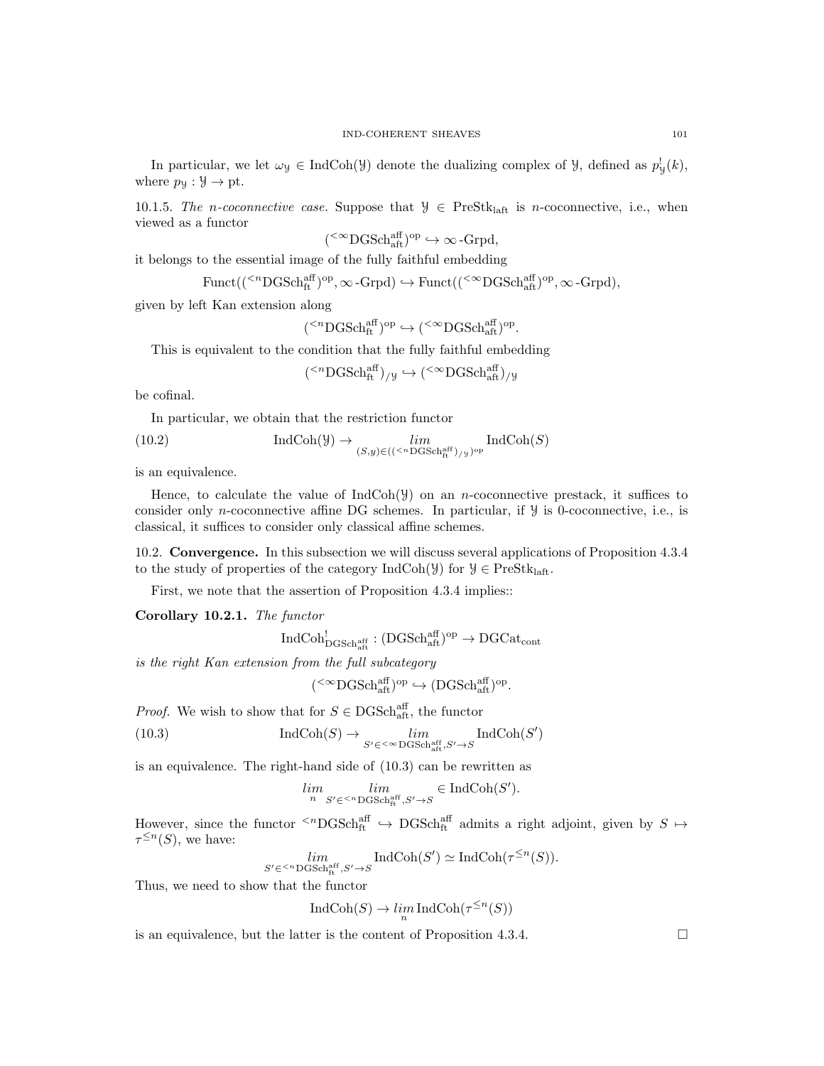In particular, we let $\omega_{\mathcal{Y}} \in \text{IndCoh}(\mathcal{Y})$ denote the dualizing complex of $\mathcal{Y}$, defined as $p_{\mathcal{Y}}^!(k)$, where $p_{\mathcal{Y}} : \mathcal{Y} \to \text{pt}$.

10.1.5. *The n-coconnective case.* Suppose that $\mathcal{Y} \in \text{PreStk}_{\text{laft}}$ is $n$-coconnective, i.e., when viewed as a functor

$$({}^{<\infty}\text{DGSch}^{\text{aff}}_{\text{aft}})^{\text{op}} \hookrightarrow \infty\text{-Grpd},$$

it belongs to the essential image of the fully faithful embedding

$$\text{Funct}(({}^{<n}\text{DGSch}^{\text{aff}}_{\text{ft}})^{\text{op}}, \infty\text{-Grpd}) \hookrightarrow \text{Funct}(({}^{<\infty}\text{DGSch}^{\text{aff}}_{\text{aft}})^{\text{op}}, \infty\text{-Grpd}),$$

given by left Kan extension along

$$({}^{<n}\text{DGSch}^{\text{aff}}_{\text{ft}})^{\text{op}} \hookrightarrow ({}^{<\infty}\text{DGSch}^{\text{aff}}_{\text{aft}})^{\text{op}}.$$

This is equivalent to the condition that the fully faithful embedding

$$({}^{<n}\text{DGSch}^{\text{aff}}_{\text{ft}})_{/\mathcal{Y}} \hookrightarrow ({}^{<\infty}\text{DGSch}^{\text{aff}}_{\text{aft}})_{/\mathcal{Y}}$$

be cofinal.

In particular, we obtain that the restriction functor

$$\text{IndCoh}(\mathcal{Y}) \to \underset{(S,y)\in(({}^{<n}\text{DGSch}^{\text{aff}}_{\text{ft}})_{/\mathcal{Y}})^{\text{op}}}{lim} \text{IndCoh}(S) \tag{10.2}$$

is an equivalence.

Hence, to calculate the value of $\text{IndCoh}(\mathcal{Y})$ on an $n$-coconnective prestack, it suffices to consider only $n$-coconnective affine DG schemes. In particular, if $\mathcal{Y}$ is 0-coconnective, i.e., is classical, it suffices to consider only classical affine schemes.

## 10.2. Convergence.

In this subsection we will discuss several applications of Proposition 4.3.4 to the study of properties of the category $\text{IndCoh}(\mathcal{Y})$ for $\mathcal{Y} \in \text{PreStk}_{\text{laft}}$.

First, we note that the assertion of Proposition 4.3.4 implies::

**Corollary 10.2.1.** *The functor*

$$\text{IndCoh}^!_{\text{DGSch}^{\text{aff}}_{\text{aft}}} : (\text{DGSch}^{\text{aff}}_{\text{aft}})^{\text{op}} \to \text{DGCat}_{\text{cont}}$$

*is the right Kan extension from the full subcategory*

$$({}^{<\infty}\text{DGSch}^{\text{aff}}_{\text{aft}})^{\text{op}} \hookrightarrow (\text{DGSch}^{\text{aff}}_{\text{aft}})^{\text{op}}.$$

*Proof.* We wish to show that for $S \in \text{DGSch}^{\text{aff}}_{\text{aft}}$, the functor

$$\text{IndCoh}(S) \to \underset{S'\in{}^{<\infty}\text{DGSch}^{\text{aff}}_{\text{aft}}, S'\to S}{lim} \text{IndCoh}(S') \tag{10.3}$$

is an equivalence. The right-hand side of (10.3) can be rewritten as

$$\underset{n}{lim} \underset{S'\in{}^{<n}\text{DGSch}^{\text{aff}}_{\text{ft}}, S'\to S}{lim} \in \text{IndCoh}(S').$$

However, since the functor ${}^{<n}\text{DGSch}^{\text{aff}}_{\text{ft}} \hookrightarrow \text{DGSch}^{\text{aff}}_{\text{ft}}$ admits a right adjoint, given by $S \mapsto \tau^{\leq n}(S)$, we have:

$$\underset{S'\in{}^{<n}\text{DGSch}^{\text{aff}}_{\text{ft}}, S'\to S}{lim} \text{IndCoh}(S') \simeq \text{IndCoh}(\tau^{\leq n}(S)).$$

Thus, we need to show that the functor

$$\text{IndCoh}(S) \to \underset{n}{lim}\, \text{IndCoh}(\tau^{\leq n}(S))$$

is an equivalence, but the latter is the content of Proposition 4.3.4. □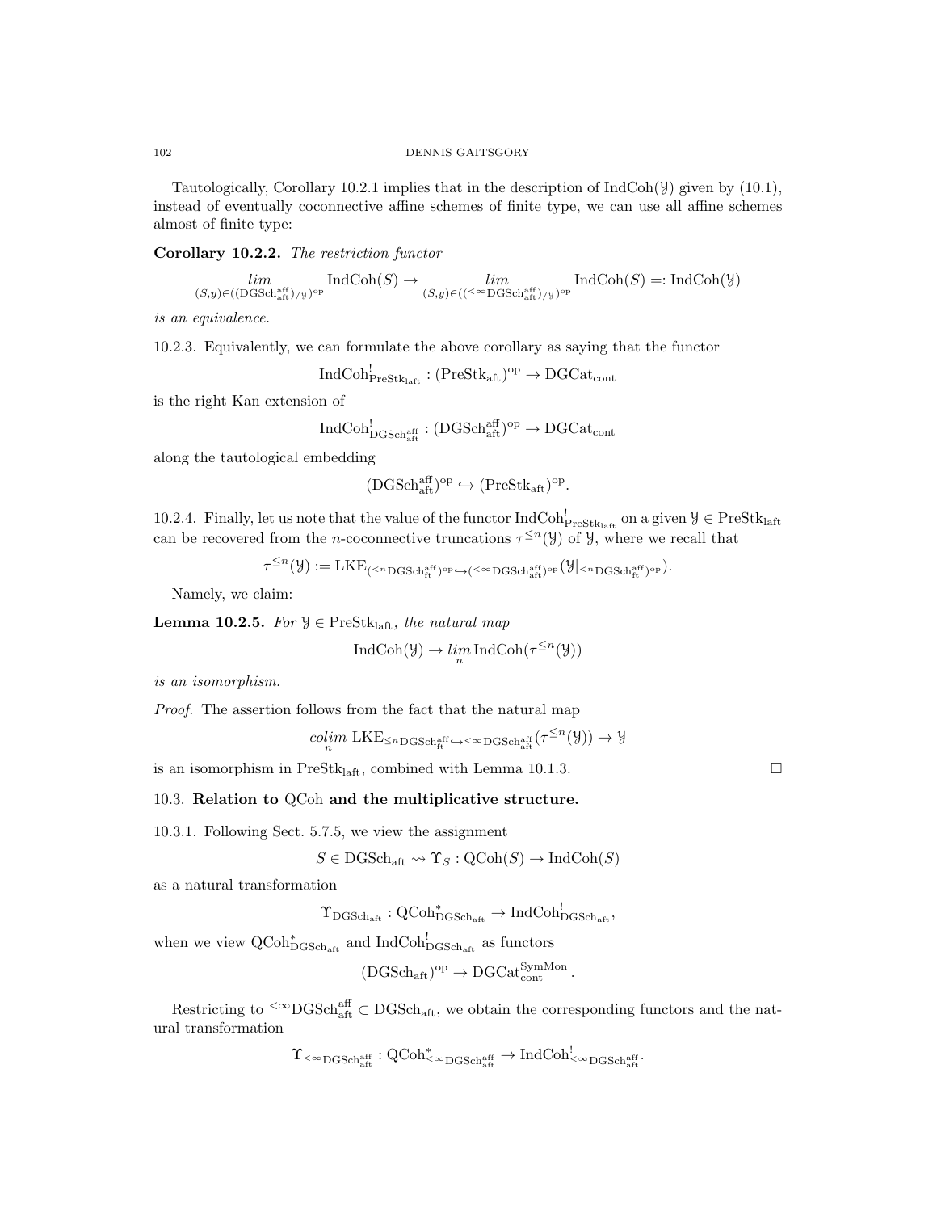Tautologically, Corollary 10.2.1 implies that in the description of $\operatorname{IndCoh}(\mathcal{Y})$ given by (10.1), instead of eventually coconnective affine schemes of finite type, we can use all affine schemes almost of finite type:

**Corollary 10.2.2.** *The restriction functor*

$$\lim_{(S,y)\in((\operatorname{DGSch}^{\operatorname{aff}}_{\operatorname{aft}})_{/\mathcal{Y}})^{\operatorname{op}}} \operatorname{IndCoh}(S) \to \lim_{(S,y)\in((^{<\infty}\operatorname{DGSch}^{\operatorname{aff}}_{\operatorname{aft}})_{/\mathcal{Y}})^{\operatorname{op}}} \operatorname{IndCoh}(S) =: \operatorname{IndCoh}(\mathcal{Y})$$

*is an equivalence.*

10.2.3. Equivalently, we can formulate the above corollary as saying that the functor

$$\operatorname{IndCoh}^!_{\operatorname{PreStk}_{\operatorname{laft}}} : (\operatorname{PreStk}_{\operatorname{aft}})^{\operatorname{op}} \to \operatorname{DGCat}_{\operatorname{cont}}$$

is the right Kan extension of

$$\operatorname{IndCoh}^!_{\operatorname{DGSch}^{\operatorname{aff}}_{\operatorname{aft}}} : (\operatorname{DGSch}^{\operatorname{aff}}_{\operatorname{aft}})^{\operatorname{op}} \to \operatorname{DGCat}_{\operatorname{cont}}$$

along the tautological embedding

$$(\operatorname{DGSch}^{\operatorname{aff}}_{\operatorname{aft}})^{\operatorname{op}} \hookrightarrow (\operatorname{PreStk}_{\operatorname{aft}})^{\operatorname{op}}.$$

10.2.4. Finally, let us note that the value of the functor $\operatorname{IndCoh}^!_{\operatorname{PreStk}_{\operatorname{laft}}}$ on a given $\mathcal{Y} \in \operatorname{PreStk}_{\operatorname{laft}}$ can be recovered from the $n$-coconnective truncations $\tau^{\leq n}(\mathcal{Y})$ of $\mathcal{Y}$, where we recall that

$$\tau^{\leq n}(\mathcal{Y}) := \operatorname{LKE}_{(^{<n}\operatorname{DGSch}^{\operatorname{aff}}_{\operatorname{ft}})^{\operatorname{op}} \hookrightarrow (^{<\infty}\operatorname{DGSch}^{\operatorname{aff}}_{\operatorname{aft}})^{\operatorname{op}}}(\mathcal{Y}|_{(^{<n}\operatorname{DGSch}^{\operatorname{aff}}_{\operatorname{ft}})^{\operatorname{op}}}).$$

Namely, we claim:

**Lemma 10.2.5.** *For $\mathcal{Y} \in \operatorname{PreStk}_{\operatorname{laft}}$, the natural map*

$$\operatorname{IndCoh}(\mathcal{Y}) \to \lim_{n} \operatorname{IndCoh}(\tau^{\leq n}(\mathcal{Y}))$$

*is an isomorphism.*

*Proof.* The assertion follows from the fact that the natural map

$$\operatorname*{colim}_{n} \operatorname{LKE}_{^{\leq n}\operatorname{DGSch}^{\operatorname{aff}}_{\operatorname{ft}} \hookrightarrow ^{<\infty}\operatorname{DGSch}^{\operatorname{aff}}_{\operatorname{aft}}}(\tau^{\leq n}(\mathcal{Y})) \to \mathcal{Y}$$

is an isomorphism in $\operatorname{PreStk}_{\operatorname{laft}}$, combined with Lemma 10.1.3. $\square$

## 10.3. Relation to QCoh and the multiplicative structure.

10.3.1. Following Sect. 5.7.5, we view the assignment

$$S \in \operatorname{DGSch}_{\operatorname{aft}} \rightsquigarrow \Upsilon_S : \operatorname{QCoh}(S) \to \operatorname{IndCoh}(S)$$

as a natural transformation

$$\Upsilon_{\operatorname{DGSch}_{\operatorname{aft}}} : \operatorname{QCoh}^*_{\operatorname{DGSch}_{\operatorname{aft}}} \to \operatorname{IndCoh}^!_{\operatorname{DGSch}_{\operatorname{aft}}},$$

when we view $\operatorname{QCoh}^*_{\operatorname{DGSch}_{\operatorname{aft}}}$ and $\operatorname{IndCoh}^!_{\operatorname{DGSch}_{\operatorname{aft}}}$ as functors

$$(\operatorname{DGSch}_{\operatorname{aft}})^{\operatorname{op}} \to \operatorname{DGCat}^{\operatorname{SymMon}}_{\operatorname{cont}}.$$

Restricting to $^{<\infty}\operatorname{DGSch}^{\operatorname{aff}}_{\operatorname{aft}} \subset \operatorname{DGSch}_{\operatorname{aft}}$, we obtain the corresponding functors and the natural transformation

$$\Upsilon_{^{<\infty}\operatorname{DGSch}^{\operatorname{aff}}_{\operatorname{aft}}} : \operatorname{QCoh}^*_{^{<\infty}\operatorname{DGSch}^{\operatorname{aff}}_{\operatorname{aft}}} \to \operatorname{IndCoh}^!_{^{<\infty}\operatorname{DGSch}^{\operatorname{aff}}_{\operatorname{aft}}}.$$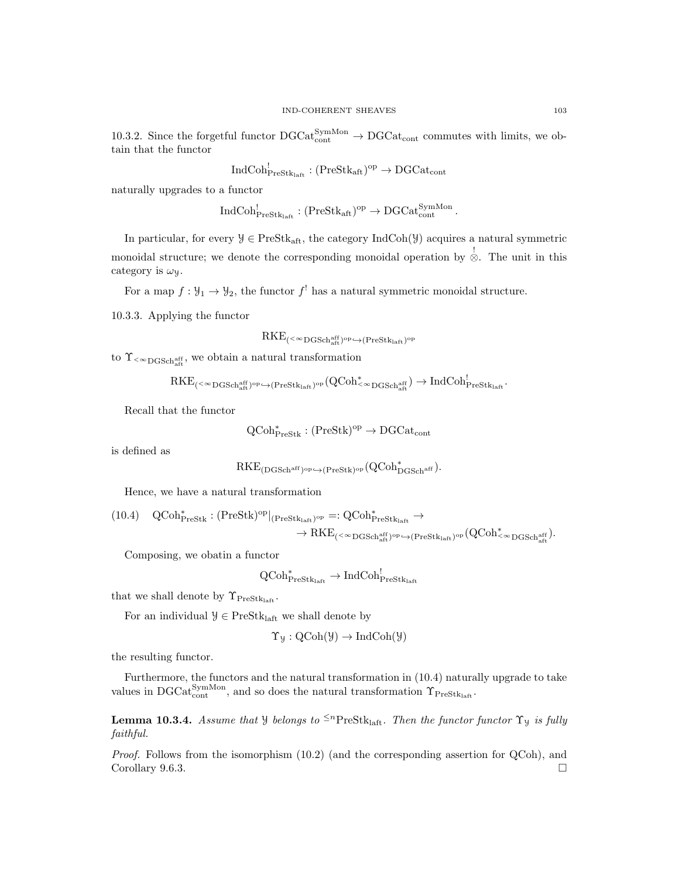10.3.2. Since the forgetful functor $\mathrm{DGCat}_{\mathrm{cont}}^{\mathrm{SymMon}} \to \mathrm{DGCat}_{\mathrm{cont}}$ commutes with limits, we obtain that the functor

$$\mathrm{IndCoh}^!_{\mathrm{PreStk}_{\mathrm{laft}}} : (\mathrm{PreStk}_{\mathrm{aft}})^{\mathrm{op}} \to \mathrm{DGCat}_{\mathrm{cont}}$$

naturally upgrades to a functor

$$\mathrm{IndCoh}^!_{\mathrm{PreStk}_{\mathrm{laft}}} : (\mathrm{PreStk}_{\mathrm{aft}})^{\mathrm{op}} \to \mathrm{DGCat}_{\mathrm{cont}}^{\mathrm{SymMon}}.$$

In particular, for every $\mathcal{Y} \in \mathrm{PreStk}_{\mathrm{aft}}$, the category $\mathrm{IndCoh}(\mathcal{Y})$ acquires a natural symmetric monoidal structure; we denote the corresponding monoidal operation by $\overset{!}{\otimes}$. The unit in this category is $\omega_{\mathcal{Y}}$.

For a map $f : \mathcal{Y}_1 \to \mathcal{Y}_2$, the functor $f^!$ has a natural symmetric monoidal structure.

10.3.3. Applying the functor

$$\mathrm{RKE}_{({}^{<\infty}\mathrm{DGSch}^{\mathrm{aff}}_{\mathrm{aft}})^{\mathrm{op}} \hookrightarrow (\mathrm{PreStk}_{\mathrm{laft}})^{\mathrm{op}}}$$

to $\Upsilon_{{}^{<\infty}\mathrm{DGSch}^{\mathrm{aff}}_{\mathrm{aft}}}$, we obtain a natural transformation

$$\mathrm{RKE}_{({}^{<\infty}\mathrm{DGSch}^{\mathrm{aff}}_{\mathrm{aft}})^{\mathrm{op}} \hookrightarrow (\mathrm{PreStk}_{\mathrm{laft}})^{\mathrm{op}}}(\mathrm{QCoh}^*_{{}^{<\infty}\mathrm{DGSch}^{\mathrm{aff}}_{\mathrm{aft}}}) \to \mathrm{IndCoh}^!_{\mathrm{PreStk}_{\mathrm{laft}}}.$$

Recall that the functor

$$\mathrm{QCoh}^*_{\mathrm{PreStk}} : (\mathrm{PreStk})^{\mathrm{op}} \to \mathrm{DGCat}_{\mathrm{cont}}$$

is defined as

$$\mathrm{RKE}_{(\mathrm{DGSch}^{\mathrm{aff}})^{\mathrm{op}} \hookrightarrow (\mathrm{PreStk})^{\mathrm{op}}}(\mathrm{QCoh}^*_{\mathrm{DGSch}^{\mathrm{aff}}}).$$

Hence, we have a natural transformation

$$\begin{aligned}(10.4) \quad \mathrm{QCoh}^*_{\mathrm{PreStk}} : (\mathrm{PreStk})^{\mathrm{op}}|_{(\mathrm{PreStk}_{\mathrm{laft}})^{\mathrm{op}}} =: \mathrm{QCoh}^*_{\mathrm{PreStk}_{\mathrm{laft}}} \to \\ \to \mathrm{RKE}_{({}^{<\infty}\mathrm{DGSch}^{\mathrm{aff}}_{\mathrm{aft}})^{\mathrm{op}} \hookrightarrow (\mathrm{PreStk}_{\mathrm{laft}})^{\mathrm{op}}}(\mathrm{QCoh}^*_{{}^{<\infty}\mathrm{DGSch}^{\mathrm{aff}}_{\mathrm{aft}}}).\end{aligned}$$

Composing, we obatin a functor

$$\mathrm{QCoh}^*_{\mathrm{PreStk}_{\mathrm{laft}}} \to \mathrm{IndCoh}^!_{\mathrm{PreStk}_{\mathrm{laft}}}$$

that we shall denote by $\Upsilon_{\mathrm{PreStk}_{\mathrm{laft}}}$.

For an individual $\mathcal{Y} \in \mathrm{PreStk}_{\mathrm{laft}}$ we shall denote by

$$\Upsilon_{\mathcal{Y}} : \mathrm{QCoh}(\mathcal{Y}) \to \mathrm{IndCoh}(\mathcal{Y})$$

the resulting functor.

Furthermore, the functors and the natural transformation in (10.4) naturally upgrade to take values in $\mathrm{DGCat}_{\mathrm{cont}}^{\mathrm{SymMon}}$, and so does the natural transformation $\Upsilon_{\mathrm{PreStk}_{\mathrm{laft}}}$.

**Lemma 10.3.4.** *Assume that $\mathcal{Y}$ belongs to ${}^{\leq n}\mathrm{PreStk}_{\mathrm{laft}}$. Then the functor functor $\Upsilon_{\mathcal{Y}}$ is fully faithful.*

*Proof.* Follows from the isomorphism (10.2) (and the corresponding assertion for QCoh), and Corollary 9.6.3. $\square$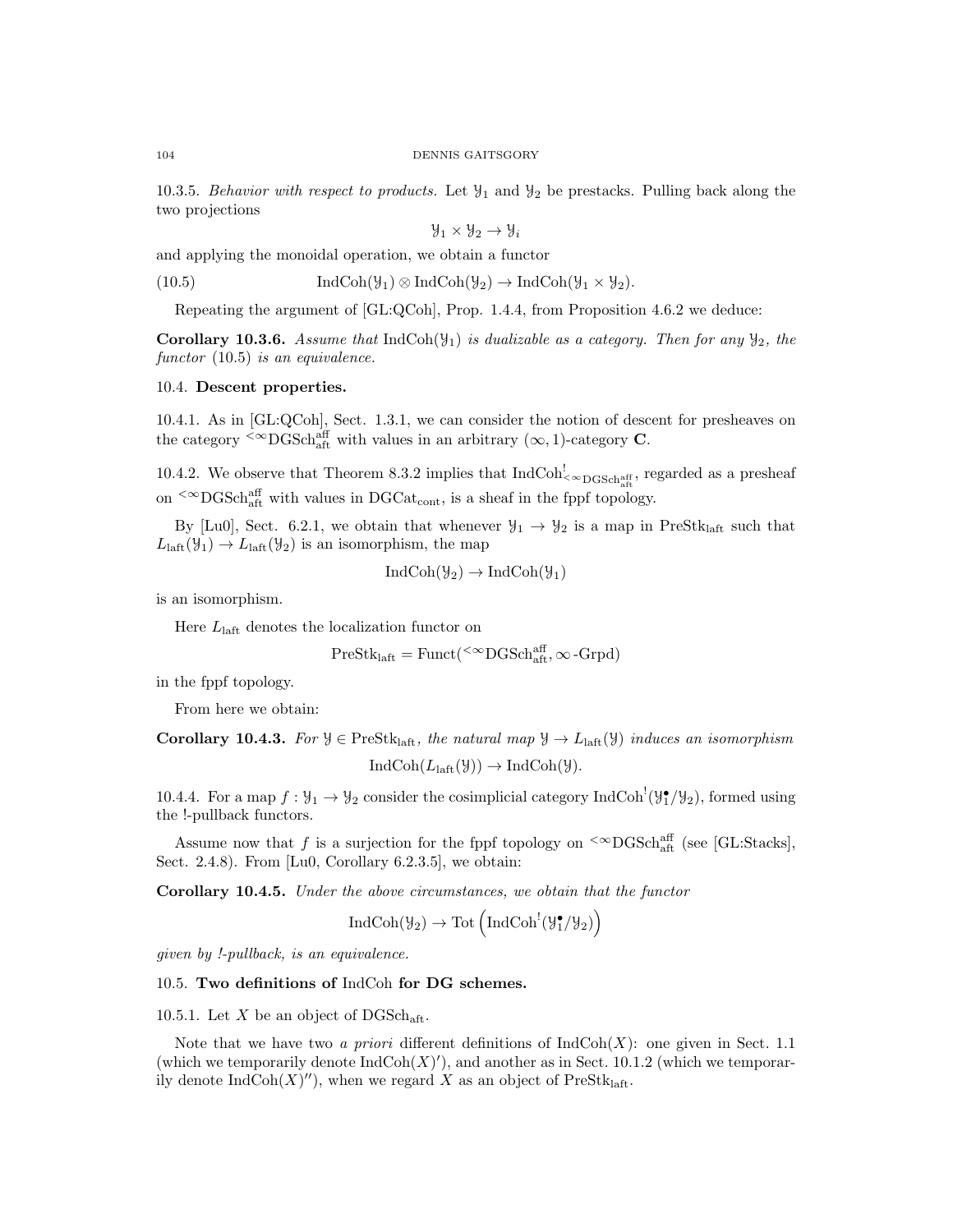10.3.5. *Behavior with respect to products.* Let $\mathcal{Y}_1$ and $\mathcal{Y}_2$ be prestacks. Pulling back along the two projections

$$\mathcal{Y}_1 \times \mathcal{Y}_2 \to \mathcal{Y}_i$$

and applying the monoidal operation, we obtain a functor

$$\text{IndCoh}(\mathcal{Y}_1) \otimes \text{IndCoh}(\mathcal{Y}_2) \to \text{IndCoh}(\mathcal{Y}_1 \times \mathcal{Y}_2). \tag{10.5}$$

Repeating the argument of [GL:QCoh], Prop. 1.4.4, from Proposition 4.6.2 we deduce:

**Corollary 10.3.6.** *Assume that* $\text{IndCoh}(\mathcal{Y}_1)$ *is dualizable as a category. Then for any* $\mathcal{Y}_2$*, the functor* (10.5) *is an equivalence.*

## 10.4. Descent properties.

10.4.1. As in [GL:QCoh], Sect. 1.3.1, we can consider the notion of descent for presheaves on the category ${}^{<\infty}\text{DGSch}^{\text{aff}}_{\text{aft}}$ with values in an arbitrary $(\infty, 1)$-category $\mathbf{C}$.

10.4.2. We observe that Theorem 8.3.2 implies that $\text{IndCoh}^!_{{}^{<\infty}\text{DGSch}^{\text{aff}}_{\text{aft}}}$, regarded as a presheaf on ${}^{<\infty}\text{DGSch}^{\text{aff}}_{\text{aft}}$ with values in $\text{DGCat}_{\text{cont}}$, is a sheaf in the fppf topology.

By [Lu0], Sect. 6.2.1, we obtain that whenever $\mathcal{Y}_1 \to \mathcal{Y}_2$ is a map in $\text{PreStk}_{\text{laft}}$ such that $L_{\text{laft}}(\mathcal{Y}_1) \to L_{\text{laft}}(\mathcal{Y}_2)$ is an isomorphism, the map

$$\text{IndCoh}(\mathcal{Y}_2) \to \text{IndCoh}(\mathcal{Y}_1)$$

is an isomorphism.

Here $L_{\text{laft}}$ denotes the localization functor on

$$\text{PreStk}_{\text{laft}} = \text{Funct}({}^{<\infty}\text{DGSch}^{\text{aff}}_{\text{aft}}, \infty\text{-Grpd})$$

in the fppf topology.

From here we obtain:

**Corollary 10.4.3.** *For* $\mathcal{Y} \in \text{PreStk}_{\text{laft}}$*, the natural map* $\mathcal{Y} \to L_{\text{laft}}(\mathcal{Y})$ *induces an isomorphism*

$$\text{IndCoh}(L_{\text{laft}}(\mathcal{Y})) \to \text{IndCoh}(\mathcal{Y}).$$

10.4.4. For a map $f : \mathcal{Y}_1 \to \mathcal{Y}_2$ consider the cosimplicial category $\text{IndCoh}^!(\mathcal{Y}_1^\bullet/\mathcal{Y}_2)$, formed using the !-pullback functors.

Assume now that $f$ is a surjection for the fppf topology on ${}^{<\infty}\text{DGSch}^{\text{aff}}_{\text{aft}}$ (see [GL:Stacks], Sect. 2.4.8). From [Lu0, Corollary 6.2.3.5], we obtain:

**Corollary 10.4.5.** *Under the above circumstances, we obtain that the functor*

$$\text{IndCoh}(\mathcal{Y}_2) \to \text{Tot}\left(\text{IndCoh}^!(\mathcal{Y}_1^\bullet/\mathcal{Y}_2)\right)$$

*given by !-pullback, is an equivalence.*

## 10.5. Two definitions of IndCoh for DG schemes.

10.5.1. Let $X$ be an object of $\text{DGSch}_{\text{aft}}$.

Note that we have two *a priori* different definitions of $\text{IndCoh}(X)$: one given in Sect. 1.1 (which we temporarily denote $\text{IndCoh}(X)'$), and another as in Sect. 10.1.2 (which we temporarily denote $\text{IndCoh}(X)''$), when we regard $X$ as an object of $\text{PreStk}_{\text{laft}}$.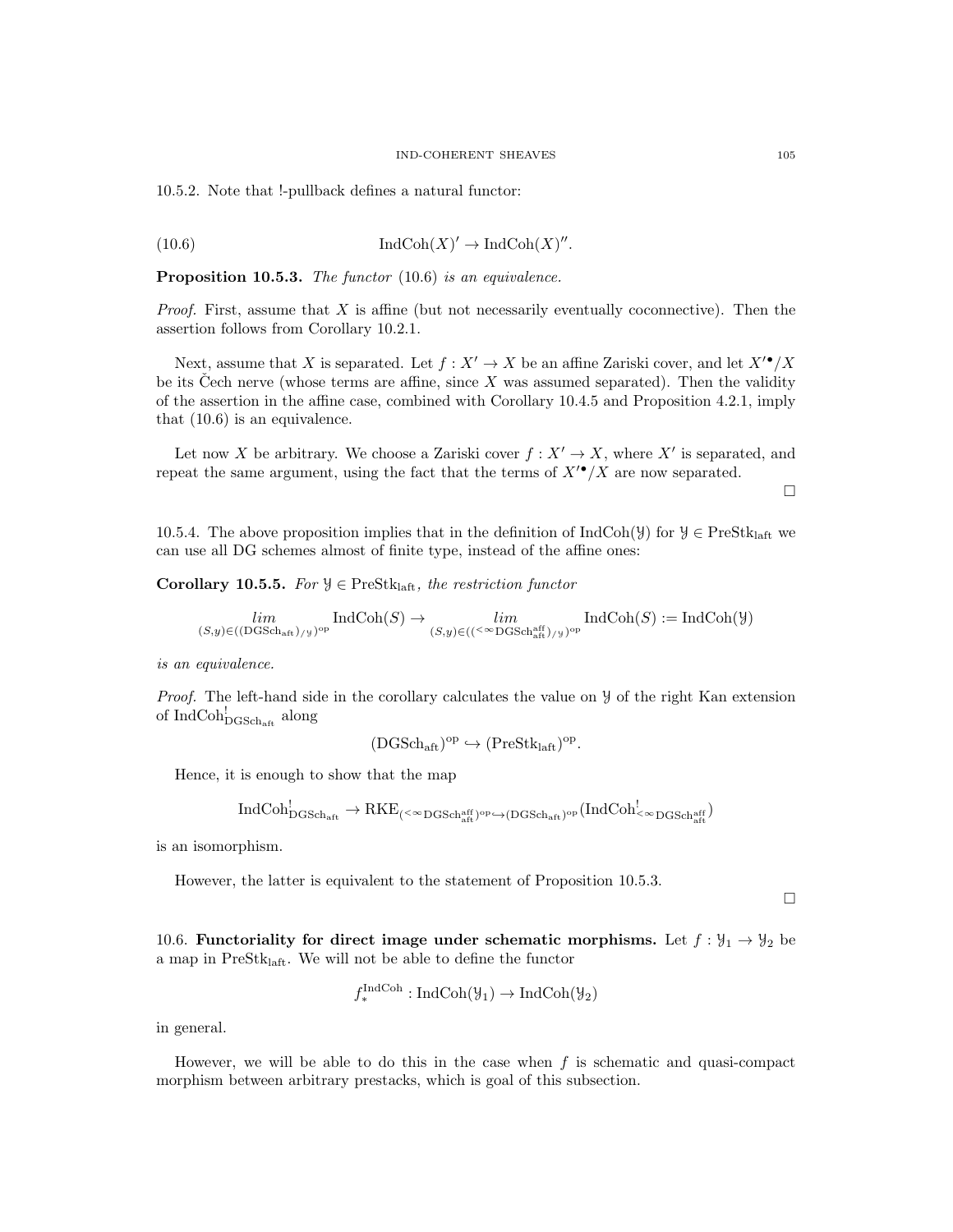10.5.2. Note that !-pullback defines a natural functor:

$$\operatorname{IndCoh}(X)' \to \operatorname{IndCoh}(X)''. \tag{10.6}$$

**Proposition 10.5.3.** *The functor* (10.6) *is an equivalence.*

*Proof.* First, assume that $X$ is affine (but not necessarily eventually coconnective). Then the assertion follows from Corollary 10.2.1.

Next, assume that $X$ is separated. Let $f : X' \to X$ be an affine Zariski cover, and let $X'^{\bullet}/X$ be its Čech nerve (whose terms are affine, since $X$ was assumed separated). Then the validity of the assertion in the affine case, combined with Corollary 10.4.5 and Proposition 4.2.1, imply that (10.6) is an equivalence.

Let now $X$ be arbitrary. We choose a Zariski cover $f : X' \to X$, where $X'$ is separated, and repeat the same argument, using the fact that the terms of $X'^{\bullet}/X$ are now separated.

□

10.5.4. The above proposition implies that in the definition of $\operatorname{IndCoh}(\mathcal{Y})$ for $\mathcal{Y} \in \operatorname{PreStk}_{\mathrm{laft}}$ we can use all DG schemes almost of finite type, instead of the affine ones:

**Corollary 10.5.5.** *For $\mathcal{Y} \in \operatorname{PreStk}_{\mathrm{laft}}$, the restriction functor*

$$\underset{(S,y)\in((\mathrm{DGSch}_{\mathrm{aft}})_{/\mathcal{Y}})^{\mathrm{op}}}{lim} \operatorname{IndCoh}(S) \to \underset{(S,y)\in((^{<\infty}\mathrm{DGSch}^{\mathrm{aff}}_{\mathrm{aft}})_{/\mathcal{Y}})^{\mathrm{op}}}{lim} \operatorname{IndCoh}(S) := \operatorname{IndCoh}(\mathcal{Y})$$

*is an equivalence.*

*Proof.* The left-hand side in the corollary calculates the value on $\mathcal{Y}$ of the right Kan extension of $\operatorname{IndCoh}^!_{\mathrm{DGSch}_{\mathrm{aft}}}$ along

$$(\mathrm{DGSch}_{\mathrm{aft}})^{\mathrm{op}} \hookrightarrow (\operatorname{PreStk}_{\mathrm{laft}})^{\mathrm{op}}.$$

Hence, it is enough to show that the map

$$\operatorname{IndCoh}^!_{\mathrm{DGSch}_{\mathrm{aft}}} \to \operatorname{RKE}_{(^{<\infty}\mathrm{DGSch}^{\mathrm{aff}}_{\mathrm{aft}})^{\mathrm{op}} \hookrightarrow (\mathrm{DGSch}_{\mathrm{aft}})^{\mathrm{op}}}(\operatorname{IndCoh}^!_{^{<\infty}\mathrm{DGSch}^{\mathrm{aff}}_{\mathrm{aft}}})$$

is an isomorphism.

However, the latter is equivalent to the statement of Proposition 10.5.3.

□

10.6. **Functoriality for direct image under schematic morphisms.** Let $f : \mathcal{Y}_1 \to \mathcal{Y}_2$ be a map in $\operatorname{PreStk}_{\mathrm{laft}}$. We will not be able to define the functor

$$f_*^{\operatorname{IndCoh}} : \operatorname{IndCoh}(\mathcal{Y}_1) \to \operatorname{IndCoh}(\mathcal{Y}_2)$$

in general.

However, we will be able to do this in the case when $f$ is schematic and quasi-compact morphism between arbitrary prestacks, which is goal of this subsection.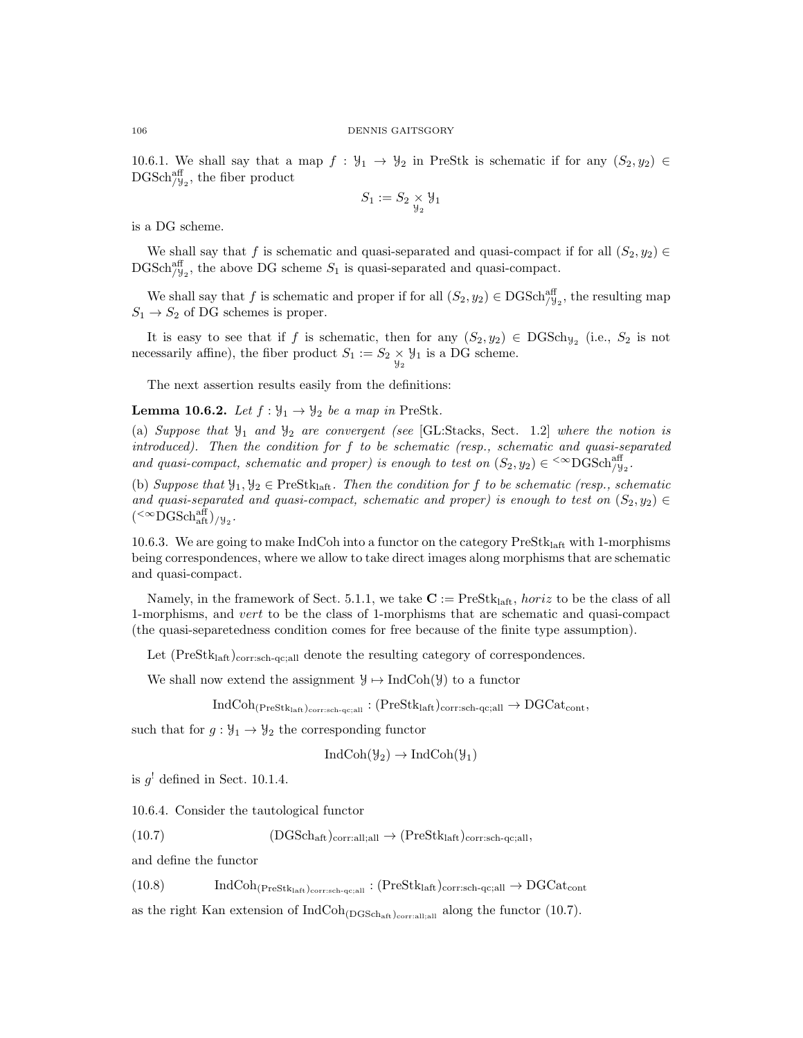10.6.1. We shall say that a map $f : \mathcal{Y}_1 \to \mathcal{Y}_2$ in PreStk is schematic if for any $(S_2, y_2) \in \operatorname{DGSch}^{\mathrm{aff}}_{/\mathcal{Y}_2}$, the fiber product

$$S_1 := S_2 \underset{\mathcal{Y}_2}{\times} \mathcal{Y}_1$$

is a DG scheme.

We shall say that $f$ is schematic and quasi-separated and quasi-compact if for all $(S_2, y_2) \in \operatorname{DGSch}^{\mathrm{aff}}_{/\mathcal{Y}_2}$, the above DG scheme $S_1$ is quasi-separated and quasi-compact.

We shall say that $f$ is schematic and proper if for all $(S_2, y_2) \in \operatorname{DGSch}^{\mathrm{aff}}_{/\mathcal{Y}_2}$, the resulting map $S_1 \to S_2$ of DG schemes is proper.

It is easy to see that if $f$ is schematic, then for any $(S_2, y_2) \in \operatorname{DGSch}_{\mathcal{Y}_2}$ (i.e., $S_2$ is not necessarily affine), the fiber product $S_1 := S_2 \underset{\mathcal{Y}_2}{\times} \mathcal{Y}_1$ is a DG scheme.

The next assertion results easily from the definitions:

**Lemma 10.6.2.** *Let $f : \mathcal{Y}_1 \to \mathcal{Y}_2$ be a map in* PreStk*.*

(a) *Suppose that $\mathcal{Y}_1$ and $\mathcal{Y}_2$ are convergent (see* [GL:Stacks, Sect. 1.2] *where the notion is introduced). Then the condition for $f$ to be schematic (resp., schematic and quasi-separated and quasi-compact, schematic and proper) is enough to test on $(S_2, y_2) \in {}^{<\infty}\operatorname{DGSch}^{\mathrm{aff}}_{/\mathcal{Y}_2}$.*

(b) *Suppose that $\mathcal{Y}_1, \mathcal{Y}_2 \in \operatorname{PreStk}_{\mathrm{laft}}$. Then the condition for $f$ to be schematic (resp., schematic and quasi-separated and quasi-compact, schematic and proper) is enough to test on $(S_2, y_2) \in ({}^{<\infty}\operatorname{DGSch}^{\mathrm{aff}}_{\mathrm{aft}})_{/\mathcal{Y}_2}$.*

10.6.3. We are going to make IndCoh into a functor on the category $\operatorname{PreStk}_{\mathrm{laft}}$ with 1-morphisms being correspondences, where we allow to take direct images along morphisms that are schematic and quasi-compact.

Namely, in the framework of Sect. 5.1.1, we take $\mathbf{C} := \operatorname{PreStk}_{\mathrm{laft}}$, *horiz* to be the class of all 1-morphisms, and *vert* to be the class of 1-morphisms that are schematic and quasi-compact (the quasi-separetedness condition comes for free because of the finite type assumption).

Let $(\operatorname{PreStk}_{\mathrm{laft}})_{\mathrm{corr:sch\text{-}qc;all}}$ denote the resulting category of correspondences.

We shall now extend the assignment $\mathcal{Y} \mapsto \operatorname{IndCoh}(\mathcal{Y})$ to a functor

$$\operatorname{IndCoh}_{(\operatorname{PreStk}_{\mathrm{laft}})_{\mathrm{corr:sch\text{-}qc;all}}} : (\operatorname{PreStk}_{\mathrm{laft}})_{\mathrm{corr:sch\text{-}qc;all}} \to \operatorname{DGCat}_{\mathrm{cont}},$$

such that for $g : \mathcal{Y}_1 \to \mathcal{Y}_2$ the corresponding functor

$$\operatorname{IndCoh}(\mathcal{Y}_2) \to \operatorname{IndCoh}(\mathcal{Y}_1)$$

is $g^!$ defined in Sect. 10.1.4.

10.6.4. Consider the tautological functor

$$(\operatorname{DGSch}_{\mathrm{aft}})_{\mathrm{corr:all;all}} \to (\operatorname{PreStk}_{\mathrm{laft}})_{\mathrm{corr:sch\text{-}qc;all}}, \tag{10.7}$$

and define the functor

$$\operatorname{IndCoh}_{(\operatorname{PreStk}_{\mathrm{laft}})_{\mathrm{corr:sch\text{-}qc;all}}} : (\operatorname{PreStk}_{\mathrm{laft}})_{\mathrm{corr:sch\text{-}qc;all}} \to \operatorname{DGCat}_{\mathrm{cont}} \tag{10.8}$$

as the right Kan extension of $\operatorname{IndCoh}_{(\operatorname{DGSch}_{\mathrm{aft}})_{\mathrm{corr:all;all}}}$ along the functor (10.7).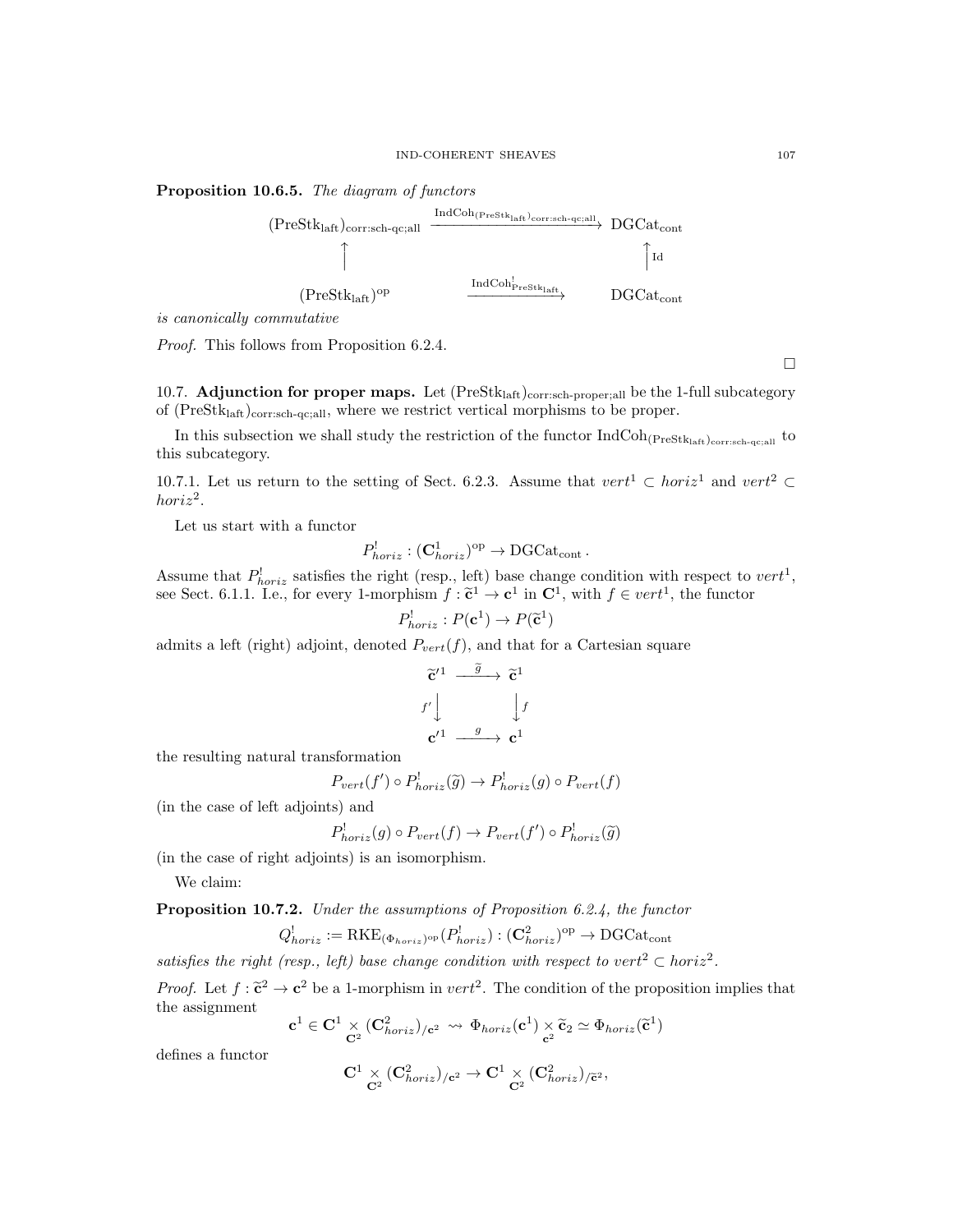**Proposition 10.6.5.** *The diagram of functors*

$$\begin{array}{ccc}
(\mathrm{PreStk}_{\mathrm{laft}})_{\mathrm{corr:sch\text{-}qc;all}} & \xrightarrow{\mathrm{IndCoh}_{(\mathrm{PreStk}_{\mathrm{laft}})_{\mathrm{corr:sch\text{-}qc;all}}}} & \mathrm{DGCat}_{\mathrm{cont}} \\
\uparrow & & \uparrow \mathrm{Id} \\
(\mathrm{PreStk}_{\mathrm{laft}})^{\mathrm{op}} & \xrightarrow{\mathrm{IndCoh}^!_{\mathrm{PreStk}_{\mathrm{laft}}}} & \mathrm{DGCat}_{\mathrm{cont}}
\end{array}$$

*is canonically commutative*

*Proof.* This follows from Proposition 6.2.4. □

10.7. **Adjunction for proper maps.** Let $(\mathrm{PreStk}_{\mathrm{laft}})_{\mathrm{corr:sch\text{-}proper;all}}$ be the 1-full subcategory of $(\mathrm{PreStk}_{\mathrm{laft}})_{\mathrm{corr:sch\text{-}qc;all}}$, where we restrict vertical morphisms to be proper.

In this subsection we shall study the restriction of the functor $\mathrm{IndCoh}_{(\mathrm{PreStk}_{\mathrm{laft}})_{\mathrm{corr:sch\text{-}qc;all}}}$ to this subcategory.

10.7.1. Let us return to the setting of Sect. 6.2.3. Assume that $vert^1 \subset horiz^1$ and $vert^2 \subset horiz^2$.

Let us start with a functor

$$P^!_{horiz} : (\mathbf{C}^1_{horiz})^{\mathrm{op}} \to \mathrm{DGCat}_{\mathrm{cont}}.$$

Assume that $P^!_{horiz}$ satisfies the right (resp., left) base change condition with respect to $vert^1$, see Sect. 6.1.1. I.e., for every 1-morphism $f : \widetilde{\mathbf{c}}^1 \to \mathbf{c}^1$ in $\mathbf{C}^1$, with $f \in vert^1$, the functor

$$P^!_{horiz} : P(\mathbf{c}^1) \to P(\widetilde{\mathbf{c}}^1)$$

admits a left (right) adjoint, denoted $P_{vert}(f)$, and that for a Cartesian square

$$\begin{array}{ccc}
\widetilde{\mathbf{c}}'^1 & \xrightarrow{\widetilde{g}} & \widetilde{\mathbf{c}}^1 \\
f' \downarrow & & \downarrow f \\
\mathbf{c}'^1 & \xrightarrow{g} & \mathbf{c}^1
\end{array}$$

the resulting natural transformation

$$P_{vert}(f') \circ P^!_{horiz}(\widetilde{g}) \to P^!_{horiz}(g) \circ P_{vert}(f)$$

(in the case of left adjoints) and

$$P^!_{horiz}(g) \circ P_{vert}(f) \to P_{vert}(f') \circ P^!_{horiz}(\widetilde{g})$$

(in the case of right adjoints) is an isomorphism.

We claim:

**Proposition 10.7.2.** *Under the assumptions of Proposition 6.2.4, the functor*

$$Q^!_{horiz} := \mathrm{RKE}_{(\Phi_{horiz})^{\mathrm{op}}}(P^!_{horiz}) : (\mathbf{C}^2_{horiz})^{\mathrm{op}} \to \mathrm{DGCat}_{\mathrm{cont}}$$

*satisfies the right (resp., left) base change condition with respect to $vert^2 \subset horiz^2$.*

*Proof.* Let $f : \widetilde{\mathbf{c}}^2 \to \mathbf{c}^2$ be a 1-morphism in $vert^2$. The condition of the proposition implies that the assignment

$$\mathbf{c}^1 \in \mathbf{C}^1 \underset{\mathbf{C}^2}{\times} (\mathbf{C}^2_{horiz})_{/\mathbf{c}^2} \rightsquigarrow \Phi_{horiz}(\mathbf{c}^1) \underset{\mathbf{c}^2}{\times} \widetilde{\mathbf{c}}_2 \simeq \Phi_{horiz}(\widetilde{\mathbf{c}}^1)$$

defines a functor

$$\mathbf{C}^1 \underset{\mathbf{C}^2}{\times} (\mathbf{C}^2_{horiz})_{/\mathbf{c}^2} \to \mathbf{C}^1 \underset{\mathbf{C}^2}{\times} (\mathbf{C}^2_{horiz})_{/\widetilde{\mathbf{c}}^2},$$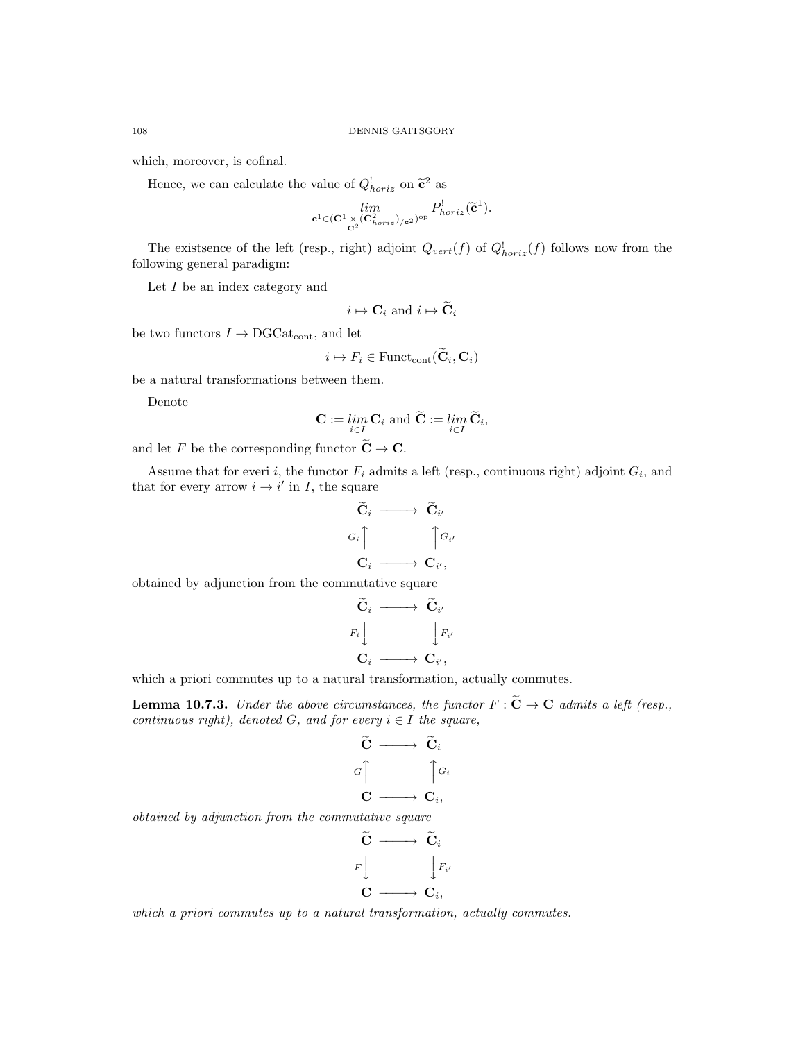which, moreover, is cofinal.

Hence, we can calculate the value of $Q^!_{horiz}$ on $\widetilde{\mathbf{c}}^2$ as

$$\underset{\mathbf{c}^1 \in (\mathbf{C}^1 \underset{\mathbf{C}^2}{\times} (\mathbf{C}^2_{horiz})_{/\mathbf{c}^2})^{\mathrm{op}}}{lim} P^!_{horiz}(\widetilde{\mathbf{c}}^1).$$

The existsence of the left (resp., right) adjoint $Q_{vert}(f)$ of $Q^!_{horiz}(f)$ follows now from the following general paradigm:

Let $I$ be an index category and

$$i \mapsto \mathbf{C}_i \text{ and } i \mapsto \widetilde{\mathbf{C}}_i$$

be two functors $I \to \mathrm{DGCat}_{\mathrm{cont}}$, and let

$$i \mapsto F_i \in \mathrm{Funct}_{\mathrm{cont}}(\widetilde{\mathbf{C}}_i, \mathbf{C}_i)$$

be a natural transformations between them.

Denote

$$\mathbf{C} := \underset{i \in I}{lim}\, \mathbf{C}_i \text{ and } \widetilde{\mathbf{C}} := \underset{i \in I}{lim}\, \widetilde{\mathbf{C}}_i,$$

and let $F$ be the corresponding functor $\widetilde{\mathbf{C}} \to \mathbf{C}$.

Assume that for everi $i$, the functor $F_i$ admits a left (resp., continuous right) adjoint $G_i$, and that for every arrow $i \to i'$ in $I$, the square

$$\begin{array}{ccc} \widetilde{\mathbf{C}}_i & \longrightarrow & \widetilde{\mathbf{C}}_{i'} \\ {\scriptstyle G_i}\big\uparrow & & \big\uparrow{\scriptstyle G_{i'}} \\ \mathbf{C}_i & \longrightarrow & \mathbf{C}_{i'}, \end{array}$$

obtained by adjunction from the commutative square

$$\begin{array}{ccc} \widetilde{\mathbf{C}}_i & \longrightarrow & \widetilde{\mathbf{C}}_{i'} \\ {\scriptstyle F_i}\big\downarrow & & \big\downarrow{\scriptstyle F_{i'}} \\ \mathbf{C}_i & \longrightarrow & \mathbf{C}_{i'}, \end{array}$$

which a priori commutes up to a natural transformation, actually commutes.

**Lemma 10.7.3.** *Under the above circumstances, the functor $F : \widetilde{\mathbf{C}} \to \mathbf{C}$ admits a left (resp., continuous right), denoted $G$, and for every $i \in I$ the square,*

$$\begin{array}{ccc} \widetilde{\mathbf{C}} & \longrightarrow & \widetilde{\mathbf{C}}_i \\ {\scriptstyle G}\big\uparrow & & \big\uparrow{\scriptstyle G_i} \\ \mathbf{C} & \longrightarrow & \mathbf{C}_i, \end{array}$$

*obtained by adjunction from the commutative square*

$$\begin{array}{ccc} \widetilde{\mathbf{C}} & \longrightarrow & \widetilde{\mathbf{C}}_i \\ {\scriptstyle F}\big\downarrow & & \big\downarrow{\scriptstyle F_{i'}} \\ \mathbf{C} & \longrightarrow & \mathbf{C}_i, \end{array}$$

*which a priori commutes up to a natural transformation, actually commutes.*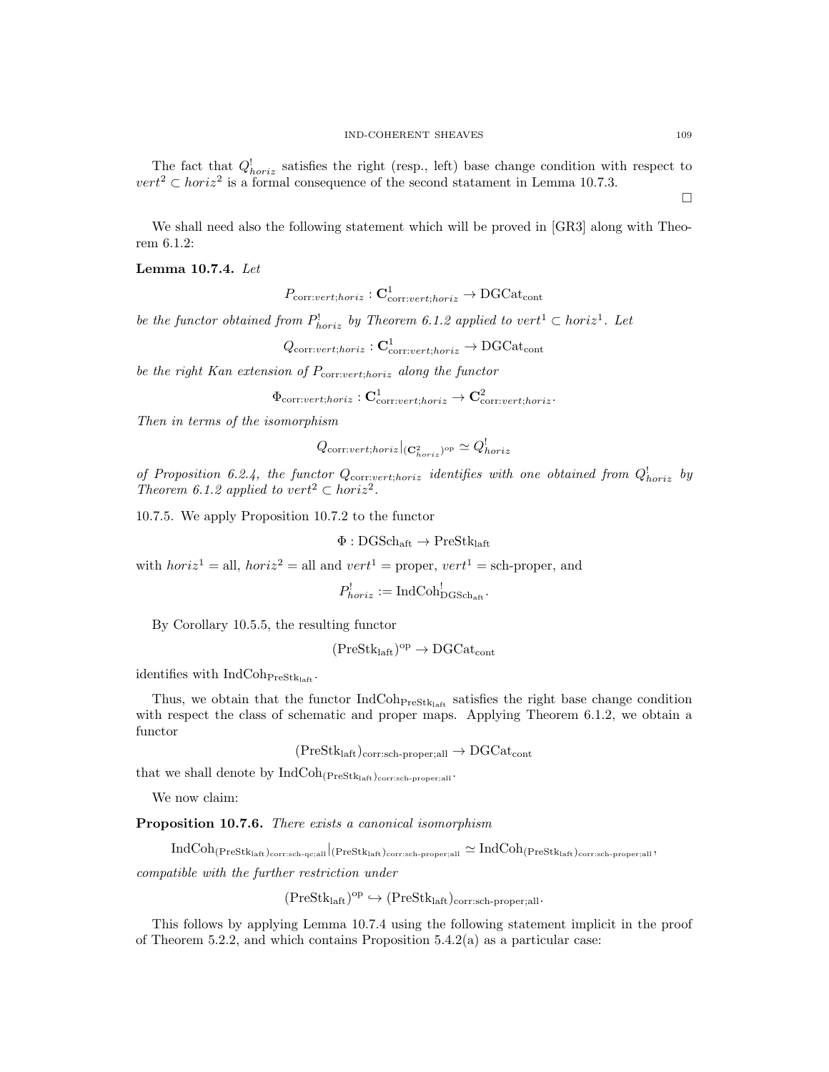The fact that $Q^!_{horiz}$ satisfies the right (resp., left) base change condition with respect to $vert^2 \subset horiz^2$ is a formal consequence of the second statament in Lemma 10.7.3.

□

We shall need also the following statement which will be proved in [GR3] along with Theorem 6.1.2:

**Lemma 10.7.4.** *Let*

$$P_{\text{corr}:vert;horiz} : \mathbf{C}^1_{\text{corr}:vert;horiz} \to \text{DGCat}_{\text{cont}}$$

*be the functor obtained from $P^!_{horiz}$ by Theorem 6.1.2 applied to $vert^1 \subset horiz^1$. Let*

$$Q_{\text{corr}:vert;horiz} : \mathbf{C}^1_{\text{corr}:vert;horiz} \to \text{DGCat}_{\text{cont}}$$

*be the right Kan extension of $P_{\text{corr}:vert;horiz}$ along the functor*

$$\Phi_{\text{corr}:vert;horiz} : \mathbf{C}^1_{\text{corr}:vert;horiz} \to \mathbf{C}^2_{\text{corr}:vert;horiz}.$$

*Then in terms of the isomorphism*

$$Q_{\text{corr}:vert;horiz}|_{(\mathbf{C}^2_{horiz})^{\text{op}}} \simeq Q^!_{horiz}$$

*of Proposition 6.2.4, the functor $Q_{\text{corr}:vert;horiz}$ identifies with one obtained from $Q^!_{horiz}$ by Theorem 6.1.2 applied to $vert^2 \subset horiz^2$.*

10.7.5. We apply Proposition 10.7.2 to the functor

$$\Phi : \text{DGSch}_{\text{aft}} \to \text{PreStk}_{\text{laft}}$$

with $horiz^1 = \text{all}$, $horiz^2 = \text{all}$ and $vert^1 = \text{proper}$, $vert^1 = \text{sch-proper}$, and

$$P^!_{horiz} := \text{IndCoh}^!_{\text{DGSch}_{\text{aft}}}.$$

By Corollary 10.5.5, the resulting functor

$$(\text{PreStk}_{\text{laft}})^{\text{op}} \to \text{DGCat}_{\text{cont}}$$

identifies with $\text{IndCoh}_{\text{PreStk}_{\text{laft}}}$.

Thus, we obtain that the functor $\text{IndCoh}_{\text{PreStk}_{\text{laft}}}$ satisfies the right base change condition with respect the class of schematic and proper maps. Applying Theorem 6.1.2, we obtain a functor

$$(\text{PreStk}_{\text{laft}})_{\text{corr:sch-proper;all}} \to \text{DGCat}_{\text{cont}}$$

that we shall denote by $\text{IndCoh}_{(\text{PreStk}_{\text{laft}})_{\text{corr:sch-proper;all}}}$.

We now claim:

**Proposition 10.7.6.** *There exists a canonical isomorphism*

$$\text{IndCoh}_{(\text{PreStk}_{\text{laft}})_{\text{corr:sch-qc;all}}}|_{(\text{PreStk}_{\text{laft}})_{\text{corr:sch-proper;all}}} \simeq \text{IndCoh}_{(\text{PreStk}_{\text{laft}})_{\text{corr:sch-proper;all}}},$$

*compatible with the further restriction under*

$$(\text{PreStk}_{\text{laft}})^{\text{op}} \hookrightarrow (\text{PreStk}_{\text{laft}})_{\text{corr:sch-proper;all}}.$$

This follows by applying Lemma 10.7.4 using the following statement implicit in the proof of Theorem 5.2.2, and which contains Proposition 5.4.2(a) as a particular case: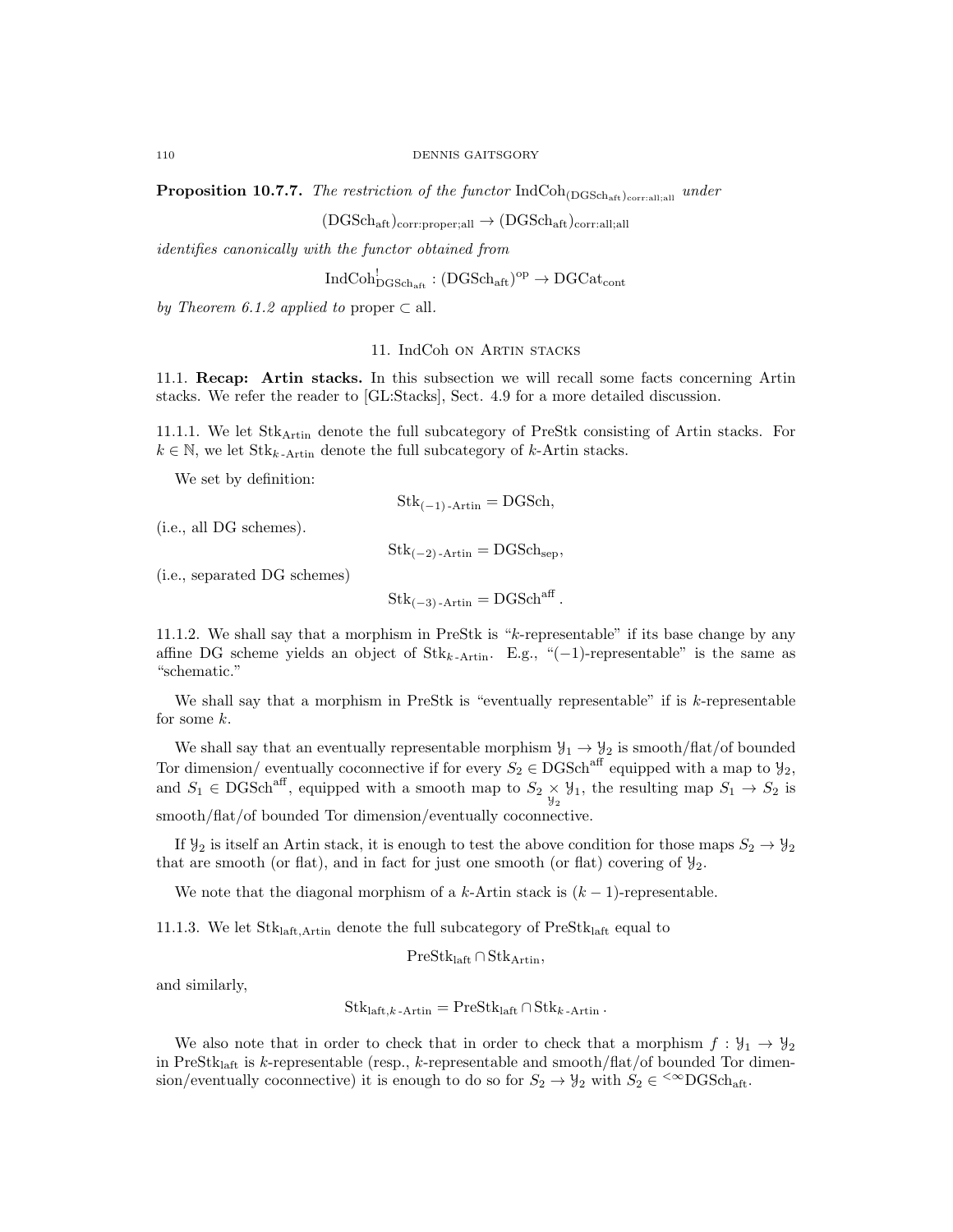**Proposition 10.7.7.** *The restriction of the functor* $\mathrm{IndCoh}_{(\mathrm{DGSch}_{\mathrm{aft}})_{\mathrm{corr:all;all}}}$ *under*

$$(\mathrm{DGSch}_{\mathrm{aft}})_{\mathrm{corr:proper;all}} \to (\mathrm{DGSch}_{\mathrm{aft}})_{\mathrm{corr:all;all}}$$

*identifies canonically with the functor obtained from*

$$\mathrm{IndCoh}^!_{\mathrm{DGSch}_{\mathrm{aft}}} : (\mathrm{DGSch}_{\mathrm{aft}})^{\mathrm{op}} \to \mathrm{DGCat}_{\mathrm{cont}}$$

*by Theorem 6.1.2 applied to* proper $\subset$ all.

## 11. IndCoh on Artin stacks

11.1. **Recap: Artin stacks.** In this subsection we will recall some facts concerning Artin stacks. We refer the reader to [GL:Stacks], Sect. 4.9 for a more detailed discussion.

11.1.1. We let $\mathrm{Stk}_{\mathrm{Artin}}$ denote the full subcategory of PreStk consisting of Artin stacks. For $k \in \mathbb{N}$, we let $\mathrm{Stk}_{k\text{-}\mathrm{Artin}}$ denote the full subcategory of $k$-Artin stacks.

We set by definition:

$$\mathrm{Stk}_{(-1)\text{-}\mathrm{Artin}} = \mathrm{DGSch},$$

(i.e., all DG schemes).

$$\mathrm{Stk}_{(-2)\text{-}\mathrm{Artin}} = \mathrm{DGSch}_{\mathrm{sep}},$$

(i.e., separated DG schemes)

$$\mathrm{Stk}_{(-3)\text{-}\mathrm{Artin}} = \mathrm{DGSch}^{\mathrm{aff}}.$$

11.1.2. We shall say that a morphism in PreStk is "$k$-representable" if its base change by any affine DG scheme yields an object of $\mathrm{Stk}_{k\text{-}\mathrm{Artin}}$. E.g., "$(-1)$-representable" is the same as "schematic."

We shall say that a morphism in PreStk is "eventually representable" if is $k$-representable for some $k$.

We shall say that an eventually representable morphism $\mathcal{Y}_1 \to \mathcal{Y}_2$ is smooth/flat/of bounded Tor dimension/ eventually coconnective if for every $S_2 \in \mathrm{DGSch}^{\mathrm{aff}}$ equipped with a map to $\mathcal{Y}_2$, and $S_1 \in \mathrm{DGSch}^{\mathrm{aff}}$, equipped with a smooth map to $S_2 \underset{\mathcal{Y}_2}{\times} \mathcal{Y}_1$, the resulting map $S_1 \to S_2$ is smooth/flat/of bounded Tor dimension/eventually coconnective.

If $\mathcal{Y}_2$ is itself an Artin stack, it is enough to test the above condition for those maps $S_2 \to \mathcal{Y}_2$ that are smooth (or flat), and in fact for just one smooth (or flat) covering of $\mathcal{Y}_2$.

We note that the diagonal morphism of a $k$-Artin stack is $(k-1)$-representable.

11.1.3. We let $\mathrm{Stk}_{\mathrm{laft,Artin}}$ denote the full subcategory of $\mathrm{PreStk}_{\mathrm{laft}}$ equal to

$$\mathrm{PreStk}_{\mathrm{laft}} \cap \mathrm{Stk}_{\mathrm{Artin}},$$

and similarly,

$$\mathrm{Stk}_{\mathrm{laft},k\text{-}\mathrm{Artin}} = \mathrm{PreStk}_{\mathrm{laft}} \cap \mathrm{Stk}_{k\text{-}\mathrm{Artin}}.$$

We also note that in order to check that in order to check that a morphism $f : \mathcal{Y}_1 \to \mathcal{Y}_2$ in $\mathrm{PreStk}_{\mathrm{laft}}$ is $k$-representable (resp., $k$-representable and smooth/flat/of bounded Tor dimension/eventually coconnective) it is enough to do so for $S_2 \to \mathcal{Y}_2$ with $S_2 \in {}^{<\infty}\mathrm{DGSch}_{\mathrm{aft}}$.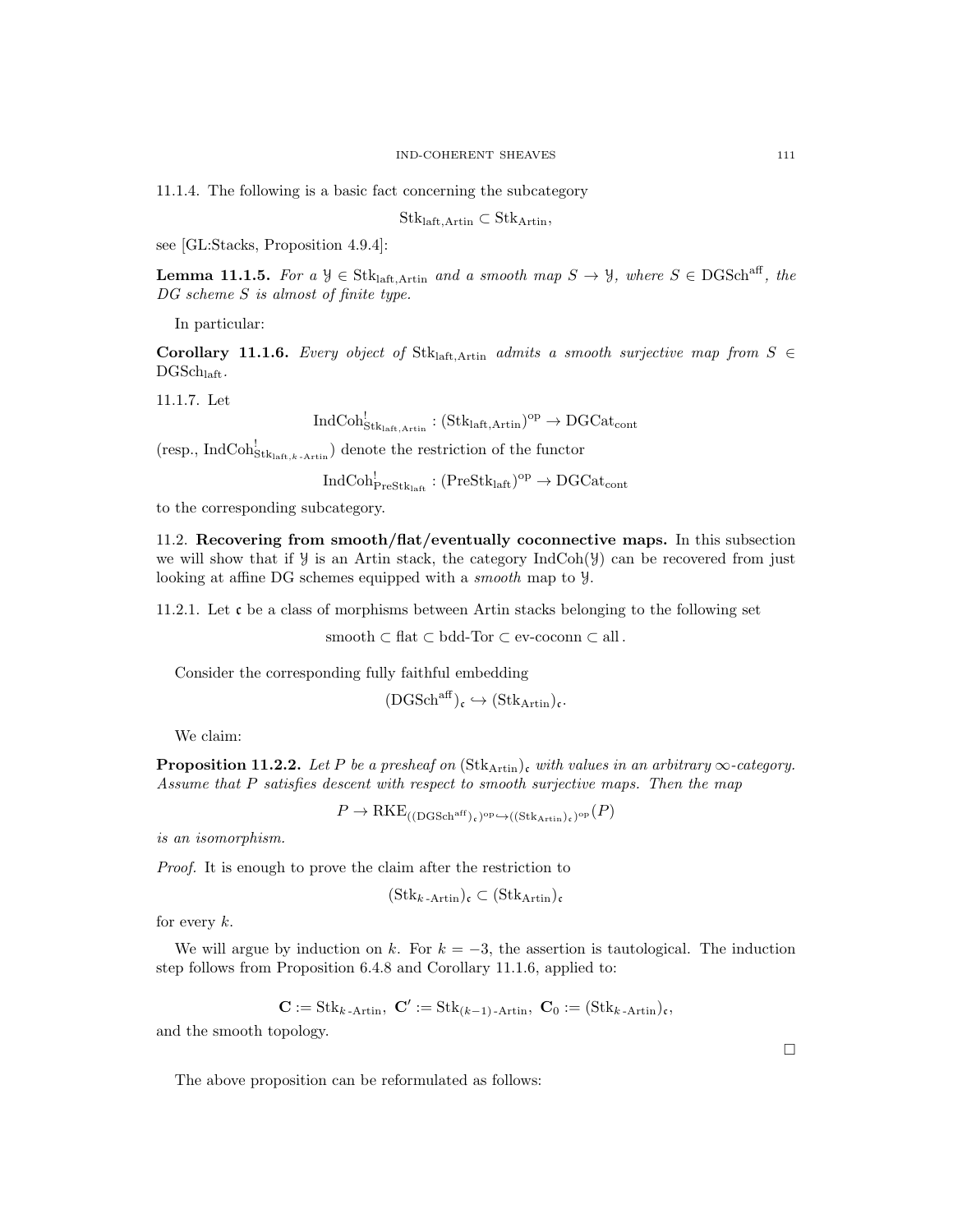11.1.4. The following is a basic fact concerning the subcategory

$$\mathrm{Stk}_{\mathrm{laft,Artin}} \subset \mathrm{Stk}_{\mathrm{Artin}},$$

see [GL:Stacks, Proposition 4.9.4]:

**Lemma 11.1.5.** *For a $\mathcal{Y} \in \mathrm{Stk}_{\mathrm{laft,Artin}}$ and a smooth map $S \to \mathcal{Y}$, where $S \in \mathrm{DGSch}^{\mathrm{aff}}$, the DG scheme $S$ is almost of finite type.*

In particular:

**Corollary 11.1.6.** *Every object of $\mathrm{Stk}_{\mathrm{laft,Artin}}$ admits a smooth surjective map from $S \in \mathrm{DGSch}_{\mathrm{laft}}$.*

11.1.7. Let

$$\mathrm{IndCoh}^!_{\mathrm{Stk}_{\mathrm{laft,Artin}}} : (\mathrm{Stk}_{\mathrm{laft,Artin}})^{\mathrm{op}} \to \mathrm{DGCat}_{\mathrm{cont}}$$

(resp., $\mathrm{IndCoh}^!_{\mathrm{Stk}_{\mathrm{laft},k\text{-Artin}}}$) denote the restriction of the functor

$$\mathrm{IndCoh}^!_{\mathrm{PreStk}_{\mathrm{laft}}} : (\mathrm{PreStk}_{\mathrm{laft}})^{\mathrm{op}} \to \mathrm{DGCat}_{\mathrm{cont}}$$

to the corresponding subcategory.

## 11.2. Recovering from smooth/flat/eventually coconnective maps.

In this subsection we will show that if $\mathcal{Y}$ is an Artin stack, the category $\mathrm{IndCoh}(\mathcal{Y})$ can be recovered from just looking at affine DG schemes equipped with a *smooth* map to $\mathcal{Y}$.

11.2.1. Let $\mathfrak{c}$ be a class of morphisms between Artin stacks belonging to the following set

$$\mathrm{smooth} \subset \mathrm{flat} \subset \mathrm{bdd\text{-}Tor} \subset \mathrm{ev\text{-}coconn} \subset \mathrm{all}\,.$$

Consider the corresponding fully faithful embedding

$$(\mathrm{DGSch}^{\mathrm{aff}})_{\mathfrak{c}} \hookrightarrow (\mathrm{Stk}_{\mathrm{Artin}})_{\mathfrak{c}}.$$

We claim:

**Proposition 11.2.2.** *Let $P$ be a presheaf on $(\mathrm{Stk}_{\mathrm{Artin}})_{\mathfrak{c}}$ with values in an arbitrary $\infty$-category. Assume that $P$ satisfies descent with respect to smooth surjective maps. Then the map*

$$P \to \mathrm{RKE}_{((\mathrm{DGSch}^{\mathrm{aff}})_{\mathfrak{c}})^{\mathrm{op}} \hookrightarrow ((\mathrm{Stk}_{\mathrm{Artin}})_{\mathfrak{c}})^{\mathrm{op}}}(P)$$

*is an isomorphism.*

*Proof.* It is enough to prove the claim after the restriction to

$$(\mathrm{Stk}_{k\text{-Artin}})_{\mathfrak{c}} \subset (\mathrm{Stk}_{\mathrm{Artin}})_{\mathfrak{c}}$$

for every $k$.

We will argue by induction on $k$. For $k = -3$, the assertion is tautological. The induction step follows from Proposition 6.4.8 and Corollary 11.1.6, applied to:

$$\mathbf{C} := \mathrm{Stk}_{k\text{-Artin}},\ \mathbf{C}' := \mathrm{Stk}_{(k-1)\text{-Artin}},\ \mathbf{C}_0 := (\mathrm{Stk}_{k\text{-Artin}})_{\mathfrak{c}},$$

and the smooth topology.

□

The above proposition can be reformulated as follows: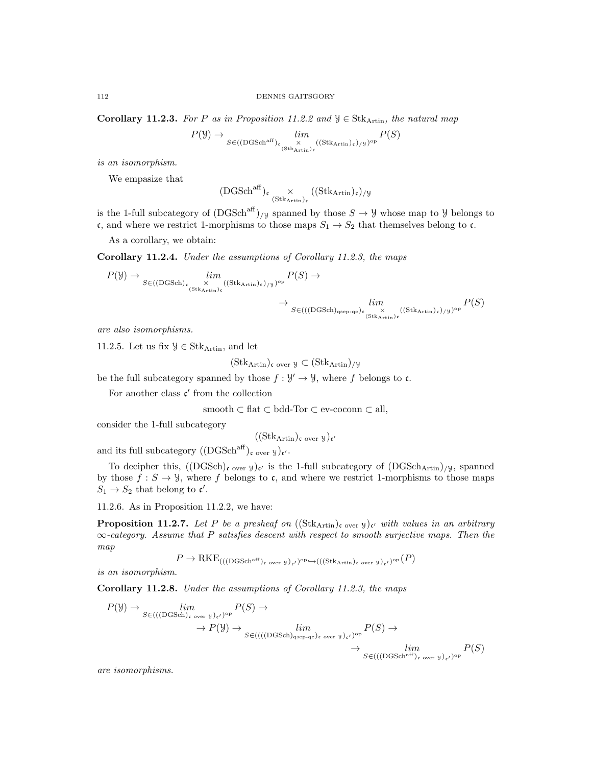**Corollary 11.2.3.** *For $P$ as in Proposition 11.2.2 and $\mathcal{Y} \in \mathrm{Stk}_{\mathrm{Artin}}$, the natural map*

$$P(\mathcal{Y}) \to \underset{S \in ((\mathrm{DGSch}^{\mathrm{aff}})_{\mathfrak{c}} \underset{(\mathrm{Stk}_{\mathrm{Artin}})_{\mathfrak{c}}}{\times} ((\mathrm{Stk}_{\mathrm{Artin}})_{\mathfrak{c}})_{/\mathcal{Y}})^{\mathrm{op}}}{lim} P(S)$$

*is an isomorphism.*

We empasize that

$$(\mathrm{DGSch}^{\mathrm{aff}})_{\mathfrak{c}} \underset{(\mathrm{Stk}_{\mathrm{Artin}})_{\mathfrak{c}}}{\times} ((\mathrm{Stk}_{\mathrm{Artin}})_{\mathfrak{c}})_{/\mathcal{Y}}$$

is the 1-full subcategory of $(\mathrm{DGSch}^{\mathrm{aff}})_{/\mathcal{Y}}$ spanned by those $S \to \mathcal{Y}$ whose map to $\mathcal{Y}$ belongs to $\mathfrak{c}$, and where we restrict 1-morphisms to those maps $S_1 \to S_2$ that themselves belong to $\mathfrak{c}$.

As a corollary, we obtain:

**Corollary 11.2.4.** *Under the assumptions of Corollary 11.2.3, the maps*

$$P(\mathcal{Y}) \to \underset{S \in ((\mathrm{DGSch})_{\mathfrak{c}} \underset{(\mathrm{Stk}_{\mathrm{Artin}})_{\mathfrak{c}}}{\times} ((\mathrm{Stk}_{\mathrm{Artin}})_{\mathfrak{c}})_{/\mathcal{Y}})^{\mathrm{op}}}{lim} P(S) \to$$

$$\to \underset{S \in (((\mathrm{DGSch})_{\mathrm{qsep\text{-}qc}})_{\mathfrak{c}} \underset{(\mathrm{Stk}_{\mathrm{Artin}})_{\mathfrak{c}}}{\times} ((\mathrm{Stk}_{\mathrm{Artin}})_{\mathfrak{c}})_{/\mathcal{Y}})^{\mathrm{op}}}{lim} P(S)$$

*are also isomorphisms.*

11.2.5. Let us fix $\mathcal{Y} \in \mathrm{Stk}_{\mathrm{Artin}}$, and let

$$(\mathrm{Stk}_{\mathrm{Artin}})_{\mathfrak{c} \text{ over } \mathcal{Y}} \subset (\mathrm{Stk}_{\mathrm{Artin}})_{/\mathcal{Y}}$$

be the full subcategory spanned by those $f : \mathcal{Y}' \to \mathcal{Y}$, where $f$ belongs to $\mathfrak{c}$.

For another class $\mathfrak{c}'$ from the collection

$$\text{smooth} \subset \text{flat} \subset \text{bdd-Tor} \subset \text{ev-coconn} \subset \text{all},$$

consider the 1-full subcategory

$$((\mathrm{Stk}_{\mathrm{Artin}})_{\mathfrak{c} \text{ over } \mathcal{Y}})_{\mathfrak{c}'}$$

and its full subcategory $((\mathrm{DGSch}^{\mathrm{aff}})_{\mathfrak{c} \text{ over } \mathcal{Y}})_{\mathfrak{c}'}$.

To decipher this, $((\mathrm{DGSch})_{\mathfrak{c} \text{ over } \mathcal{Y}})_{\mathfrak{c}'}$ is the 1-full subcategory of $(\mathrm{DGSch}_{\mathrm{Artin}})_{/\mathcal{Y}}$, spanned by those $f : S \to \mathcal{Y}$, where $f$ belongs to $\mathfrak{c}$, and where we restrict 1-morphisms to those maps $S_1 \to S_2$ that belong to $\mathfrak{c}'$.

11.2.6. As in Proposition 11.2.2, we have:

**Proposition 11.2.7.** *Let $P$ be a presheaf on $((\mathrm{Stk}_{\mathrm{Artin}})_{\mathfrak{c} \text{ over } \mathcal{Y}})_{\mathfrak{c}'}$ with values in an arbitrary $\infty$-category. Assume that $P$ satisfies descent with respect to smooth surjective maps. Then the map*

$$P \to \mathrm{RKE}_{(((\mathrm{DGSch}^{\mathrm{aff}})_{\mathfrak{c} \text{ over } \mathcal{Y}})_{\mathfrak{c}'})^{\mathrm{op}} \hookrightarrow (((\mathrm{Stk}_{\mathrm{Artin}})_{\mathfrak{c} \text{ over } \mathcal{Y}})_{\mathfrak{c}'})^{\mathrm{op}}}(P)$$

*is an isomorphism.*

**Corollary 11.2.8.** *Under the assumptions of Corollary 11.2.3, the maps*

$$P(\mathcal{Y}) \to \underset{S \in (((\mathrm{DGSch})_{\mathfrak{c} \text{ over } \mathcal{Y}})_{\mathfrak{c}'})^{\mathrm{op}}}{lim} P(S) \to$$

$$\to P(\mathcal{Y}) \to \underset{S \in ((((\mathrm{DGSch})_{\mathrm{qsep\text{-}qc}})_{\mathfrak{c} \text{ over } \mathcal{Y}})_{\mathfrak{c}'})^{\mathrm{op}}}{lim} P(S) \to$$

$$\to \underset{S \in (((\mathrm{DGSch}^{\mathrm{aff}})_{\mathfrak{c} \text{ over } \mathcal{Y}})_{\mathfrak{c}'})^{\mathrm{op}}}{lim} P(S)$$

*are isomorphisms.*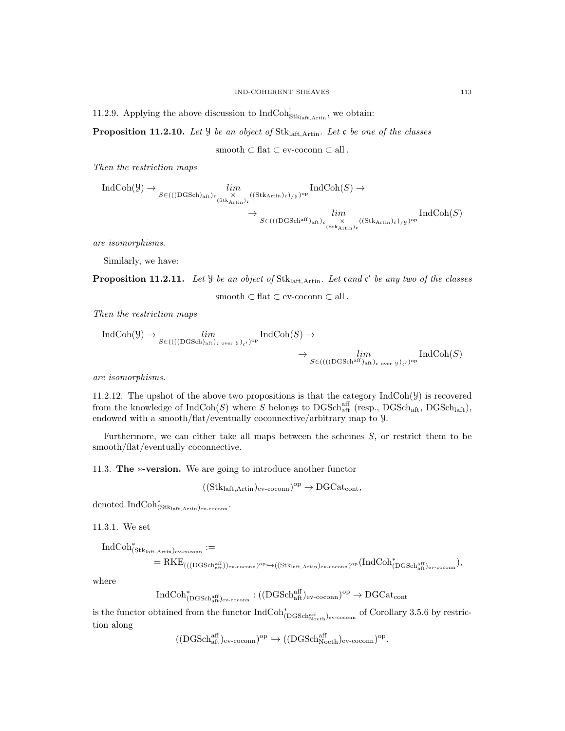11.2.9. Applying the above discussion to $\mathrm{IndCoh}^!_{\mathrm{Stk}_{\mathrm{laft,Artin}}}$, we obtain:

**Proposition 11.2.10.** *Let $\mathcal{Y}$ be an object of $\mathrm{Stk}_{\mathrm{laft,Artin}}$. Let $\mathfrak{c}$ be one of the classes*

$$\text{smooth} \subset \text{flat} \subset \text{ev-coconn} \subset \text{all}\,.$$

*Then the restriction maps*

$$\mathrm{IndCoh}(\mathcal{Y}) \to \underset{S \in (((\mathrm{DGSch})_{\mathrm{aft}})_{\mathfrak{c}} \underset{(\mathrm{Stk}_{\mathrm{Artin}})_{\mathfrak{c}}}{\times} ((\mathrm{Stk}_{\mathrm{Artin}})_{\mathfrak{c}})_{/\mathcal{Y}})^{\mathrm{op}}}{lim} \mathrm{IndCoh}(S) \to$$
$$\to \underset{S \in (((\mathrm{DGSch}^{\mathrm{aff}})_{\mathrm{aft}})_{\mathfrak{c}} \underset{(\mathrm{Stk}_{\mathrm{Artin}})_{\mathfrak{c}}}{\times} ((\mathrm{Stk}_{\mathrm{Artin}})_{\mathfrak{c}})_{/\mathcal{Y}})^{\mathrm{op}}}{lim} \mathrm{IndCoh}(S)$$

*are isomorphisms.*

Similarly, we have:

**Proposition 11.2.11.** *Let $\mathcal{Y}$ be an object of $\mathrm{Stk}_{\mathrm{laft,Artin}}$. Let $\mathfrak{c}$ and $\mathfrak{c}'$ be any two of the classes*

$$\text{smooth} \subset \text{flat} \subset \text{ev-coconn} \subset \text{all}\,.$$

*Then the restriction maps*

$$\mathrm{IndCoh}(\mathcal{Y}) \to \underset{S \in ((((\mathrm{DGSch})_{\mathrm{aft}})_{\mathfrak{c}\text{ over }\mathcal{Y}})_{\mathfrak{c}'})^{\mathrm{op}}}{lim} \mathrm{IndCoh}(S) \to$$
$$\to \underset{S \in ((((\mathrm{DGSch}^{\mathrm{aff}})_{\mathrm{aft}})_{\mathfrak{c}\text{ over }\mathcal{Y}})_{\mathfrak{c}'})^{\mathrm{op}}}{lim} \mathrm{IndCoh}(S)$$

*are isomorphisms.*

11.2.12. The upshot of the above two propositions is that the category $\mathrm{IndCoh}(\mathcal{Y})$ is recovered from the knowledge of $\mathrm{IndCoh}(S)$ where $S$ belongs to $\mathrm{DGSch}^{\mathrm{aff}}_{\mathrm{aft}}$ (resp., $\mathrm{DGSch}_{\mathrm{aft}}$, $\mathrm{DGSch}_{\mathrm{laft}}$), endowed with a smooth/flat/eventually coconnective/arbitrary map to $\mathcal{Y}$.

Furthermore, we can either take all maps between the schemes $S$, or restrict them to be smooth/flat/eventually coconnective.

## 11.3. The $*$-version.

We are going to introduce another functor

$$((\mathrm{Stk}_{\mathrm{laft,Artin}})_{\mathrm{ev\text{-}coconn}})^{\mathrm{op}} \to \mathrm{DGCat}_{\mathrm{cont}},$$

denoted $\mathrm{IndCoh}^*_{(\mathrm{Stk}_{\mathrm{laft,Artin}})_{\mathrm{ev\text{-}coconn}}}$.

11.3.1. We set

$$\mathrm{IndCoh}^*_{(\mathrm{Stk}_{\mathrm{laft,Artin}})_{\mathrm{ev\text{-}coconn}}} :=$$
$$= \mathrm{RKE}_{(((\mathrm{DGSch}^{\mathrm{aff}}_{\mathrm{aft}}))_{\mathrm{ev\text{-}coconn}})^{\mathrm{op}} \hookrightarrow ((\mathrm{Stk}_{\mathrm{laft,Artin}})_{\mathrm{ev\text{-}coconn}})^{\mathrm{op}}}(\mathrm{IndCoh}^*_{(\mathrm{DGSch}^{\mathrm{aff}}_{\mathrm{aft}})_{\mathrm{ev\text{-}coconn}}}),$$

where

$$\mathrm{IndCoh}^*_{(\mathrm{DGSch}^{\mathrm{aff}}_{\mathrm{aft}})_{\mathrm{ev\text{-}coconn}}} : ((\mathrm{DGSch}^{\mathrm{aff}}_{\mathrm{aft}})_{\mathrm{ev\text{-}coconn}})^{\mathrm{op}} \to \mathrm{DGCat}_{\mathrm{cont}}$$

is the functor obtained from the functor $\mathrm{IndCoh}^*_{(\mathrm{DGSch}^{\mathrm{aff}}_{\mathrm{Noeth}})_{\mathrm{ev\text{-}coconn}}}$ of Corollary 3.5.6 by restriction along

$$((\mathrm{DGSch}^{\mathrm{aff}}_{\mathrm{aft}})_{\mathrm{ev\text{-}coconn}})^{\mathrm{op}} \hookrightarrow ((\mathrm{DGSch}^{\mathrm{aff}}_{\mathrm{Noeth}})_{\mathrm{ev\text{-}coconn}})^{\mathrm{op}}.$$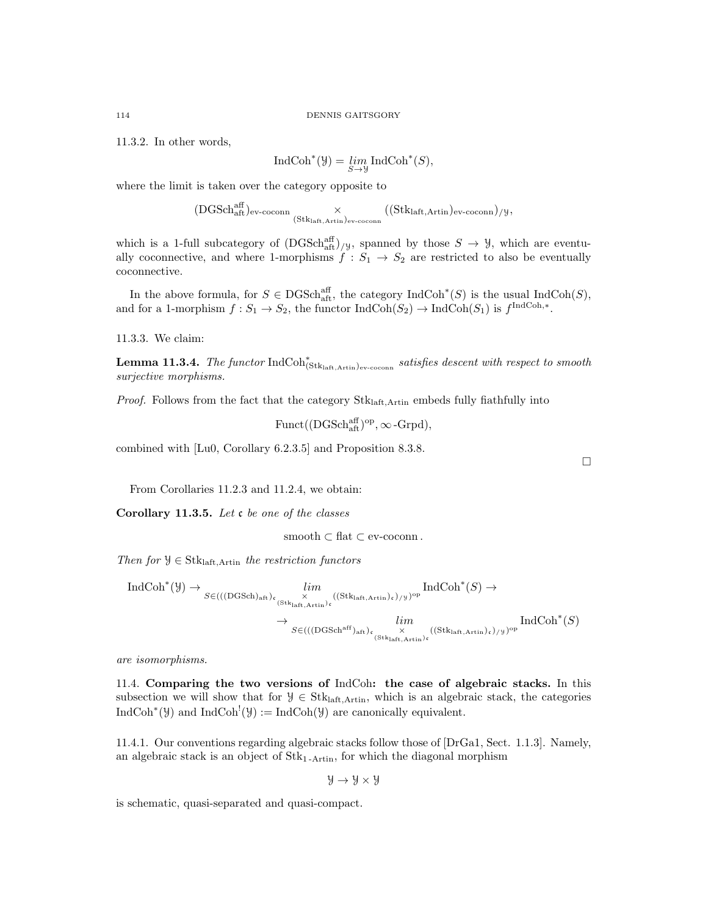11.3.2. In other words,

$$\mathrm{IndCoh}^*(\mathcal{Y}) = \underset{S\to\mathcal{Y}}{lim}\, \mathrm{IndCoh}^*(S),$$

where the limit is taken over the category opposite to

$$(\mathrm{DGSch}^{\mathrm{aff}}_{\mathrm{aft}})_{\text{ev-coconn}} \underset{(\mathrm{Stk}_{\mathrm{laft,Artin}})_{\text{ev-coconn}}}{\times} ((\mathrm{Stk}_{\mathrm{laft,Artin}})_{\text{ev-coconn}})_{/\mathcal{Y}},$$

which is a 1-full subcategory of $(\mathrm{DGSch}^{\mathrm{aff}}_{\mathrm{aft}})_{/\mathcal{Y}}$, spanned by those $S \to \mathcal{Y}$, which are eventually coconnective, and where 1-morphisms $f : S_1 \to S_2$ are restricted to also be eventually coconnective.

In the above formula, for $S \in \mathrm{DGSch}^{\mathrm{aff}}_{\mathrm{aft}}$, the category $\mathrm{IndCoh}^*(S)$ is the usual $\mathrm{IndCoh}(S)$, and for a 1-morphism $f : S_1 \to S_2$, the functor $\mathrm{IndCoh}(S_2) \to \mathrm{IndCoh}(S_1)$ is $f^{\mathrm{IndCoh},*}$.

11.3.3. We claim:

**Lemma 11.3.4.** *The functor* $\mathrm{IndCoh}^*_{(\mathrm{Stk}_{\mathrm{laft,Artin}})_{\text{ev-coconn}}}$ *satisfies descent with respect to smooth surjective morphisms.*

*Proof.* Follows from the fact that the category $\mathrm{Stk}_{\mathrm{laft,Artin}}$ embeds fully fiathfully into

$$\mathrm{Funct}((\mathrm{DGSch}^{\mathrm{aff}}_{\mathrm{aft}})^{\mathrm{op}}, \infty\text{-}\mathrm{Grpd}),$$

combined with [Lu0, Corollary 6.2.3.5] and Proposition 8.3.8. ∎

From Corollaries 11.2.3 and 11.2.4, we obtain:

**Corollary 11.3.5.** *Let $\mathfrak{c}$ be one of the classes*

$$\text{smooth} \subset \text{flat} \subset \text{ev-coconn}\,.$$

*Then for $\mathcal{Y} \in \mathrm{Stk}_{\mathrm{laft,Artin}}$ the restriction functors*

$$\mathrm{IndCoh}^*(\mathcal{Y}) \to \underset{S\in(((\mathrm{DGSch})_{\mathrm{aft}})_{\mathfrak{c}} \underset{(\mathrm{Stk}_{\mathrm{laft,Artin}})_{\mathfrak{c}}}{\times} ((\mathrm{Stk}_{\mathrm{laft,Artin}})_{\mathfrak{c}})_{/\mathcal{Y}})^{\mathrm{op}}}{lim} \mathrm{IndCoh}^*(S) \to$$
$$\to \underset{S\in(((\mathrm{DGSch}^{\mathrm{aff}})_{\mathrm{aft}})_{\mathfrak{c}} \underset{(\mathrm{Stk}_{\mathrm{laft,Artin}})_{\mathfrak{c}}}{\times} ((\mathrm{Stk}_{\mathrm{laft,Artin}})_{\mathfrak{c}})_{/\mathcal{Y}})^{\mathrm{op}}}{lim} \mathrm{IndCoh}^*(S)$$

*are isomorphisms.*

11.4. **Comparing the two versions of** IndCoh**: the case of algebraic stacks.** In this subsection we will show that for $\mathcal{Y} \in \mathrm{Stk}_{\mathrm{laft,Artin}}$, which is an algebraic stack, the categories $\mathrm{IndCoh}^*(\mathcal{Y})$ and $\mathrm{IndCoh}^!(\mathcal{Y}) := \mathrm{IndCoh}(\mathcal{Y})$ are canonically equivalent.

11.4.1. Our conventions regarding algebraic stacks follow those of [DrGa1, Sect. 1.1.3]. Namely, an algebraic stack is an object of $\mathrm{Stk}_{1\text{-}\mathrm{Artin}}$, for which the diagonal morphism

$$\mathcal{Y} \to \mathcal{Y} \times \mathcal{Y}$$

is schematic, quasi-separated and quasi-compact.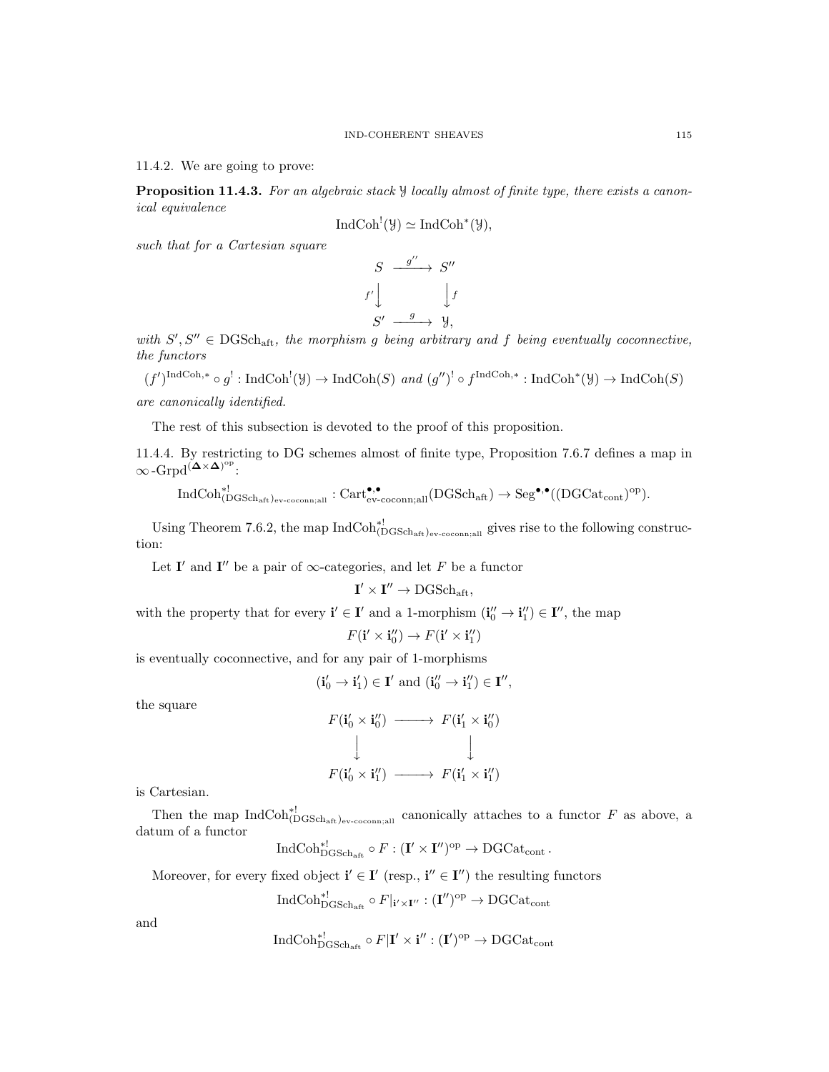11.4.2. We are going to prove:

**Proposition 11.4.3.** *For an algebraic stack $\mathcal{Y}$ locally almost of finite type, there exists a canonical equivalence*

$$\operatorname{IndCoh}^!(\mathcal{Y}) \simeq \operatorname{IndCoh}^*(\mathcal{Y}),$$

*such that for a Cartesian square*

$$\begin{array}{ccc} S & \xrightarrow{g''} & S'' \\ {\scriptstyle f'}\downarrow & & \downarrow{\scriptstyle f} \\ S' & \xrightarrow{g} & \mathcal{Y}, \end{array}$$

*with $S', S'' \in \operatorname{DGSch}_{\mathrm{aft}}$, the morphism $g$ being arbitrary and $f$ being eventually coconnective, the functors*

$$(f')^{\operatorname{IndCoh},*} \circ g^! : \operatorname{IndCoh}^!(\mathcal{Y}) \to \operatorname{IndCoh}(S) \text{ and } (g'')^! \circ f^{\operatorname{IndCoh},*} : \operatorname{IndCoh}^*(\mathcal{Y}) \to \operatorname{IndCoh}(S)$$

*are canonically identified.*

The rest of this subsection is devoted to the proof of this proposition.

11.4.4. By restricting to DG schemes almost of finite type, Proposition 7.6.7 defines a map in $\infty\text{-}\mathrm{Grpd}^{(\boldsymbol{\Delta}\times\boldsymbol{\Delta})^{\mathrm{op}}}$:

$$\operatorname{IndCoh}^{*!}_{(\operatorname{DGSch}_{\mathrm{aft}})_{\text{ev-coconn;all}}} : \operatorname{Cart}^{\bullet,\bullet}_{\text{ev-coconn;all}}(\operatorname{DGSch}_{\mathrm{aft}}) \to \operatorname{Seg}^{\bullet,\bullet}((\operatorname{DGCat}_{\mathrm{cont}})^{\mathrm{op}}).$$

Using Theorem 7.6.2, the map $\operatorname{IndCoh}^{*!}_{(\operatorname{DGSch}_{\mathrm{aft}})_{\text{ev-coconn;all}}}$ gives rise to the following construction:

Let $\mathbf{I}'$ and $\mathbf{I}''$ be a pair of $\infty$-categories, and let $F$ be a functor

$$\mathbf{I}' \times \mathbf{I}'' \to \operatorname{DGSch}_{\mathrm{aft}},$$

with the property that for every $\mathbf{i}' \in \mathbf{I}'$ and a 1-morphism $(\mathbf{i}''_0 \to \mathbf{i}''_1) \in \mathbf{I}''$, the map

$$F(\mathbf{i}' \times \mathbf{i}''_0) \to F(\mathbf{i}' \times \mathbf{i}''_1)$$

is eventually coconnective, and for any pair of 1-morphisms

$$(\mathbf{i}'_0 \to \mathbf{i}'_1) \in \mathbf{I}' \text{ and } (\mathbf{i}''_0 \to \mathbf{i}''_1) \in \mathbf{I}'',$$

the square

$$\begin{array}{ccc} F(\mathbf{i}'_0 \times \mathbf{i}''_0) & \longrightarrow & F(\mathbf{i}'_1 \times \mathbf{i}''_0) \\ \downarrow & & \downarrow \\ F(\mathbf{i}'_0 \times \mathbf{i}''_1) & \longrightarrow & F(\mathbf{i}'_1 \times \mathbf{i}''_1) \end{array}$$

is Cartesian.

Then the map $\operatorname{IndCoh}^{*!}_{(\operatorname{DGSch}_{\mathrm{aft}})_{\text{ev-coconn;all}}}$ canonically attaches to a functor $F$ as above, a datum of a functor

$$\operatorname{IndCoh}^{*!}_{\operatorname{DGSch}_{\mathrm{aft}}} \circ F : (\mathbf{I}' \times \mathbf{I}'')^{\mathrm{op}} \to \operatorname{DGCat}_{\mathrm{cont}}.$$

Moreover, for every fixed object $\mathbf{i}' \in \mathbf{I}'$ (resp., $\mathbf{i}'' \in \mathbf{I}''$) the resulting functors

$$\operatorname{IndCoh}^{*!}_{\operatorname{DGSch}_{\mathrm{aft}}} \circ F|_{\mathbf{i}' \times \mathbf{I}''} : (\mathbf{I}'')^{\mathrm{op}} \to \operatorname{DGCat}_{\mathrm{cont}}$$

and

$$\operatorname{IndCoh}^{*!}_{\operatorname{DGSch}_{\mathrm{aft}}} \circ F|\mathbf{I}' \times \mathbf{i}'' : (\mathbf{I}')^{\mathrm{op}} \to \operatorname{DGCat}_{\mathrm{cont}}$$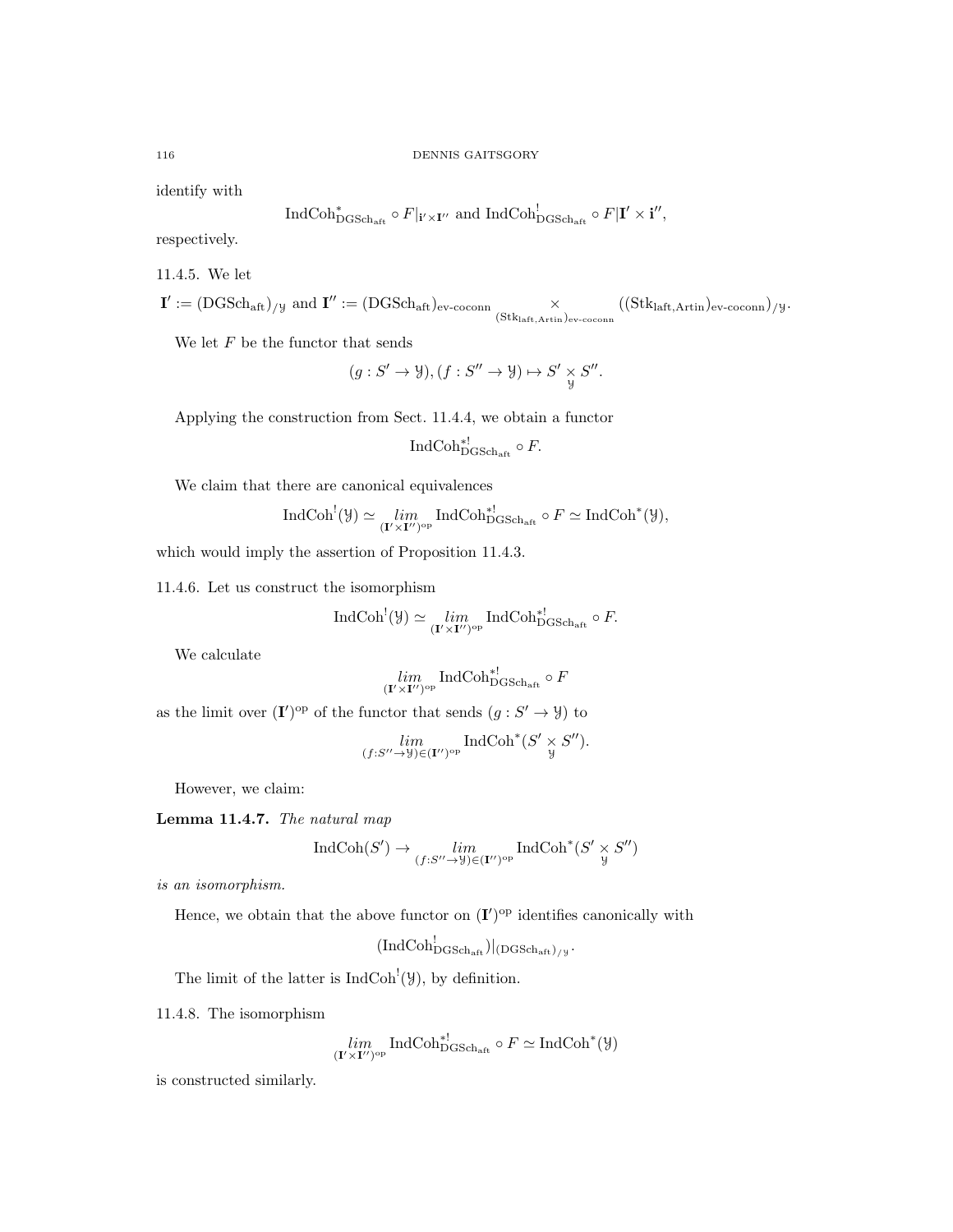identify with

$$\mathrm{IndCoh}^*_{\mathrm{DGSch}_{\mathrm{aft}}} \circ F|_{\mathbf{i}' \times \mathbf{I}''} \text{ and } \mathrm{IndCoh}^!_{\mathrm{DGSch}_{\mathrm{aft}}} \circ F|\mathbf{I}' \times \mathbf{i}'',$$

respectively.

11.4.5. We let

$$\mathbf{I}' := (\mathrm{DGSch}_{\mathrm{aft}})_{/\mathcal{Y}} \text{ and } \mathbf{I}'' := (\mathrm{DGSch}_{\mathrm{aft}})_{\text{ev-coconn}} \underset{(\mathrm{Stk}_{\mathrm{laft,Artin}})_{\text{ev-coconn}}}{\times} ((\mathrm{Stk}_{\mathrm{laft,Artin}})_{\text{ev-coconn}})_{/\mathcal{Y}}.$$

We let $F$ be the functor that sends

$$(g : S' \to \mathcal{Y}), (f : S'' \to \mathcal{Y}) \mapsto S' \underset{\mathcal{Y}}{\times} S''.$$

Applying the construction from Sect. 11.4.4, we obtain a functor

$$\mathrm{IndCoh}^{*!}_{\mathrm{DGSch}_{\mathrm{aft}}} \circ F.$$

We claim that there are canonical equivalences

$$\mathrm{IndCoh}^!(\mathcal{Y}) \simeq \underset{(\mathbf{I}' \times \mathbf{I}'')^{\mathrm{op}}}{lim} \mathrm{IndCoh}^{*!}_{\mathrm{DGSch}_{\mathrm{aft}}} \circ F \simeq \mathrm{IndCoh}^*(\mathcal{Y}),$$

which would imply the assertion of Proposition 11.4.3.

11.4.6. Let us construct the isomorphism

$$\mathrm{IndCoh}^!(\mathcal{Y}) \simeq \underset{(\mathbf{I}' \times \mathbf{I}'')^{\mathrm{op}}}{lim} \mathrm{IndCoh}^{*!}_{\mathrm{DGSch}_{\mathrm{aft}}} \circ F.$$

We calculate

$$\underset{(\mathbf{I}' \times \mathbf{I}'')^{\mathrm{op}}}{lim} \mathrm{IndCoh}^{*!}_{\mathrm{DGSch}_{\mathrm{aft}}} \circ F$$

as the limit over $(\mathbf{I}')^{\mathrm{op}}$ of the functor that sends $(g : S' \to \mathcal{Y})$ to

$$\underset{(f:S'' \to \mathcal{Y}) \in (\mathbf{I}'')^{\mathrm{op}}}{lim} \mathrm{IndCoh}^*(S' \underset{\mathcal{Y}}{\times} S'').$$

However, we claim:

**Lemma 11.4.7.** *The natural map*

$$\mathrm{IndCoh}(S') \to \underset{(f:S'' \to \mathcal{Y}) \in (\mathbf{I}'')^{\mathrm{op}}}{lim} \mathrm{IndCoh}^*(S' \underset{\mathcal{Y}}{\times} S'')$$

*is an isomorphism.*

Hence, we obtain that the above functor on $(\mathbf{I}')^{\mathrm{op}}$ identifies canonically with

$$(\mathrm{IndCoh}^!_{\mathrm{DGSch}_{\mathrm{aft}}})|_{(\mathrm{DGSch}_{\mathrm{aft}})_{/\mathcal{Y}}}.$$

The limit of the latter is $\mathrm{IndCoh}^!(\mathcal{Y})$, by definition.

11.4.8. The isomorphism

$$\underset{(\mathbf{I}' \times \mathbf{I}'')^{\mathrm{op}}}{lim} \mathrm{IndCoh}^{*!}_{\mathrm{DGSch}_{\mathrm{aft}}} \circ F \simeq \mathrm{IndCoh}^*(\mathcal{Y})$$

is constructed similarly.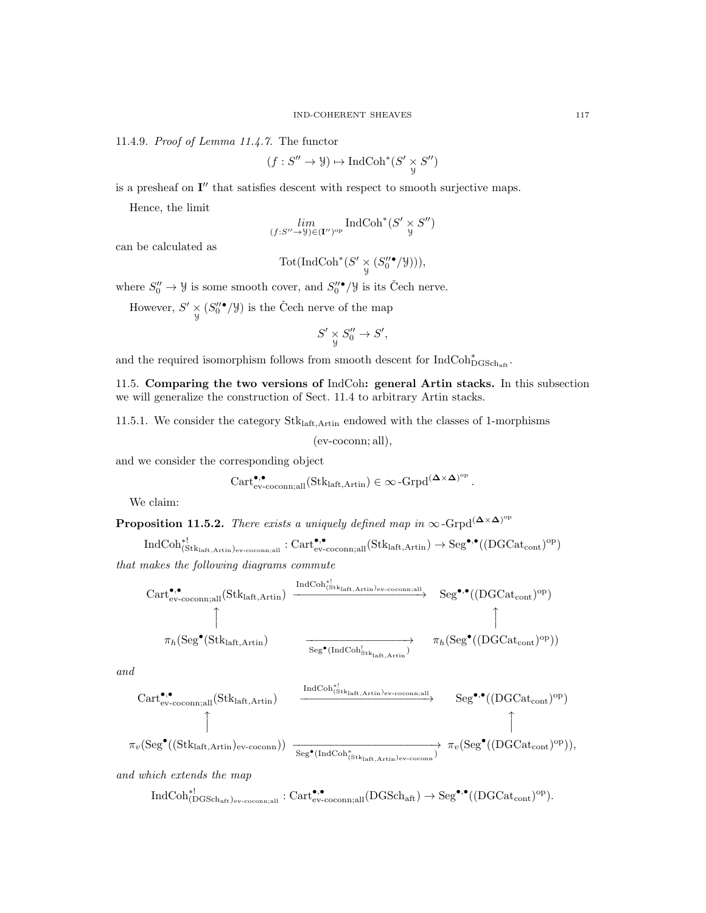11.4.9. *Proof of Lemma 11.4.7.* The functor

$$(f : S'' \to \mathcal{Y}) \mapsto \text{IndCoh}^*(S' \underset{\mathcal{Y}}{\times} S'')$$

is a presheaf on $\mathbf{I}''$ that satisfies descent with respect to smooth surjective maps.

Hence, the limit

$$\underset{(f:S''\to\mathcal{Y})\in(\mathbf{I}'')^{\text{op}}}{lim} \text{IndCoh}^*(S' \underset{\mathcal{Y}}{\times} S'')$$

can be calculated as

$$\text{Tot}(\text{IndCoh}^*(S' \underset{\mathcal{Y}}{\times} (S_0''^{\bullet}/\mathcal{Y}))),$$

where $S_0'' \to \mathcal{Y}$ is some smooth cover, and $S_0''^{\bullet}/\mathcal{Y}$ is its Čech nerve.

However, $S' \underset{\mathcal{Y}}{\times} (S_0''^{\bullet}/\mathcal{Y})$ is the Čech nerve of the map

$$S' \underset{\mathcal{Y}}{\times} S_0'' \to S',$$

and the required isomorphism follows from smooth descent for $\text{IndCoh}^*_{\text{DGSch}_{\text{aft}}}$.

## 11.5. Comparing the two versions of IndCoh: general Artin stacks.

In this subsection we will generalize the construction of Sect. 11.4 to arbitrary Artin stacks.

11.5.1. We consider the category $\text{Stk}_{\text{laft,Artin}}$ endowed with the classes of 1-morphisms

$$(\text{ev-coconn}; \text{all}),$$

and we consider the corresponding object

$$\text{Cart}^{\bullet,\bullet}_{\text{ev-coconn;all}}(\text{Stk}_{\text{laft,Artin}}) \in \infty\text{-Grpd}^{(\mathbf{\Delta}\times\mathbf{\Delta})^{\text{op}}}.$$

We claim:

**Proposition 11.5.2.** *There exists a uniquely defined map in* $\infty\text{-Grpd}^{(\mathbf{\Delta}\times\mathbf{\Delta})^{\text{op}}}$

$$\text{IndCoh}^{*!}_{(\text{Stk}_{\text{laft,Artin}})_{\text{ev-coconn;all}}} : \text{Cart}^{\bullet,\bullet}_{\text{ev-coconn;all}}(\text{Stk}_{\text{laft,Artin}}) \to \text{Seg}^{\bullet,\bullet}((\text{DGCat}_{\text{cont}})^{\text{op}})$$

*that makes the following diagrams commute*

$$\begin{array}{ccc}
\text{Cart}^{\bullet,\bullet}_{\text{ev-coconn;all}}(\text{Stk}_{\text{laft,Artin}}) & \xrightarrow{\text{IndCoh}^{*!}_{(\text{Stk}_{\text{laft,Artin}})_{\text{ev-coconn;all}}}} & \text{Seg}^{\bullet,\bullet}((\text{DGCat}_{\text{cont}})^{\text{op}}) \\
\uparrow & & \uparrow \\
\pi_h(\text{Seg}^{\bullet}(\text{Stk}_{\text{laft,Artin}}) & \xrightarrow[\text{Seg}^{\bullet}(\text{IndCoh}^!_{\text{Stk}_{\text{laft,Artin}}})]{} & \pi_h(\text{Seg}^{\bullet}((\text{DGCat}_{\text{cont}})^{\text{op}}))
\end{array}$$

*and*

$$\begin{array}{ccc}
\text{Cart}^{\bullet,\bullet}_{\text{ev-coconn;all}}(\text{Stk}_{\text{laft,Artin}}) & \xrightarrow{\text{IndCoh}^{*!}_{(\text{Stk}_{\text{laft,Artin}})_{\text{ev-coconn;all}}}} & \text{Seg}^{\bullet,\bullet}((\text{DGCat}_{\text{cont}})^{\text{op}}) \\
\uparrow & & \uparrow \\
\pi_v(\text{Seg}^{\bullet}((\text{Stk}_{\text{laft,Artin}})_{\text{ev-coconn}})) & \xrightarrow[\text{Seg}^{\bullet}(\text{IndCoh}^*_{(\text{Stk}_{\text{laft,Artin}})_{\text{ev-coconn}}})]{} & \pi_v(\text{Seg}^{\bullet}((\text{DGCat}_{\text{cont}})^{\text{op}})),
\end{array}$$

*and which extends the map*

$$\text{IndCoh}^{*!}_{(\text{DGSch}_{\text{aft}})_{\text{ev-coconn;all}}} : \text{Cart}^{\bullet,\bullet}_{\text{ev-coconn;all}}(\text{DGSch}_{\text{aft}}) \to \text{Seg}^{\bullet,\bullet}((\text{DGCat}_{\text{cont}})^{\text{op}}).$$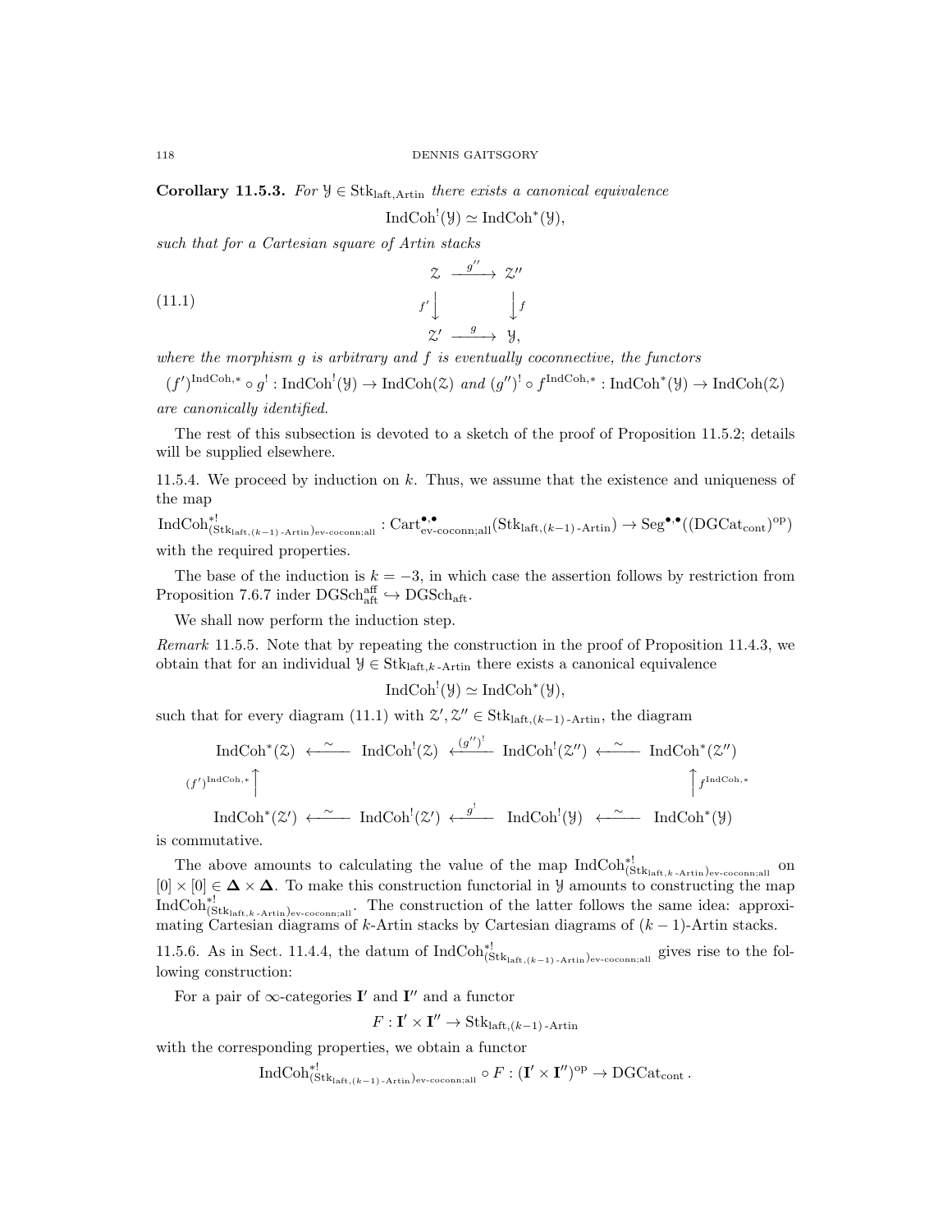**Corollary 11.5.3.** *For $\mathcal{Y} \in \mathrm{Stk}_{\mathrm{laft,Artin}}$ there exists a canonical equivalence*

$$\mathrm{IndCoh}^!(\mathcal{Y}) \simeq \mathrm{IndCoh}^*(\mathcal{Y}),$$

*such that for a Cartesian square of Artin stacks*

$$
\begin{array}{ccc}
\mathcal{Z} & \xrightarrow{g''} & \mathcal{Z}'' \\
{\scriptstyle f'}\downarrow & & \downarrow{\scriptstyle f} \\
\mathcal{Z}' & \xrightarrow{g} & \mathcal{Y},
\end{array}
\tag{11.1}
$$

*where the morphism $g$ is arbitrary and $f$ is eventually coconnective, the functors*

$$(f')^{\mathrm{IndCoh},*} \circ g^! : \mathrm{IndCoh}^!(\mathcal{Y}) \to \mathrm{IndCoh}(\mathcal{Z}) \text{ and } (g'')^! \circ f^{\mathrm{IndCoh},*} : \mathrm{IndCoh}^*(\mathcal{Y}) \to \mathrm{IndCoh}(\mathcal{Z})$$

*are canonically identified.*

The rest of this subsection is devoted to a sketch of the proof of Proposition 11.5.2; details will be supplied elsewhere.

11.5.4. We proceed by induction on $k$. Thus, we assume that the existence and uniqueness of the map

$$\mathrm{IndCoh}^{*!}_{(\mathrm{Stk}_{\mathrm{laft},(k-1)\text{-Artin}})_{\mathrm{ev\text{-}coconn;all}}} : \mathrm{Cart}^{\bullet,\bullet}_{\mathrm{ev\text{-}coconn;all}}(\mathrm{Stk}_{\mathrm{laft},(k-1)\text{-Artin}}) \to \mathrm{Seg}^{\bullet,\bullet}((\mathrm{DGCat}_{\mathrm{cont}})^{\mathrm{op}})$$

with the required properties.

The base of the induction is $k = -3$, in which case the assertion follows by restriction from Proposition 7.6.7 inder $\mathrm{DGSch}^{\mathrm{aff}}_{\mathrm{aft}} \hookrightarrow \mathrm{DGSch}_{\mathrm{aft}}$.

We shall now perform the induction step.

*Remark* 11.5.5. Note that by repeating the construction in the proof of Proposition 11.4.3, we obtain that for an individual $\mathcal{Y} \in \mathrm{Stk}_{\mathrm{laft},k\text{-Artin}}$ there exists a canonical equivalence

$$\mathrm{IndCoh}^!(\mathcal{Y}) \simeq \mathrm{IndCoh}^*(\mathcal{Y}),$$

such that for every diagram (11.1) with $\mathcal{Z}', \mathcal{Z}'' \in \mathrm{Stk}_{\mathrm{laft},(k-1)\text{-Artin}}$, the diagram

$$
\begin{array}{ccccccc}
\mathrm{IndCoh}^*(\mathcal{Z}) & \xleftarrow{\sim} & \mathrm{IndCoh}^!(\mathcal{Z}) & \xleftarrow{(g'')^!} & \mathrm{IndCoh}^!(\mathcal{Z}'') & \xleftarrow{\sim} & \mathrm{IndCoh}^*(\mathcal{Z}'') \\
{\scriptstyle (f')^{\mathrm{IndCoh},*}}\uparrow & & & & & & \uparrow{\scriptstyle f^{\mathrm{IndCoh},*}} \\
\mathrm{IndCoh}^*(\mathcal{Z}') & \xleftarrow{\sim} & \mathrm{IndCoh}^!(\mathcal{Z}') & \xleftarrow{g^!} & \mathrm{IndCoh}^!(\mathcal{Y}) & \xleftarrow{\sim} & \mathrm{IndCoh}^*(\mathcal{Y})
\end{array}
$$

is commutative.

The above amounts to calculating the value of the map $\mathrm{IndCoh}^{*!}_{(\mathrm{Stk}_{\mathrm{laft},k\text{-Artin}})_{\mathrm{ev\text{-}coconn;all}}}$ on $[0] \times [0] \in \mathbf{\Delta} \times \mathbf{\Delta}$. To make this construction functorial in $\mathcal{Y}$ amounts to constructing the map $\mathrm{IndCoh}^{*!}_{(\mathrm{Stk}_{\mathrm{laft},k\text{-Artin}})_{\mathrm{ev\text{-}coconn;all}}}$. The construction of the latter follows the same idea: approximating Cartesian diagrams of $k$-Artin stacks by Cartesian diagrams of $(k-1)$-Artin stacks.

11.5.6. As in Sect. 11.4.4, the datum of $\mathrm{IndCoh}^{*!}_{(\mathrm{Stk}_{\mathrm{laft},(k-1)\text{-Artin}})_{\mathrm{ev\text{-}coconn;all}}}$ gives rise to the following construction:

For a pair of $\infty$-categories $\mathbf{I}'$ and $\mathbf{I}''$ and a functor

$$F : \mathbf{I}' \times \mathbf{I}'' \to \mathrm{Stk}_{\mathrm{laft},(k-1)\text{-Artin}}$$

with the corresponding properties, we obtain a functor

$$\mathrm{IndCoh}^{*!}_{(\mathrm{Stk}_{\mathrm{laft},(k-1)\text{-Artin}})_{\mathrm{ev\text{-}coconn;all}}} \circ F : (\mathbf{I}' \times \mathbf{I}'')^{\mathrm{op}} \to \mathrm{DGCat}_{\mathrm{cont}}.$$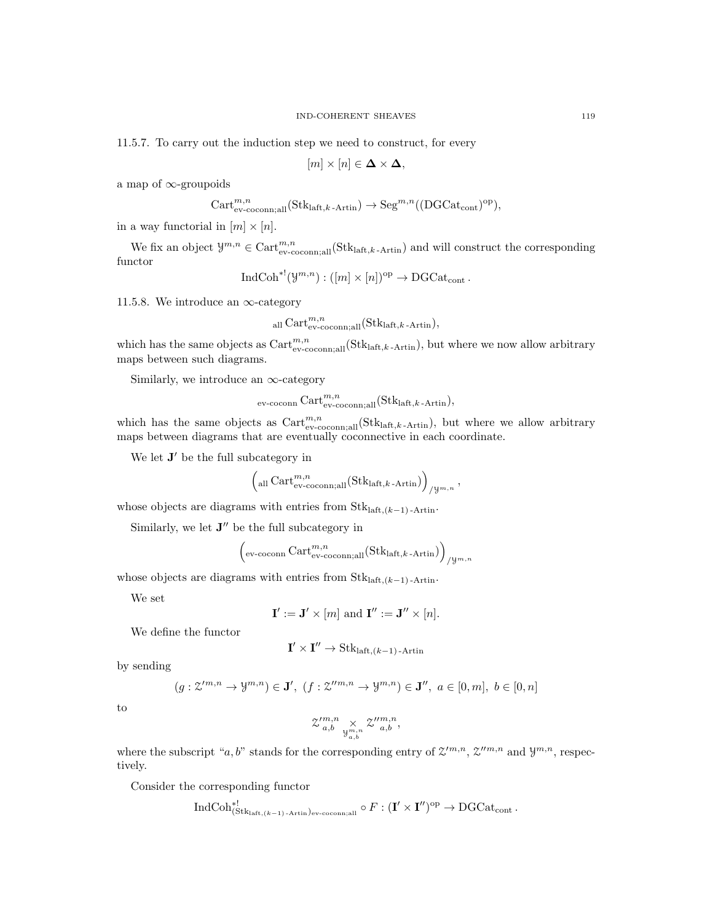11.5.7. To carry out the induction step we need to construct, for every

$$[m] \times [n] \in \mathbf{\Delta} \times \mathbf{\Delta},$$

a map of $\infty$-groupoids

$$\mathrm{Cart}^{m,n}_{\text{ev-coconn;all}}(\mathrm{Stk}_{\mathrm{laft},k\text{-Artin}}) \to \mathrm{Seg}^{m,n}((\mathrm{DGCat}_{\mathrm{cont}})^{\mathrm{op}}),$$

in a way functorial in $[m] \times [n]$.

We fix an object $\mathcal{Y}^{m,n} \in \mathrm{Cart}^{m,n}_{\text{ev-coconn;all}}(\mathrm{Stk}_{\mathrm{laft},k\text{-Artin}})$ and will construct the corresponding functor

$$\mathrm{IndCoh}^{*!}(\mathcal{Y}^{m,n}) : ([m] \times [n])^{\mathrm{op}} \to \mathrm{DGCat}_{\mathrm{cont}}.$$

11.5.8. We introduce an $\infty$-category

$${}_{\mathrm{all}}\,\mathrm{Cart}^{m,n}_{\text{ev-coconn;all}}(\mathrm{Stk}_{\mathrm{laft},k\text{-Artin}}),$$

which has the same objects as $\mathrm{Cart}^{m,n}_{\text{ev-coconn;all}}(\mathrm{Stk}_{\mathrm{laft},k\text{-Artin}})$, but where we now allow arbitrary maps between such diagrams.

Similarly, we introduce an $\infty$-category

$${}_{\text{ev-coconn}}\,\mathrm{Cart}^{m,n}_{\text{ev-coconn;all}}(\mathrm{Stk}_{\mathrm{laft},k\text{-Artin}}),$$

which has the same objects as $\mathrm{Cart}^{m,n}_{\text{ev-coconn;all}}(\mathrm{Stk}_{\mathrm{laft},k\text{-Artin}})$, but where we allow arbitrary maps between diagrams that are eventually coconnective in each coordinate.

We let $\mathbf{J}'$ be the full subcategory in

$$\left({}_{\mathrm{all}}\,\mathrm{Cart}^{m,n}_{\text{ev-coconn;all}}(\mathrm{Stk}_{\mathrm{laft},k\text{-Artin}})\right)_{/\mathcal{Y}^{m,n}},$$

whose objects are diagrams with entries from $\mathrm{Stk}_{\mathrm{laft},(k-1)\text{-Artin}}$.

Similarly, we let $\mathbf{J}''$ be the full subcategory in

$$\left({}_{\text{ev-coconn}}\,\mathrm{Cart}^{m,n}_{\text{ev-coconn;all}}(\mathrm{Stk}_{\mathrm{laft},k\text{-Artin}})\right)_{/\mathcal{Y}^{m,n}}$$

whose objects are diagrams with entries from $\mathrm{Stk}_{\mathrm{laft},(k-1)\text{-Artin}}$.

We set

$$\mathbf{I}' := \mathbf{J}' \times [m] \text{ and } \mathbf{I}'' := \mathbf{J}'' \times [n].$$

We define the functor

$$\mathbf{I}' \times \mathbf{I}'' \to \mathrm{Stk}_{\mathrm{laft},(k-1)\text{-Artin}}$$

by sending

$$(g : \mathcal{Z}'^{m,n} \to \mathcal{Y}^{m,n}) \in \mathbf{J}',\ (f : \mathcal{Z}''^{m,n} \to \mathcal{Y}^{m,n}) \in \mathbf{J}'',\ a \in [0,m],\ b \in [0,n]$$

to

$$\mathcal{Z}'^{m,n}_{a,b} \underset{\mathcal{Y}^{m,n}_{a,b}}{\times} \mathcal{Z}''^{m,n}_{a,b},$$

where the subscript "$a, b$" stands for the corresponding entry of $\mathcal{Z}'^{m,n}$, $\mathcal{Z}''^{m,n}$ and $\mathcal{Y}^{m,n}$, respectively.

Consider the corresponding functor

$$\mathrm{IndCoh}^{*!}_{(\mathrm{Stk}_{\mathrm{laft},(k-1)\text{-Artin}})_{\text{ev-coconn;all}}} \circ F : (\mathbf{I}' \times \mathbf{I}'')^{\mathrm{op}} \to \mathrm{DGCat}_{\mathrm{cont}}.$$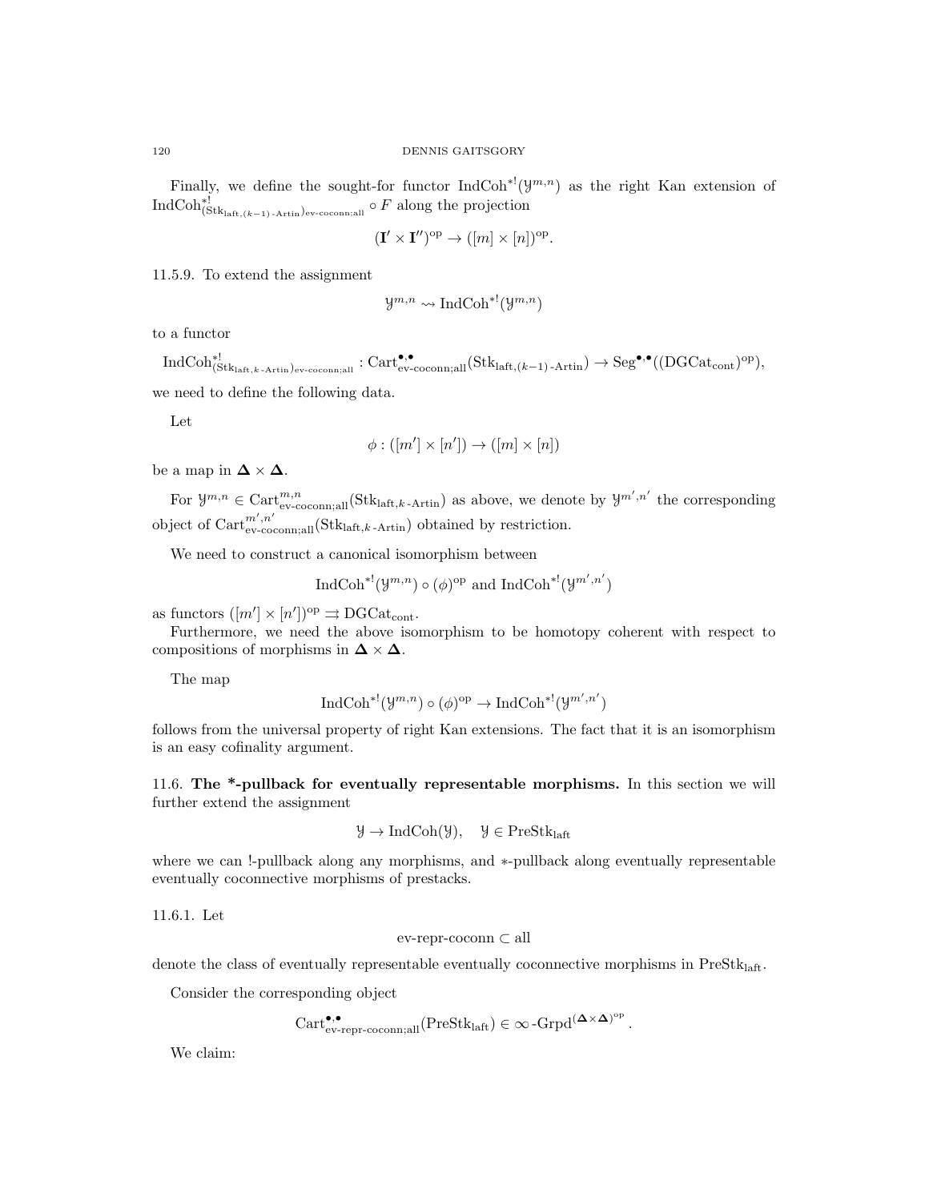Finally, we define the sought-for functor $\text{IndCoh}^{*!}(\mathcal{Y}^{m,n})$ as the right Kan extension of $\text{IndCoh}^{*!}_{(\text{Stk}_{\text{laft},(k-1)\text{-Artin}})_{\text{ev-coconn;all}}} \circ F$ along the projection

$$(\mathbf{I}' \times \mathbf{I}'')^{\text{op}} \to ([m] \times [n])^{\text{op}}.$$

11.5.9. To extend the assignment

$$\mathcal{Y}^{m,n} \rightsquigarrow \text{IndCoh}^{*!}(\mathcal{Y}^{m,n})$$

to a functor

$$\text{IndCoh}^{*!}_{(\text{Stk}_{\text{laft},k\text{-Artin}})_{\text{ev-coconn;all}}} : \text{Cart}^{\bullet,\bullet}_{\text{ev-coconn;all}}(\text{Stk}_{\text{laft},(k-1)\text{-Artin}}) \to \text{Seg}^{\bullet,\bullet}((\text{DGCat}_{\text{cont}})^{\text{op}}),$$

we need to define the following data.

Let

$$\phi : ([m'] \times [n']) \to ([m] \times [n])$$

be a map in $\mathbf{\Delta} \times \mathbf{\Delta}$.

For $\mathcal{Y}^{m,n} \in \text{Cart}^{m,n}_{\text{ev-coconn;all}}(\text{Stk}_{\text{laft},k\text{-Artin}})$ as above, we denote by $\mathcal{Y}^{m',n'}$ the corresponding object of $\text{Cart}^{m',n'}_{\text{ev-coconn;all}}(\text{Stk}_{\text{laft},k\text{-Artin}})$ obtained by restriction.

We need to construct a canonical isomorphism between

$$\text{IndCoh}^{*!}(\mathcal{Y}^{m,n}) \circ (\phi)^{\text{op}} \text{ and } \text{IndCoh}^{*!}(\mathcal{Y}^{m',n'})$$

as functors $([m'] \times [n'])^{\text{op}} \rightrightarrows \text{DGCat}_{\text{cont}}$.

Furthermore, we need the above isomorphism to be homotopy coherent with respect to compositions of morphisms in $\mathbf{\Delta} \times \mathbf{\Delta}$.

The map

$$\text{IndCoh}^{*!}(\mathcal{Y}^{m,n}) \circ (\phi)^{\text{op}} \to \text{IndCoh}^{*!}(\mathcal{Y}^{m',n'})$$

follows from the universal property of right Kan extensions. The fact that it is an isomorphism is an easy cofinality argument.

11.6. **The \*-pullback for eventually representable morphisms.** In this section we will further extend the assignment

$$\mathcal{Y} \to \text{IndCoh}(\mathcal{Y}), \quad \mathcal{Y} \in \text{PreStk}_{\text{laft}}$$

where we can !-pullback along any morphisms, and $*$-pullback along eventually representable eventually coconnective morphisms of prestacks.

11.6.1. Let

$$\text{ev-repr-coconn} \subset \text{all}$$

denote the class of eventually representable eventually coconnective morphisms in $\text{PreStk}_{\text{laft}}$.

Consider the corresponding object

$$\text{Cart}^{\bullet,\bullet}_{\text{ev-repr-coconn;all}}(\text{PreStk}_{\text{laft}}) \in \infty\text{-Grpd}^{(\mathbf{\Delta}\times\mathbf{\Delta})^{\text{op}}}.$$

We claim: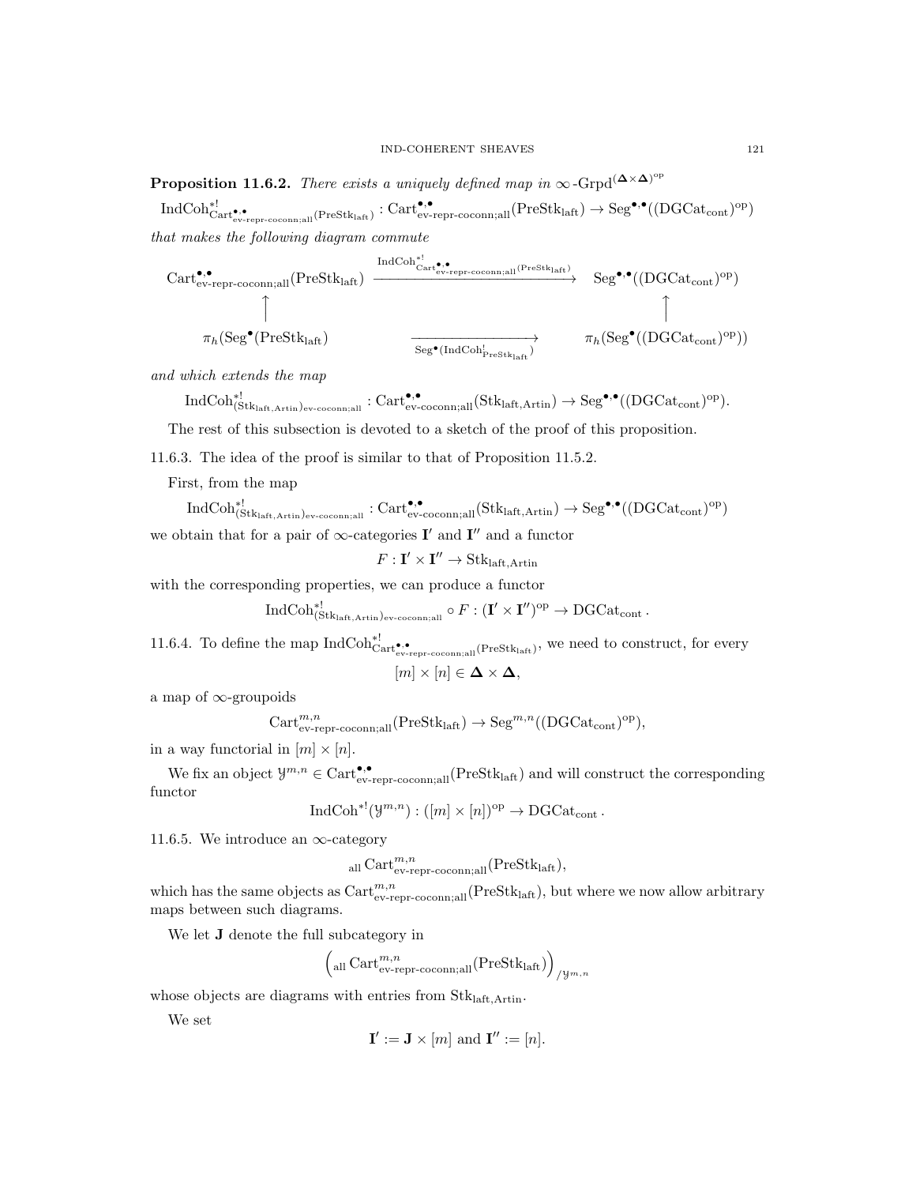**Proposition 11.6.2.** *There exists a uniquely defined map in* $\infty\text{-Grpd}^{(\mathbf{\Delta}\times\mathbf{\Delta})^{\mathrm{op}}}$

$$\mathrm{IndCoh}^{*!}_{\mathrm{Cart}^{\bullet,\bullet}_{\text{ev-repr-coconn;all}}(\mathrm{PreStk}_{\mathrm{laft}})} : \mathrm{Cart}^{\bullet,\bullet}_{\text{ev-repr-coconn;all}}(\mathrm{PreStk}_{\mathrm{laft}}) \to \mathrm{Seg}^{\bullet,\bullet}((\mathrm{DGCat}_{\mathrm{cont}})^{\mathrm{op}})$$

*that makes the following diagram commute*

$$\begin{array}{ccc}
\mathrm{Cart}^{\bullet,\bullet}_{\text{ev-repr-coconn;all}}(\mathrm{PreStk}_{\mathrm{laft}}) & \xrightarrow{\mathrm{IndCoh}^{*!}_{\mathrm{Cart}^{\bullet,\bullet}_{\text{ev-repr-coconn;all}}(\mathrm{PreStk}_{\mathrm{laft}})}} & \mathrm{Seg}^{\bullet,\bullet}((\mathrm{DGCat}_{\mathrm{cont}})^{\mathrm{op}}) \\
\uparrow & & \uparrow \\
\pi_h(\mathrm{Seg}^\bullet(\mathrm{PreStk}_{\mathrm{laft}})) & \xrightarrow[\mathrm{Seg}^\bullet(\mathrm{IndCoh}^!_{\mathrm{PreStk}_{\mathrm{laft}}})]{} & \pi_h(\mathrm{Seg}^\bullet((\mathrm{DGCat}_{\mathrm{cont}})^{\mathrm{op}}))
\end{array}$$

*and which extends the map*

$$\mathrm{IndCoh}^{*!}_{(\mathrm{Stk}_{\mathrm{laft,Artin}})_{\text{ev-coconn;all}}} : \mathrm{Cart}^{\bullet,\bullet}_{\text{ev-coconn;all}}(\mathrm{Stk}_{\mathrm{laft,Artin}}) \to \mathrm{Seg}^{\bullet,\bullet}((\mathrm{DGCat}_{\mathrm{cont}})^{\mathrm{op}}).$$

The rest of this subsection is devoted to a sketch of the proof of this proposition.

11.6.3. The idea of the proof is similar to that of Proposition 11.5.2.

First, from the map

$$\mathrm{IndCoh}^{*!}_{(\mathrm{Stk}_{\mathrm{laft,Artin}})_{\text{ev-coconn;all}}} : \mathrm{Cart}^{\bullet,\bullet}_{\text{ev-coconn;all}}(\mathrm{Stk}_{\mathrm{laft,Artin}}) \to \mathrm{Seg}^{\bullet,\bullet}((\mathrm{DGCat}_{\mathrm{cont}})^{\mathrm{op}})$$

we obtain that for a pair of $\infty$-categories $\mathbf{I}'$ and $\mathbf{I}''$ and a functor

$$F : \mathbf{I}' \times \mathbf{I}'' \to \mathrm{Stk}_{\mathrm{laft,Artin}}$$

with the corresponding properties, we can produce a functor

$$\mathrm{IndCoh}^{*!}_{(\mathrm{Stk}_{\mathrm{laft,Artin}})_{\text{ev-coconn;all}}} \circ F : (\mathbf{I}' \times \mathbf{I}'')^{\mathrm{op}} \to \mathrm{DGCat}_{\mathrm{cont}}.$$

11.6.4. To define the map $\mathrm{IndCoh}^{*!}_{\mathrm{Cart}^{\bullet,\bullet}_{\text{ev-repr-coconn;all}}(\mathrm{PreStk}_{\mathrm{laft}})}$, we need to construct, for every

$$[m] \times [n] \in \mathbf{\Delta} \times \mathbf{\Delta},$$

a map of $\infty$-groupoids

$$\mathrm{Cart}^{m,n}_{\text{ev-repr-coconn;all}}(\mathrm{PreStk}_{\mathrm{laft}}) \to \mathrm{Seg}^{m,n}((\mathrm{DGCat}_{\mathrm{cont}})^{\mathrm{op}}),$$

in a way functorial in $[m] \times [n]$.

We fix an object $\mathcal{Y}^{m,n} \in \mathrm{Cart}^{\bullet,\bullet}_{\text{ev-repr-coconn;all}}(\mathrm{PreStk}_{\mathrm{laft}})$ and will construct the corresponding functor

$$\mathrm{IndCoh}^{*!}(\mathcal{Y}^{m,n}) : ([m] \times [n])^{\mathrm{op}} \to \mathrm{DGCat}_{\mathrm{cont}}.$$

11.6.5. We introduce an $\infty$-category

$${}_{\mathrm{all}}\,\mathrm{Cart}^{m,n}_{\text{ev-repr-coconn;all}}(\mathrm{PreStk}_{\mathrm{laft}}),$$

which has the same objects as $\mathrm{Cart}^{m,n}_{\text{ev-repr-coconn;all}}(\mathrm{PreStk}_{\mathrm{laft}})$, but where we now allow arbitrary maps between such diagrams.

We let $\mathbf{J}$ denote the full subcategory in

$$\left({}_{\mathrm{all}}\,\mathrm{Cart}^{m,n}_{\text{ev-repr-coconn;all}}(\mathrm{PreStk}_{\mathrm{laft}})\right)_{/\mathcal{Y}^{m,n}}$$

whose objects are diagrams with entries from $\mathrm{Stk}_{\mathrm{laft,Artin}}$.

We set

$$\mathbf{I}' := \mathbf{J} \times [m] \text{ and } \mathbf{I}'' := [n].$$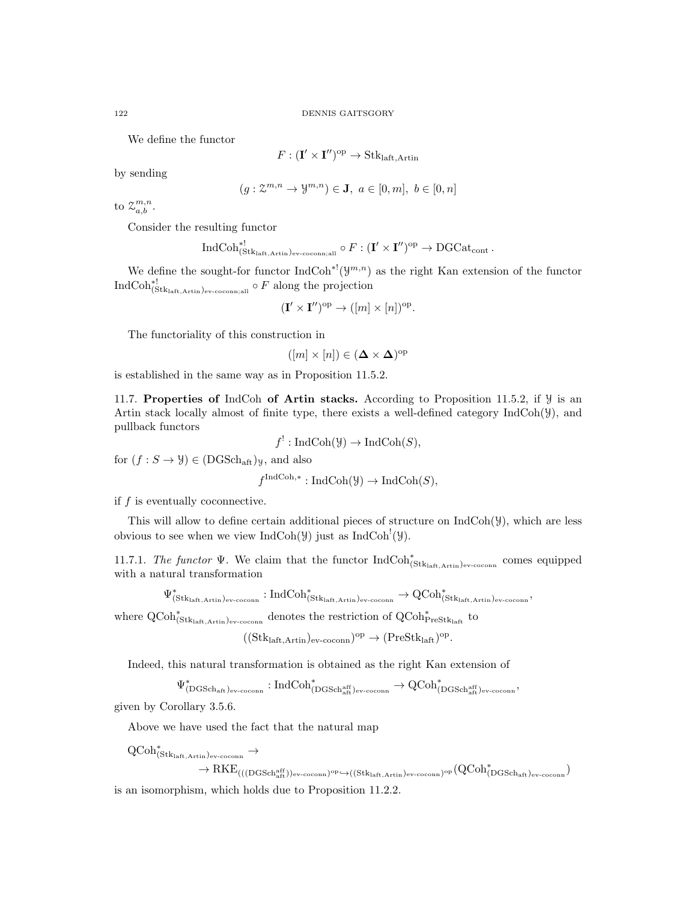We define the functor

$$F : (\mathbf{I}' \times \mathbf{I}'')^{\mathrm{op}} \to \mathrm{Stk}_{\mathrm{laft,Artin}}$$

by sending

$$(g : \mathcal{Z}^{m,n} \to \mathcal{Y}^{m,n}) \in \mathbf{J},\ a \in [0,m],\ b \in [0,n]$$

to $\mathcal{Z}^{m,n}_{a,b}$.

Consider the resulting functor

$$\mathrm{IndCoh}^{*!}_{(\mathrm{Stk}_{\mathrm{laft,Artin}})_{\mathrm{ev\text{-}coconn;all}}} \circ F : (\mathbf{I}' \times \mathbf{I}'')^{\mathrm{op}} \to \mathrm{DGCat}_{\mathrm{cont}}\,.$$

We define the sought-for functor $\mathrm{IndCoh}^{*!}(\mathcal{Y}^{m,n})$ as the right Kan extension of the functor $\mathrm{IndCoh}^{*!}_{(\mathrm{Stk}_{\mathrm{laft,Artin}})_{\mathrm{ev\text{-}coconn;all}}} \circ F$ along the projection

$$(\mathbf{I}' \times \mathbf{I}'')^{\mathrm{op}} \to ([m] \times [n])^{\mathrm{op}}.$$

The functoriality of this construction in

$$([m] \times [n]) \in (\mathbf{\Delta} \times \mathbf{\Delta})^{\mathrm{op}}$$

is established in the same way as in Proposition 11.5.2.

## 11.7. Properties of IndCoh of Artin stacks.

According to Proposition 11.5.2, if $\mathcal{Y}$ is an Artin stack locally almost of finite type, there exists a well-defined category $\mathrm{IndCoh}(\mathcal{Y})$, and pullback functors

$$f^! : \mathrm{IndCoh}(\mathcal{Y}) \to \mathrm{IndCoh}(S),$$

for $(f : S \to \mathcal{Y}) \in (\mathrm{DGSch}_{\mathrm{aft}})_{\mathcal{Y}}$, and also

$$f^{\mathrm{IndCoh},*} : \mathrm{IndCoh}(\mathcal{Y}) \to \mathrm{IndCoh}(S),$$

if $f$ is eventually coconnective.

This will allow to define certain additional pieces of structure on $\mathrm{IndCoh}(\mathcal{Y})$, which are less obvious to see when we view $\mathrm{IndCoh}(\mathcal{Y})$ just as $\mathrm{IndCoh}^!(\mathcal{Y})$.

11.7.1. *The functor* $\Psi$. We claim that the functor $\mathrm{IndCoh}^*_{(\mathrm{Stk}_{\mathrm{laft,Artin}})_{\mathrm{ev\text{-}coconn}}}$ comes equipped with a natural transformation

$$\Psi^*_{(\mathrm{Stk}_{\mathrm{laft,Artin}})_{\mathrm{ev\text{-}coconn}}} : \mathrm{IndCoh}^*_{(\mathrm{Stk}_{\mathrm{laft,Artin}})_{\mathrm{ev\text{-}coconn}}} \to \mathrm{QCoh}^*_{(\mathrm{Stk}_{\mathrm{laft,Artin}})_{\mathrm{ev\text{-}coconn}}},$$

where $\mathrm{QCoh}^*_{(\mathrm{Stk}_{\mathrm{laft,Artin}})_{\mathrm{ev\text{-}coconn}}}$ denotes the restriction of $\mathrm{QCoh}^*_{\mathrm{PreStk}_{\mathrm{laft}}}$ to

$$((\mathrm{Stk}_{\mathrm{laft,Artin}})_{\mathrm{ev\text{-}coconn}})^{\mathrm{op}} \to (\mathrm{PreStk}_{\mathrm{laft}})^{\mathrm{op}}.$$

Indeed, this natural transformation is obtained as the right Kan extension of

$$\Psi^*_{(\mathrm{DGSch}_{\mathrm{aft}})_{\mathrm{ev\text{-}coconn}}} : \mathrm{IndCoh}^*_{(\mathrm{DGSch}^{\mathrm{aff}}_{\mathrm{aft}})_{\mathrm{ev\text{-}coconn}}} \to \mathrm{QCoh}^*_{(\mathrm{DGSch}^{\mathrm{aff}}_{\mathrm{aft}})_{\mathrm{ev\text{-}coconn}}},$$

given by Corollary 3.5.6.

Above we have used the fact that the natural map

$$\mathrm{QCoh}^*_{(\mathrm{Stk}_{\mathrm{laft,Artin}})_{\mathrm{ev\text{-}coconn}}} \to$$
$$\to \mathrm{RKE}_{(((\mathrm{DGSch}^{\mathrm{aff}}_{\mathrm{aft}}))_{\mathrm{ev\text{-}coconn}})^{\mathrm{op}} \hookrightarrow ((\mathrm{Stk}_{\mathrm{laft,Artin}})_{\mathrm{ev\text{-}coconn}})^{\mathrm{op}}}(\mathrm{QCoh}^*_{(\mathrm{DGSch}_{\mathrm{aft}})_{\mathrm{ev\text{-}coconn}}})$$

is an isomorphism, which holds due to Proposition 11.2.2.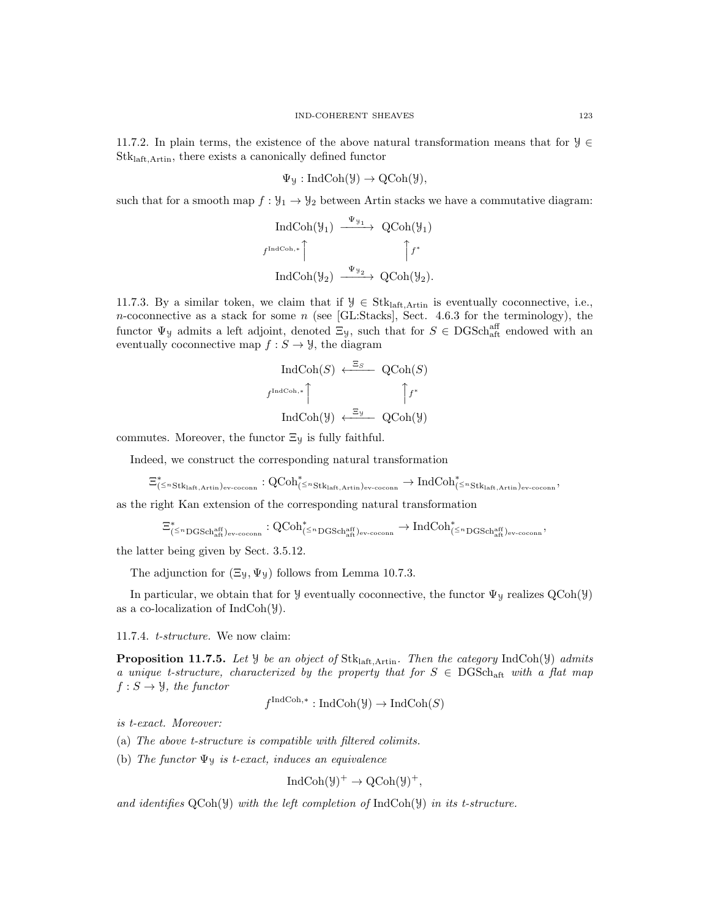11.7.2. In plain terms, the existence of the above natural transformation means that for $\mathcal{Y} \in \mathrm{Stk}_{\mathrm{laft,Artin}}$, there exists a canonically defined functor

$$\Psi_{\mathcal{Y}} : \mathrm{IndCoh}(\mathcal{Y}) \to \mathrm{QCoh}(\mathcal{Y}),$$

such that for a smooth map $f : \mathcal{Y}_1 \to \mathcal{Y}_2$ between Artin stacks we have a commutative diagram:

$$\begin{array}{ccc} \mathrm{IndCoh}(\mathcal{Y}_1) & \xrightarrow{\Psi_{\mathcal{Y}_1}} & \mathrm{QCoh}(\mathcal{Y}_1) \\ {\scriptstyle f^{\mathrm{IndCoh},*}}\uparrow & & \uparrow{\scriptstyle f^*} \\ \mathrm{IndCoh}(\mathcal{Y}_2) & \xrightarrow{\Psi_{\mathcal{Y}_2}} & \mathrm{QCoh}(\mathcal{Y}_2). \end{array}$$

11.7.3. By a similar token, we claim that if $\mathcal{Y} \in \mathrm{Stk}_{\mathrm{laft,Artin}}$ is eventually coconnective, i.e., $n$-coconnective as a stack for some $n$ (see [GL:Stacks], Sect. 4.6.3 for the terminology), the functor $\Psi_{\mathcal{Y}}$ admits a left adjoint, denoted $\Xi_{\mathcal{Y}}$, such that for $S \in \mathrm{DGSch}^{\mathrm{aff}}_{\mathrm{aft}}$ endowed with an eventually coconnective map $f : S \to \mathcal{Y}$, the diagram

$$\begin{array}{ccc} \mathrm{IndCoh}(S) & \xleftarrow{\Xi_S} & \mathrm{QCoh}(S) \\ {\scriptstyle f^{\mathrm{IndCoh},*}}\uparrow & & \uparrow{\scriptstyle f^*} \\ \mathrm{IndCoh}(\mathcal{Y}) & \xleftarrow{\Xi_{\mathcal{Y}}} & \mathrm{QCoh}(\mathcal{Y}) \end{array}$$

commutes. Moreover, the functor $\Xi_{\mathcal{Y}}$ is fully faithful.

Indeed, we construct the corresponding natural transformation

$$\Xi^*_{({}^{\leq n}\mathrm{Stk}_{\mathrm{laft,Artin}})_{\mathrm{ev\text{-}coconn}}} : \mathrm{QCoh}^*_{({}^{\leq n}\mathrm{Stk}_{\mathrm{laft,Artin}})_{\mathrm{ev\text{-}coconn}}} \to \mathrm{IndCoh}^*_{({}^{\leq n}\mathrm{Stk}_{\mathrm{laft,Artin}})_{\mathrm{ev\text{-}coconn}}},$$

as the right Kan extension of the corresponding natural transformation

$$\Xi^*_{({}^{\leq n}\mathrm{DGSch}^{\mathrm{aff}}_{\mathrm{aft}})_{\mathrm{ev\text{-}coconn}}} : \mathrm{QCoh}^*_{({}^{\leq n}\mathrm{DGSch}^{\mathrm{aff}}_{\mathrm{aft}})_{\mathrm{ev\text{-}coconn}}} \to \mathrm{IndCoh}^*_{({}^{\leq n}\mathrm{DGSch}^{\mathrm{aff}}_{\mathrm{aft}})_{\mathrm{ev\text{-}coconn}}},$$

the latter being given by Sect. 3.5.12.

The adjunction for $(\Xi_{\mathcal{Y}}, \Psi_{\mathcal{Y}})$ follows from Lemma 10.7.3.

In particular, we obtain that for $\mathcal{Y}$ eventually coconnective, the functor $\Psi_{\mathcal{Y}}$ realizes $\mathrm{QCoh}(\mathcal{Y})$ as a co-localization of $\mathrm{IndCoh}(\mathcal{Y})$.

11.7.4. *t-structure.* We now claim:

**Proposition 11.7.5.** *Let $\mathcal{Y}$ be an object of $\mathrm{Stk}_{\mathrm{laft,Artin}}$. Then the category $\mathrm{IndCoh}(\mathcal{Y})$ admits a unique t-structure, characterized by the property that for $S \in \mathrm{DGSch}_{\mathrm{aft}}$ with a flat map $f : S \to \mathcal{Y}$, the functor*

$$f^{\mathrm{IndCoh},*} : \mathrm{IndCoh}(\mathcal{Y}) \to \mathrm{IndCoh}(S)$$

*is t-exact. Moreover:*

(a) *The above t-structure is compatible with filtered colimits.*

(b) *The functor $\Psi_{\mathcal{Y}}$ is t-exact, induces an equivalence*

$$\mathrm{IndCoh}(\mathcal{Y})^+ \to \mathrm{QCoh}(\mathcal{Y})^+,$$

*and identifies $\mathrm{QCoh}(\mathcal{Y})$ with the left completion of $\mathrm{IndCoh}(\mathcal{Y})$ in its t-structure.*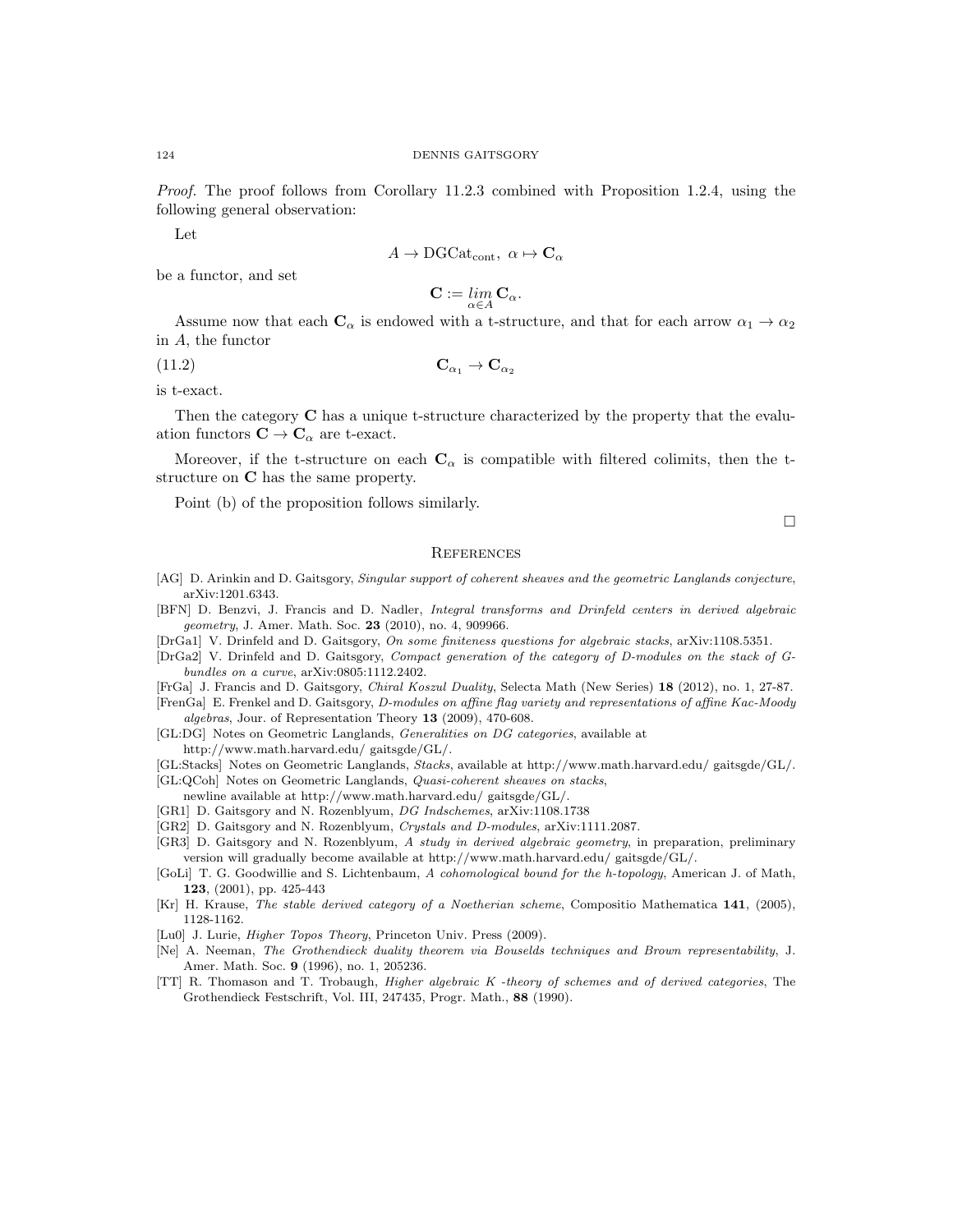*Proof.* The proof follows from Corollary 11.2.3 combined with Proposition 1.2.4, using the following general observation:

Let

$$A \to \text{DGCat}_{\text{cont}}, \ \alpha \mapsto \mathbf{C}_\alpha$$

be a functor, and set

$$\mathbf{C} := \underset{\alpha \in A}{lim}\, \mathbf{C}_\alpha.$$

Assume now that each $\mathbf{C}_\alpha$ is endowed with a t-structure, and that for each arrow $\alpha_1 \to \alpha_2$ in $A$, the functor

$$\mathbf{C}_{\alpha_1} \to \mathbf{C}_{\alpha_2} \tag{11.2}$$

is t-exact.

Then the category $\mathbf{C}$ has a unique t-structure characterized by the property that the evaluation functors $\mathbf{C} \to \mathbf{C}_\alpha$ are t-exact.

Moreover, if the t-structure on each $\mathbf{C}_\alpha$ is compatible with filtered colimits, then the t-structure on $\mathbf{C}$ has the same property.

Point (b) of the proposition follows similarly.

□

## References

[AG] D. Arinkin and D. Gaitsgory, *Singular support of coherent sheaves and the geometric Langlands conjecture*, arXiv:1201.6343.

[BFN] D. Benzvi, J. Francis and D. Nadler, *Integral transforms and Drinfeld centers in derived algebraic geometry*, J. Amer. Math. Soc. **23** (2010), no. 4, 909966.

[DrGa1] V. Drinfeld and D. Gaitsgory, *On some finiteness questions for algebraic stacks*, arXiv:1108.5351.

[DrGa2] V. Drinfeld and D. Gaitsgory, *Compact generation of the category of D-modules on the stack of G-bundles on a curve*, arXiv:0805:1112.2402.

[FrGa] J. Francis and D. Gaitsgory, *Chiral Koszul Duality*, Selecta Math (New Series) **18** (2012), no. 1, 27-87.

[FrenGa] E. Frenkel and D. Gaitsgory, *D-modules on affine flag variety and representations of affine Kac-Moody algebras*, Jour. of Representation Theory **13** (2009), 470-608.

[GL:DG] Notes on Geometric Langlands, *Generalities on DG categories*, available at http://www.math.harvard.edu/ gaitsgde/GL/.

[GL:Stacks] Notes on Geometric Langlands, *Stacks*, available at http://www.math.harvard.edu/ gaitsgde/GL/.

[GL:QCoh] Notes on Geometric Langlands, *Quasi-coherent sheaves on stacks*, newline available at http://www.math.harvard.edu/ gaitsgde/GL/.

[GR1] D. Gaitsgory and N. Rozenblyum, *DG Indschemes*, arXiv:1108.1738

[GR2] D. Gaitsgory and N. Rozenblyum, *Crystals and D-modules*, arXiv:1111.2087.

[GR3] D. Gaitsgory and N. Rozenblyum, *A study in derived algebraic geometry*, in preparation, preliminary version will gradually become available at http://www.math.harvard.edu/ gaitsgde/GL/.

[GoLi] T. G. Goodwillie and S. Lichtenbaum, *A cohomological bound for the h-topology*, American J. of Math, **123**, (2001), pp. 425-443

[Kr] H. Krause, *The stable derived category of a Noetherian scheme*, Compositio Mathematica **141**, (2005), 1128-1162.

[Lu0] J. Lurie, *Higher Topos Theory*, Princeton Univ. Press (2009).

[Ne] A. Neeman, *The Grothendieck duality theorem via Bouselds techniques and Brown representability*, J. Amer. Math. Soc. **9** (1996), no. 1, 205236.

[TT] R. Thomason and T. Trobaugh, *Higher algebraic K -theory of schemes and of derived categories*, The Grothendieck Festschrift, Vol. III, 247435, Progr. Math., **88** (1990).